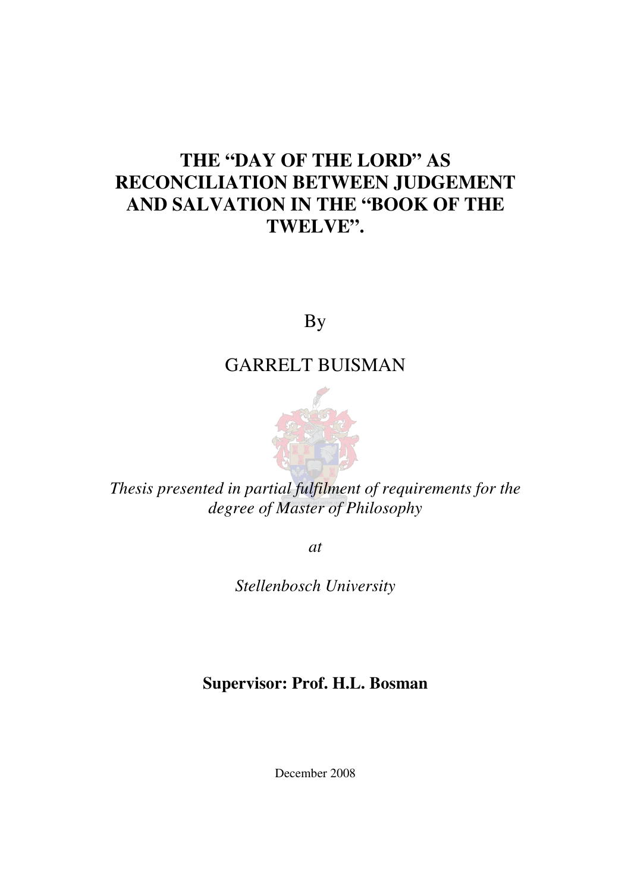# THE "DAY OF THE LORD" AS RECONCILIATION BETWEEN JUDGEMENT AND SALVATION IN THE "BOOK OF THE TWELVE".

By

GARRELT BUISMAN

*Thesis presented in partial fulfilment of requirements for the degree of Master of Philosophy*

*at*

*Stellenbosch University*

**Supervisor: Prof. H.L. Bosman**

December 2008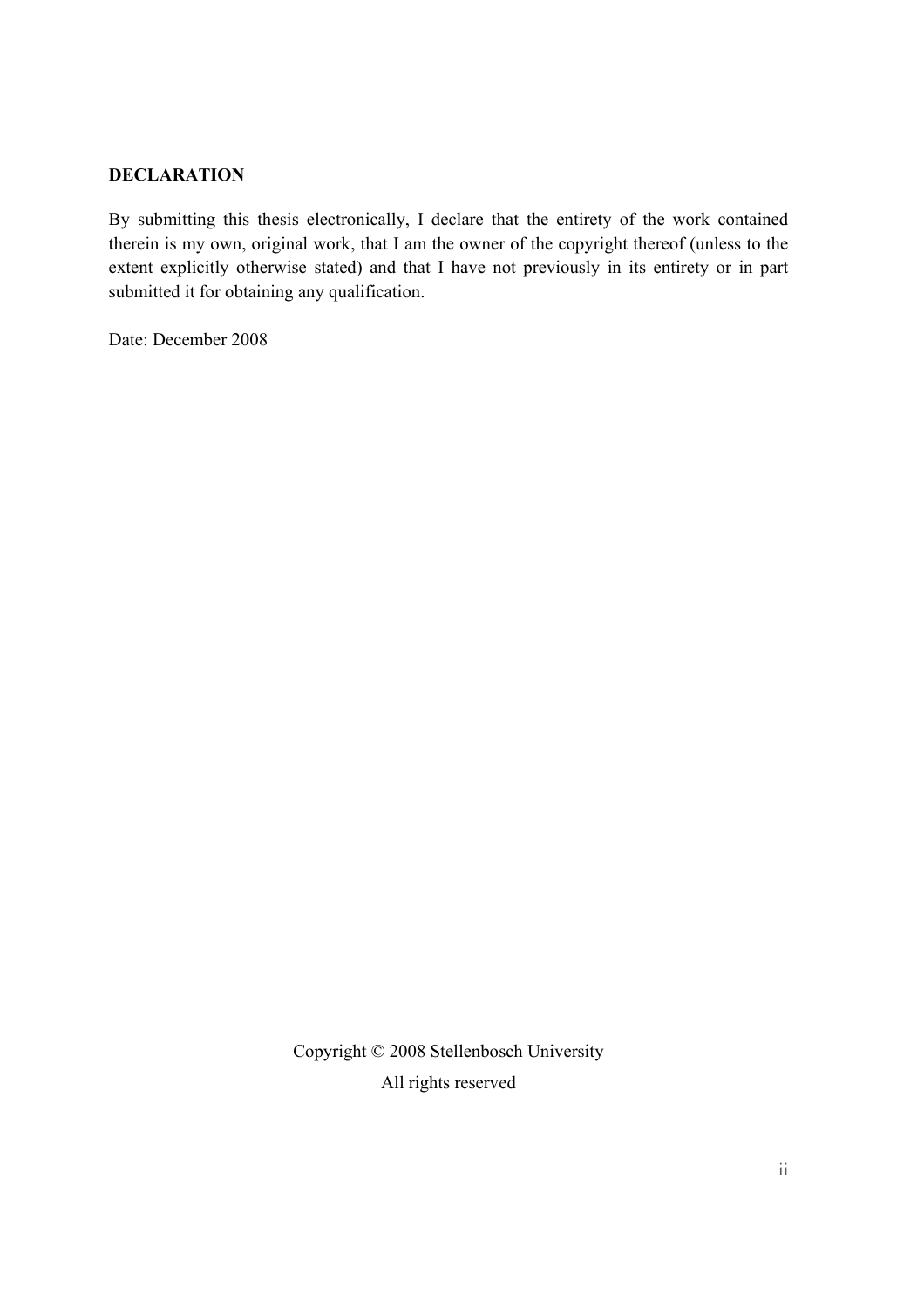## DECLARATION

By submitting this thesis electronically, I declare that the entirety of the work contained therein is my own, original work, that I am the owner of the copyright thereof (unless to the extent explicitly otherwise stated) and that I have not previously in its entirety or in part submitted it for obtaining any qualification.

Date: December 2008

Copyright © 2008 Stellenbosch University

All rights reserved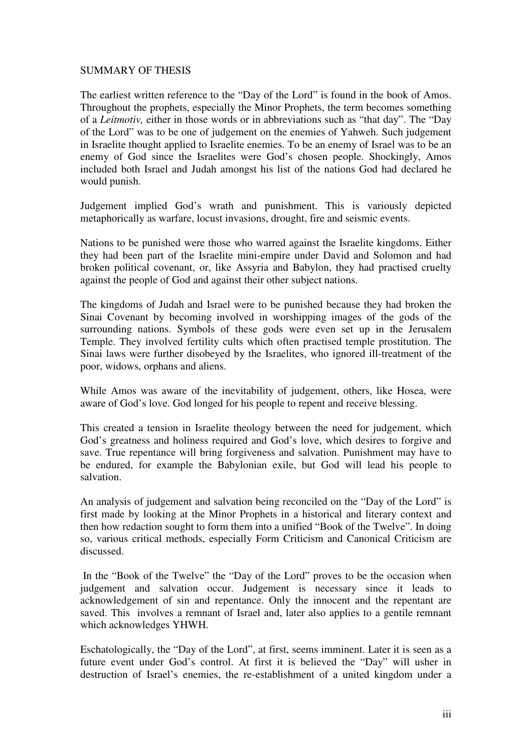# SUMMARY OF THESIS

The earliest written reference to the "Day of the Lord" is found in the book of Amos. Throughout the prophets, especially the Minor Prophets, the term becomes something of a *Leitmotiv,* either in those words or in abbreviations such as "that day". The "Day of the Lord" was to be one of judgement on the enemies of Yahweh. Such judgement in Israelite thought applied to Israelite enemies. To be an enemy of Israel was to be an enemy of God since the Israelites were God's chosen people. Shockingly, Amos included both Israel and Judah amongst his list of the nations God had declared he would punish.

Judgement implied God's wrath and punishment. This is variously depicted metaphorically as warfare, locust invasions, drought, fire and seismic events.

Nations to be punished were those who warred against the Israelite kingdoms. Either they had been part of the Israelite mini-empire under David and Solomon and had broken political covenant, or, like Assyria and Babylon, they had practised cruelty against the people of God and against their other subject nations.

The kingdoms of Judah and Israel were to be punished because they had broken the Sinai Covenant by becoming involved in worshipping images of the gods of the surrounding nations. Symbols of these gods were even set up in the Jerusalem Temple. They involved fertility cults which often practised temple prostitution. The Sinai laws were further disobeyed by the Israelites, who ignored ill-treatment of the poor, widows, orphans and aliens.

While Amos was aware of the inevitability of judgement, others, like Hosea, were aware of God's love. God longed for his people to repent and receive blessing.

This created a tension in Israelite theology between the need for judgement, which God's greatness and holiness required and God's love, which desires to forgive and save. True repentance will bring forgiveness and salvation. Punishment may have to be endured, for example the Babylonian exile, but God will lead his people to salvation.

An analysis of judgement and salvation being reconciled on the "Day of the Lord" is first made by looking at the Minor Prophets in a historical and literary context and then how redaction sought to form them into a unified "Book of the Twelve". In doing so, various critical methods, especially Form Criticism and Canonical Criticism are discussed.

In the "Book of the Twelve" the "Day of the Lord" proves to be the occasion when judgement and salvation occur. Judgement is necessary since it leads to acknowledgement of sin and repentance. Only the innocent and the repentant are saved. This involves a remnant of Israel and, later also applies to a gentile remnant which acknowledges YHWH.

Eschatologically, the "Day of the Lord", at first, seems imminent. Later it is seen as a future event under God's control. At first it is believed the "Day" will usher in destruction of Israel's enemies, the re-establishment of a united kingdom under a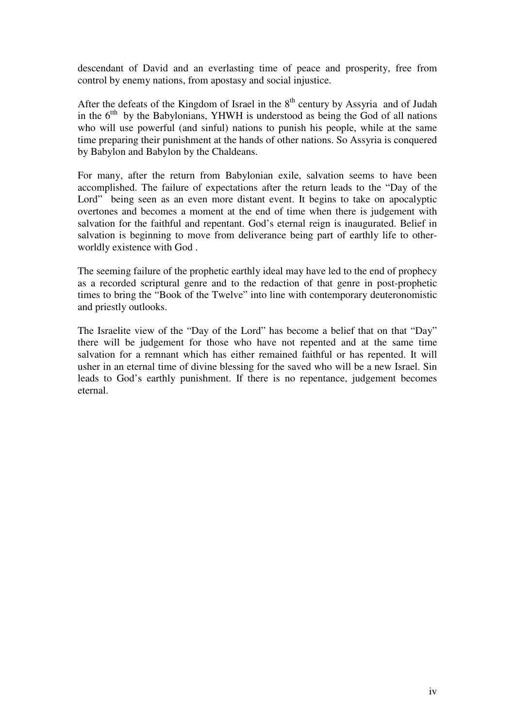descendant of David and an everlasting time of peace and prosperity, free from control by enemy nations, from apostasy and social injustice.

After the defeats of the Kingdom of Israel in the 8th century by Assyria and of Judah in the 6tth by the Babylonians, YHWH is understood as being the God of all nations who will use powerful (and sinful) nations to punish his people, while at the same time preparing their punishment at the hands of other nations. So Assyria is conquered by Babylon and Babylon by the Chaldeans.

For many, after the return from Babylonian exile, salvation seems to have been accomplished. The failure of expectations after the return leads to the "Day of the Lord" being seen as an even more distant event. It begins to take on apocalyptic overtones and becomes a moment at the end of time when there is judgement with salvation for the faithful and repentant. God's eternal reign is inaugurated. Belief in salvation is beginning to move from deliverance being part of earthly life to other-worldly existence with God .

The seeming failure of the prophetic earthly ideal may have led to the end of prophecy as a recorded scriptural genre and to the redaction of that genre in post-prophetic times to bring the "Book of the Twelve" into line with contemporary deuteronomistic and priestly outlooks.

The Israelite view of the "Day of the Lord" has become a belief that on that "Day" there will be judgement for those who have not repented and at the same time salvation for a remnant which has either remained faithful or has repented. It will usher in an eternal time of divine blessing for the saved who will be a new Israel. Sin leads to God's earthly punishment. If there is no repentance, judgement becomes eternal.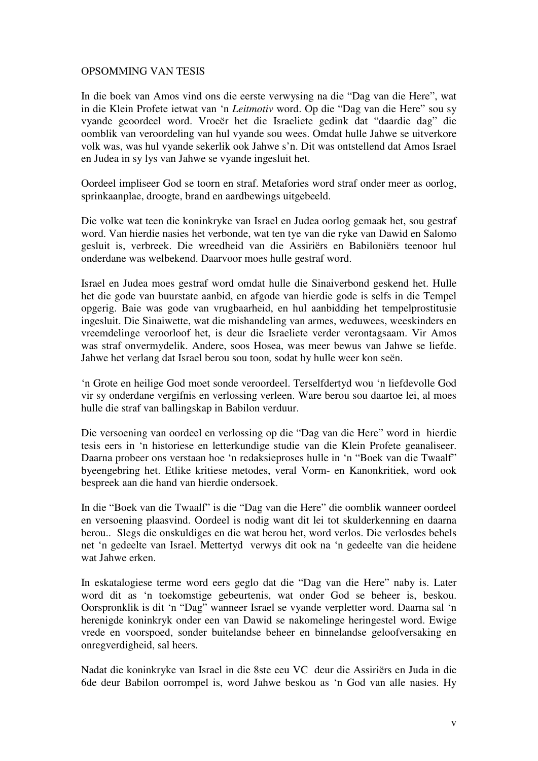# OPSOMMING VAN TESIS

In die boek van Amos vind ons die eerste verwysing na die "Dag van die Here", wat in die Klein Profete ietwat van 'n *Leitmotiv* word. Op die "Dag van die Here" sou sy vyande geoordeel word. Vroeër het die Israeliete gedink dat "daardie dag" die oomblik van veroordeling van hul vyande sou wees. Omdat hulle Jahwe se uitverkore volk was, was hul vyande sekerlik ook Jahwe s'n. Dit was ontstellend dat Amos Israel en Judea in sy lys van Jahwe se vyande ingesluit het.

Oordeel impliseer God se toorn en straf. Metafories word straf onder meer as oorlog, sprinkaanplae, droogte, brand en aardbewings uitgebeeld.

Die volke wat teen die koninkryke van Israel en Judea oorlog gemaak het, sou gestraf word. Van hierdie nasies het verbonde, wat ten tye van die ryke van Dawid en Salomo gesluit is, verbreek. Die wreedheid van die Assiriërs en Babiloniërs teenoor hul onderdane was welbekend. Daarvoor moes hulle gestraf word.

Israel en Judea moes gestraf word omdat hulle die Sinaiverbond geskend het. Hulle het die gode van buurstate aanbid, en afgode van hierdie gode is selfs in die Tempel opgerig. Baie was gode van vrugbaarheid, en hul aanbidding het tempelprostitusie ingesluit. Die Sinaiwette, wat die mishandeling van armes, weduwees, weeskinders en vreemdelinge veroorloof het, is deur die Israeliete verder verontagsaam. Vir Amos was straf onvermydelik. Andere, soos Hosea, was meer bewus van Jahwe se liefde. Jahwe het verlang dat Israel berou sou toon*,* sodat hy hulle weer kon seën.

'n Grote en heilige God moet sonde veroordeel. Terselfdertyd wou 'n liefdevolle God vir sy onderdane vergifnis en verlossing verleen. Ware berou sou daartoe lei, al moes hulle die straf van ballingskap in Babilon verduur.

Die versoening van oordeel en verlossing op die "Dag van die Here" word in hierdie tesis eers in 'n historiese en letterkundige studie van die Klein Profete geanaliseer. Daarna probeer ons verstaan hoe 'n redaksieproses hulle in 'n "Boek van die Twaalf" byeengebring het. Etlike kritiese metodes, veral Vorm- en Kanonkritiek, word ook bespreek aan die hand van hierdie ondersoek.

In die "Boek van die Twaalf" is die "Dag van die Here" die oomblik wanneer oordeel en versoening plaasvind. Oordeel is nodig want dit lei tot skulderkenning en daarna berou.. Slegs die onskuldiges en die wat berou het, word verlos. Die verlosdes behels net 'n gedeelte van Israel. Mettertyd verwys dit ook na 'n gedeelte van die heidene wat Jahwe erken.

In eskatalogiese terme word eers geglo dat die "Dag van die Here" naby is. Later word dit as 'n toekomstige gebeurtenis, wat onder God se beheer is, beskou. Oorspronklik is dit 'n "Dag" wanneer Israel se vyande verpletter word. Daarna sal 'n herenigde koninkryk onder een van Dawid se nakomelinge heringestel word. Ewige vrede en voorspoed, sonder buitelandse beheer en binnelandse geloofversaking en onregverdigheid, sal heers.

Nadat die koninkryke van Israel in die 8ste eeu VC deur die Assiriërs en Juda in die 6de deur Babilon oorrompel is, word Jahwe beskou as 'n God van alle nasies. Hy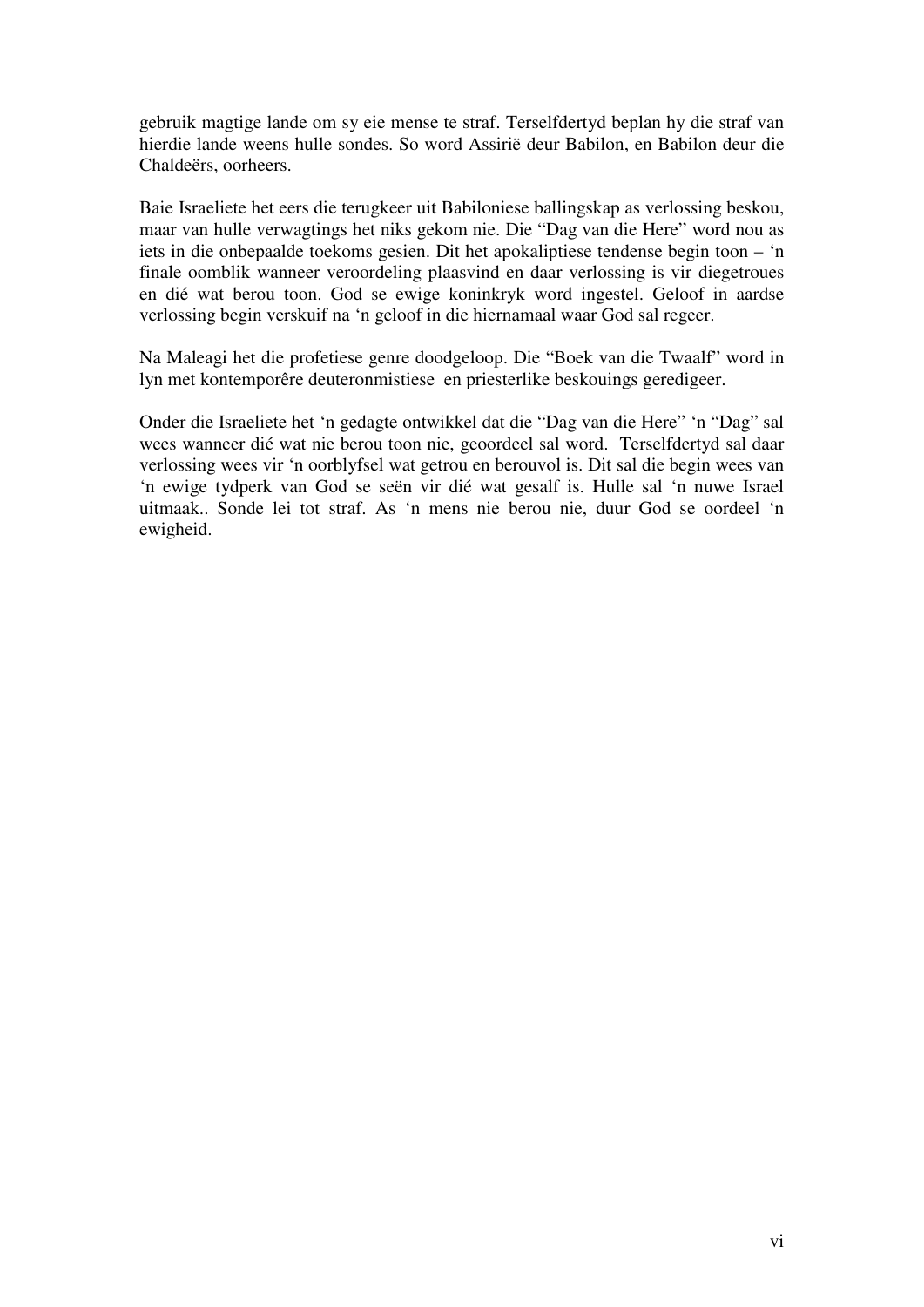gebruik magtige lande om sy eie mense te straf. Terselfdertyd beplan hy die straf van hierdie lande weens hulle sondes. So word Assirië deur Babilon, en Babilon deur die Chaldeërs, oorheers.

Baie Israeliete het eers die terugkeer uit Babiloniese ballingskap as verlossing beskou, maar van hulle verwagtings het niks gekom nie. Die "Dag van die Here" word nou as iets in die onbepaalde toekoms gesien. Dit het apokaliptiese tendense begin toon – 'n finale oomblik wanneer veroordeling plaasvind en daar verlossing is vir diegetroues en dié wat berou toon. God se ewige koninkryk word ingestel. Geloof in aardse verlossing begin verskuif na 'n geloof in die hiernamaal waar God sal regeer.

Na Maleagi het die profetiese genre doodgeloop. Die "Boek van die Twaalf" word in lyn met kontemporêre deuteronmistiese en priesterlike beskouings geredigeer.

Onder die Israeliete het 'n gedagte ontwikkel dat die "Dag van die Here" 'n "Dag" sal wees wanneer dié wat nie berou toon nie, geoordeel sal word. Terselfdertyd sal daar verlossing wees vir 'n oorblyfsel wat getrou en berouvol is. Dit sal die begin wees van 'n ewige tydperk van God se seën vir dié wat gesalf is. Hulle sal 'n nuwe Israel uitmaak.. Sonde lei tot straf. As 'n mens nie berou nie, duur God se oordeel 'n ewigheid.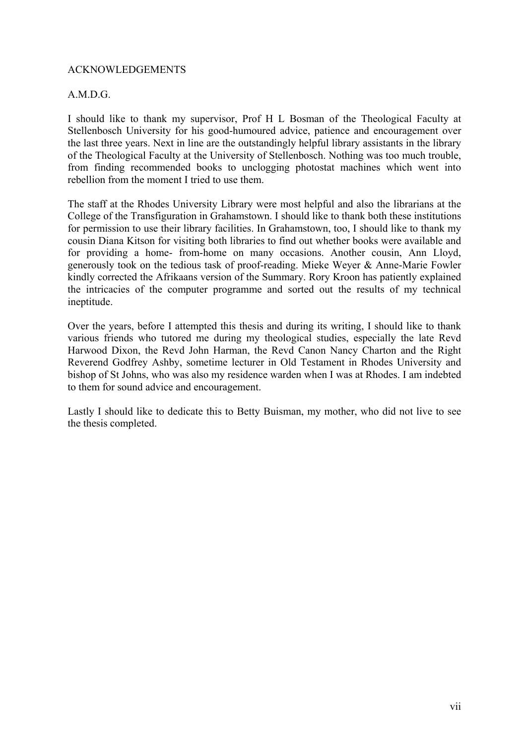# ACKNOWLEDGEMENTS

A.M.D.G.

I should like to thank my supervisor, Prof H L Bosman of the Theological Faculty at Stellenbosch University for his good-humoured advice, patience and encouragement over the last three years. Next in line are the outstandingly helpful library assistants in the library of the Theological Faculty at the University of Stellenbosch. Nothing was too much trouble, from finding recommended books to unclogging photostat machines which went into rebellion from the moment I tried to use them.

The staff at the Rhodes University Library were most helpful and also the librarians at the College of the Transfiguration in Grahamstown. I should like to thank both these institutions for permission to use their library facilities. In Grahamstown, too, I should like to thank my cousin Diana Kitson for visiting both libraries to find out whether books were available and for providing a home- from-home on many occasions. Another cousin, Ann Lloyd, generously took on the tedious task of proof-reading. Mieke Weyer & Anne-Marie Fowler kindly corrected the Afrikaans version of the Summary. Rory Kroon has patiently explained the intricacies of the computer programme and sorted out the results of my technical ineptitude.

Over the years, before I attempted this thesis and during its writing, I should like to thank various friends who tutored me during my theological studies, especially the late Revd Harwood Dixon, the Revd John Harman, the Revd Canon Nancy Charton and the Right Reverend Godfrey Ashby, sometime lecturer in Old Testament in Rhodes University and bishop of St Johns, who was also my residence warden when I was at Rhodes. I am indebted to them for sound advice and encouragement.

Lastly I should like to dedicate this to Betty Buisman, my mother, who did not live to see the thesis completed.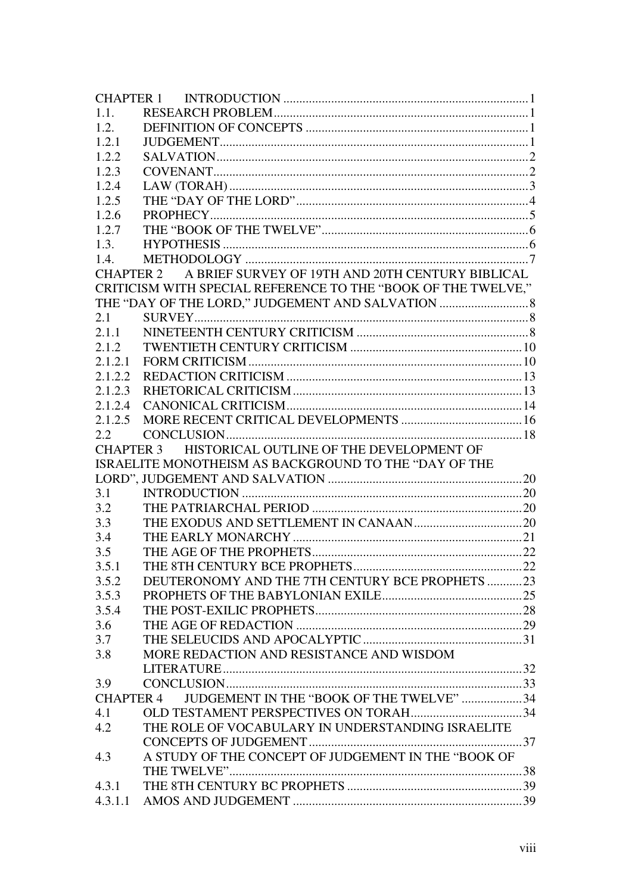CHAPTER 1 INTRODUCTION ........................................................................... 1
1.1. RESEARCH PROBLEM ............................................................................. 1
1.2. DEFINITION OF CONCEPTS ..................................................................... 1
1.2.1 JUDGEMENT .............................................................................................. 1
1.2.2 SALVATION ............................................................................................... 2
1.2.3 COVENANT ................................................................................................ 2
1.2.4 LAW (TORAH) ............................................................................................ 3
1.2.5 THE "DAY OF THE LORD" ....................................................................... 4
1.2.6 PROPHECY ................................................................................................. 5
1.2.7 THE "BOOK OF THE TWELVE" ............................................................... 6
1.3. HYPOTHESIS .............................................................................................. 6
1.4. METHODOLOGY ........................................................................................ 7
CHAPTER 2 A BRIEF SURVEY OF 19TH AND 20TH CENTURY BIBLICAL CRITICISM WITH SPECIAL REFERENCE TO THE "BOOK OF THE TWELVE," THE "DAY OF THE LORD," JUDGEMENT AND SALVATION ............................ 8
2.1 SURVEY ........................................................................................................ 8
2.1.1 NINETEENTH CENTURY CRITICISM ...................................................... 8
2.1.2 TWENTIETH CENTURY CRITICISM ...................................................... 10
2.1.2.1 FORM CRITICISM ..................................................................................... 10
2.1.2.2 REDACTION CRITICISM .......................................................................... 13
2.1.2.3 RHETORICAL CRITICISM ........................................................................ 13
2.1.2.4 CANONICAL CRITICISM .......................................................................... 14
2.1.2.5 MORE RECENT CRITICAL DEVELOPMENTS ...................................... 16
2.2 CONCLUSION ............................................................................................. 18
CHAPTER 3 HISTORICAL OUTLINE OF THE DEVELOPMENT OF ISRAELITE MONOTHEISM AS BACKGROUND TO THE "DAY OF THE LORD", JUDGEMENT AND SALVATION ............................................................. 20
3.1 INTRODUCTION ........................................................................................ 20
3.2 THE PATRIARCHAL PERIOD .................................................................. 20
3.3 THE EXODUS AND SETTLEMENT IN CANAAN .................................. 20
3.4 THE EARLY MONARCHY ........................................................................ 21
3.5 THE AGE OF THE PROPHETS .................................................................. 22
3.5.1 THE 8TH CENTURY BCE PROPHETS ..................................................... 22
3.5.2 DEUTERONOMY AND THE 7TH CENTURY BCE PROPHETS ........... 23
3.5.3 PROPHETS OF THE BABYLONIAN EXILE ............................................ 25
3.5.4 THE POST-EXILIC PROPHETS ................................................................. 28
3.6 THE AGE OF REDACTION ....................................................................... 29
3.7 THE SELEUCIDS AND APOCALYPTIC .................................................. 31
3.8 MORE REDACTION AND RESISTANCE AND WISDOM LITERATURE .............................................................................................. 32
3.9 CONCLUSION ............................................................................................. 33
CHAPTER 4 JUDGEMENT IN THE "BOOK OF THE TWELVE" ................... 34
4.1 OLD TESTAMENT PERSPECTIVES ON TORAH ................................... 34
4.2 THE ROLE OF VOCABULARY IN UNDERSTANDING ISRAELITE CONCEPTS OF JUDGEMENT ................................................................... 37
4.3 A STUDY OF THE CONCEPT OF JUDGEMENT IN THE "BOOK OF THE TWELVE" ............................................................................................ 38
4.3.1 THE 8TH CENTURY BC PROPHETS ....................................................... 39
4.3.1.1 AMOS AND JUDGEMENT ........................................................................ 39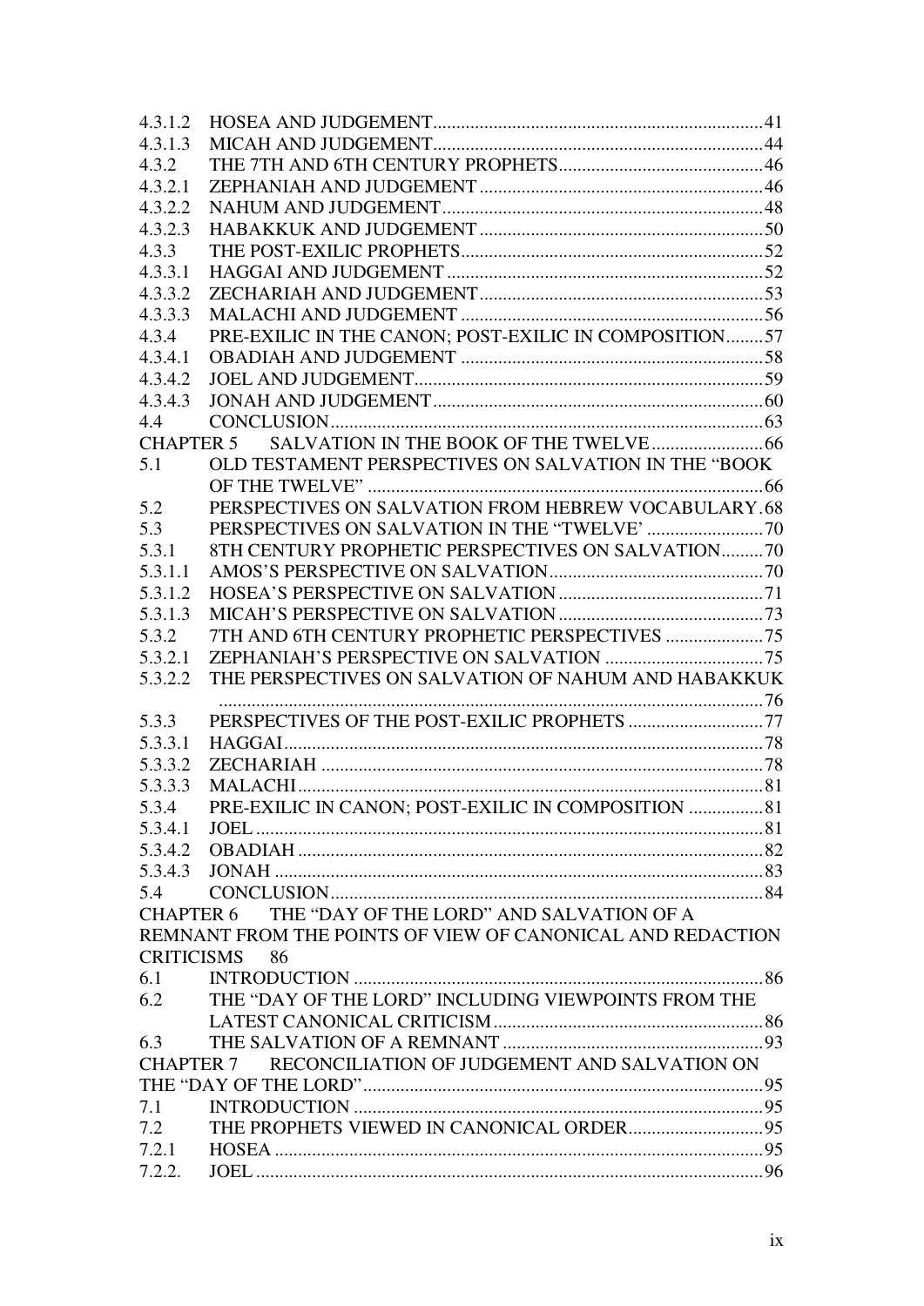4.3.1.2 HOSEA AND JUDGEMENT....................................................................41
4.3.1.3 MICAH AND JUDGEMENT....................................................................44
4.3.2 THE 7TH AND 6TH CENTURY PROPHETS.............................................46
4.3.2.1 ZEPHANIAH AND JUDGEMENT.............................................................46
4.3.2.2 NAHUM AND JUDGEMENT....................................................................48
4.3.2.3 HABAKKUK AND JUDGEMENT.............................................................50
4.3.3 THE POST-EXILIC PROPHETS.................................................................52
4.3.3.1 HAGGAI AND JUDGEMENT....................................................................52
4.3.3.2 ZECHARIAH AND JUDGEMENT.............................................................53
4.3.3.3 MALACHI AND JUDGEMENT.................................................................56
4.3.4 PRE-EXILIC IN THE CANON; POST-EXILIC IN COMPOSITION........57
4.3.4.1 OBADIAH AND JUDGEMENT.................................................................58
4.3.4.2 JOEL AND JUDGEMENT..........................................................................59
4.3.4.3 JONAH AND JUDGEMENT.......................................................................60
4.4 CONCLUSION............................................................................................63
CHAPTER 5 SALVATION IN THE BOOK OF THE TWELVE........................66
5.1 OLD TESTAMENT PERSPECTIVES ON SALVATION IN THE "BOOK OF THE TWELVE"....................................................................................66
5.2 PERSPECTIVES ON SALVATION FROM HEBREW VOCABULARY.68
5.3 PERSPECTIVES ON SALVATION IN THE "TWELVE'.........................70
5.3.1 8TH CENTURY PROPHETIC PERSPECTIVES ON SALVATION.........70
5.3.1.1 AMOS'S PERSPECTIVE ON SALVATION..............................................70
5.3.1.2 HOSEA'S PERSPECTIVE ON SALVATION............................................71
5.3.1.3 MICAH'S PERSPECTIVE ON SALVATION............................................73
5.3.2 7TH AND 6TH CENTURY PROPHETIC PERSPECTIVES.....................75
5.3.2.1 ZEPHANIAH'S PERSPECTIVE ON SALVATION..................................75
5.3.2.2 THE PERSPECTIVES ON SALVATION OF NAHUM AND HABAKKUK.....................................................................................................76
5.3.3 PERSPECTIVES OF THE POST-EXILIC PROPHETS.............................77
5.3.3.1 HAGGAI......................................................................................................78
5.3.3.2 ZECHARIAH...............................................................................................78
5.3.3.3 MALACHI....................................................................................................81
5.3.4 PRE-EXILIC IN CANON; POST-EXILIC IN COMPOSITION................81
5.3.4.1 JOEL............................................................................................................81
5.3.4.2 OBADIAH....................................................................................................82
5.3.4.3 JONAH.........................................................................................................83
5.4 CONCLUSION............................................................................................84
CHAPTER 6 THE "DAY OF THE LORD" AND SALVATION OF A REMNANT FROM THE POINTS OF VIEW OF CANONICAL AND REDACTION CRITICISMS 86
6.1 INTRODUCTION.......................................................................................86
6.2 THE "DAY OF THE LORD" INCLUDING VIEWPOINTS FROM THE LATEST CANONICAL CRITICISM..........................................................86
6.3 THE SALVATION OF A REMNANT........................................................93
CHAPTER 7 RECONCILIATION OF JUDGEMENT AND SALVATION ON THE "DAY OF THE LORD".....................................................................................95
7.1 INTRODUCTION.......................................................................................95
7.2 THE PROPHETS VIEWED IN CANONICAL ORDER.............................95
7.2.1 HOSEA.........................................................................................................95
7.2.2. JOEL............................................................................................................96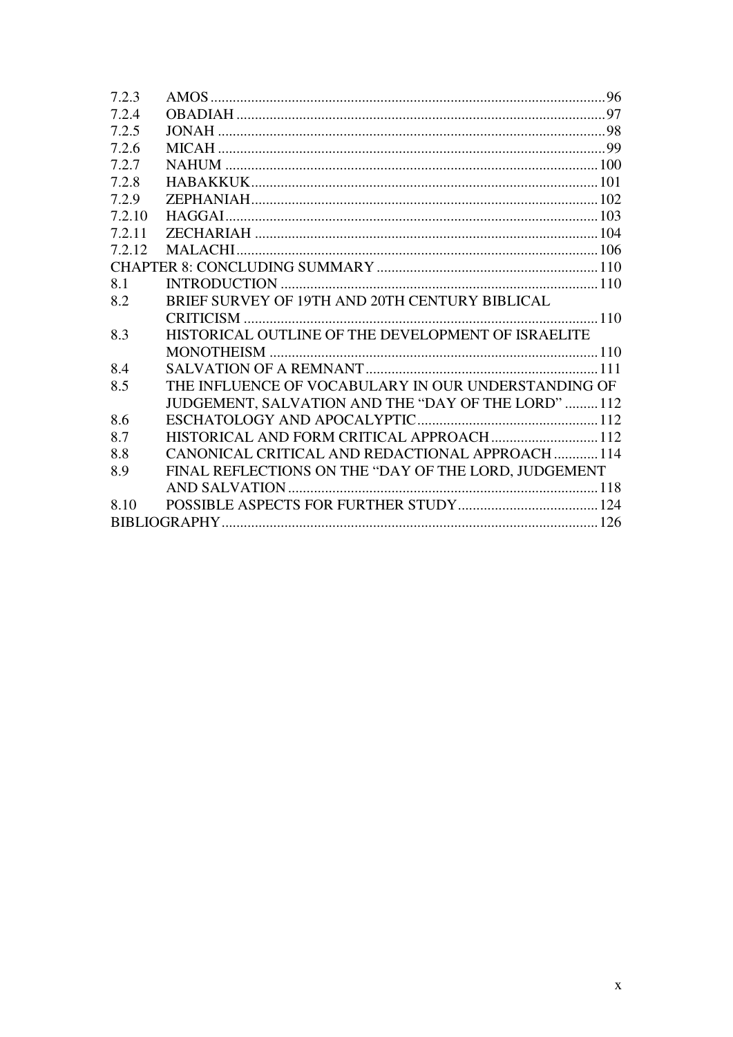7.2.3 AMOS ..........96
7.2.4 OBADIAH ..........97
7.2.5 JONAH ..........98
7.2.6 MICAH ..........99
7.2.7 NAHUM ..........100
7.2.8 HABAKKUK ..........101
7.2.9 ZEPHANIAH ..........102
7.2.10 HAGGAI ..........103
7.2.11 ZECHARIAH ..........104
7.2.12 MALACHI ..........106

CHAPTER 8: CONCLUDING SUMMARY ..........110

8.1 INTRODUCTION ..........110
8.2 BRIEF SURVEY OF 19TH AND 20TH CENTURY BIBLICAL CRITICISM ..........110
8.3 HISTORICAL OUTLINE OF THE DEVELOPMENT OF ISRAELITE MONOTHEISM ..........110
8.4 SALVATION OF A REMNANT ..........111
8.5 THE INFLUENCE OF VOCABULARY IN OUR UNDERSTANDING OF JUDGEMENT, SALVATION AND THE "DAY OF THE LORD" ..........112
8.6 ESCHATOLOGY AND APOCALYPTIC ..........112
8.7 HISTORICAL AND FORM CRITICAL APPROACH ..........112
8.8 CANONICAL CRITICAL AND REDACTIONAL APPROACH ..........114
8.9 FINAL REFLECTIONS ON THE "DAY OF THE LORD, JUDGEMENT AND SALVATION ..........118
8.10 POSSIBLE ASPECTS FOR FURTHER STUDY ..........124

BIBLIOGRAPHY ..........126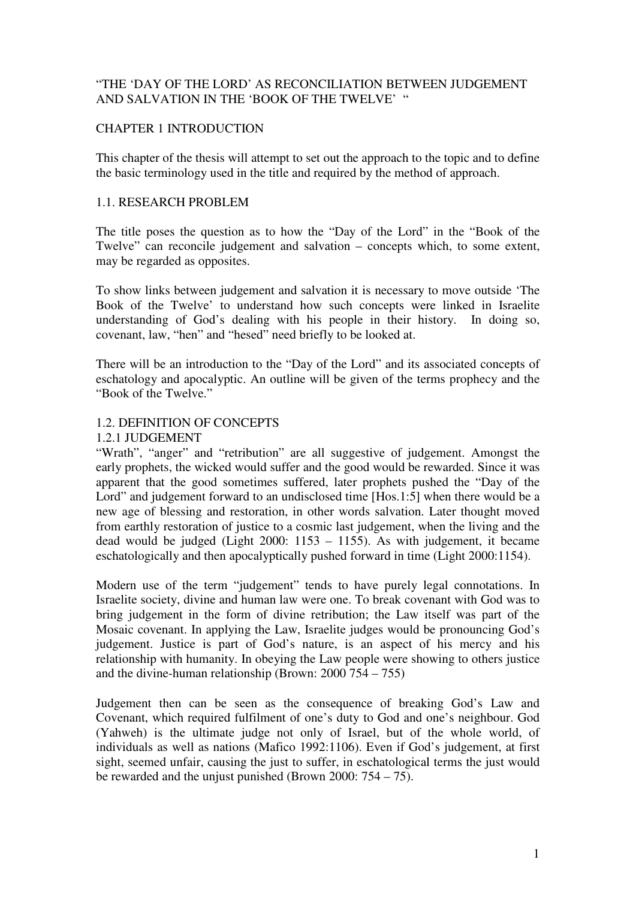# "THE 'DAY OF THE LORD' AS RECONCILIATION BETWEEN JUDGEMENT AND SALVATION IN THE 'BOOK OF THE TWELVE' "

## CHAPTER 1 INTRODUCTION

This chapter of the thesis will attempt to set out the approach to the topic and to define the basic terminology used in the title and required by the method of approach.

### 1.1. RESEARCH PROBLEM

The title poses the question as to how the "Day of the Lord" in the "Book of the Twelve" can reconcile judgement and salvation – concepts which, to some extent, may be regarded as opposites.

To show links between judgement and salvation it is necessary to move outside 'The Book of the Twelve' to understand how such concepts were linked in Israelite understanding of God's dealing with his people in their history. In doing so, covenant, law, "hen" and "hesed" need briefly to be looked at.

There will be an introduction to the "Day of the Lord" and its associated concepts of eschatology and apocalyptic. An outline will be given of the terms prophecy and the "Book of the Twelve."

### 1.2. DEFINITION OF CONCEPTS

#### 1.2.1 JUDGEMENT

"Wrath", "anger" and "retribution" are all suggestive of judgement. Amongst the early prophets, the wicked would suffer and the good would be rewarded. Since it was apparent that the good sometimes suffered, later prophets pushed the "Day of the Lord" and judgement forward to an undisclosed time [Hos.1:5] when there would be a new age of blessing and restoration, in other words salvation. Later thought moved from earthly restoration of justice to a cosmic last judgement, when the living and the dead would be judged (Light 2000: 1153 – 1155). As with judgement, it became eschatologically and then apocalyptically pushed forward in time (Light 2000:1154).

Modern use of the term "judgement" tends to have purely legal connotations. In Israelite society, divine and human law were one. To break covenant with God was to bring judgement in the form of divine retribution; the Law itself was part of the Mosaic covenant. In applying the Law, Israelite judges would be pronouncing God's judgement. Justice is part of God's nature, is an aspect of his mercy and his relationship with humanity. In obeying the Law people were showing to others justice and the divine-human relationship (Brown: 2000 754 – 755)

Judgement then can be seen as the consequence of breaking God's Law and Covenant, which required fulfilment of one's duty to God and one's neighbour. God (Yahweh) is the ultimate judge not only of Israel, but of the whole world, of individuals as well as nations (Mafico 1992:1106). Even if God's judgement, at first sight, seemed unfair, causing the just to suffer, in eschatological terms the just would be rewarded and the unjust punished (Brown 2000: 754 – 75).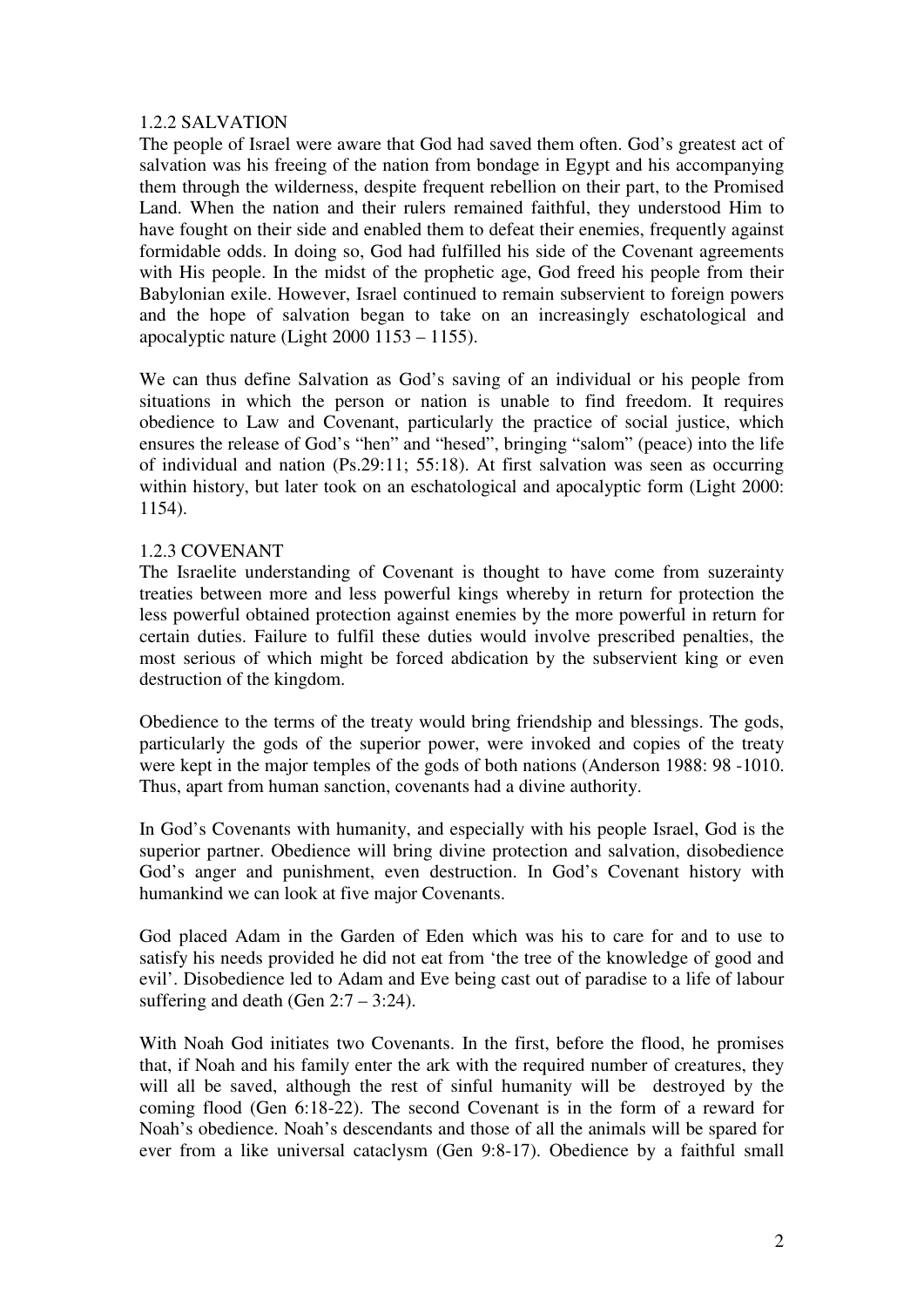### 1.2.2 SALVATION

The people of Israel were aware that God had saved them often. God's greatest act of salvation was his freeing of the nation from bondage in Egypt and his accompanying them through the wilderness, despite frequent rebellion on their part, to the Promised Land. When the nation and their rulers remained faithful, they understood Him to have fought on their side and enabled them to defeat their enemies, frequently against formidable odds. In doing so, God had fulfilled his side of the Covenant agreements with His people. In the midst of the prophetic age, God freed his people from their Babylonian exile. However, Israel continued to remain subservient to foreign powers and the hope of salvation began to take on an increasingly eschatological and apocalyptic nature (Light 2000 1153 – 1155).

We can thus define Salvation as God's saving of an individual or his people from situations in which the person or nation is unable to find freedom. It requires obedience to Law and Covenant, particularly the practice of social justice, which ensures the release of God's "hen" and "hesed", bringing "salom" (peace) into the life of individual and nation (Ps.29:11; 55:18). At first salvation was seen as occurring within history, but later took on an eschatological and apocalyptic form (Light 2000: 1154).

### 1.2.3 COVENANT

The Israelite understanding of Covenant is thought to have come from suzerainty treaties between more and less powerful kings whereby in return for protection the less powerful obtained protection against enemies by the more powerful in return for certain duties. Failure to fulfil these duties would involve prescribed penalties, the most serious of which might be forced abdication by the subservient king or even destruction of the kingdom.

Obedience to the terms of the treaty would bring friendship and blessings. The gods, particularly the gods of the superior power, were invoked and copies of the treaty were kept in the major temples of the gods of both nations (Anderson 1988: 98 -1010. Thus, apart from human sanction, covenants had a divine authority.

In God's Covenants with humanity, and especially with his people Israel, God is the superior partner. Obedience will bring divine protection and salvation, disobedience God's anger and punishment, even destruction. In God's Covenant history with humankind we can look at five major Covenants.

God placed Adam in the Garden of Eden which was his to care for and to use to satisfy his needs provided he did not eat from 'the tree of the knowledge of good and evil'. Disobedience led to Adam and Eve being cast out of paradise to a life of labour suffering and death (Gen 2:7 – 3:24).

With Noah God initiates two Covenants. In the first, before the flood, he promises that, if Noah and his family enter the ark with the required number of creatures, they will all be saved, although the rest of sinful humanity will be destroyed by the coming flood (Gen 6:18-22). The second Covenant is in the form of a reward for Noah's obedience. Noah's descendants and those of all the animals will be spared for ever from a like universal cataclysm (Gen 9:8-17). Obedience by a faithful small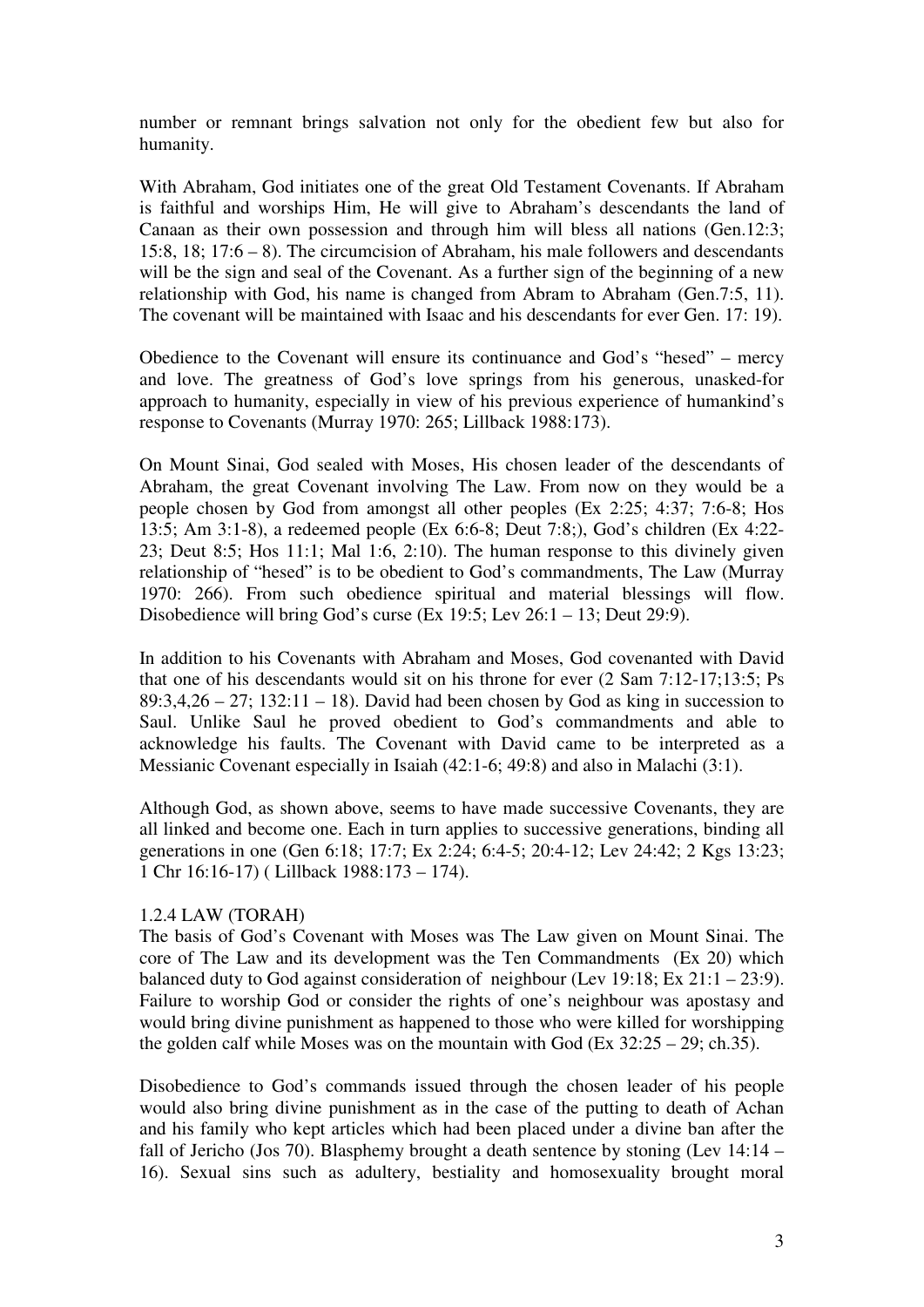number or remnant brings salvation not only for the obedient few but also for humanity.

With Abraham, God initiates one of the great Old Testament Covenants. If Abraham is faithful and worships Him, He will give to Abraham's descendants the land of Canaan as their own possession and through him will bless all nations (Gen.12:3; 15:8, 18; 17:6 – 8). The circumcision of Abraham, his male followers and descendants will be the sign and seal of the Covenant. As a further sign of the beginning of a new relationship with God, his name is changed from Abram to Abraham (Gen.7:5, 11). The covenant will be maintained with Isaac and his descendants for ever Gen. 17: 19).

Obedience to the Covenant will ensure its continuance and God's "hesed" – mercy and love. The greatness of God's love springs from his generous, unasked-for approach to humanity, especially in view of his previous experience of humankind's response to Covenants (Murray 1970: 265; Lillback 1988:173).

On Mount Sinai, God sealed with Moses, His chosen leader of the descendants of Abraham, the great Covenant involving The Law. From now on they would be a people chosen by God from amongst all other peoples (Ex 2:25; 4:37; 7:6-8; Hos 13:5; Am 3:1-8), a redeemed people (Ex 6:6-8; Deut 7:8;), God's children (Ex 4:22-23; Deut 8:5; Hos 11:1; Mal 1:6, 2:10). The human response to this divinely given relationship of "hesed" is to be obedient to God's commandments, The Law (Murray 1970: 266). From such obedience spiritual and material blessings will flow. Disobedience will bring God's curse (Ex 19:5; Lev 26:1 – 13; Deut 29:9).

In addition to his Covenants with Abraham and Moses, God covenanted with David that one of his descendants would sit on his throne for ever (2 Sam 7:12-17;13:5; Ps 89:3,4,26 – 27; 132:11 – 18). David had been chosen by God as king in succession to Saul. Unlike Saul he proved obedient to God's commandments and able to acknowledge his faults. The Covenant with David came to be interpreted as a Messianic Covenant especially in Isaiah (42:1-6; 49:8) and also in Malachi (3:1).

Although God, as shown above, seems to have made successive Covenants, they are all linked and become one. Each in turn applies to successive generations, binding all generations in one (Gen 6:18; 17:7; Ex 2:24; 6:4-5; 20:4-12; Lev 24:42; 2 Kgs 13:23; 1 Chr 16:16-17) ( Lillback 1988:173 – 174).

### 1.2.4 LAW (TORAH)

The basis of God's Covenant with Moses was The Law given on Mount Sinai. The core of The Law and its development was the Ten Commandments (Ex 20) which balanced duty to God against consideration of neighbour (Lev 19:18; Ex 21:1 – 23:9). Failure to worship God or consider the rights of one's neighbour was apostasy and would bring divine punishment as happened to those who were killed for worshipping the golden calf while Moses was on the mountain with God (Ex 32:25 – 29; ch.35).

Disobedience to God's commands issued through the chosen leader of his people would also bring divine punishment as in the case of the putting to death of Achan and his family who kept articles which had been placed under a divine ban after the fall of Jericho (Jos 70). Blasphemy brought a death sentence by stoning (Lev 14:14 – 16). Sexual sins such as adultery, bestiality and homosexuality brought moral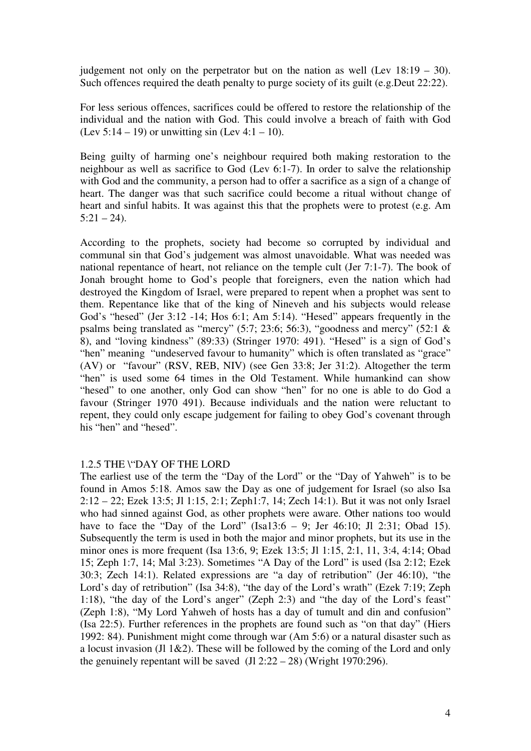judgement not only on the perpetrator but on the nation as well (Lev 18:19 – 30). Such offences required the death penalty to purge society of its guilt (e.g.Deut 22:22).

For less serious offences, sacrifices could be offered to restore the relationship of the individual and the nation with God. This could involve a breach of faith with God (Lev 5:14 – 19) or unwitting sin (Lev 4:1 – 10).

Being guilty of harming one's neighbour required both making restoration to the neighbour as well as sacrifice to God (Lev 6:1-7). In order to salve the relationship with God and the community, a person had to offer a sacrifice as a sign of a change of heart. The danger was that such sacrifice could become a ritual without change of heart and sinful habits. It was against this that the prophets were to protest (e.g. Am 5:21 – 24).

According to the prophets, society had become so corrupted by individual and communal sin that God's judgement was almost unavoidable. What was needed was national repentance of heart, not reliance on the temple cult (Jer 7:1-7). The book of Jonah brought home to God's people that foreigners, even the nation which had destroyed the Kingdom of Israel, were prepared to repent when a prophet was sent to them. Repentance like that of the king of Nineveh and his subjects would release God's "hesed" (Jer 3:12 -14; Hos 6:1; Am 5:14). "Hesed" appears frequently in the psalms being translated as "mercy" (5:7; 23:6; 56:3), "goodness and mercy" (52:1 & 8), and "loving kindness" (89:33) (Stringer 1970: 491). "Hesed" is a sign of God's "hen" meaning "undeserved favour to humanity" which is often translated as "grace" (AV) or "favour" (RSV, REB, NIV) (see Gen 33:8; Jer 31:2). Altogether the term "hen" is used some 64 times in the Old Testament. While humankind can show "hesed" to one another, only God can show "hen" for no one is able to do God a favour (Stringer 1970 491). Because individuals and the nation were reluctant to repent, they could only escape judgement for failing to obey God's covenant through his "hen" and "hesed".

### 1.2.5 THE \"DAY OF THE LORD

The earliest use of the term the "Day of the Lord" or the "Day of Yahweh" is to be found in Amos 5:18. Amos saw the Day as one of judgement for Israel (so also Isa 2:12 – 22; Ezek 13:5; Jl 1:15, 2:1; Zeph1:7, 14; Zech 14:1). But it was not only Israel who had sinned against God, as other prophets were aware. Other nations too would have to face the "Day of the Lord" (Isa13:6 – 9; Jer 46:10; Jl 2:31; Obad 15). Subsequently the term is used in both the major and minor prophets, but its use in the minor ones is more frequent (Isa 13:6, 9; Ezek 13:5; Jl 1:15, 2:1, 11, 3:4, 4:14; Obad 15; Zeph 1:7, 14; Mal 3:23). Sometimes "A Day of the Lord" is used (Isa 2:12; Ezek 30:3; Zech 14:1). Related expressions are "a day of retribution" (Jer 46:10), "the Lord's day of retribution" (Isa 34:8), "the day of the Lord's wrath" (Ezek 7:19; Zeph 1:18), "the day of the Lord's anger" (Zeph 2:3) and "the day of the Lord's feast" (Zeph 1:8), "My Lord Yahweh of hosts has a day of tumult and din and confusion" (Isa 22:5). Further references in the prophets are found such as "on that day" (Hiers 1992: 84). Punishment might come through war (Am 5:6) or a natural disaster such as a locust invasion (Jl 1&2). These will be followed by the coming of the Lord and only the genuinely repentant will be saved (Jl 2:22 – 28) (Wright 1970:296).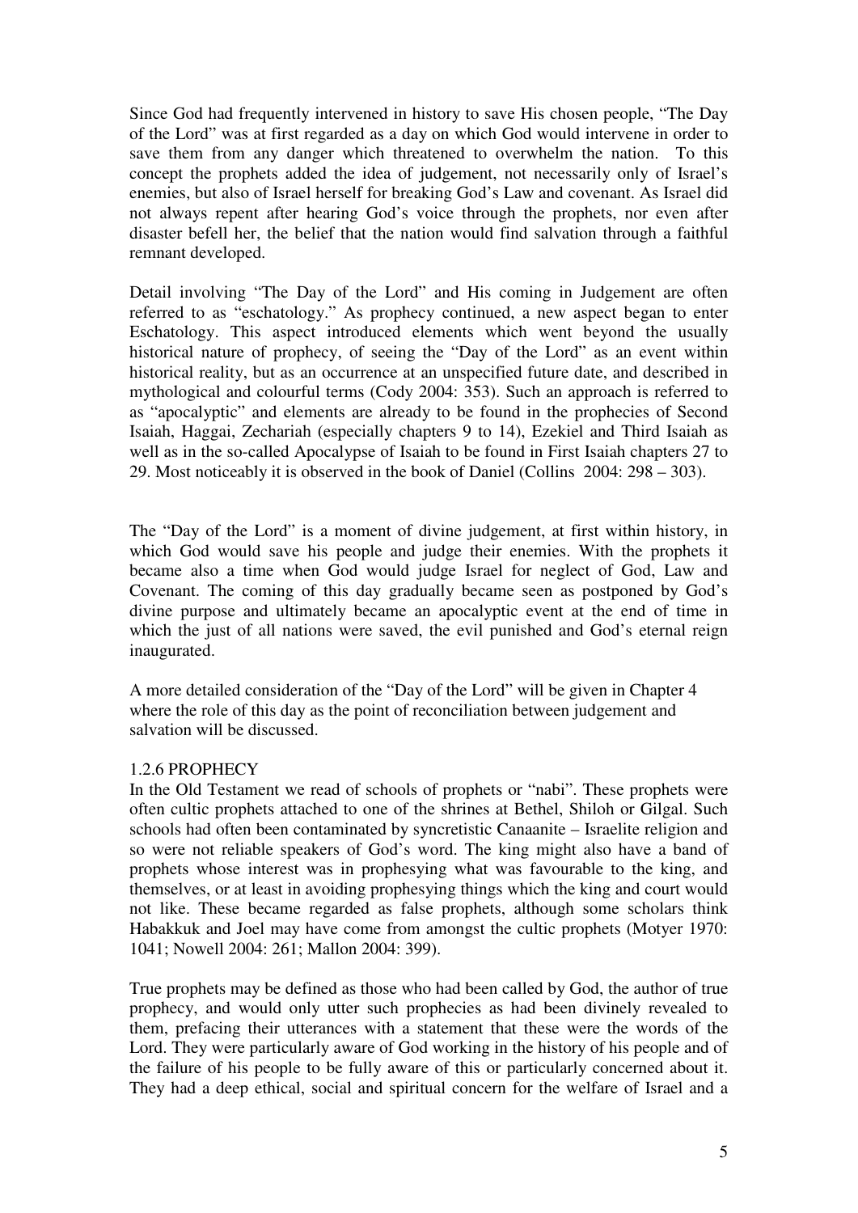Since God had frequently intervened in history to save His chosen people, "The Day of the Lord" was at first regarded as a day on which God would intervene in order to save them from any danger which threatened to overwhelm the nation. To this concept the prophets added the idea of judgement, not necessarily only of Israel's enemies, but also of Israel herself for breaking God's Law and covenant. As Israel did not always repent after hearing God's voice through the prophets, nor even after disaster befell her, the belief that the nation would find salvation through a faithful remnant developed.

Detail involving "The Day of the Lord" and His coming in Judgement are often referred to as "eschatology." As prophecy continued, a new aspect began to enter Eschatology. This aspect introduced elements which went beyond the usually historical nature of prophecy, of seeing the "Day of the Lord" as an event within historical reality, but as an occurrence at an unspecified future date, and described in mythological and colourful terms (Cody 2004: 353). Such an approach is referred to as "apocalyptic" and elements are already to be found in the prophecies of Second Isaiah, Haggai, Zechariah (especially chapters 9 to 14), Ezekiel and Third Isaiah as well as in the so-called Apocalypse of Isaiah to be found in First Isaiah chapters 27 to 29. Most noticeably it is observed in the book of Daniel (Collins 2004: 298 – 303).

The "Day of the Lord" is a moment of divine judgement, at first within history, in which God would save his people and judge their enemies. With the prophets it became also a time when God would judge Israel for neglect of God, Law and Covenant. The coming of this day gradually became seen as postponed by God's divine purpose and ultimately became an apocalyptic event at the end of time in which the just of all nations were saved, the evil punished and God's eternal reign inaugurated.

A more detailed consideration of the "Day of the Lord" will be given in Chapter 4 where the role of this day as the point of reconciliation between judgement and salvation will be discussed.

### 1.2.6 PROPHECY

In the Old Testament we read of schools of prophets or "nabi". These prophets were often cultic prophets attached to one of the shrines at Bethel, Shiloh or Gilgal. Such schools had often been contaminated by syncretistic Canaanite – Israelite religion and so were not reliable speakers of God's word. The king might also have a band of prophets whose interest was in prophesying what was favourable to the king, and themselves, or at least in avoiding prophesying things which the king and court would not like. These became regarded as false prophets, although some scholars think Habakkuk and Joel may have come from amongst the cultic prophets (Motyer 1970: 1041; Nowell 2004: 261; Mallon 2004: 399).

True prophets may be defined as those who had been called by God, the author of true prophecy, and would only utter such prophecies as had been divinely revealed to them, prefacing their utterances with a statement that these were the words of the Lord. They were particularly aware of God working in the history of his people and of the failure of his people to be fully aware of this or particularly concerned about it. They had a deep ethical, social and spiritual concern for the welfare of Israel and a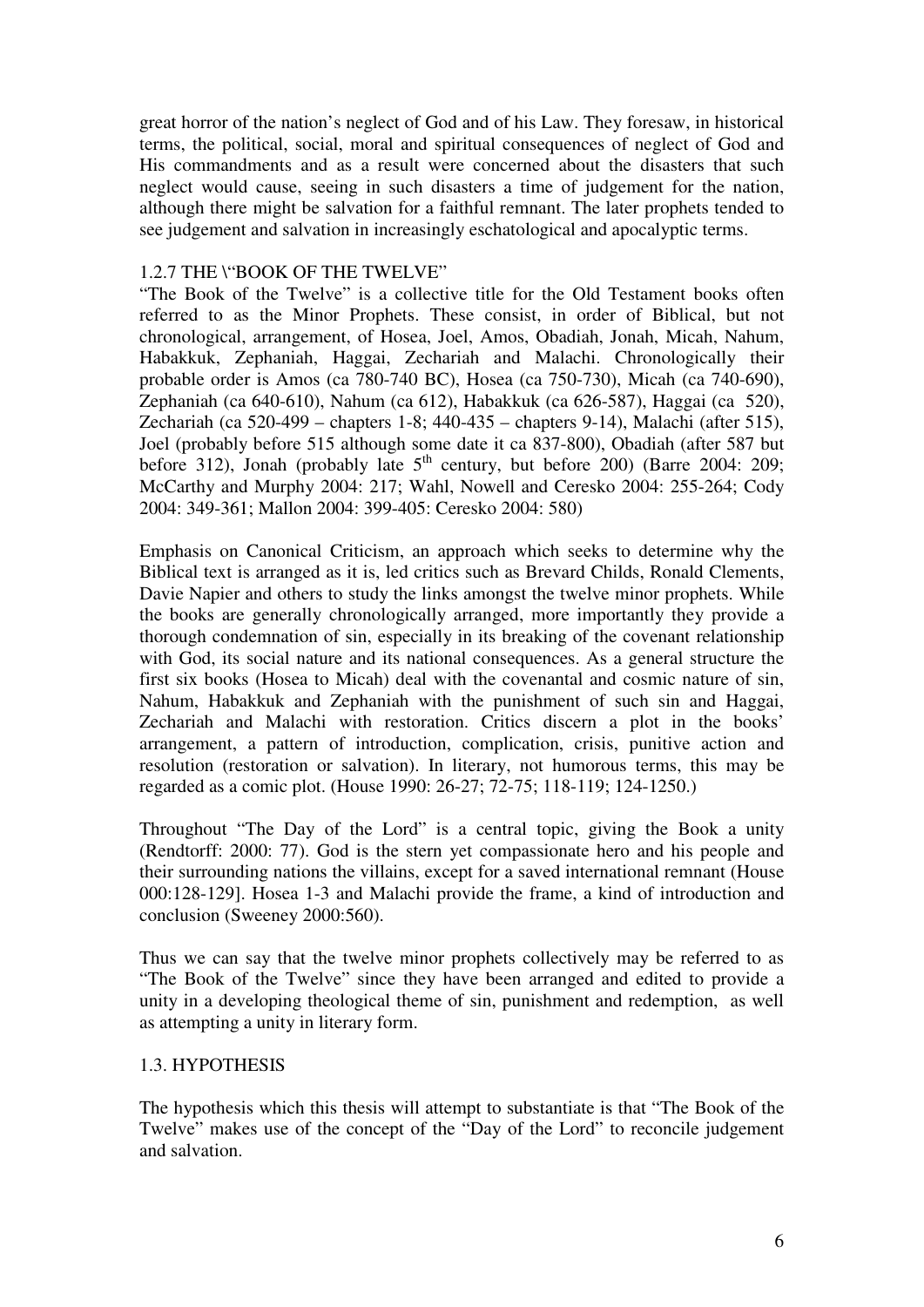great horror of the nation's neglect of God and of his Law. They foresaw, in historical terms, the political, social, moral and spiritual consequences of neglect of God and His commandments and as a result were concerned about the disasters that such neglect would cause, seeing in such disasters a time of judgement for the nation, although there might be salvation for a faithful remnant. The later prophets tended to see judgement and salvation in increasingly eschatological and apocalyptic terms.

### 1.2.7 THE \"BOOK OF THE TWELVE"

"The Book of the Twelve" is a collective title for the Old Testament books often referred to as the Minor Prophets. These consist, in order of Biblical, but not chronological, arrangement, of Hosea, Joel, Amos, Obadiah, Jonah, Micah, Nahum, Habakkuk, Zephaniah, Haggai, Zechariah and Malachi. Chronologically their probable order is Amos (ca 780-740 BC), Hosea (ca 750-730), Micah (ca 740-690), Zephaniah (ca 640-610), Nahum (ca 612), Habakkuk (ca 626-587), Haggai (ca 520), Zechariah (ca 520-499 – chapters 1-8; 440-435 – chapters 9-14), Malachi (after 515), Joel (probably before 515 although some date it ca 837-800), Obadiah (after 587 but before 312), Jonah (probably late 5th century, but before 200) (Barre 2004: 209; McCarthy and Murphy 2004: 217; Wahl, Nowell and Ceresko 2004: 255-264; Cody 2004: 349-361; Mallon 2004: 399-405: Ceresko 2004: 580)

Emphasis on Canonical Criticism, an approach which seeks to determine why the Biblical text is arranged as it is, led critics such as Brevard Childs, Ronald Clements, Davie Napier and others to study the links amongst the twelve minor prophets. While the books are generally chronologically arranged, more importantly they provide a thorough condemnation of sin, especially in its breaking of the covenant relationship with God, its social nature and its national consequences. As a general structure the first six books (Hosea to Micah) deal with the covenantal and cosmic nature of sin, Nahum, Habakkuk and Zephaniah with the punishment of such sin and Haggai, Zechariah and Malachi with restoration. Critics discern a plot in the books' arrangement, a pattern of introduction, complication, crisis, punitive action and resolution (restoration or salvation). In literary, not humorous terms, this may be regarded as a comic plot. (House 1990: 26-27; 72-75; 118-119; 124-1250.)

Throughout "The Day of the Lord" is a central topic, giving the Book a unity (Rendtorff: 2000: 77). God is the stern yet compassionate hero and his people and their surrounding nations the villains, except for a saved international remnant (House 000:128-129]. Hosea 1-3 and Malachi provide the frame, a kind of introduction and conclusion (Sweeney 2000:560).

Thus we can say that the twelve minor prophets collectively may be referred to as "The Book of the Twelve" since they have been arranged and edited to provide a unity in a developing theological theme of sin, punishment and redemption, as well as attempting a unity in literary form.

## 1.3. HYPOTHESIS

The hypothesis which this thesis will attempt to substantiate is that "The Book of the Twelve" makes use of the concept of the "Day of the Lord" to reconcile judgement and salvation.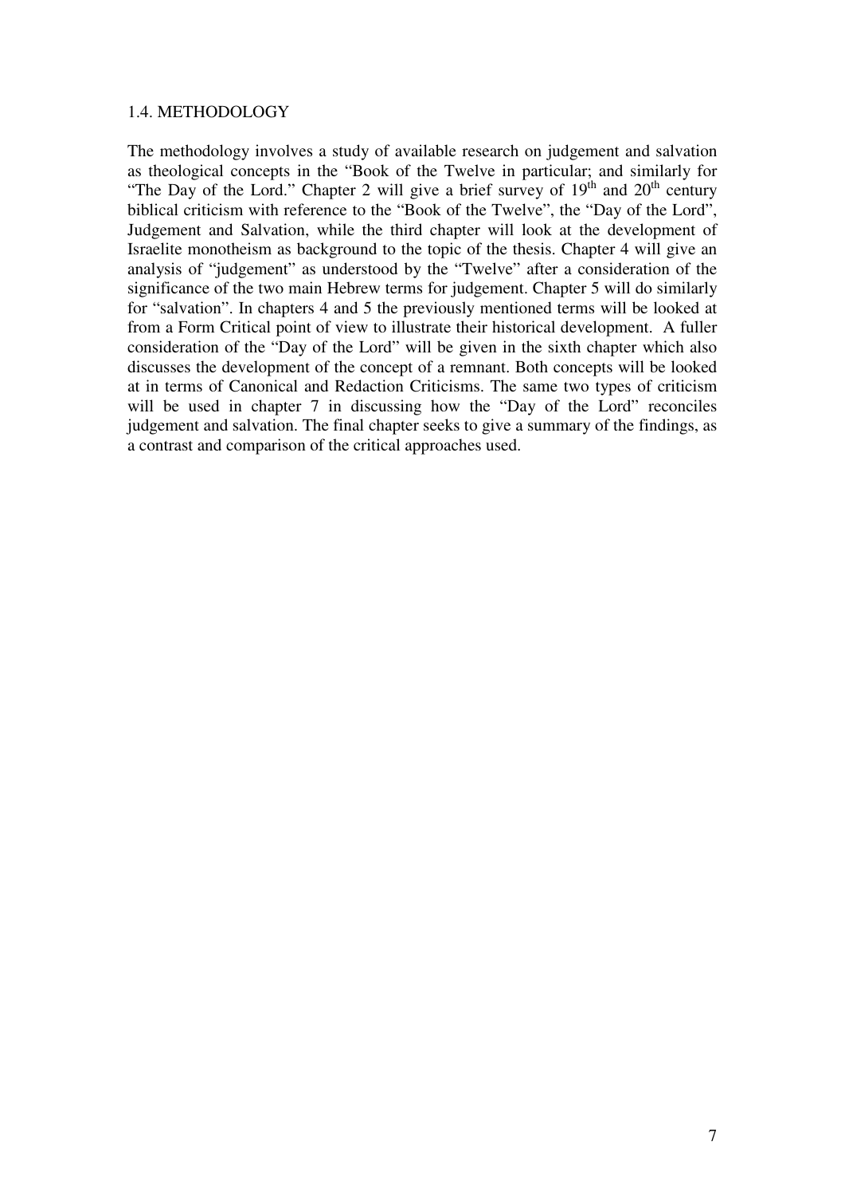## 1.4. METHODOLOGY

The methodology involves a study of available research on judgement and salvation as theological concepts in the "Book of the Twelve in particular; and similarly for "The Day of the Lord." Chapter 2 will give a brief survey of 19th and 20th century biblical criticism with reference to the "Book of the Twelve", the "Day of the Lord", Judgement and Salvation, while the third chapter will look at the development of Israelite monotheism as background to the topic of the thesis. Chapter 4 will give an analysis of "judgement" as understood by the "Twelve" after a consideration of the significance of the two main Hebrew terms for judgement. Chapter 5 will do similarly for "salvation". In chapters 4 and 5 the previously mentioned terms will be looked at from a Form Critical point of view to illustrate their historical development. A fuller consideration of the "Day of the Lord" will be given in the sixth chapter which also discusses the development of the concept of a remnant. Both concepts will be looked at in terms of Canonical and Redaction Criticisms. The same two types of criticism will be used in chapter 7 in discussing how the "Day of the Lord" reconciles judgement and salvation. The final chapter seeks to give a summary of the findings, as a contrast and comparison of the critical approaches used.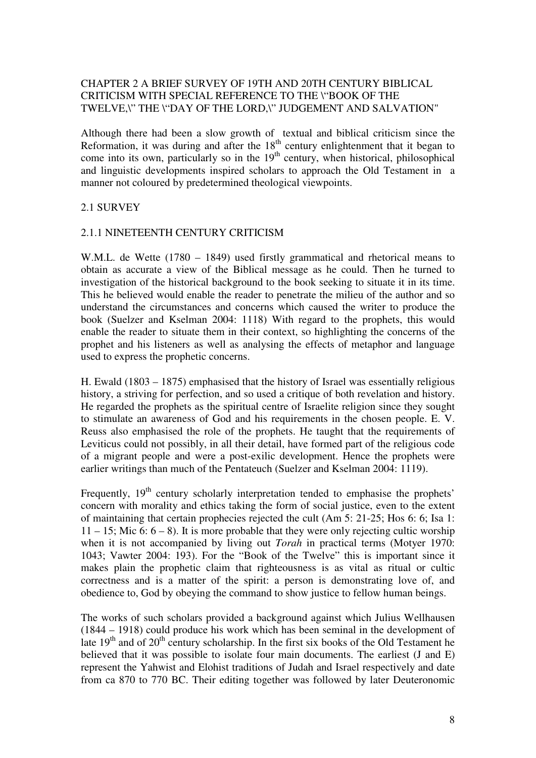# CHAPTER 2 A BRIEF SURVEY OF 19TH AND 20TH CENTURY BIBLICAL CRITICISM WITH SPECIAL REFERENCE TO THE \"BOOK OF THE TWELVE,\" THE \"DAY OF THE LORD,\" JUDGEMENT AND SALVATION"

Although there had been a slow growth of textual and biblical criticism since the Reformation, it was during and after the 18th century enlightenment that it began to come into its own, particularly so in the 19th century, when historical, philosophical and linguistic developments inspired scholars to approach the Old Testament in a manner not coloured by predetermined theological viewpoints.

## 2.1 SURVEY

### 2.1.1 NINETEENTH CENTURY CRITICISM

W.M.L. de Wette (1780 – 1849) used firstly grammatical and rhetorical means to obtain as accurate a view of the Biblical message as he could. Then he turned to investigation of the historical background to the book seeking to situate it in its time. This he believed would enable the reader to penetrate the milieu of the author and so understand the circumstances and concerns which caused the writer to produce the book (Suelzer and Kselman 2004: 1118) With regard to the prophets, this would enable the reader to situate them in their context, so highlighting the concerns of the prophet and his listeners as well as analysing the effects of metaphor and language used to express the prophetic concerns.

H. Ewald (1803 – 1875) emphasised that the history of Israel was essentially religious history, a striving for perfection, and so used a critique of both revelation and history. He regarded the prophets as the spiritual centre of Israelite religion since they sought to stimulate an awareness of God and his requirements in the chosen people. E. V. Reuss also emphasised the role of the prophets. He taught that the requirements of Leviticus could not possibly, in all their detail, have formed part of the religious code of a migrant people and were a post-exilic development. Hence the prophets were earlier writings than much of the Pentateuch (Suelzer and Kselman 2004: 1119).

Frequently, 19th century scholarly interpretation tended to emphasise the prophets' concern with morality and ethics taking the form of social justice, even to the extent of maintaining that certain prophecies rejected the cult (Am 5: 21-25; Hos 6: 6; Isa 1: 11 – 15; Mic 6: 6 – 8). It is more probable that they were only rejecting cultic worship when it is not accompanied by living out *Torah* in practical terms (Motyer 1970: 1043; Vawter 2004: 193). For the "Book of the Twelve" this is important since it makes plain the prophetic claim that righteousness is as vital as ritual or cultic correctness and is a matter of the spirit: a person is demonstrating love of, and obedience to, God by obeying the command to show justice to fellow human beings.

The works of such scholars provided a background against which Julius Wellhausen (1844 – 1918) could produce his work which has been seminal in the development of late 19th and of 20th century scholarship. In the first six books of the Old Testament he believed that it was possible to isolate four main documents. The earliest (J and E) represent the Yahwist and Elohist traditions of Judah and Israel respectively and date from ca 870 to 770 BC. Their editing together was followed by later Deuteronomic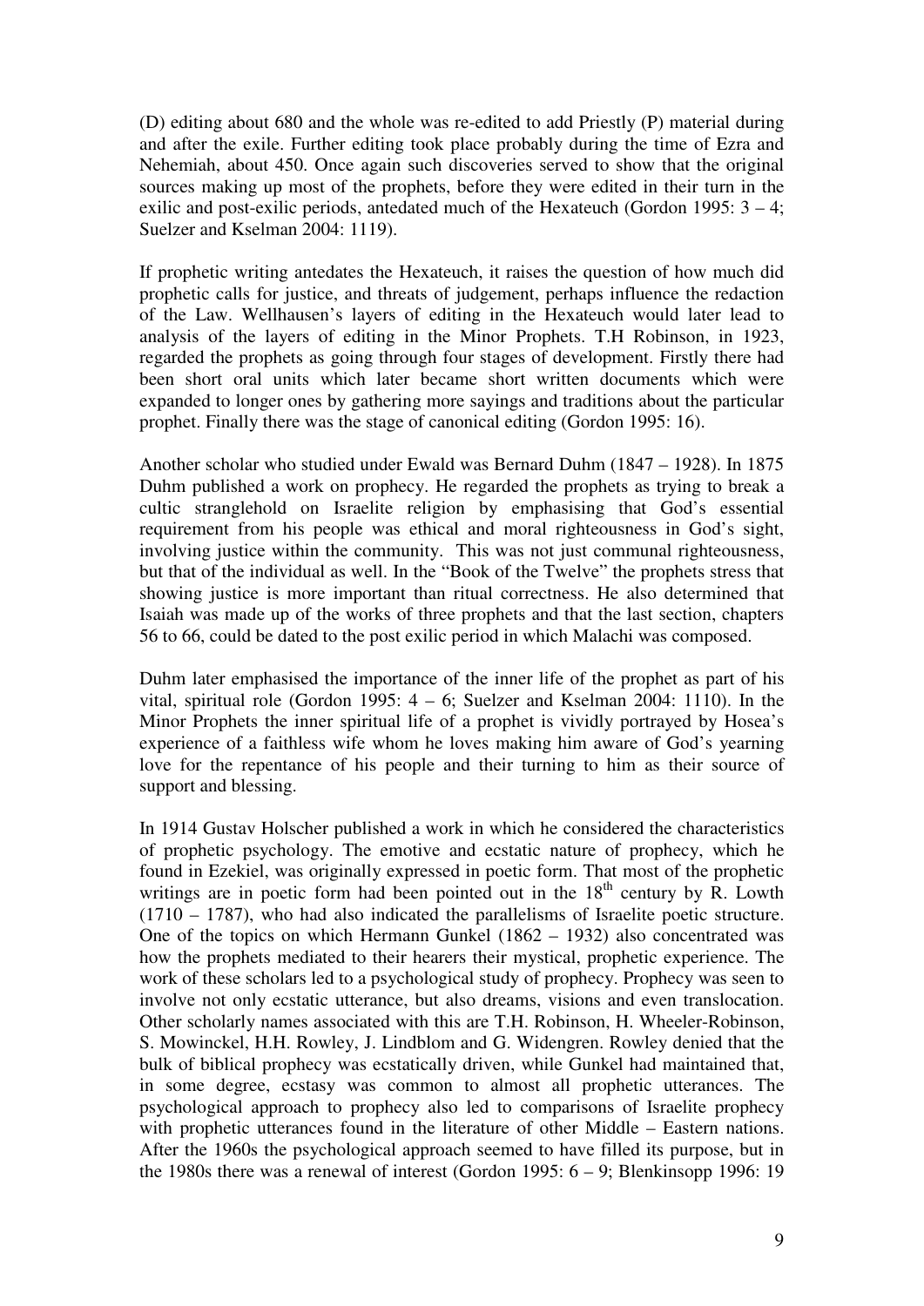(D) editing about 680 and the whole was re-edited to add Priestly (P) material during and after the exile. Further editing took place probably during the time of Ezra and Nehemiah, about 450. Once again such discoveries served to show that the original sources making up most of the prophets, before they were edited in their turn in the exilic and post-exilic periods, antedated much of the Hexateuch (Gordon 1995: 3 – 4; Suelzer and Kselman 2004: 1119).

If prophetic writing antedates the Hexateuch, it raises the question of how much did prophetic calls for justice, and threats of judgement, perhaps influence the redaction of the Law. Wellhausen's layers of editing in the Hexateuch would later lead to analysis of the layers of editing in the Minor Prophets. T.H Robinson, in 1923, regarded the prophets as going through four stages of development. Firstly there had been short oral units which later became short written documents which were expanded to longer ones by gathering more sayings and traditions about the particular prophet. Finally there was the stage of canonical editing (Gordon 1995: 16).

Another scholar who studied under Ewald was Bernard Duhm (1847 – 1928). In 1875 Duhm published a work on prophecy. He regarded the prophets as trying to break a cultic stranglehold on Israelite religion by emphasising that God's essential requirement from his people was ethical and moral righteousness in God's sight, involving justice within the community. This was not just communal righteousness, but that of the individual as well. In the "Book of the Twelve" the prophets stress that showing justice is more important than ritual correctness. He also determined that Isaiah was made up of the works of three prophets and that the last section, chapters 56 to 66, could be dated to the post exilic period in which Malachi was composed.

Duhm later emphasised the importance of the inner life of the prophet as part of his vital, spiritual role (Gordon 1995: 4 – 6; Suelzer and Kselman 2004: 1110). In the Minor Prophets the inner spiritual life of a prophet is vividly portrayed by Hosea's experience of a faithless wife whom he loves making him aware of God's yearning love for the repentance of his people and their turning to him as their source of support and blessing.

In 1914 Gustav Holscher published a work in which he considered the characteristics of prophetic psychology. The emotive and ecstatic nature of prophecy, which he found in Ezekiel, was originally expressed in poetic form. That most of the prophetic writings are in poetic form had been pointed out in the 18th century by R. Lowth (1710 – 1787), who had also indicated the parallelisms of Israelite poetic structure. One of the topics on which Hermann Gunkel (1862 – 1932) also concentrated was how the prophets mediated to their hearers their mystical, prophetic experience. The work of these scholars led to a psychological study of prophecy. Prophecy was seen to involve not only ecstatic utterance, but also dreams, visions and even translocation. Other scholarly names associated with this are T.H. Robinson, H. Wheeler-Robinson, S. Mowinckel, H.H. Rowley, J. Lindblom and G. Widengren. Rowley denied that the bulk of biblical prophecy was ecstatically driven, while Gunkel had maintained that, in some degree, ecstasy was common to almost all prophetic utterances. The psychological approach to prophecy also led to comparisons of Israelite prophecy with prophetic utterances found in the literature of other Middle – Eastern nations. After the 1960s the psychological approach seemed to have filled its purpose, but in the 1980s there was a renewal of interest (Gordon 1995: 6 – 9; Blenkinsopp 1996: 19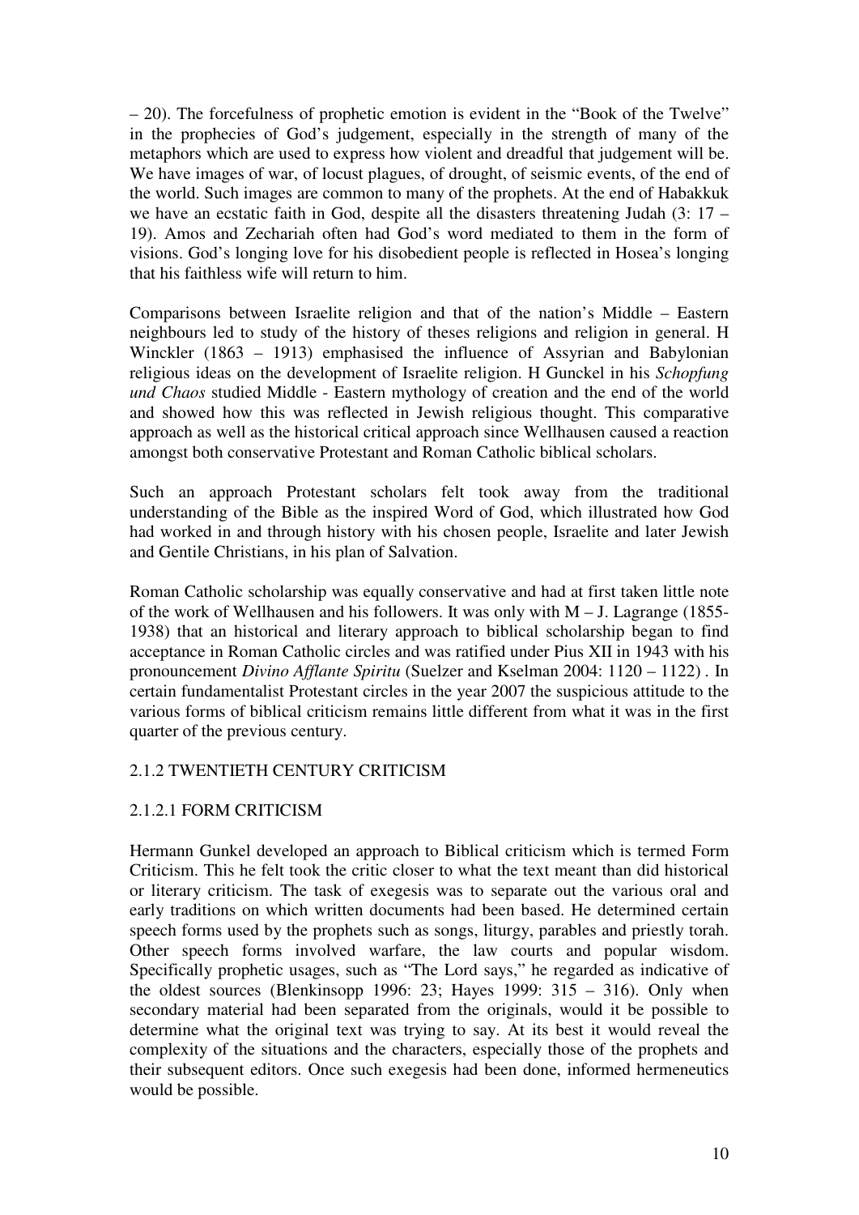– 20). The forcefulness of prophetic emotion is evident in the "Book of the Twelve" in the prophecies of God's judgement, especially in the strength of many of the metaphors which are used to express how violent and dreadful that judgement will be. We have images of war, of locust plagues, of drought, of seismic events, of the end of the world. Such images are common to many of the prophets. At the end of Habakkuk we have an ecstatic faith in God, despite all the disasters threatening Judah (3: 17 – 19). Amos and Zechariah often had God's word mediated to them in the form of visions. God's longing love for his disobedient people is reflected in Hosea's longing that his faithless wife will return to him.

Comparisons between Israelite religion and that of the nation's Middle – Eastern neighbours led to study of the history of theses religions and religion in general. H Winckler (1863 – 1913) emphasised the influence of Assyrian and Babylonian religious ideas on the development of Israelite religion. H Gunckel in his *Schopfung und Chaos* studied Middle - Eastern mythology of creation and the end of the world and showed how this was reflected in Jewish religious thought. This comparative approach as well as the historical critical approach since Wellhausen caused a reaction amongst both conservative Protestant and Roman Catholic biblical scholars.

Such an approach Protestant scholars felt took away from the traditional understanding of the Bible as the inspired Word of God, which illustrated how God had worked in and through history with his chosen people, Israelite and later Jewish and Gentile Christians, in his plan of Salvation.

Roman Catholic scholarship was equally conservative and had at first taken little note of the work of Wellhausen and his followers. It was only with M – J. Lagrange (1855-1938) that an historical and literary approach to biblical scholarship began to find acceptance in Roman Catholic circles and was ratified under Pius XII in 1943 with his pronouncement *Divino Afflante Spiritu* (Suelzer and Kselman 2004: 1120 – 1122) . In certain fundamentalist Protestant circles in the year 2007 the suspicious attitude to the various forms of biblical criticism remains little different from what it was in the first quarter of the previous century.

### 2.1.2 TWENTIETH CENTURY CRITICISM

#### 2.1.2.1 FORM CRITICISM

Hermann Gunkel developed an approach to Biblical criticism which is termed Form Criticism. This he felt took the critic closer to what the text meant than did historical or literary criticism. The task of exegesis was to separate out the various oral and early traditions on which written documents had been based. He determined certain speech forms used by the prophets such as songs, liturgy, parables and priestly torah. Other speech forms involved warfare, the law courts and popular wisdom. Specifically prophetic usages, such as "The Lord says," he regarded as indicative of the oldest sources (Blenkinsopp 1996: 23; Hayes 1999: 315 – 316). Only when secondary material had been separated from the originals, would it be possible to determine what the original text was trying to say. At its best it would reveal the complexity of the situations and the characters, especially those of the prophets and their subsequent editors. Once such exegesis had been done, informed hermeneutics would be possible.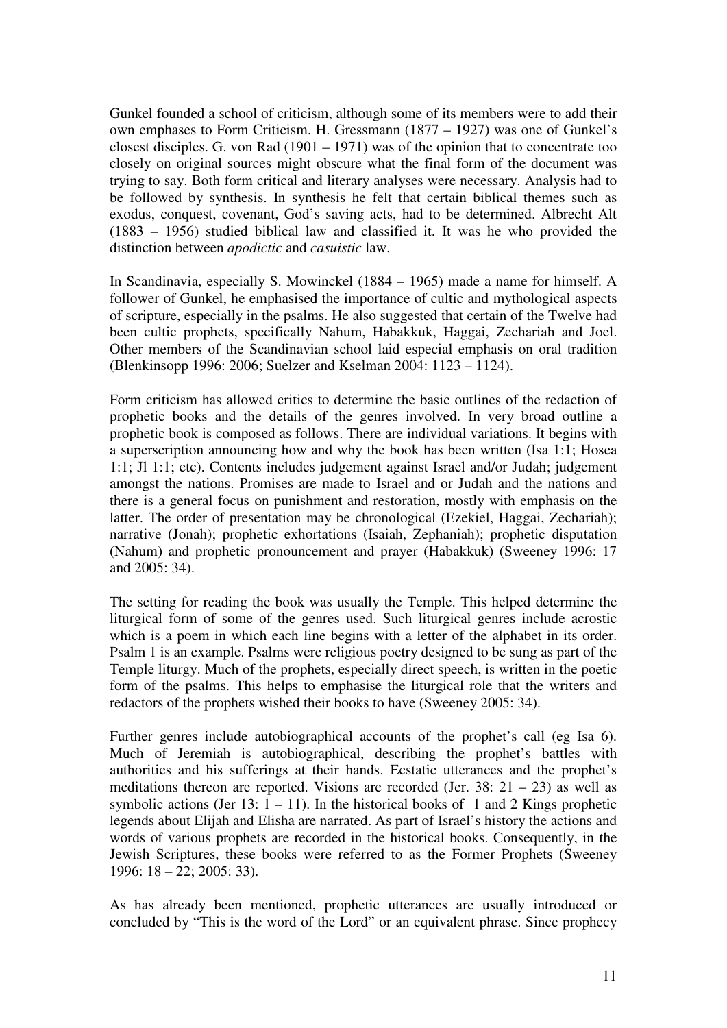Gunkel founded a school of criticism, although some of its members were to add their own emphases to Form Criticism. H. Gressmann (1877 – 1927) was one of Gunkel's closest disciples. G. von Rad (1901 – 1971) was of the opinion that to concentrate too closely on original sources might obscure what the final form of the document was trying to say. Both form critical and literary analyses were necessary. Analysis had to be followed by synthesis. In synthesis he felt that certain biblical themes such as exodus, conquest, covenant, God's saving acts, had to be determined. Albrecht Alt (1883 – 1956) studied biblical law and classified it. It was he who provided the distinction between *apodictic* and *casuistic* law.

In Scandinavia, especially S. Mowinckel (1884 – 1965) made a name for himself. A follower of Gunkel, he emphasised the importance of cultic and mythological aspects of scripture, especially in the psalms. He also suggested that certain of the Twelve had been cultic prophets, specifically Nahum, Habakkuk, Haggai, Zechariah and Joel. Other members of the Scandinavian school laid especial emphasis on oral tradition (Blenkinsopp 1996: 2006; Suelzer and Kselman 2004: 1123 – 1124).

Form criticism has allowed critics to determine the basic outlines of the redaction of prophetic books and the details of the genres involved. In very broad outline a prophetic book is composed as follows. There are individual variations. It begins with a superscription announcing how and why the book has been written (Isa 1:1; Hosea 1:1; Jl 1:1; etc). Contents includes judgement against Israel and/or Judah; judgement amongst the nations. Promises are made to Israel and or Judah and the nations and there is a general focus on punishment and restoration, mostly with emphasis on the latter. The order of presentation may be chronological (Ezekiel, Haggai, Zechariah); narrative (Jonah); prophetic exhortations (Isaiah, Zephaniah); prophetic disputation (Nahum) and prophetic pronouncement and prayer (Habakkuk) (Sweeney 1996: 17 and 2005: 34).

The setting for reading the book was usually the Temple. This helped determine the liturgical form of some of the genres used. Such liturgical genres include acrostic which is a poem in which each line begins with a letter of the alphabet in its order. Psalm 1 is an example. Psalms were religious poetry designed to be sung as part of the Temple liturgy. Much of the prophets, especially direct speech, is written in the poetic form of the psalms. This helps to emphasise the liturgical role that the writers and redactors of the prophets wished their books to have (Sweeney 2005: 34).

Further genres include autobiographical accounts of the prophet's call (eg Isa 6). Much of Jeremiah is autobiographical, describing the prophet's battles with authorities and his sufferings at their hands. Ecstatic utterances and the prophet's meditations thereon are reported. Visions are recorded (Jer. 38: 21 – 23) as well as symbolic actions (Jer 13: 1 – 11). In the historical books of 1 and 2 Kings prophetic legends about Elijah and Elisha are narrated. As part of Israel's history the actions and words of various prophets are recorded in the historical books. Consequently, in the Jewish Scriptures, these books were referred to as the Former Prophets (Sweeney 1996: 18 – 22; 2005: 33).

As has already been mentioned, prophetic utterances are usually introduced or concluded by "This is the word of the Lord" or an equivalent phrase. Since prophecy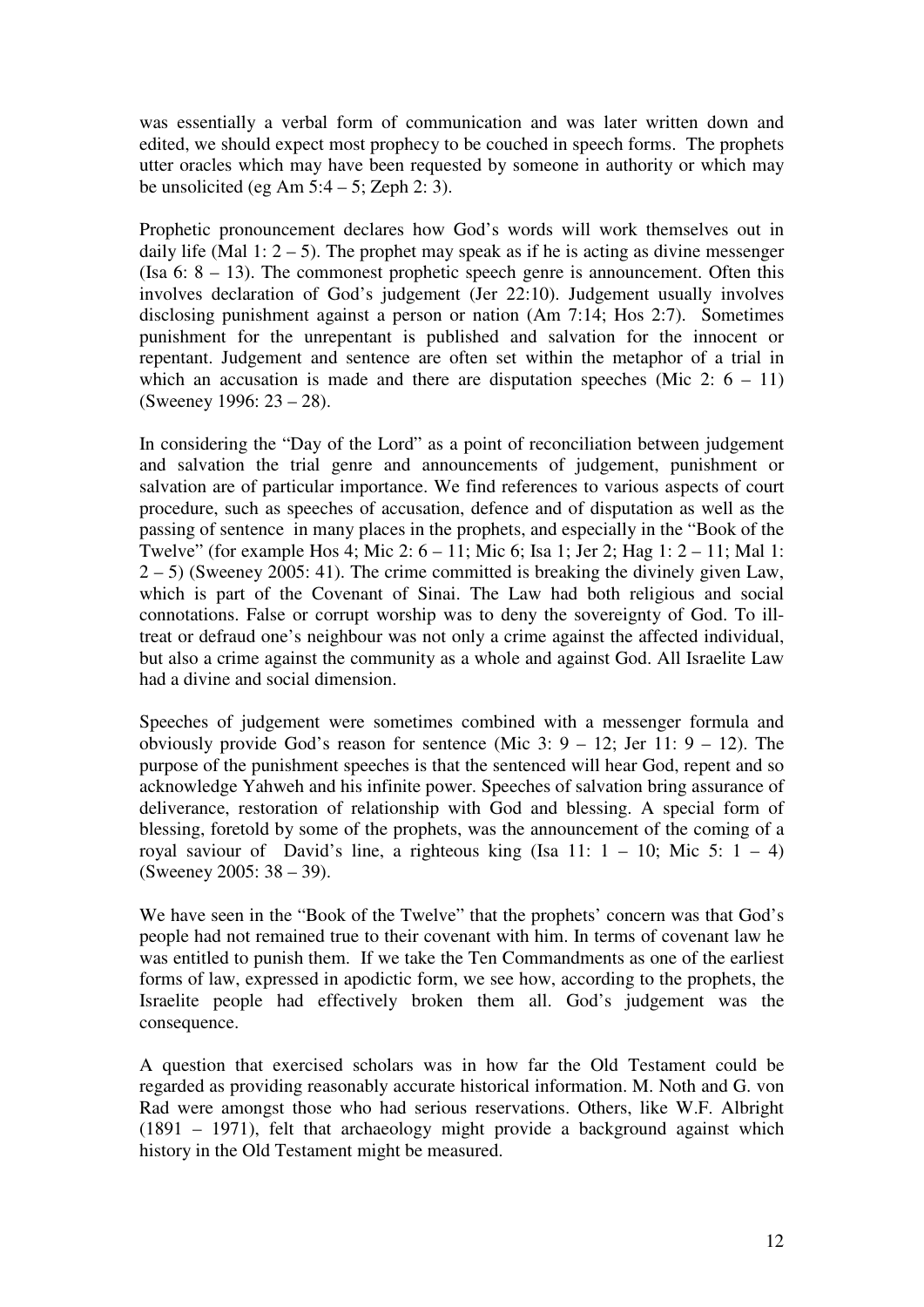was essentially a verbal form of communication and was later written down and edited, we should expect most prophecy to be couched in speech forms. The prophets utter oracles which may have been requested by someone in authority or which may be unsolicited (eg Am 5:4 – 5; Zeph 2: 3).

Prophetic pronouncement declares how God's words will work themselves out in daily life (Mal 1: 2 – 5). The prophet may speak as if he is acting as divine messenger (Isa 6: 8 – 13). The commonest prophetic speech genre is announcement. Often this involves declaration of God's judgement (Jer 22:10). Judgement usually involves disclosing punishment against a person or nation (Am 7:14; Hos 2:7). Sometimes punishment for the unrepentant is published and salvation for the innocent or repentant. Judgement and sentence are often set within the metaphor of a trial in which an accusation is made and there are disputation speeches (Mic 2: 6 – 11) (Sweeney 1996: 23 – 28).

In considering the "Day of the Lord" as a point of reconciliation between judgement and salvation the trial genre and announcements of judgement, punishment or salvation are of particular importance. We find references to various aspects of court procedure, such as speeches of accusation, defence and of disputation as well as the passing of sentence in many places in the prophets, and especially in the "Book of the Twelve" (for example Hos 4; Mic 2: 6 – 11; Mic 6; Isa 1; Jer 2; Hag 1: 2 – 11; Mal 1: 2 – 5) (Sweeney 2005: 41). The crime committed is breaking the divinely given Law, which is part of the Covenant of Sinai. The Law had both religious and social connotations. False or corrupt worship was to deny the sovereignty of God. To ill-treat or defraud one's neighbour was not only a crime against the affected individual, but also a crime against the community as a whole and against God. All Israelite Law had a divine and social dimension.

Speeches of judgement were sometimes combined with a messenger formula and obviously provide God's reason for sentence (Mic 3: 9 – 12; Jer 11: 9 – 12). The purpose of the punishment speeches is that the sentenced will hear God, repent and so acknowledge Yahweh and his infinite power. Speeches of salvation bring assurance of deliverance, restoration of relationship with God and blessing. A special form of blessing, foretold by some of the prophets, was the announcement of the coming of a royal saviour of David's line, a righteous king (Isa 11: 1 – 10; Mic 5: 1 – 4) (Sweeney 2005: 38 – 39).

We have seen in the "Book of the Twelve" that the prophets' concern was that God's people had not remained true to their covenant with him. In terms of covenant law he was entitled to punish them. If we take the Ten Commandments as one of the earliest forms of law, expressed in apodictic form, we see how, according to the prophets, the Israelite people had effectively broken them all. God's judgement was the consequence.

A question that exercised scholars was in how far the Old Testament could be regarded as providing reasonably accurate historical information. M. Noth and G. von Rad were amongst those who had serious reservations. Others, like W.F. Albright (1891 – 1971), felt that archaeology might provide a background against which history in the Old Testament might be measured.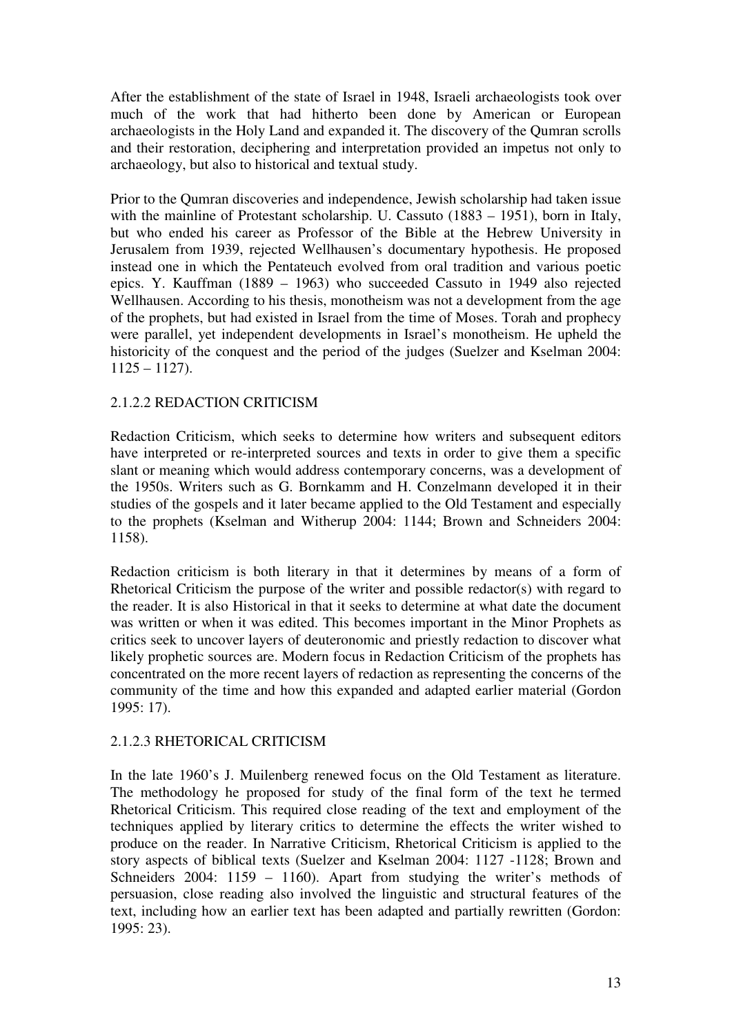After the establishment of the state of Israel in 1948, Israeli archaeologists took over much of the work that had hitherto been done by American or European archaeologists in the Holy Land and expanded it. The discovery of the Qumran scrolls and their restoration, deciphering and interpretation provided an impetus not only to archaeology, but also to historical and textual study.

Prior to the Qumran discoveries and independence, Jewish scholarship had taken issue with the mainline of Protestant scholarship. U. Cassuto (1883 – 1951), born in Italy, but who ended his career as Professor of the Bible at the Hebrew University in Jerusalem from 1939, rejected Wellhausen's documentary hypothesis. He proposed instead one in which the Pentateuch evolved from oral tradition and various poetic epics. Y. Kauffman (1889 – 1963) who succeeded Cassuto in 1949 also rejected Wellhausen. According to his thesis, monotheism was not a development from the age of the prophets, but had existed in Israel from the time of Moses. Torah and prophecy were parallel, yet independent developments in Israel's monotheism. He upheld the historicity of the conquest and the period of the judges (Suelzer and Kselman 2004: 1125 – 1127).

#### 2.1.2.2 REDACTION CRITICISM

Redaction Criticism, which seeks to determine how writers and subsequent editors have interpreted or re-interpreted sources and texts in order to give them a specific slant or meaning which would address contemporary concerns, was a development of the 1950s. Writers such as G. Bornkamm and H. Conzelmann developed it in their studies of the gospels and it later became applied to the Old Testament and especially to the prophets (Kselman and Witherup 2004: 1144; Brown and Schneiders 2004: 1158).

Redaction criticism is both literary in that it determines by means of a form of Rhetorical Criticism the purpose of the writer and possible redactor(s) with regard to the reader. It is also Historical in that it seeks to determine at what date the document was written or when it was edited. This becomes important in the Minor Prophets as critics seek to uncover layers of deuteronomic and priestly redaction to discover what likely prophetic sources are. Modern focus in Redaction Criticism of the prophets has concentrated on the more recent layers of redaction as representing the concerns of the community of the time and how this expanded and adapted earlier material (Gordon 1995: 17).

#### 2.1.2.3 RHETORICAL CRITICISM

In the late 1960's J. Muilenberg renewed focus on the Old Testament as literature. The methodology he proposed for study of the final form of the text he termed Rhetorical Criticism. This required close reading of the text and employment of the techniques applied by literary critics to determine the effects the writer wished to produce on the reader. In Narrative Criticism, Rhetorical Criticism is applied to the story aspects of biblical texts (Suelzer and Kselman 2004: 1127 -1128; Brown and Schneiders 2004: 1159 – 1160). Apart from studying the writer's methods of persuasion, close reading also involved the linguistic and structural features of the text, including how an earlier text has been adapted and partially rewritten (Gordon: 1995: 23).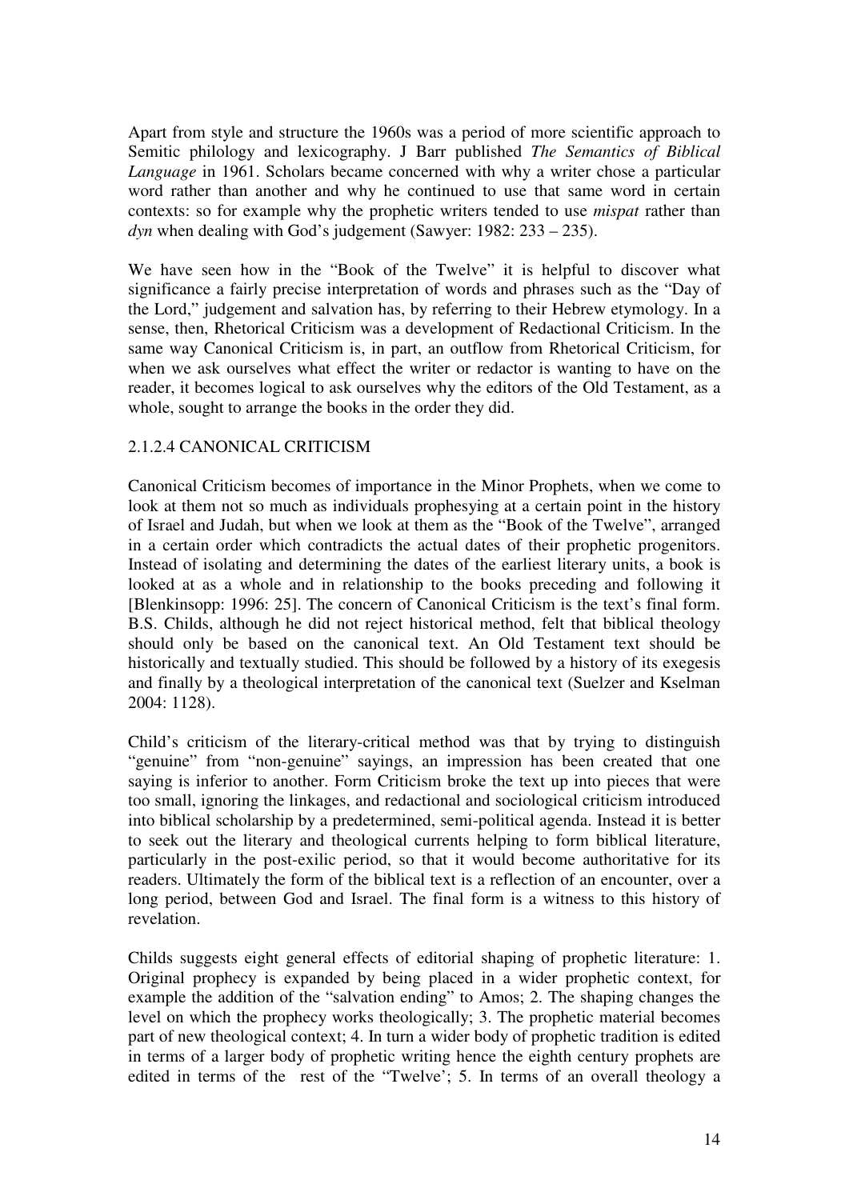Apart from style and structure the 1960s was a period of more scientific approach to Semitic philology and lexicography. J Barr published *The Semantics of Biblical Language* in 1961. Scholars became concerned with why a writer chose a particular word rather than another and why he continued to use that same word in certain contexts: so for example why the prophetic writers tended to use *mispat* rather than *dyn* when dealing with God's judgement (Sawyer: 1982: 233 – 235).

We have seen how in the "Book of the Twelve" it is helpful to discover what significance a fairly precise interpretation of words and phrases such as the "Day of the Lord," judgement and salvation has, by referring to their Hebrew etymology. In a sense, then, Rhetorical Criticism was a development of Redactional Criticism. In the same way Canonical Criticism is, in part, an outflow from Rhetorical Criticism, for when we ask ourselves what effect the writer or redactor is wanting to have on the reader, it becomes logical to ask ourselves why the editors of the Old Testament, as a whole, sought to arrange the books in the order they did.

### 2.1.2.4 CANONICAL CRITICISM

Canonical Criticism becomes of importance in the Minor Prophets, when we come to look at them not so much as individuals prophesying at a certain point in the history of Israel and Judah, but when we look at them as the "Book of the Twelve", arranged in a certain order which contradicts the actual dates of their prophetic progenitors. Instead of isolating and determining the dates of the earliest literary units, a book is looked at as a whole and in relationship to the books preceding and following it [Blenkinsopp: 1996: 25]. The concern of Canonical Criticism is the text's final form. B.S. Childs, although he did not reject historical method, felt that biblical theology should only be based on the canonical text. An Old Testament text should be historically and textually studied. This should be followed by a history of its exegesis and finally by a theological interpretation of the canonical text (Suelzer and Kselman 2004: 1128).

Child's criticism of the literary-critical method was that by trying to distinguish "genuine" from "non-genuine" sayings, an impression has been created that one saying is inferior to another. Form Criticism broke the text up into pieces that were too small, ignoring the linkages, and redactional and sociological criticism introduced into biblical scholarship by a predetermined, semi-political agenda. Instead it is better to seek out the literary and theological currents helping to form biblical literature, particularly in the post-exilic period, so that it would become authoritative for its readers. Ultimately the form of the biblical text is a reflection of an encounter, over a long period, between God and Israel. The final form is a witness to this history of revelation.

Childs suggests eight general effects of editorial shaping of prophetic literature: 1. Original prophecy is expanded by being placed in a wider prophetic context, for example the addition of the "salvation ending" to Amos; 2. The shaping changes the level on which the prophecy works theologically; 3. The prophetic material becomes part of new theological context; 4. In turn a wider body of prophetic tradition is edited in terms of a larger body of prophetic writing hence the eighth century prophets are edited in terms of the rest of the "Twelve'; 5. In terms of an overall theology a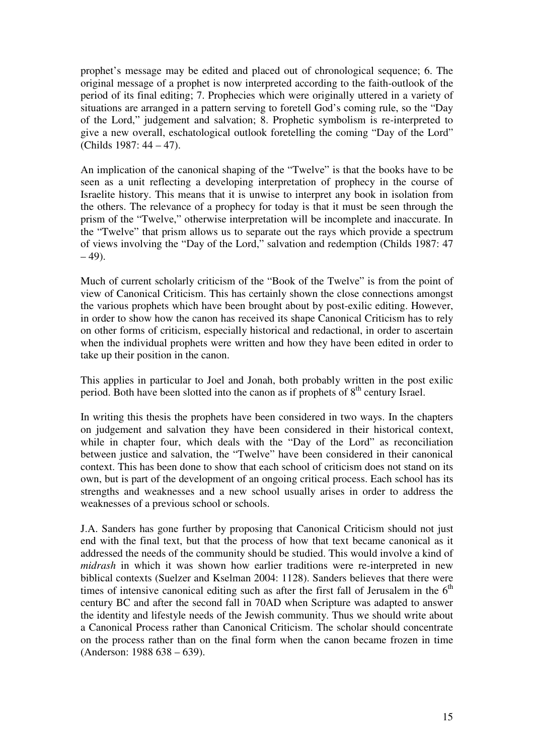prophet's message may be edited and placed out of chronological sequence; 6. The original message of a prophet is now interpreted according to the faith-outlook of the period of its final editing; 7. Prophecies which were originally uttered in a variety of situations are arranged in a pattern serving to foretell God's coming rule, so the "Day of the Lord," judgement and salvation; 8. Prophetic symbolism is re-interpreted to give a new overall, eschatological outlook foretelling the coming "Day of the Lord" (Childs 1987: 44 – 47).

An implication of the canonical shaping of the "Twelve" is that the books have to be seen as a unit reflecting a developing interpretation of prophecy in the course of Israelite history. This means that it is unwise to interpret any book in isolation from the others. The relevance of a prophecy for today is that it must be seen through the prism of the "Twelve," otherwise interpretation will be incomplete and inaccurate. In the "Twelve" that prism allows us to separate out the rays which provide a spectrum of views involving the "Day of the Lord," salvation and redemption (Childs 1987: 47 – 49).

Much of current scholarly criticism of the "Book of the Twelve" is from the point of view of Canonical Criticism. This has certainly shown the close connections amongst the various prophets which have been brought about by post-exilic editing. However, in order to show how the canon has received its shape Canonical Criticism has to rely on other forms of criticism, especially historical and redactional, in order to ascertain when the individual prophets were written and how they have been edited in order to take up their position in the canon.

This applies in particular to Joel and Jonah, both probably written in the post exilic period. Both have been slotted into the canon as if prophets of 8th century Israel.

In writing this thesis the prophets have been considered in two ways. In the chapters on judgement and salvation they have been considered in their historical context, while in chapter four, which deals with the "Day of the Lord" as reconciliation between justice and salvation, the "Twelve" have been considered in their canonical context. This has been done to show that each school of criticism does not stand on its own, but is part of the development of an ongoing critical process. Each school has its strengths and weaknesses and a new school usually arises in order to address the weaknesses of a previous school or schools.

J.A. Sanders has gone further by proposing that Canonical Criticism should not just end with the final text, but that the process of how that text became canonical as it addressed the needs of the community should be studied. This would involve a kind of *midrash* in which it was shown how earlier traditions were re-interpreted in new biblical contexts (Suelzer and Kselman 2004: 1128). Sanders believes that there were times of intensive canonical editing such as after the first fall of Jerusalem in the 6th century BC and after the second fall in 70AD when Scripture was adapted to answer the identity and lifestyle needs of the Jewish community. Thus we should write about a Canonical Process rather than Canonical Criticism. The scholar should concentrate on the process rather than on the final form when the canon became frozen in time (Anderson: 1988 638 – 639).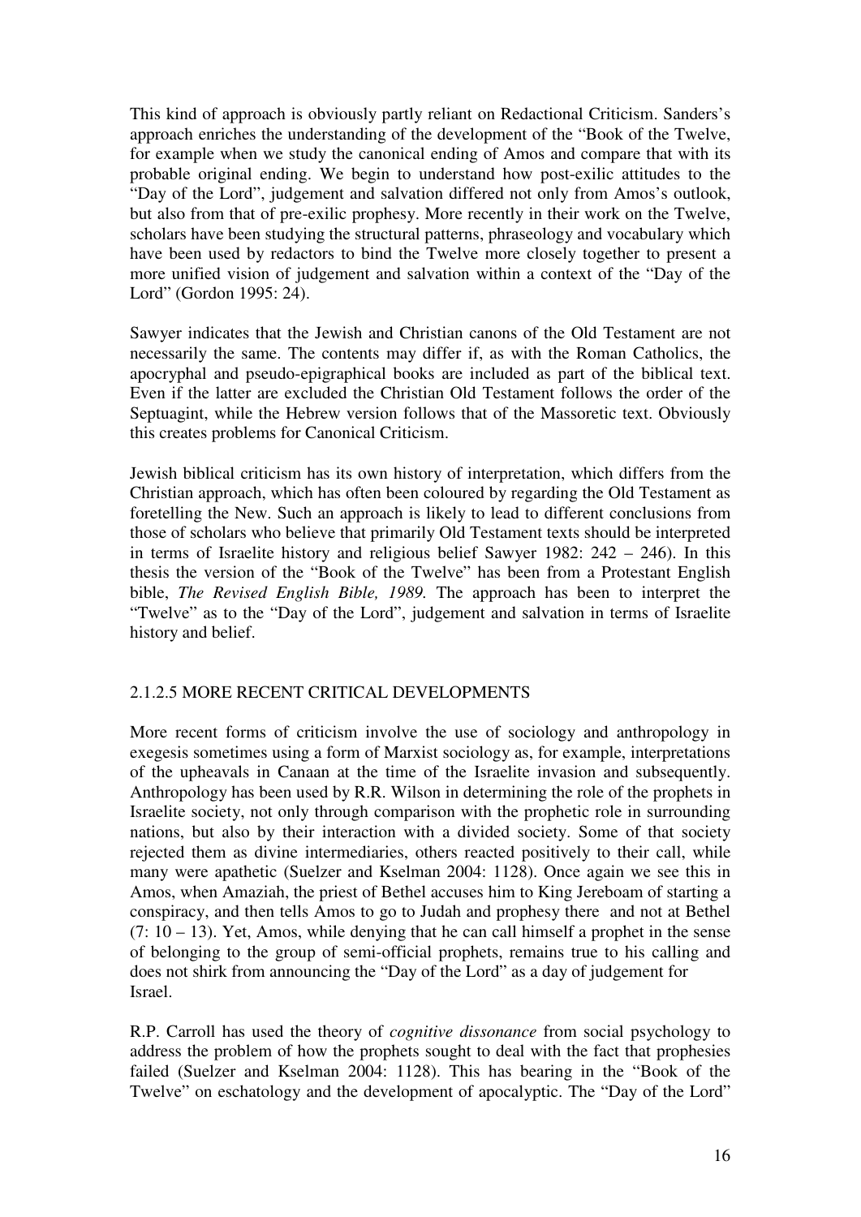This kind of approach is obviously partly reliant on Redactional Criticism. Sanders's approach enriches the understanding of the development of the "Book of the Twelve, for example when we study the canonical ending of Amos and compare that with its probable original ending. We begin to understand how post-exilic attitudes to the "Day of the Lord", judgement and salvation differed not only from Amos's outlook, but also from that of pre-exilic prophesy. More recently in their work on the Twelve, scholars have been studying the structural patterns, phraseology and vocabulary which have been used by redactors to bind the Twelve more closely together to present a more unified vision of judgement and salvation within a context of the "Day of the Lord" (Gordon 1995: 24).

Sawyer indicates that the Jewish and Christian canons of the Old Testament are not necessarily the same. The contents may differ if, as with the Roman Catholics, the apocryphal and pseudo-epigraphical books are included as part of the biblical text. Even if the latter are excluded the Christian Old Testament follows the order of the Septuagint, while the Hebrew version follows that of the Massoretic text. Obviously this creates problems for Canonical Criticism.

Jewish biblical criticism has its own history of interpretation, which differs from the Christian approach, which has often been coloured by regarding the Old Testament as foretelling the New. Such an approach is likely to lead to different conclusions from those of scholars who believe that primarily Old Testament texts should be interpreted in terms of Israelite history and religious belief Sawyer 1982: 242 – 246). In this thesis the version of the "Book of the Twelve" has been from a Protestant English bible, *The Revised English Bible, 1989.* The approach has been to interpret the "Twelve" as to the "Day of the Lord", judgement and salvation in terms of Israelite history and belief.

### 2.1.2.5 MORE RECENT CRITICAL DEVELOPMENTS

More recent forms of criticism involve the use of sociology and anthropology in exegesis sometimes using a form of Marxist sociology as, for example, interpretations of the upheavals in Canaan at the time of the Israelite invasion and subsequently. Anthropology has been used by R.R. Wilson in determining the role of the prophets in Israelite society, not only through comparison with the prophetic role in surrounding nations, but also by their interaction with a divided society. Some of that society rejected them as divine intermediaries, others reacted positively to their call, while many were apathetic (Suelzer and Kselman 2004: 1128). Once again we see this in Amos, when Amaziah, the priest of Bethel accuses him to King Jereboam of starting a conspiracy, and then tells Amos to go to Judah and prophesy there and not at Bethel (7: 10 – 13). Yet, Amos, while denying that he can call himself a prophet in the sense of belonging to the group of semi-official prophets, remains true to his calling and does not shirk from announcing the "Day of the Lord" as a day of judgement for Israel.

R.P. Carroll has used the theory of *cognitive dissonance* from social psychology to address the problem of how the prophets sought to deal with the fact that prophesies failed (Suelzer and Kselman 2004: 1128). This has bearing in the "Book of the Twelve" on eschatology and the development of apocalyptic. The "Day of the Lord"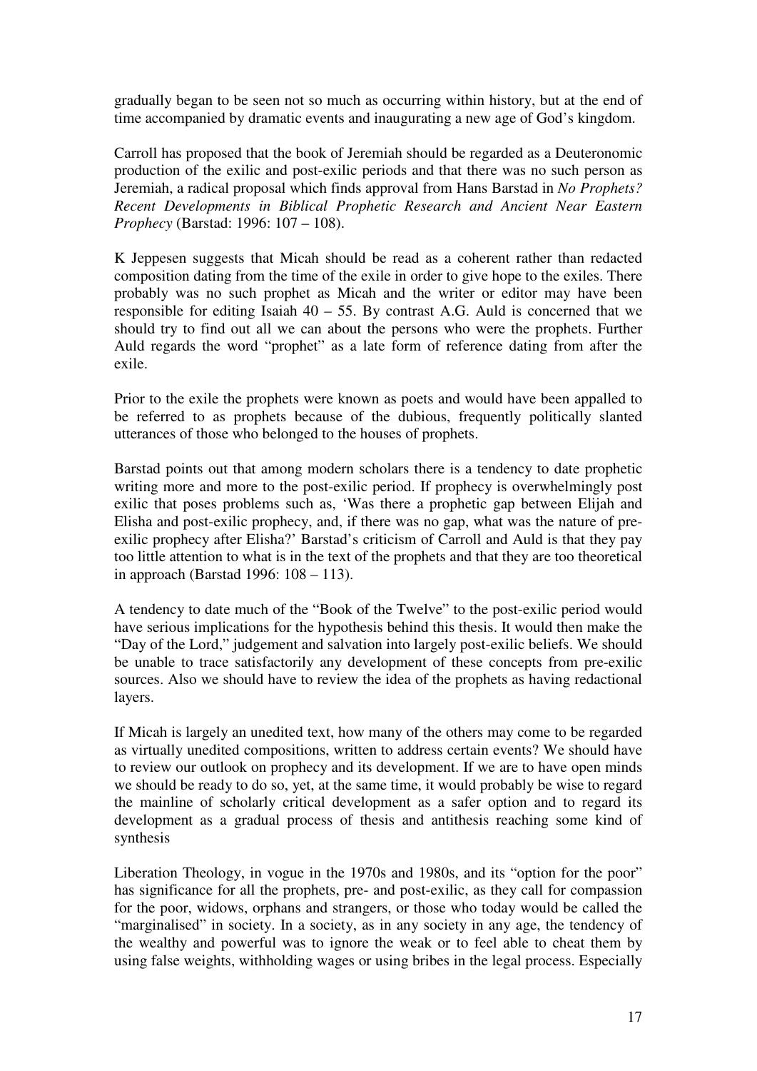gradually began to be seen not so much as occurring within history, but at the end of time accompanied by dramatic events and inaugurating a new age of God's kingdom.

Carroll has proposed that the book of Jeremiah should be regarded as a Deuteronomic production of the exilic and post-exilic periods and that there was no such person as Jeremiah, a radical proposal which finds approval from Hans Barstad in *No Prophets? Recent Developments in Biblical Prophetic Research and Ancient Near Eastern Prophecy* (Barstad: 1996: 107 – 108).

K Jeppesen suggests that Micah should be read as a coherent rather than redacted composition dating from the time of the exile in order to give hope to the exiles. There probably was no such prophet as Micah and the writer or editor may have been responsible for editing Isaiah 40 – 55. By contrast A.G. Auld is concerned that we should try to find out all we can about the persons who were the prophets. Further Auld regards the word "prophet" as a late form of reference dating from after the exile.

Prior to the exile the prophets were known as poets and would have been appalled to be referred to as prophets because of the dubious, frequently politically slanted utterances of those who belonged to the houses of prophets.

Barstad points out that among modern scholars there is a tendency to date prophetic writing more and more to the post-exilic period. If prophecy is overwhelmingly post exilic that poses problems such as, 'Was there a prophetic gap between Elijah and Elisha and post-exilic prophecy, and, if there was no gap, what was the nature of pre-exilic prophecy after Elisha?' Barstad's criticism of Carroll and Auld is that they pay too little attention to what is in the text of the prophets and that they are too theoretical in approach (Barstad 1996: 108 – 113).

A tendency to date much of the "Book of the Twelve" to the post-exilic period would have serious implications for the hypothesis behind this thesis. It would then make the "Day of the Lord," judgement and salvation into largely post-exilic beliefs. We should be unable to trace satisfactorily any development of these concepts from pre-exilic sources. Also we should have to review the idea of the prophets as having redactional layers.

If Micah is largely an unedited text, how many of the others may come to be regarded as virtually unedited compositions, written to address certain events? We should have to review our outlook on prophecy and its development. If we are to have open minds we should be ready to do so, yet, at the same time, it would probably be wise to regard the mainline of scholarly critical development as a safer option and to regard its development as a gradual process of thesis and antithesis reaching some kind of synthesis

Liberation Theology, in vogue in the 1970s and 1980s, and its "option for the poor" has significance for all the prophets, pre- and post-exilic, as they call for compassion for the poor, widows, orphans and strangers, or those who today would be called the "marginalised" in society. In a society, as in any society in any age, the tendency of the wealthy and powerful was to ignore the weak or to feel able to cheat them by using false weights, withholding wages or using bribes in the legal process. Especially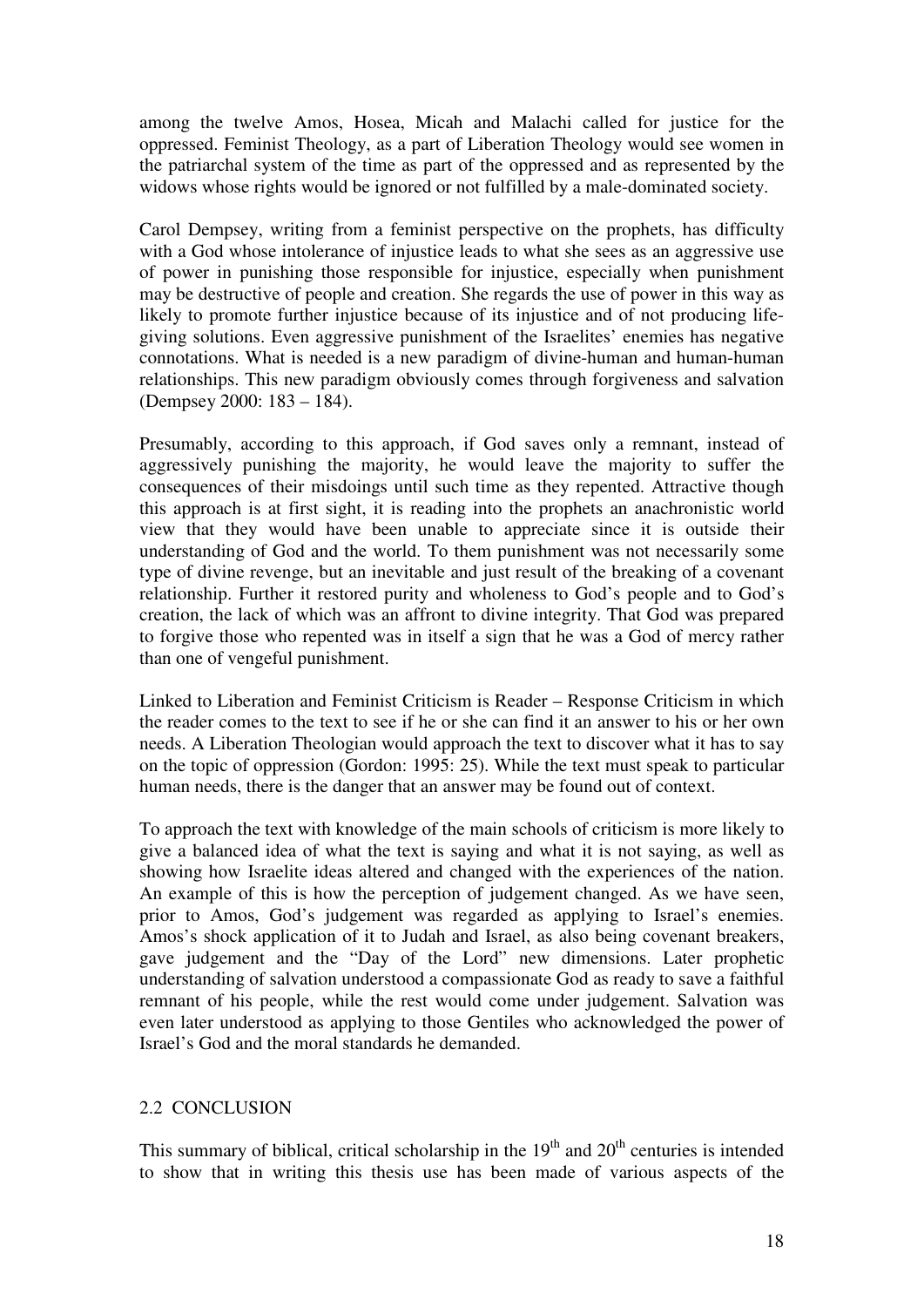among the twelve Amos, Hosea, Micah and Malachi called for justice for the oppressed. Feminist Theology, as a part of Liberation Theology would see women in the patriarchal system of the time as part of the oppressed and as represented by the widows whose rights would be ignored or not fulfilled by a male-dominated society.

Carol Dempsey, writing from a feminist perspective on the prophets, has difficulty with a God whose intolerance of injustice leads to what she sees as an aggressive use of power in punishing those responsible for injustice, especially when punishment may be destructive of people and creation. She regards the use of power in this way as likely to promote further injustice because of its injustice and of not producing life-giving solutions. Even aggressive punishment of the Israelites' enemies has negative connotations. What is needed is a new paradigm of divine-human and human-human relationships. This new paradigm obviously comes through forgiveness and salvation (Dempsey 2000: 183 – 184).

Presumably, according to this approach, if God saves only a remnant, instead of aggressively punishing the majority, he would leave the majority to suffer the consequences of their misdoings until such time as they repented. Attractive though this approach is at first sight, it is reading into the prophets an anachronistic world view that they would have been unable to appreciate since it is outside their understanding of God and the world. To them punishment was not necessarily some type of divine revenge, but an inevitable and just result of the breaking of a covenant relationship. Further it restored purity and wholeness to God's people and to God's creation, the lack of which was an affront to divine integrity. That God was prepared to forgive those who repented was in itself a sign that he was a God of mercy rather than one of vengeful punishment.

Linked to Liberation and Feminist Criticism is Reader – Response Criticism in which the reader comes to the text to see if he or she can find it an answer to his or her own needs. A Liberation Theologian would approach the text to discover what it has to say on the topic of oppression (Gordon: 1995: 25). While the text must speak to particular human needs, there is the danger that an answer may be found out of context.

To approach the text with knowledge of the main schools of criticism is more likely to give a balanced idea of what the text is saying and what it is not saying, as well as showing how Israelite ideas altered and changed with the experiences of the nation. An example of this is how the perception of judgement changed. As we have seen, prior to Amos, God's judgement was regarded as applying to Israel's enemies. Amos's shock application of it to Judah and Israel, as also being covenant breakers, gave judgement and the "Day of the Lord" new dimensions. Later prophetic understanding of salvation understood a compassionate God as ready to save a faithful remnant of his people, while the rest would come under judgement. Salvation was even later understood as applying to those Gentiles who acknowledged the power of Israel's God and the moral standards he demanded.

## 2.2 CONCLUSION

This summary of biblical, critical scholarship in the 19th and 20th centuries is intended to show that in writing this thesis use has been made of various aspects of the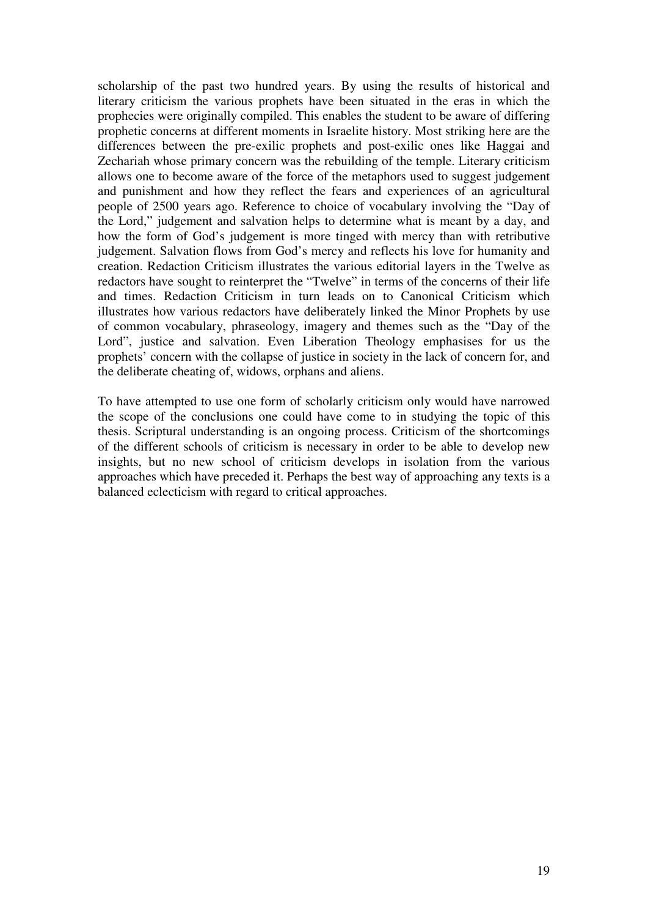scholarship of the past two hundred years. By using the results of historical and literary criticism the various prophets have been situated in the eras in which the prophecies were originally compiled. This enables the student to be aware of differing prophetic concerns at different moments in Israelite history. Most striking here are the differences between the pre-exilic prophets and post-exilic ones like Haggai and Zechariah whose primary concern was the rebuilding of the temple. Literary criticism allows one to become aware of the force of the metaphors used to suggest judgement and punishment and how they reflect the fears and experiences of an agricultural people of 2500 years ago. Reference to choice of vocabulary involving the "Day of the Lord," judgement and salvation helps to determine what is meant by a day, and how the form of God's judgement is more tinged with mercy than with retributive judgement. Salvation flows from God's mercy and reflects his love for humanity and creation. Redaction Criticism illustrates the various editorial layers in the Twelve as redactors have sought to reinterpret the "Twelve" in terms of the concerns of their life and times. Redaction Criticism in turn leads on to Canonical Criticism which illustrates how various redactors have deliberately linked the Minor Prophets by use of common vocabulary, phraseology, imagery and themes such as the "Day of the Lord", justice and salvation. Even Liberation Theology emphasises for us the prophets' concern with the collapse of justice in society in the lack of concern for, and the deliberate cheating of, widows, orphans and aliens.

To have attempted to use one form of scholarly criticism only would have narrowed the scope of the conclusions one could have come to in studying the topic of this thesis. Scriptural understanding is an ongoing process. Criticism of the shortcomings of the different schools of criticism is necessary in order to be able to develop new insights, but no new school of criticism develops in isolation from the various approaches which have preceded it. Perhaps the best way of approaching any texts is a balanced eclecticism with regard to critical approaches.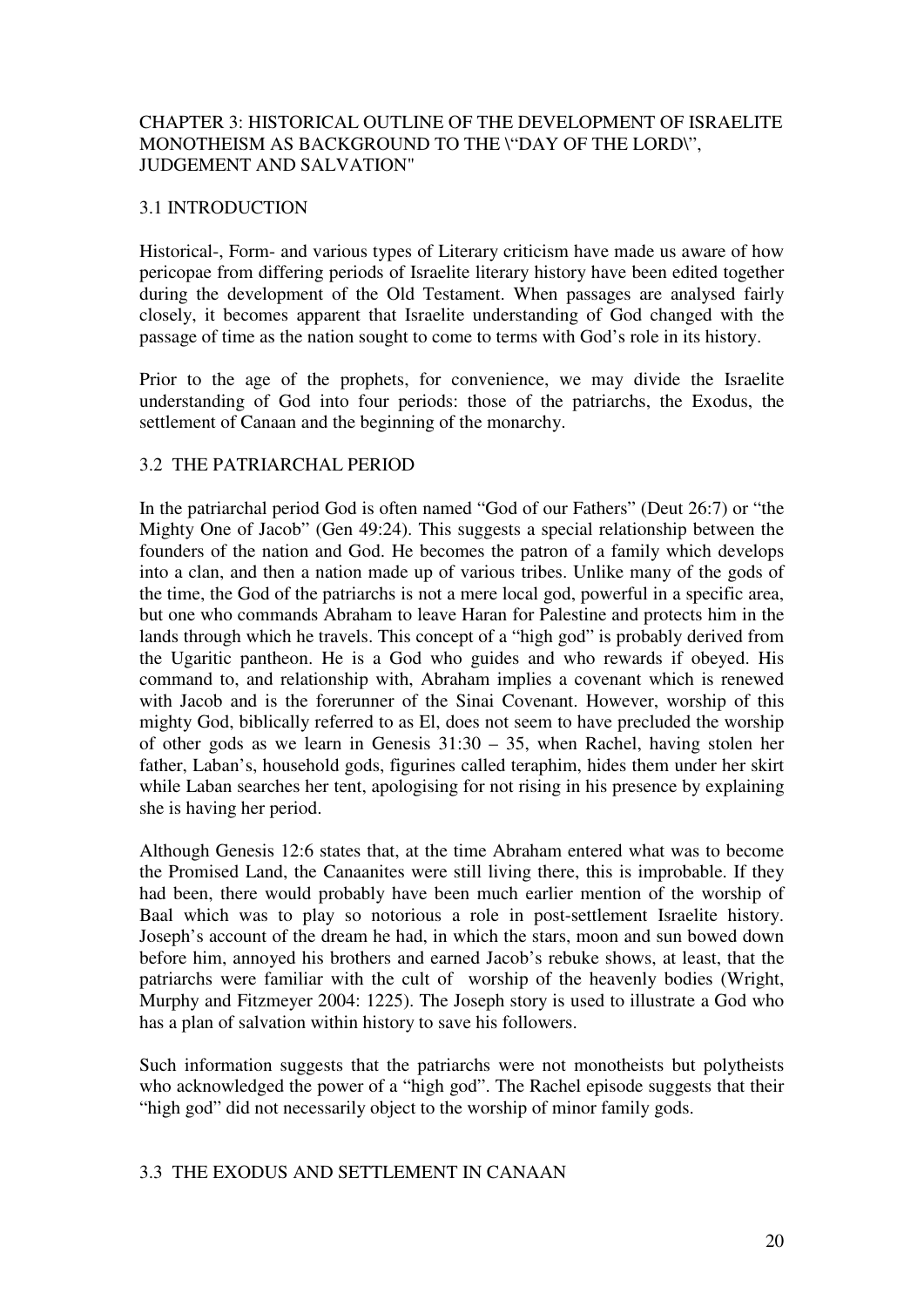# CHAPTER 3: HISTORICAL OUTLINE OF THE DEVELOPMENT OF ISRAELITE MONOTHEISM AS BACKGROUND TO THE \"DAY OF THE LORD\", JUDGEMENT AND SALVATION"

## 3.1 INTRODUCTION

Historical-, Form- and various types of Literary criticism have made us aware of how pericopae from differing periods of Israelite literary history have been edited together during the development of the Old Testament. When passages are analysed fairly closely, it becomes apparent that Israelite understanding of God changed with the passage of time as the nation sought to come to terms with God's role in its history.

Prior to the age of the prophets, for convenience, we may divide the Israelite understanding of God into four periods: those of the patriarchs, the Exodus, the settlement of Canaan and the beginning of the monarchy.

## 3.2 THE PATRIARCHAL PERIOD

In the patriarchal period God is often named "God of our Fathers" (Deut 26:7) or "the Mighty One of Jacob" (Gen 49:24). This suggests a special relationship between the founders of the nation and God. He becomes the patron of a family which develops into a clan, and then a nation made up of various tribes. Unlike many of the gods of the time, the God of the patriarchs is not a mere local god, powerful in a specific area, but one who commands Abraham to leave Haran for Palestine and protects him in the lands through which he travels. This concept of a "high god" is probably derived from the Ugaritic pantheon. He is a God who guides and who rewards if obeyed. His command to, and relationship with, Abraham implies a covenant which is renewed with Jacob and is the forerunner of the Sinai Covenant. However, worship of this mighty God, biblically referred to as El, does not seem to have precluded the worship of other gods as we learn in Genesis 31:30 – 35, when Rachel, having stolen her father, Laban's, household gods, figurines called teraphim, hides them under her skirt while Laban searches her tent, apologising for not rising in his presence by explaining she is having her period.

Although Genesis 12:6 states that, at the time Abraham entered what was to become the Promised Land, the Canaanites were still living there, this is improbable. If they had been, there would probably have been much earlier mention of the worship of Baal which was to play so notorious a role in post-settlement Israelite history. Joseph's account of the dream he had, in which the stars, moon and sun bowed down before him, annoyed his brothers and earned Jacob's rebuke shows, at least, that the patriarchs were familiar with the cult of worship of the heavenly bodies (Wright, Murphy and Fitzmeyer 2004: 1225). The Joseph story is used to illustrate a God who has a plan of salvation within history to save his followers.

Such information suggests that the patriarchs were not monotheists but polytheists who acknowledged the power of a "high god". The Rachel episode suggests that their "high god" did not necessarily object to the worship of minor family gods.

## 3.3 THE EXODUS AND SETTLEMENT IN CANAAN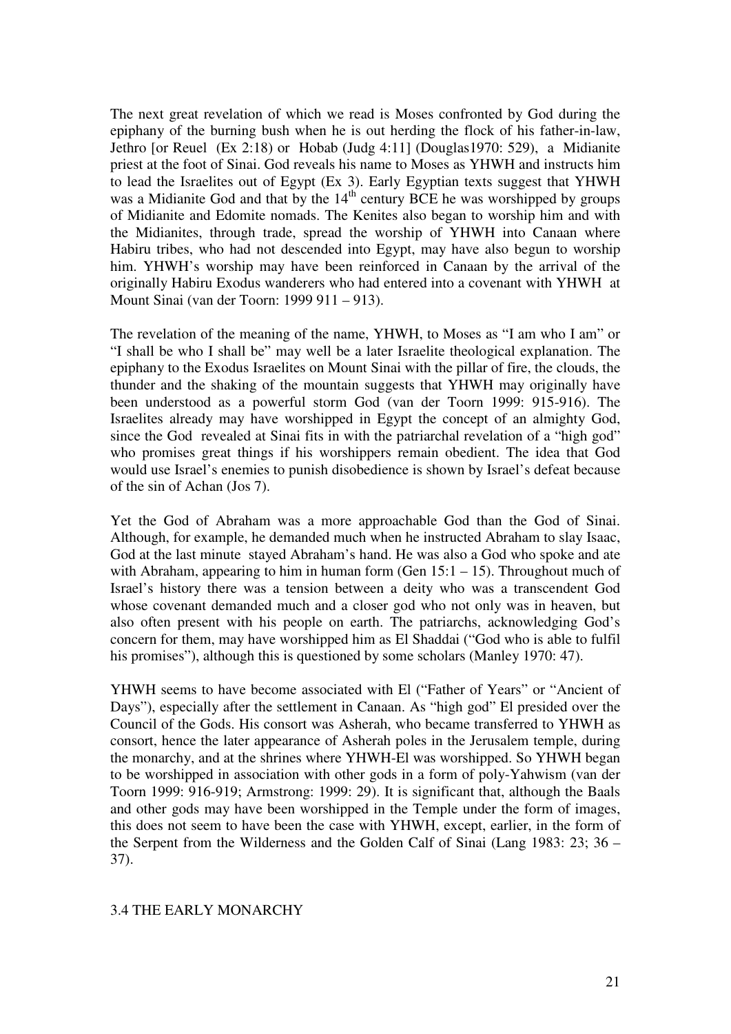The next great revelation of which we read is Moses confronted by God during the epiphany of the burning bush when he is out herding the flock of his father-in-law, Jethro [or Reuel (Ex 2:18) or Hobab (Judg 4:11] (Douglas1970: 529), a Midianite priest at the foot of Sinai. God reveals his name to Moses as YHWH and instructs him to lead the Israelites out of Egypt (Ex 3). Early Egyptian texts suggest that YHWH was a Midianite God and that by the 14th century BCE he was worshipped by groups of Midianite and Edomite nomads. The Kenites also began to worship him and with the Midianites, through trade, spread the worship of YHWH into Canaan where Habiru tribes, who had not descended into Egypt, may have also begun to worship him. YHWH's worship may have been reinforced in Canaan by the arrival of the originally Habiru Exodus wanderers who had entered into a covenant with YHWH at Mount Sinai (van der Toorn: 1999 911 – 913).

The revelation of the meaning of the name, YHWH, to Moses as "I am who I am" or "I shall be who I shall be" may well be a later Israelite theological explanation. The epiphany to the Exodus Israelites on Mount Sinai with the pillar of fire, the clouds, the thunder and the shaking of the mountain suggests that YHWH may originally have been understood as a powerful storm God (van der Toorn 1999: 915-916). The Israelites already may have worshipped in Egypt the concept of an almighty God, since the God revealed at Sinai fits in with the patriarchal revelation of a "high god" who promises great things if his worshippers remain obedient. The idea that God would use Israel's enemies to punish disobedience is shown by Israel's defeat because of the sin of Achan (Jos 7).

Yet the God of Abraham was a more approachable God than the God of Sinai. Although, for example, he demanded much when he instructed Abraham to slay Isaac, God at the last minute stayed Abraham's hand. He was also a God who spoke and ate with Abraham, appearing to him in human form (Gen 15:1 – 15). Throughout much of Israel's history there was a tension between a deity who was a transcendent God whose covenant demanded much and a closer god who not only was in heaven, but also often present with his people on earth. The patriarchs, acknowledging God's concern for them, may have worshipped him as El Shaddai ("God who is able to fulfil his promises"), although this is questioned by some scholars (Manley 1970: 47).

YHWH seems to have become associated with El ("Father of Years" or "Ancient of Days"), especially after the settlement in Canaan. As "high god" El presided over the Council of the Gods. His consort was Asherah, who became transferred to YHWH as consort, hence the later appearance of Asherah poles in the Jerusalem temple, during the monarchy, and at the shrines where YHWH-El was worshipped. So YHWH began to be worshipped in association with other gods in a form of poly-Yahwism (van der Toorn 1999: 916-919; Armstrong: 1999: 29). It is significant that, although the Baals and other gods may have been worshipped in the Temple under the form of images, this does not seem to have been the case with YHWH, except, earlier, in the form of the Serpent from the Wilderness and the Golden Calf of Sinai (Lang 1983: 23; 36 – 37).

### 3.4 THE EARLY MONARCHY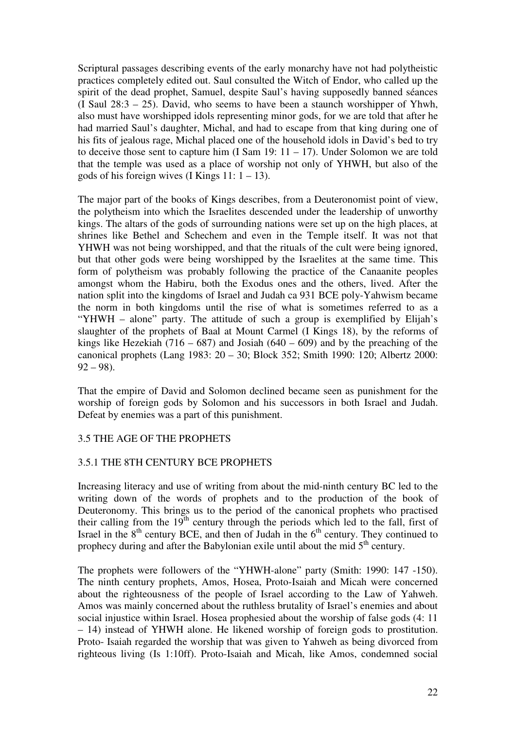Scriptural passages describing events of the early monarchy have not had polytheistic practices completely edited out. Saul consulted the Witch of Endor, who called up the spirit of the dead prophet, Samuel, despite Saul's having supposedly banned séances (I Saul 28:3 – 25). David, who seems to have been a staunch worshipper of Yhwh, also must have worshipped idols representing minor gods, for we are told that after he had married Saul's daughter, Michal, and had to escape from that king during one of his fits of jealous rage, Michal placed one of the household idols in David's bed to try to deceive those sent to capture him (I Sam 19: 11 – 17). Under Solomon we are told that the temple was used as a place of worship not only of YHWH, but also of the gods of his foreign wives (I Kings 11: 1 – 13).

The major part of the books of Kings describes, from a Deuteronomist point of view, the polytheism into which the Israelites descended under the leadership of unworthy kings. The altars of the gods of surrounding nations were set up on the high places, at shrines like Bethel and Schechem and even in the Temple itself. It was not that YHWH was not being worshipped, and that the rituals of the cult were being ignored, but that other gods were being worshipped by the Israelites at the same time. This form of polytheism was probably following the practice of the Canaanite peoples amongst whom the Habiru, both the Exodus ones and the others, lived. After the nation split into the kingdoms of Israel and Judah ca 931 BCE poly-Yahwism became the norm in both kingdoms until the rise of what is sometimes referred to as a "YHWH – alone" party. The attitude of such a group is exemplified by Elijah's slaughter of the prophets of Baal at Mount Carmel (I Kings 18), by the reforms of kings like Hezekiah (716 – 687) and Josiah (640 – 609) and by the preaching of the canonical prophets (Lang 1983: 20 – 30; Block 352; Smith 1990: 120; Albertz 2000: 92 – 98).

That the empire of David and Solomon declined became seen as punishment for the worship of foreign gods by Solomon and his successors in both Israel and Judah. Defeat by enemies was a part of this punishment.

## 3.5 THE AGE OF THE PROPHETS

### 3.5.1 THE 8TH CENTURY BCE PROPHETS

Increasing literacy and use of writing from about the mid-ninth century BC led to the writing down of the words of prophets and to the production of the book of Deuteronomy. This brings us to the period of the canonical prophets who practised their calling from the 19th century through the periods which led to the fall, first of Israel in the 8th century BCE, and then of Judah in the 6th century. They continued to prophecy during and after the Babylonian exile until about the mid 5th century.

The prophets were followers of the "YHWH-alone" party (Smith: 1990: 147 -150). The ninth century prophets, Amos, Hosea, Proto-Isaiah and Micah were concerned about the righteousness of the people of Israel according to the Law of Yahweh. Amos was mainly concerned about the ruthless brutality of Israel's enemies and about social injustice within Israel. Hosea prophesied about the worship of false gods (4: 11 – 14) instead of YHWH alone. He likened worship of foreign gods to prostitution. Proto- Isaiah regarded the worship that was given to Yahweh as being divorced from righteous living (Is 1:10ff). Proto-Isaiah and Micah, like Amos, condemned social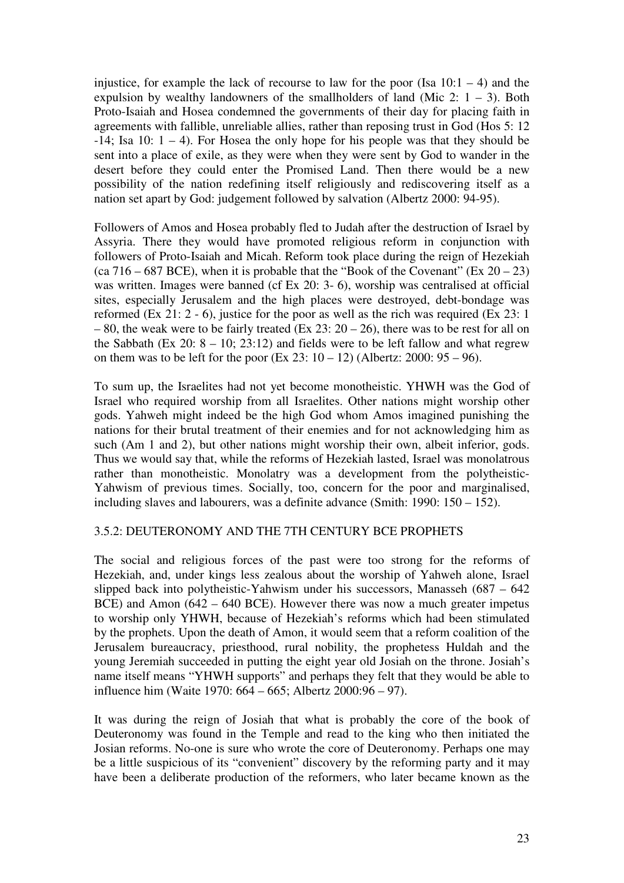injustice, for example the lack of recourse to law for the poor (Isa 10:1 – 4) and the expulsion by wealthy landowners of the smallholders of land (Mic 2: 1 – 3). Both Proto-Isaiah and Hosea condemned the governments of their day for placing faith in agreements with fallible, unreliable allies, rather than reposing trust in God (Hos 5: 12 -14; Isa 10: 1 – 4). For Hosea the only hope for his people was that they should be sent into a place of exile, as they were when they were sent by God to wander in the desert before they could enter the Promised Land. Then there would be a new possibility of the nation redefining itself religiously and rediscovering itself as a nation set apart by God: judgement followed by salvation (Albertz 2000: 94-95).

Followers of Amos and Hosea probably fled to Judah after the destruction of Israel by Assyria. There they would have promoted religious reform in conjunction with followers of Proto-Isaiah and Micah. Reform took place during the reign of Hezekiah (ca 716 – 687 BCE), when it is probable that the "Book of the Covenant" (Ex 20 – 23) was written. Images were banned (cf Ex 20: 3- 6), worship was centralised at official sites, especially Jerusalem and the high places were destroyed, debt-bondage was reformed (Ex 21: 2 - 6), justice for the poor as well as the rich was required (Ex 23: 1 – 80, the weak were to be fairly treated (Ex 23: 20 – 26), there was to be rest for all on the Sabbath (Ex 20: 8 – 10; 23:12) and fields were to be left fallow and what regrew on them was to be left for the poor (Ex 23: 10 – 12) (Albertz: 2000: 95 – 96).

To sum up, the Israelites had not yet become monotheistic. YHWH was the God of Israel who required worship from all Israelites. Other nations might worship other gods. Yahweh might indeed be the high God whom Amos imagined punishing the nations for their brutal treatment of their enemies and for not acknowledging him as such (Am 1 and 2), but other nations might worship their own, albeit inferior, gods. Thus we would say that, while the reforms of Hezekiah lasted, Israel was monolatrous rather than monotheistic. Monolatry was a development from the polytheistic-Yahwism of previous times. Socially, too, concern for the poor and marginalised, including slaves and labourers, was a definite advance (Smith: 1990: 150 – 152).

### 3.5.2: DEUTERONOMY AND THE 7TH CENTURY BCE PROPHETS

The social and religious forces of the past were too strong for the reforms of Hezekiah, and, under kings less zealous about the worship of Yahweh alone, Israel slipped back into polytheistic-Yahwism under his successors, Manasseh (687 – 642 BCE) and Amon (642 – 640 BCE). However there was now a much greater impetus to worship only YHWH, because of Hezekiah's reforms which had been stimulated by the prophets. Upon the death of Amon, it would seem that a reform coalition of the Jerusalem bureaucracy, priesthood, rural nobility, the prophetess Huldah and the young Jeremiah succeeded in putting the eight year old Josiah on the throne. Josiah's name itself means "YHWH supports" and perhaps they felt that they would be able to influence him (Waite 1970: 664 – 665; Albertz 2000:96 – 97).

It was during the reign of Josiah that what is probably the core of the book of Deuteronomy was found in the Temple and read to the king who then initiated the Josian reforms. No-one is sure who wrote the core of Deuteronomy. Perhaps one may be a little suspicious of its "convenient" discovery by the reforming party and it may have been a deliberate production of the reformers, who later became known as the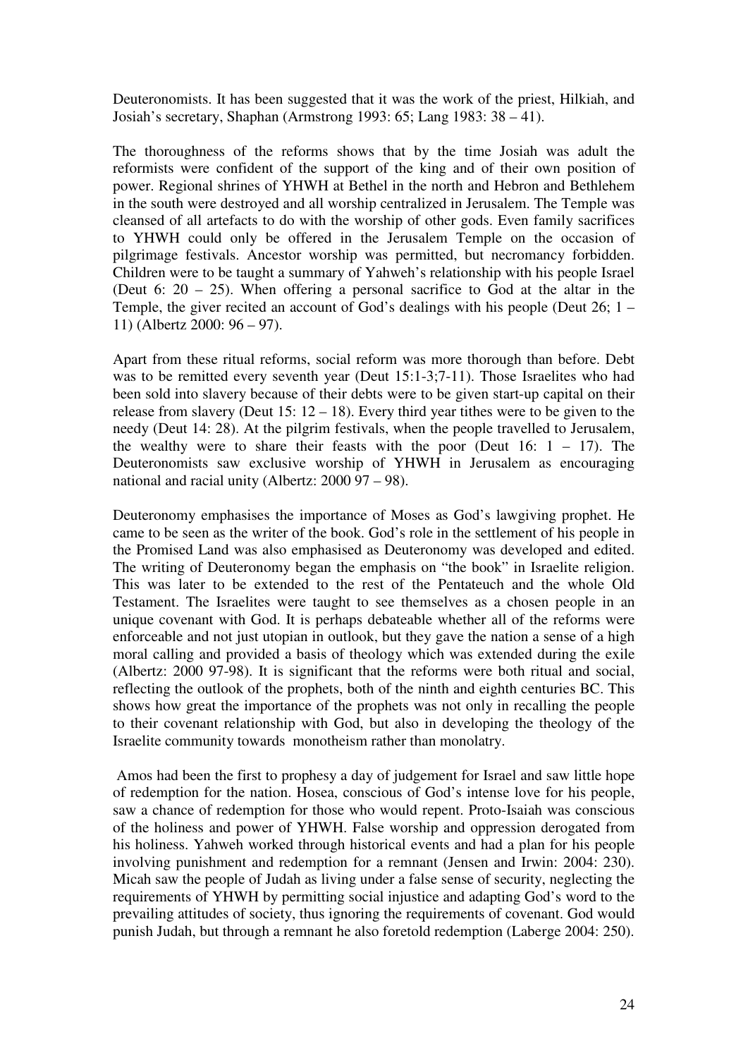Deuteronomists. It has been suggested that it was the work of the priest, Hilkiah, and Josiah's secretary, Shaphan (Armstrong 1993: 65; Lang 1983: 38 – 41).

The thoroughness of the reforms shows that by the time Josiah was adult the reformists were confident of the support of the king and of their own position of power. Regional shrines of YHWH at Bethel in the north and Hebron and Bethlehem in the south were destroyed and all worship centralized in Jerusalem. The Temple was cleansed of all artefacts to do with the worship of other gods. Even family sacrifices to YHWH could only be offered in the Jerusalem Temple on the occasion of pilgrimage festivals. Ancestor worship was permitted, but necromancy forbidden. Children were to be taught a summary of Yahweh's relationship with his people Israel (Deut 6: 20 – 25). When offering a personal sacrifice to God at the altar in the Temple, the giver recited an account of God's dealings with his people (Deut 26; 1 – 11) (Albertz 2000: 96 – 97).

Apart from these ritual reforms, social reform was more thorough than before. Debt was to be remitted every seventh year (Deut 15:1-3;7-11). Those Israelites who had been sold into slavery because of their debts were to be given start-up capital on their release from slavery (Deut 15: 12 – 18). Every third year tithes were to be given to the needy (Deut 14: 28). At the pilgrim festivals, when the people travelled to Jerusalem, the wealthy were to share their feasts with the poor (Deut 16: 1 – 17). The Deuteronomists saw exclusive worship of YHWH in Jerusalem as encouraging national and racial unity (Albertz: 2000 97 – 98).

Deuteronomy emphasises the importance of Moses as God's lawgiving prophet. He came to be seen as the writer of the book. God's role in the settlement of his people in the Promised Land was also emphasised as Deuteronomy was developed and edited. The writing of Deuteronomy began the emphasis on "the book" in Israelite religion. This was later to be extended to the rest of the Pentateuch and the whole Old Testament. The Israelites were taught to see themselves as a chosen people in an unique covenant with God. It is perhaps debateable whether all of the reforms were enforceable and not just utopian in outlook, but they gave the nation a sense of a high moral calling and provided a basis of theology which was extended during the exile (Albertz: 2000 97-98). It is significant that the reforms were both ritual and social, reflecting the outlook of the prophets, both of the ninth and eighth centuries BC. This shows how great the importance of the prophets was not only in recalling the people to their covenant relationship with God, but also in developing the theology of the Israelite community towards monotheism rather than monolatry.

Amos had been the first to prophesy a day of judgement for Israel and saw little hope of redemption for the nation. Hosea, conscious of God's intense love for his people, saw a chance of redemption for those who would repent. Proto-Isaiah was conscious of the holiness and power of YHWH. False worship and oppression derogated from his holiness. Yahweh worked through historical events and had a plan for his people involving punishment and redemption for a remnant (Jensen and Irwin: 2004: 230). Micah saw the people of Judah as living under a false sense of security, neglecting the requirements of YHWH by permitting social injustice and adapting God's word to the prevailing attitudes of society, thus ignoring the requirements of covenant. God would punish Judah, but through a remnant he also foretold redemption (Laberge 2004: 250).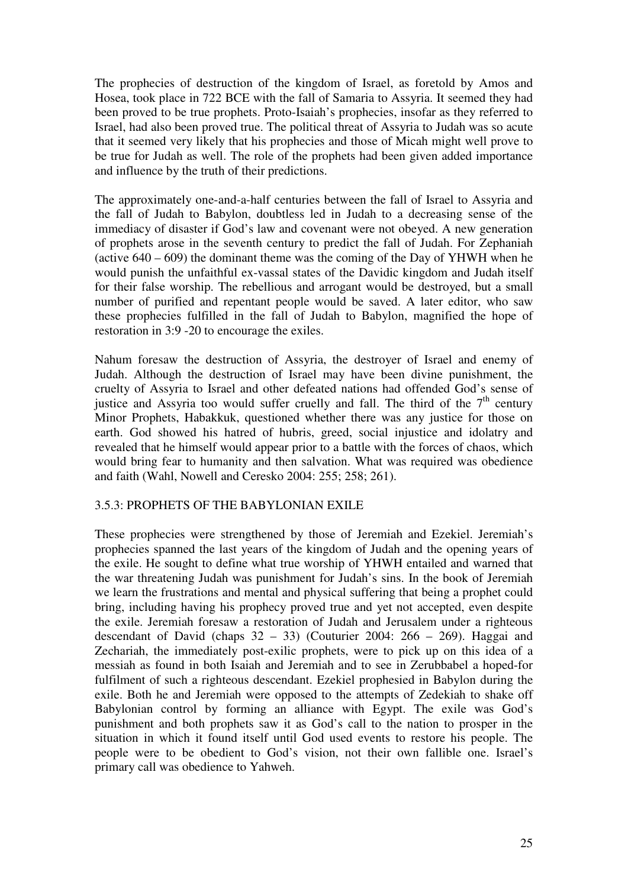The prophecies of destruction of the kingdom of Israel, as foretold by Amos and Hosea, took place in 722 BCE with the fall of Samaria to Assyria. It seemed they had been proved to be true prophets. Proto-Isaiah's prophecies, insofar as they referred to Israel, had also been proved true. The political threat of Assyria to Judah was so acute that it seemed very likely that his prophecies and those of Micah might well prove to be true for Judah as well. The role of the prophets had been given added importance and influence by the truth of their predictions.

The approximately one-and-a-half centuries between the fall of Israel to Assyria and the fall of Judah to Babylon, doubtless led in Judah to a decreasing sense of the immediacy of disaster if God's law and covenant were not obeyed. A new generation of prophets arose in the seventh century to predict the fall of Judah. For Zephaniah (active 640 – 609) the dominant theme was the coming of the Day of YHWH when he would punish the unfaithful ex-vassal states of the Davidic kingdom and Judah itself for their false worship. The rebellious and arrogant would be destroyed, but a small number of purified and repentant people would be saved. A later editor, who saw these prophecies fulfilled in the fall of Judah to Babylon, magnified the hope of restoration in 3:9 -20 to encourage the exiles.

Nahum foresaw the destruction of Assyria, the destroyer of Israel and enemy of Judah. Although the destruction of Israel may have been divine punishment, the cruelty of Assyria to Israel and other defeated nations had offended God's sense of justice and Assyria too would suffer cruelly and fall. The third of the 7th century Minor Prophets, Habakkuk, questioned whether there was any justice for those on earth. God showed his hatred of hubris, greed, social injustice and idolatry and revealed that he himself would appear prior to a battle with the forces of chaos, which would bring fear to humanity and then salvation. What was required was obedience and faith (Wahl, Nowell and Ceresko 2004: 255; 258; 261).

### 3.5.3: PROPHETS OF THE BABYLONIAN EXILE

These prophecies were strengthened by those of Jeremiah and Ezekiel. Jeremiah's prophecies spanned the last years of the kingdom of Judah and the opening years of the exile. He sought to define what true worship of YHWH entailed and warned that the war threatening Judah was punishment for Judah's sins. In the book of Jeremiah we learn the frustrations and mental and physical suffering that being a prophet could bring, including having his prophecy proved true and yet not accepted, even despite the exile. Jeremiah foresaw a restoration of Judah and Jerusalem under a righteous descendant of David (chaps 32 – 33) (Couturier 2004: 266 – 269). Haggai and Zechariah, the immediately post-exilic prophets, were to pick up on this idea of a messiah as found in both Isaiah and Jeremiah and to see in Zerubbabel a hoped-for fulfilment of such a righteous descendant. Ezekiel prophesied in Babylon during the exile. Both he and Jeremiah were opposed to the attempts of Zedekiah to shake off Babylonian control by forming an alliance with Egypt. The exile was God's punishment and both prophets saw it as God's call to the nation to prosper in the situation in which it found itself until God used events to restore his people. The people were to be obedient to God's vision, not their own fallible one. Israel's primary call was obedience to Yahweh.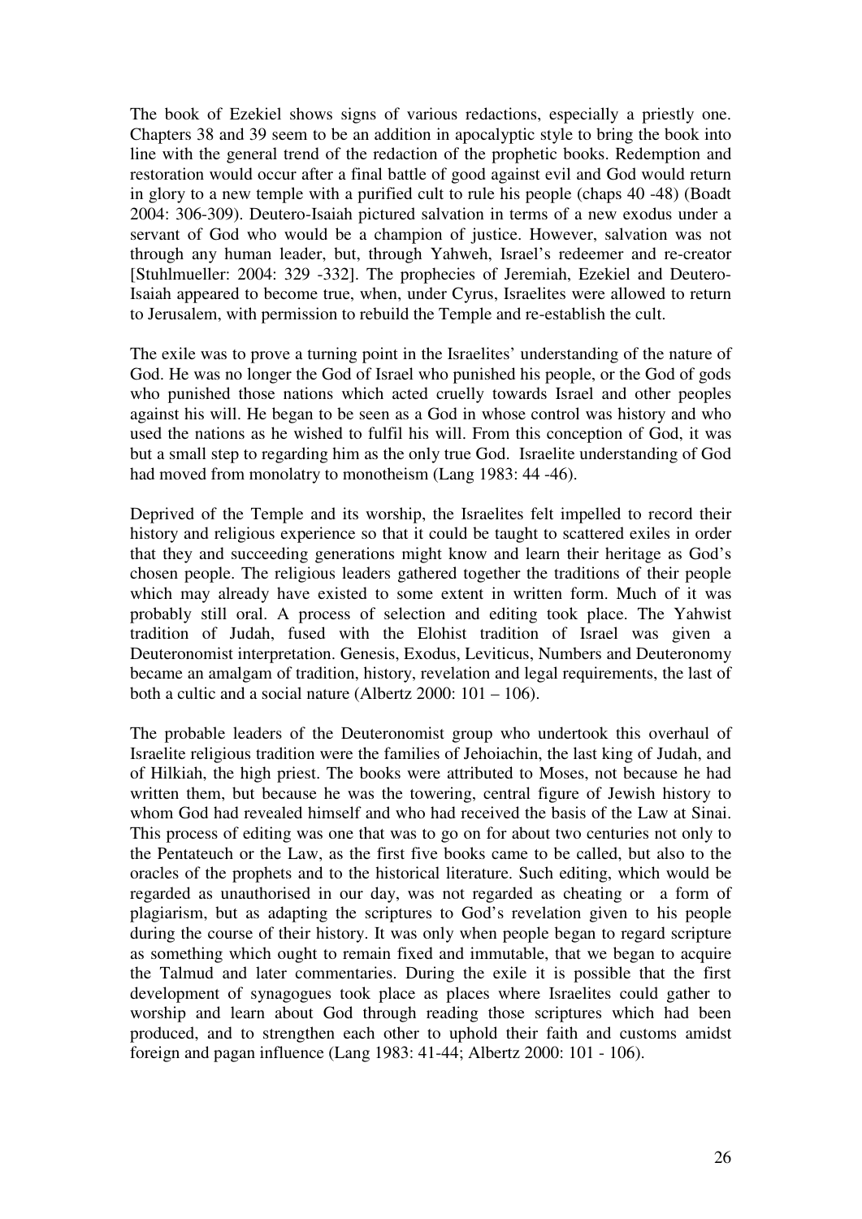The book of Ezekiel shows signs of various redactions, especially a priestly one. Chapters 38 and 39 seem to be an addition in apocalyptic style to bring the book into line with the general trend of the redaction of the prophetic books. Redemption and restoration would occur after a final battle of good against evil and God would return in glory to a new temple with a purified cult to rule his people (chaps 40 -48) (Boadt 2004: 306-309). Deutero-Isaiah pictured salvation in terms of a new exodus under a servant of God who would be a champion of justice. However, salvation was not through any human leader, but, through Yahweh, Israel's redeemer and re-creator [Stuhlmueller: 2004: 329 -332]. The prophecies of Jeremiah, Ezekiel and Deutero-Isaiah appeared to become true, when, under Cyrus, Israelites were allowed to return to Jerusalem, with permission to rebuild the Temple and re-establish the cult.

The exile was to prove a turning point in the Israelites' understanding of the nature of God. He was no longer the God of Israel who punished his people, or the God of gods who punished those nations which acted cruelly towards Israel and other peoples against his will. He began to be seen as a God in whose control was history and who used the nations as he wished to fulfil his will. From this conception of God, it was but a small step to regarding him as the only true God. Israelite understanding of God had moved from monolatry to monotheism (Lang 1983: 44 -46).

Deprived of the Temple and its worship, the Israelites felt impelled to record their history and religious experience so that it could be taught to scattered exiles in order that they and succeeding generations might know and learn their heritage as God's chosen people. The religious leaders gathered together the traditions of their people which may already have existed to some extent in written form. Much of it was probably still oral. A process of selection and editing took place. The Yahwist tradition of Judah, fused with the Elohist tradition of Israel was given a Deuteronomist interpretation. Genesis, Exodus, Leviticus, Numbers and Deuteronomy became an amalgam of tradition, history, revelation and legal requirements, the last of both a cultic and a social nature (Albertz 2000: 101 – 106).

The probable leaders of the Deuteronomist group who undertook this overhaul of Israelite religious tradition were the families of Jehoiachin, the last king of Judah, and of Hilkiah, the high priest. The books were attributed to Moses, not because he had written them, but because he was the towering, central figure of Jewish history to whom God had revealed himself and who had received the basis of the Law at Sinai. This process of editing was one that was to go on for about two centuries not only to the Pentateuch or the Law, as the first five books came to be called, but also to the oracles of the prophets and to the historical literature. Such editing, which would be regarded as unauthorised in our day, was not regarded as cheating or a form of plagiarism, but as adapting the scriptures to God's revelation given to his people during the course of their history. It was only when people began to regard scripture as something which ought to remain fixed and immutable, that we began to acquire the Talmud and later commentaries. During the exile it is possible that the first development of synagogues took place as places where Israelites could gather to worship and learn about God through reading those scriptures which had been produced, and to strengthen each other to uphold their faith and customs amidst foreign and pagan influence (Lang 1983: 41-44; Albertz 2000: 101 - 106).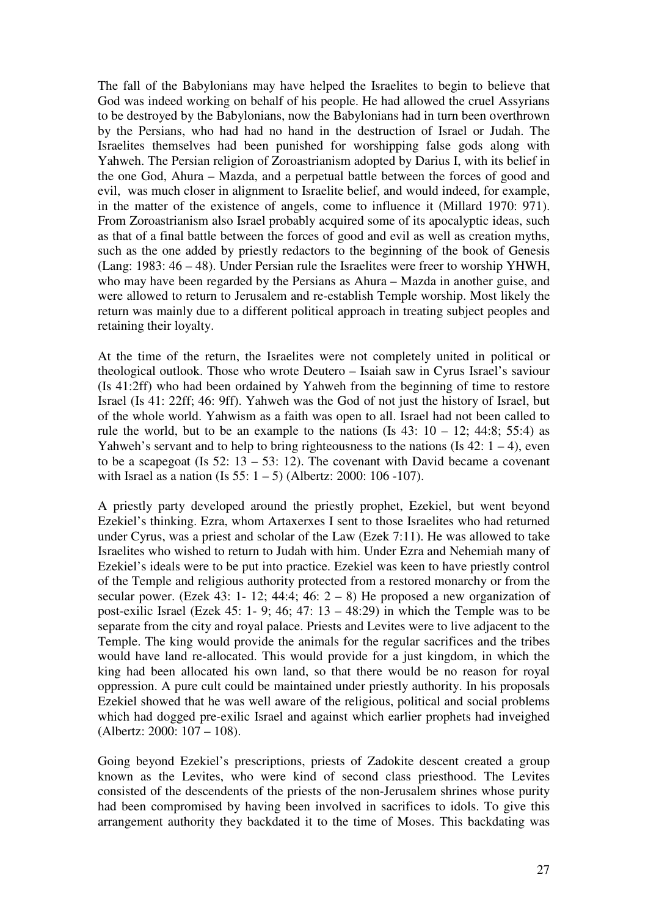The fall of the Babylonians may have helped the Israelites to begin to believe that God was indeed working on behalf of his people. He had allowed the cruel Assyrians to be destroyed by the Babylonians, now the Babylonians had in turn been overthrown by the Persians, who had had no hand in the destruction of Israel or Judah. The Israelites themselves had been punished for worshipping false gods along with Yahweh. The Persian religion of Zoroastrianism adopted by Darius I, with its belief in the one God, Ahura – Mazda, and a perpetual battle between the forces of good and evil, was much closer in alignment to Israelite belief, and would indeed, for example, in the matter of the existence of angels, come to influence it (Millard 1970: 971). From Zoroastrianism also Israel probably acquired some of its apocalyptic ideas, such as that of a final battle between the forces of good and evil as well as creation myths, such as the one added by priestly redactors to the beginning of the book of Genesis (Lang: 1983: 46 – 48). Under Persian rule the Israelites were freer to worship YHWH, who may have been regarded by the Persians as Ahura – Mazda in another guise, and were allowed to return to Jerusalem and re-establish Temple worship. Most likely the return was mainly due to a different political approach in treating subject peoples and retaining their loyalty.

At the time of the return, the Israelites were not completely united in political or theological outlook. Those who wrote Deutero – Isaiah saw in Cyrus Israel's saviour (Is 41:2ff) who had been ordained by Yahweh from the beginning of time to restore Israel (Is 41: 22ff; 46: 9ff). Yahweh was the God of not just the history of Israel, but of the whole world. Yahwism as a faith was open to all. Israel had not been called to rule the world, but to be an example to the nations (Is 43: 10 – 12; 44:8; 55:4) as Yahweh's servant and to help to bring righteousness to the nations (Is 42: 1 – 4), even to be a scapegoat (Is 52: 13 – 53: 12). The covenant with David became a covenant with Israel as a nation (Is 55: 1 – 5) (Albertz: 2000: 106 -107).

A priestly party developed around the priestly prophet, Ezekiel, but went beyond Ezekiel's thinking. Ezra, whom Artaxerxes I sent to those Israelites who had returned under Cyrus, was a priest and scholar of the Law (Ezek 7:11). He was allowed to take Israelites who wished to return to Judah with him. Under Ezra and Nehemiah many of Ezekiel's ideals were to be put into practice. Ezekiel was keen to have priestly control of the Temple and religious authority protected from a restored monarchy or from the secular power. (Ezek 43: 1- 12; 44:4; 46: 2 – 8) He proposed a new organization of post-exilic Israel (Ezek 45: 1- 9; 46; 47: 13 – 48:29) in which the Temple was to be separate from the city and royal palace. Priests and Levites were to live adjacent to the Temple. The king would provide the animals for the regular sacrifices and the tribes would have land re-allocated. This would provide for a just kingdom, in which the king had been allocated his own land, so that there would be no reason for royal oppression. A pure cult could be maintained under priestly authority. In his proposals Ezekiel showed that he was well aware of the religious, political and social problems which had dogged pre-exilic Israel and against which earlier prophets had inveighed (Albertz: 2000: 107 – 108).

Going beyond Ezekiel's prescriptions, priests of Zadokite descent created a group known as the Levites, who were kind of second class priesthood. The Levites consisted of the descendents of the priests of the non-Jerusalem shrines whose purity had been compromised by having been involved in sacrifices to idols. To give this arrangement authority they backdated it to the time of Moses. This backdating was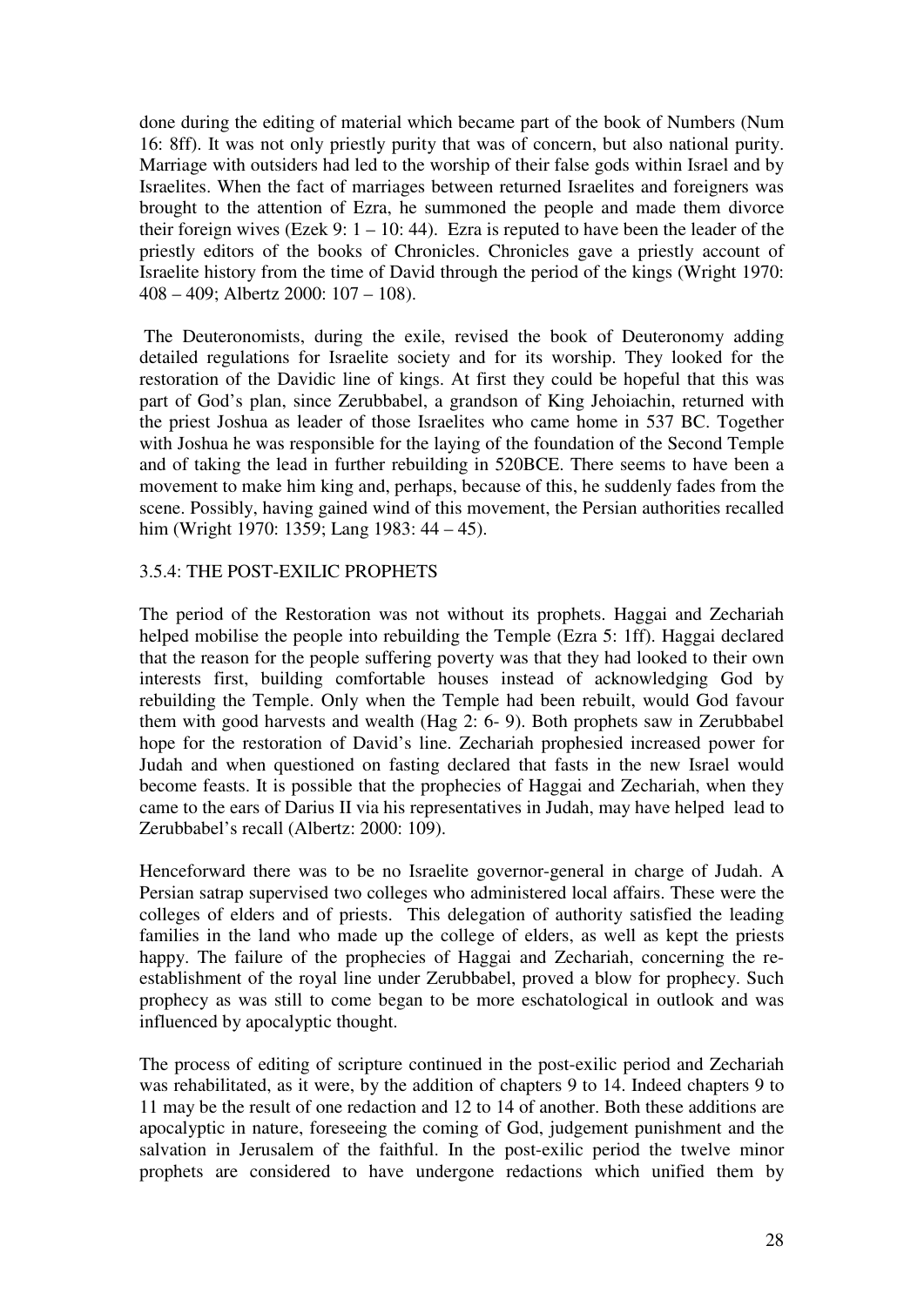done during the editing of material which became part of the book of Numbers (Num 16: 8ff). It was not only priestly purity that was of concern, but also national purity. Marriage with outsiders had led to the worship of their false gods within Israel and by Israelites. When the fact of marriages between returned Israelites and foreigners was brought to the attention of Ezra, he summoned the people and made them divorce their foreign wives (Ezek 9: 1 – 10: 44). Ezra is reputed to have been the leader of the priestly editors of the books of Chronicles. Chronicles gave a priestly account of Israelite history from the time of David through the period of the kings (Wright 1970: 408 – 409; Albertz 2000: 107 – 108).

The Deuteronomists, during the exile, revised the book of Deuteronomy adding detailed regulations for Israelite society and for its worship. They looked for the restoration of the Davidic line of kings. At first they could be hopeful that this was part of God's plan, since Zerubbabel, a grandson of King Jehoiachin, returned with the priest Joshua as leader of those Israelites who came home in 537 BC. Together with Joshua he was responsible for the laying of the foundation of the Second Temple and of taking the lead in further rebuilding in 520BCE. There seems to have been a movement to make him king and, perhaps, because of this, he suddenly fades from the scene. Possibly, having gained wind of this movement, the Persian authorities recalled him (Wright 1970: 1359; Lang 1983: 44 – 45).

### 3.5.4: THE POST-EXILIC PROPHETS

The period of the Restoration was not without its prophets. Haggai and Zechariah helped mobilise the people into rebuilding the Temple (Ezra 5: 1ff). Haggai declared that the reason for the people suffering poverty was that they had looked to their own interests first, building comfortable houses instead of acknowledging God by rebuilding the Temple. Only when the Temple had been rebuilt, would God favour them with good harvests and wealth (Hag 2: 6- 9). Both prophets saw in Zerubbabel hope for the restoration of David's line. Zechariah prophesied increased power for Judah and when questioned on fasting declared that fasts in the new Israel would become feasts. It is possible that the prophecies of Haggai and Zechariah, when they came to the ears of Darius II via his representatives in Judah, may have helped lead to Zerubbabel's recall (Albertz: 2000: 109).

Henceforward there was to be no Israelite governor-general in charge of Judah. A Persian satrap supervised two colleges who administered local affairs. These were the colleges of elders and of priests. This delegation of authority satisfied the leading families in the land who made up the college of elders, as well as kept the priests happy. The failure of the prophecies of Haggai and Zechariah, concerning the re-establishment of the royal line under Zerubbabel, proved a blow for prophecy. Such prophecy as was still to come began to be more eschatological in outlook and was influenced by apocalyptic thought.

The process of editing of scripture continued in the post-exilic period and Zechariah was rehabilitated, as it were, by the addition of chapters 9 to 14. Indeed chapters 9 to 11 may be the result of one redaction and 12 to 14 of another. Both these additions are apocalyptic in nature, foreseeing the coming of God, judgement punishment and the salvation in Jerusalem of the faithful. In the post-exilic period the twelve minor prophets are considered to have undergone redactions which unified them by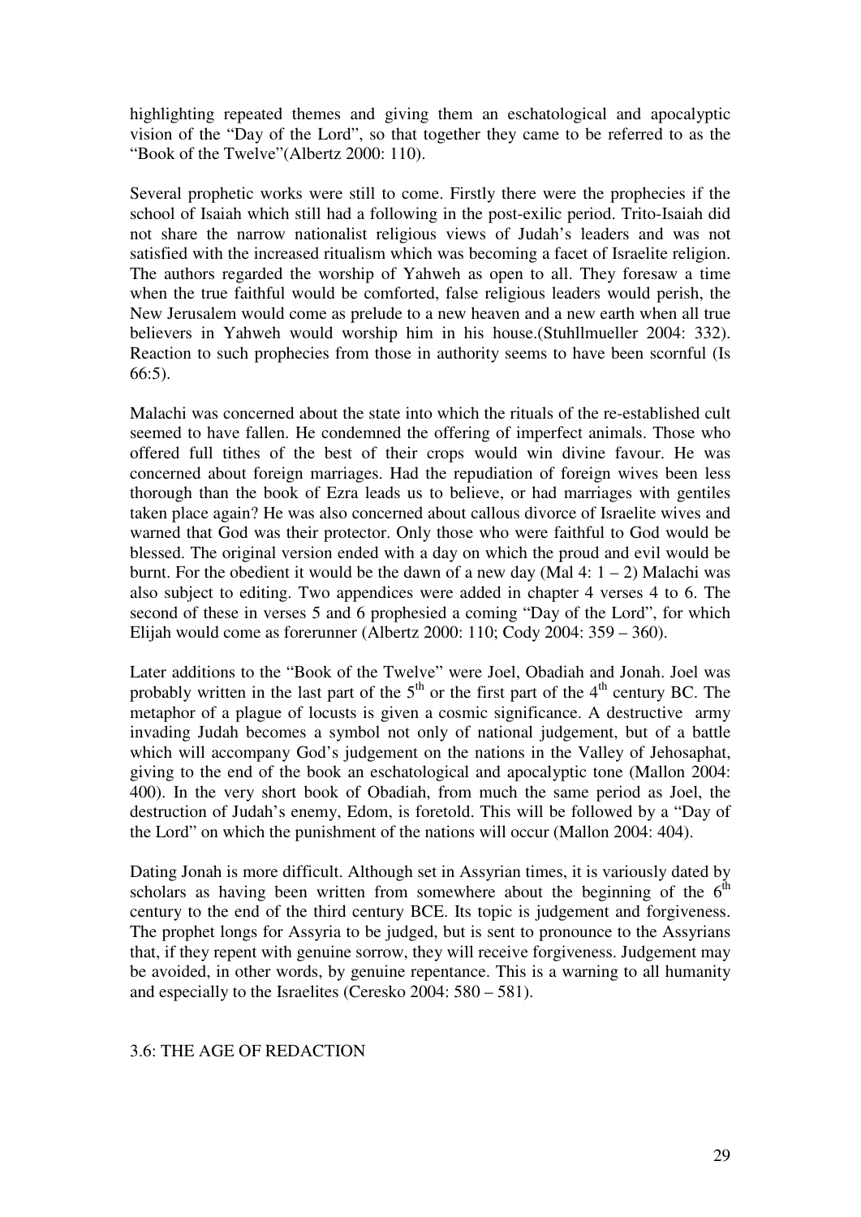highlighting repeated themes and giving them an eschatological and apocalyptic vision of the "Day of the Lord", so that together they came to be referred to as the "Book of the Twelve"(Albertz 2000: 110).

Several prophetic works were still to come. Firstly there were the prophecies if the school of Isaiah which still had a following in the post-exilic period. Trito-Isaiah did not share the narrow nationalist religious views of Judah's leaders and was not satisfied with the increased ritualism which was becoming a facet of Israelite religion. The authors regarded the worship of Yahweh as open to all. They foresaw a time when the true faithful would be comforted, false religious leaders would perish, the New Jerusalem would come as prelude to a new heaven and a new earth when all true believers in Yahweh would worship him in his house.(Stuhllmueller 2004: 332). Reaction to such prophecies from those in authority seems to have been scornful (Is 66:5).

Malachi was concerned about the state into which the rituals of the re-established cult seemed to have fallen. He condemned the offering of imperfect animals. Those who offered full tithes of the best of their crops would win divine favour. He was concerned about foreign marriages. Had the repudiation of foreign wives been less thorough than the book of Ezra leads us to believe, or had marriages with gentiles taken place again? He was also concerned about callous divorce of Israelite wives and warned that God was their protector. Only those who were faithful to God would be blessed. The original version ended with a day on which the proud and evil would be burnt. For the obedient it would be the dawn of a new day (Mal 4: 1 – 2) Malachi was also subject to editing. Two appendices were added in chapter 4 verses 4 to 6. The second of these in verses 5 and 6 prophesied a coming "Day of the Lord", for which Elijah would come as forerunner (Albertz 2000: 110; Cody 2004: 359 – 360).

Later additions to the "Book of the Twelve" were Joel, Obadiah and Jonah. Joel was probably written in the last part of the 5th or the first part of the 4th century BC. The metaphor of a plague of locusts is given a cosmic significance. A destructive army invading Judah becomes a symbol not only of national judgement, but of a battle which will accompany God's judgement on the nations in the Valley of Jehosaphat, giving to the end of the book an eschatological and apocalyptic tone (Mallon 2004: 400). In the very short book of Obadiah, from much the same period as Joel, the destruction of Judah's enemy, Edom, is foretold. This will be followed by a "Day of the Lord" on which the punishment of the nations will occur (Mallon 2004: 404).

Dating Jonah is more difficult. Although set in Assyrian times, it is variously dated by scholars as having been written from somewhere about the beginning of the 6th century to the end of the third century BCE. Its topic is judgement and forgiveness. The prophet longs for Assyria to be judged, but is sent to pronounce to the Assyrians that, if they repent with genuine sorrow, they will receive forgiveness. Judgement may be avoided, in other words, by genuine repentance. This is a warning to all humanity and especially to the Israelites (Ceresko 2004: 580 – 581).

### 3.6: THE AGE OF REDACTION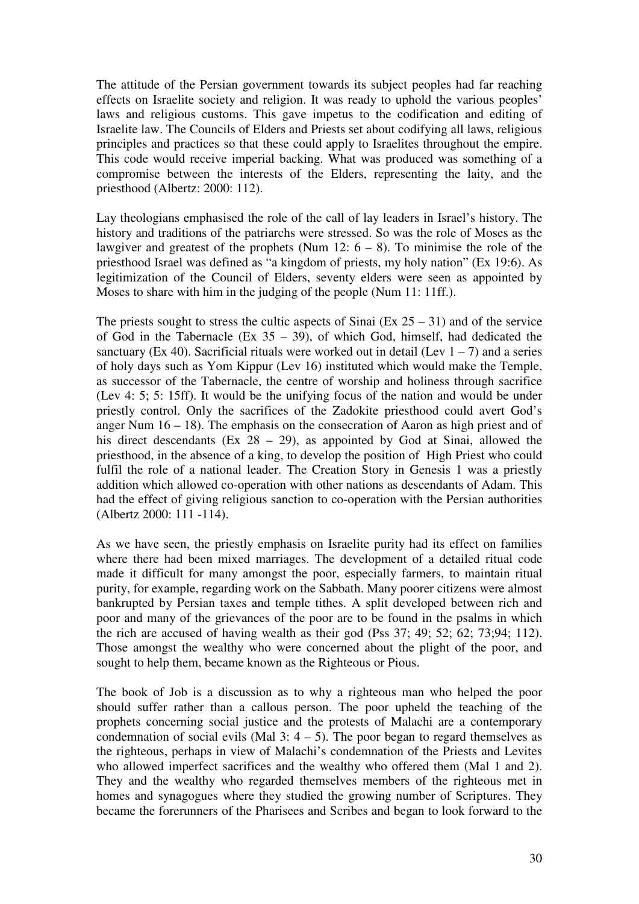The attitude of the Persian government towards its subject peoples had far reaching effects on Israelite society and religion. It was ready to uphold the various peoples' laws and religious customs. This gave impetus to the codification and editing of Israelite law. The Councils of Elders and Priests set about codifying all laws, religious principles and practices so that these could apply to Israelites throughout the empire. This code would receive imperial backing. What was produced was something of a compromise between the interests of the Elders, representing the laity, and the priesthood (Albertz: 2000: 112).

Lay theologians emphasised the role of the call of lay leaders in Israel's history. The history and traditions of the patriarchs were stressed. So was the role of Moses as the lawgiver and greatest of the prophets (Num 12: 6 – 8). To minimise the role of the priesthood Israel was defined as "a kingdom of priests, my holy nation" (Ex 19:6). As legitimization of the Council of Elders, seventy elders were seen as appointed by Moses to share with him in the judging of the people (Num 11: 11ff.).

The priests sought to stress the cultic aspects of Sinai (Ex 25 – 31) and of the service of God in the Tabernacle (Ex 35 – 39), of which God, himself, had dedicated the sanctuary (Ex 40). Sacrificial rituals were worked out in detail (Lev 1 – 7) and a series of holy days such as Yom Kippur (Lev 16) instituted which would make the Temple, as successor of the Tabernacle, the centre of worship and holiness through sacrifice (Lev 4: 5; 5: 15ff). It would be the unifying focus of the nation and would be under priestly control. Only the sacrifices of the Zadokite priesthood could avert God's anger Num 16 – 18). The emphasis on the consecration of Aaron as high priest and of his direct descendants (Ex 28 – 29), as appointed by God at Sinai, allowed the priesthood, in the absence of a king, to develop the position of High Priest who could fulfil the role of a national leader. The Creation Story in Genesis 1 was a priestly addition which allowed co-operation with other nations as descendants of Adam. This had the effect of giving religious sanction to co-operation with the Persian authorities (Albertz 2000: 111 -114).

As we have seen, the priestly emphasis on Israelite purity had its effect on families where there had been mixed marriages. The development of a detailed ritual code made it difficult for many amongst the poor, especially farmers, to maintain ritual purity, for example, regarding work on the Sabbath. Many poorer citizens were almost bankrupted by Persian taxes and temple tithes. A split developed between rich and poor and many of the grievances of the poor are to be found in the psalms in which the rich are accused of having wealth as their god (Pss 37; 49; 52; 62; 73;94; 112). Those amongst the wealthy who were concerned about the plight of the poor, and sought to help them, became known as the Righteous or Pious.

The book of Job is a discussion as to why a righteous man who helped the poor should suffer rather than a callous person. The poor upheld the teaching of the prophets concerning social justice and the protests of Malachi are a contemporary condemnation of social evils (Mal 3: 4 – 5). The poor began to regard themselves as the righteous, perhaps in view of Malachi's condemnation of the Priests and Levites who allowed imperfect sacrifices and the wealthy who offered them (Mal 1 and 2). They and the wealthy who regarded themselves members of the righteous met in homes and synagogues where they studied the growing number of Scriptures. They became the forerunners of the Pharisees and Scribes and began to look forward to the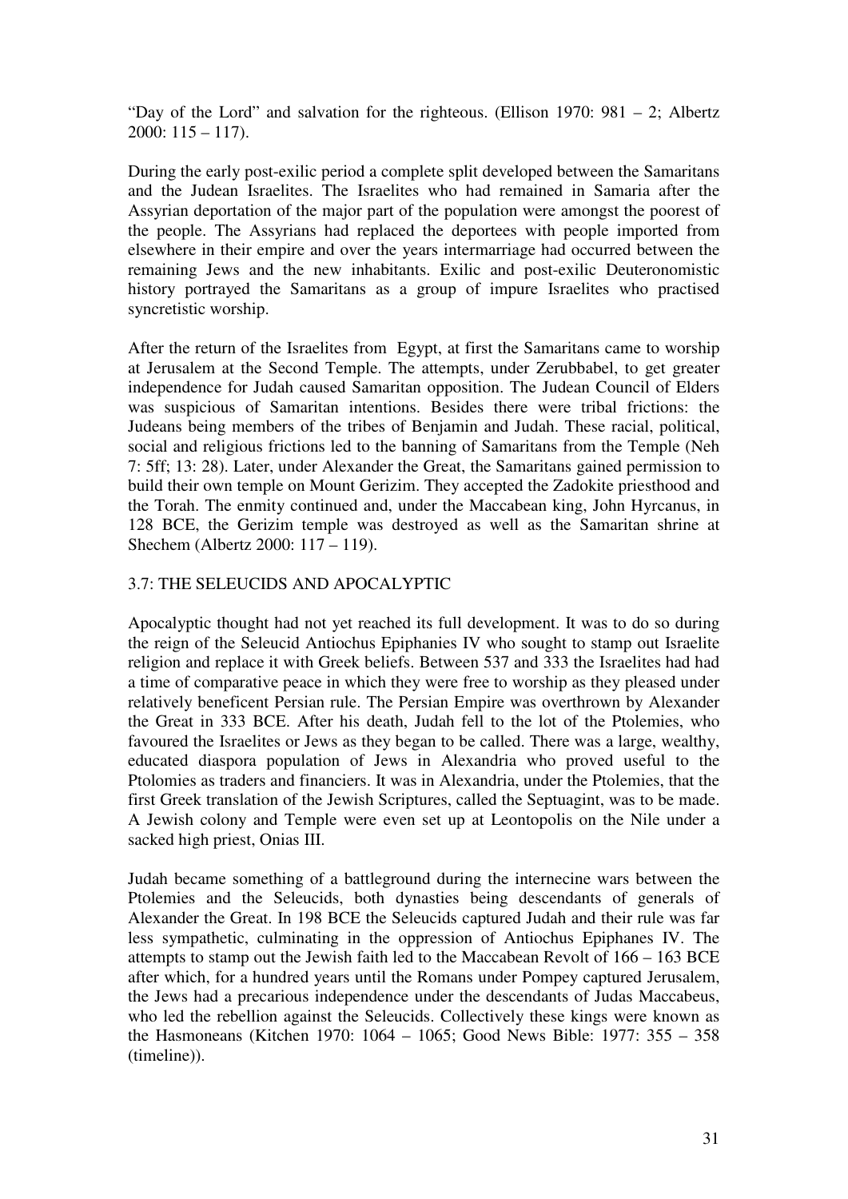"Day of the Lord" and salvation for the righteous. (Ellison 1970: 981 – 2; Albertz 2000: 115 – 117).

During the early post-exilic period a complete split developed between the Samaritans and the Judean Israelites. The Israelites who had remained in Samaria after the Assyrian deportation of the major part of the population were amongst the poorest of the people. The Assyrians had replaced the deportees with people imported from elsewhere in their empire and over the years intermarriage had occurred between the remaining Jews and the new inhabitants. Exilic and post-exilic Deuteronomistic history portrayed the Samaritans as a group of impure Israelites who practised syncretistic worship.

After the return of the Israelites from Egypt, at first the Samaritans came to worship at Jerusalem at the Second Temple. The attempts, under Zerubbabel, to get greater independence for Judah caused Samaritan opposition. The Judean Council of Elders was suspicious of Samaritan intentions. Besides there were tribal frictions: the Judeans being members of the tribes of Benjamin and Judah. These racial, political, social and religious frictions led to the banning of Samaritans from the Temple (Neh 7: 5ff; 13: 28). Later, under Alexander the Great, the Samaritans gained permission to build their own temple on Mount Gerizim. They accepted the Zadokite priesthood and the Torah. The enmity continued and, under the Maccabean king, John Hyrcanus, in 128 BCE, the Gerizim temple was destroyed as well as the Samaritan shrine at Shechem (Albertz 2000: 117 – 119).

## 3.7: THE SELEUCIDS AND APOCALYPTIC

Apocalyptic thought had not yet reached its full development. It was to do so during the reign of the Seleucid Antiochus Epiphanies IV who sought to stamp out Israelite religion and replace it with Greek beliefs. Between 537 and 333 the Israelites had had a time of comparative peace in which they were free to worship as they pleased under relatively beneficent Persian rule. The Persian Empire was overthrown by Alexander the Great in 333 BCE. After his death, Judah fell to the lot of the Ptolemies, who favoured the Israelites or Jews as they began to be called. There was a large, wealthy, educated diaspora population of Jews in Alexandria who proved useful to the Ptolomies as traders and financiers. It was in Alexandria, under the Ptolemies, that the first Greek translation of the Jewish Scriptures, called the Septuagint, was to be made. A Jewish colony and Temple were even set up at Leontopolis on the Nile under a sacked high priest, Onias III.

Judah became something of a battleground during the internecine wars between the Ptolemies and the Seleucids, both dynasties being descendants of generals of Alexander the Great. In 198 BCE the Seleucids captured Judah and their rule was far less sympathetic, culminating in the oppression of Antiochus Epiphanes IV. The attempts to stamp out the Jewish faith led to the Maccabean Revolt of 166 – 163 BCE after which, for a hundred years until the Romans under Pompey captured Jerusalem, the Jews had a precarious independence under the descendants of Judas Maccabeus, who led the rebellion against the Seleucids. Collectively these kings were known as the Hasmoneans (Kitchen 1970: 1064 – 1065; Good News Bible: 1977: 355 – 358 (timeline)).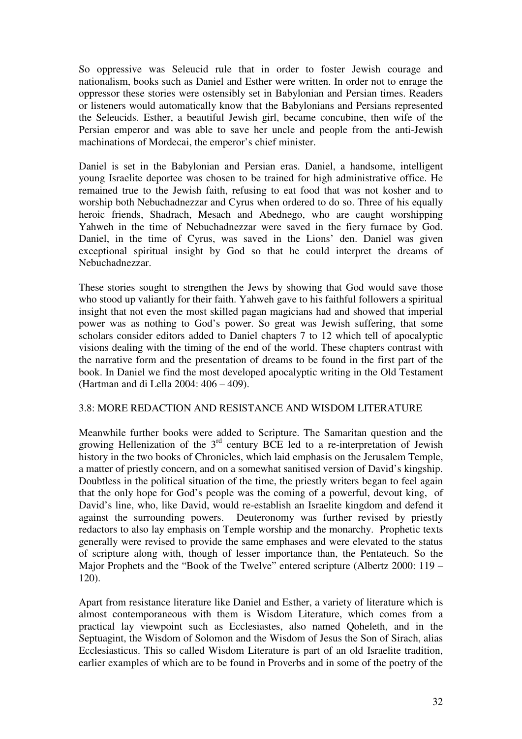So oppressive was Seleucid rule that in order to foster Jewish courage and nationalism, books such as Daniel and Esther were written. In order not to enrage the oppressor these stories were ostensibly set in Babylonian and Persian times. Readers or listeners would automatically know that the Babylonians and Persians represented the Seleucids. Esther, a beautiful Jewish girl, became concubine, then wife of the Persian emperor and was able to save her uncle and people from the anti-Jewish machinations of Mordecai, the emperor's chief minister.

Daniel is set in the Babylonian and Persian eras. Daniel, a handsome, intelligent young Israelite deportee was chosen to be trained for high administrative office. He remained true to the Jewish faith, refusing to eat food that was not kosher and to worship both Nebuchadnezzar and Cyrus when ordered to do so. Three of his equally heroic friends, Shadrach, Mesach and Abednego, who are caught worshipping Yahweh in the time of Nebuchadnezzar were saved in the fiery furnace by God. Daniel, in the time of Cyrus, was saved in the Lions' den. Daniel was given exceptional spiritual insight by God so that he could interpret the dreams of Nebuchadnezzar.

These stories sought to strengthen the Jews by showing that God would save those who stood up valiantly for their faith. Yahweh gave to his faithful followers a spiritual insight that not even the most skilled pagan magicians had and showed that imperial power was as nothing to God's power. So great was Jewish suffering, that some scholars consider editors added to Daniel chapters 7 to 12 which tell of apocalyptic visions dealing with the timing of the end of the world. These chapters contrast with the narrative form and the presentation of dreams to be found in the first part of the book. In Daniel we find the most developed apocalyptic writing in the Old Testament (Hartman and di Lella 2004: 406 – 409).

### 3.8: MORE REDACTION AND RESISTANCE AND WISDOM LITERATURE

Meanwhile further books were added to Scripture. The Samaritan question and the growing Hellenization of the 3rd century BCE led to a re-interpretation of Jewish history in the two books of Chronicles, which laid emphasis on the Jerusalem Temple, a matter of priestly concern, and on a somewhat sanitised version of David's kingship. Doubtless in the political situation of the time, the priestly writers began to feel again that the only hope for God's people was the coming of a powerful, devout king, of David's line, who, like David, would re-establish an Israelite kingdom and defend it against the surrounding powers. Deuteronomy was further revised by priestly redactors to also lay emphasis on Temple worship and the monarchy. Prophetic texts generally were revised to provide the same emphases and were elevated to the status of scripture along with, though of lesser importance than, the Pentateuch. So the Major Prophets and the "Book of the Twelve" entered scripture (Albertz 2000: 119 – 120).

Apart from resistance literature like Daniel and Esther, a variety of literature which is almost contemporaneous with them is Wisdom Literature, which comes from a practical lay viewpoint such as Ecclesiastes, also named Qoheleth, and in the Septuagint, the Wisdom of Solomon and the Wisdom of Jesus the Son of Sirach, alias Ecclesiasticus. This so called Wisdom Literature is part of an old Israelite tradition, earlier examples of which are to be found in Proverbs and in some of the poetry of the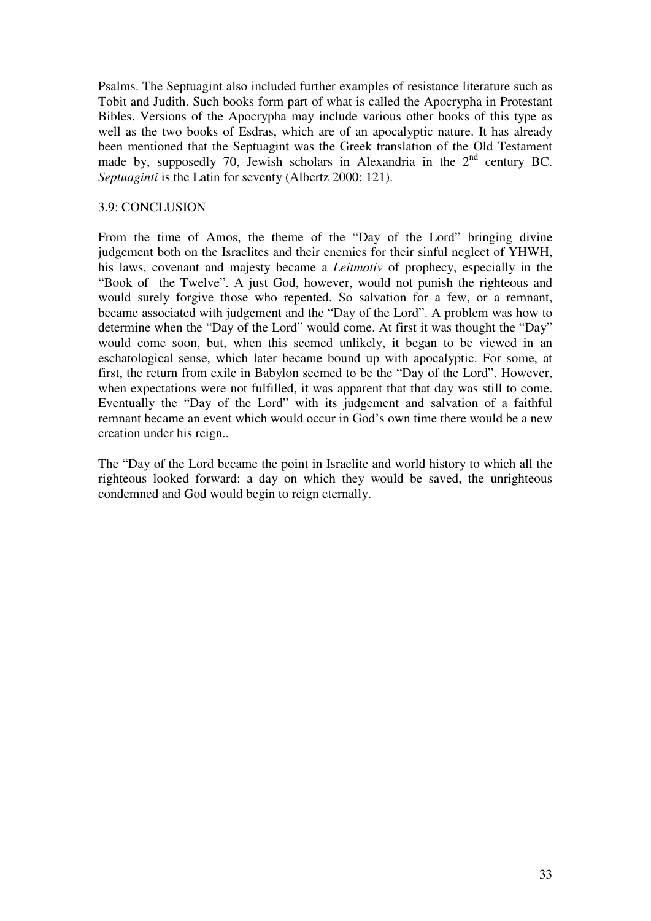Psalms. The Septuagint also included further examples of resistance literature such as Tobit and Judith. Such books form part of what is called the Apocrypha in Protestant Bibles. Versions of the Apocrypha may include various other books of this type as well as the two books of Esdras, which are of an apocalyptic nature. It has already been mentioned that the Septuagint was the Greek translation of the Old Testament made by, supposedly 70, Jewish scholars in Alexandria in the 2nd century BC. *Septuaginti* is the Latin for seventy (Albertz 2000: 121).

## 3.9: CONCLUSION

From the time of Amos, the theme of the "Day of the Lord" bringing divine judgement both on the Israelites and their enemies for their sinful neglect of YHWH, his laws, covenant and majesty became a *Leitmotiv* of prophecy, especially in the "Book of the Twelve". A just God, however, would not punish the righteous and would surely forgive those who repented. So salvation for a few, or a remnant, became associated with judgement and the "Day of the Lord". A problem was how to determine when the "Day of the Lord" would come. At first it was thought the "Day" would come soon, but, when this seemed unlikely, it began to be viewed in an eschatological sense, which later became bound up with apocalyptic. For some, at first, the return from exile in Babylon seemed to be the "Day of the Lord". However, when expectations were not fulfilled, it was apparent that that day was still to come. Eventually the "Day of the Lord" with its judgement and salvation of a faithful remnant became an event which would occur in God's own time there would be a new creation under his reign..

The "Day of the Lord became the point in Israelite and world history to which all the righteous looked forward: a day on which they would be saved, the unrighteous condemned and God would begin to reign eternally.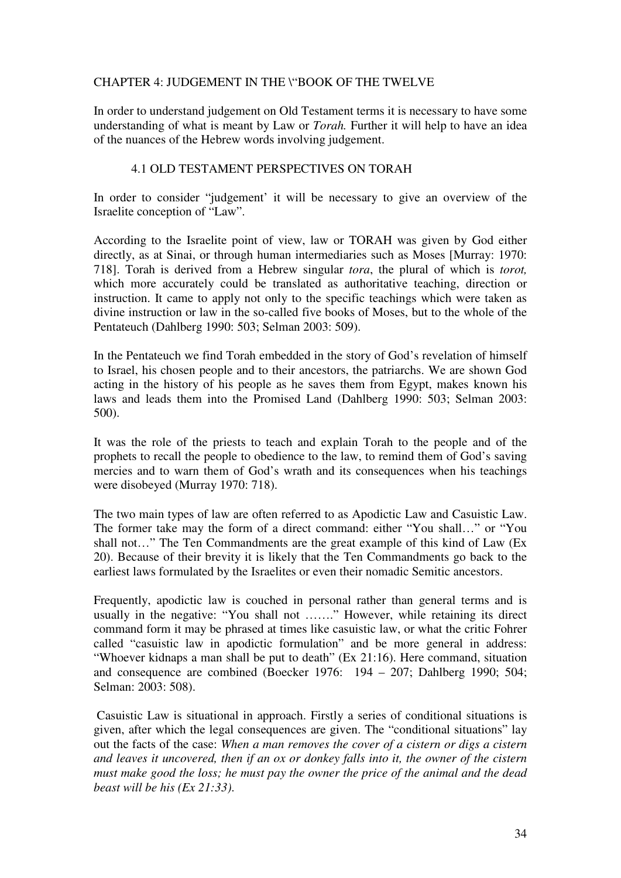# CHAPTER 4: JUDGEMENT IN THE \"BOOK OF THE TWELVE

In order to understand judgement on Old Testament terms it is necessary to have some understanding of what is meant by Law or *Torah.* Further it will help to have an idea of the nuances of the Hebrew words involving judgement.

## 4.1 OLD TESTAMENT PERSPECTIVES ON TORAH

In order to consider "judgement' it will be necessary to give an overview of the Israelite conception of "Law".

According to the Israelite point of view, law or TORAH was given by God either directly, as at Sinai, or through human intermediaries such as Moses [Murray: 1970: 718]. Torah is derived from a Hebrew singular *tora*, the plural of which is *torot,* which more accurately could be translated as authoritative teaching, direction or instruction. It came to apply not only to the specific teachings which were taken as divine instruction or law in the so-called five books of Moses, but to the whole of the Pentateuch (Dahlberg 1990: 503; Selman 2003: 509).

In the Pentateuch we find Torah embedded in the story of God's revelation of himself to Israel, his chosen people and to their ancestors, the patriarchs. We are shown God acting in the history of his people as he saves them from Egypt, makes known his laws and leads them into the Promised Land (Dahlberg 1990: 503; Selman 2003: 500).

It was the role of the priests to teach and explain Torah to the people and of the prophets to recall the people to obedience to the law, to remind them of God's saving mercies and to warn them of God's wrath and its consequences when his teachings were disobeyed (Murray 1970: 718).

The two main types of law are often referred to as Apodictic Law and Casuistic Law. The former take may the form of a direct command: either "You shall…" or "You shall not…" The Ten Commandments are the great example of this kind of Law (Ex 20). Because of their brevity it is likely that the Ten Commandments go back to the earliest laws formulated by the Israelites or even their nomadic Semitic ancestors.

Frequently, apodictic law is couched in personal rather than general terms and is usually in the negative: "You shall not ……." However, while retaining its direct command form it may be phrased at times like casuistic law, or what the critic Fohrer called "casuistic law in apodictic formulation" and be more general in address: "Whoever kidnaps a man shall be put to death" (Ex 21:16). Here command, situation and consequence are combined (Boecker 1976: 194 – 207; Dahlberg 1990; 504; Selman: 2003: 508).

Casuistic Law is situational in approach. Firstly a series of conditional situations is given, after which the legal consequences are given. The "conditional situations" lay out the facts of the case: *When a man removes the cover of a cistern or digs a cistern and leaves it uncovered, then if an ox or donkey falls into it, the owner of the cistern must make good the loss; he must pay the owner the price of the animal and the dead beast will be his (Ex 21:33).*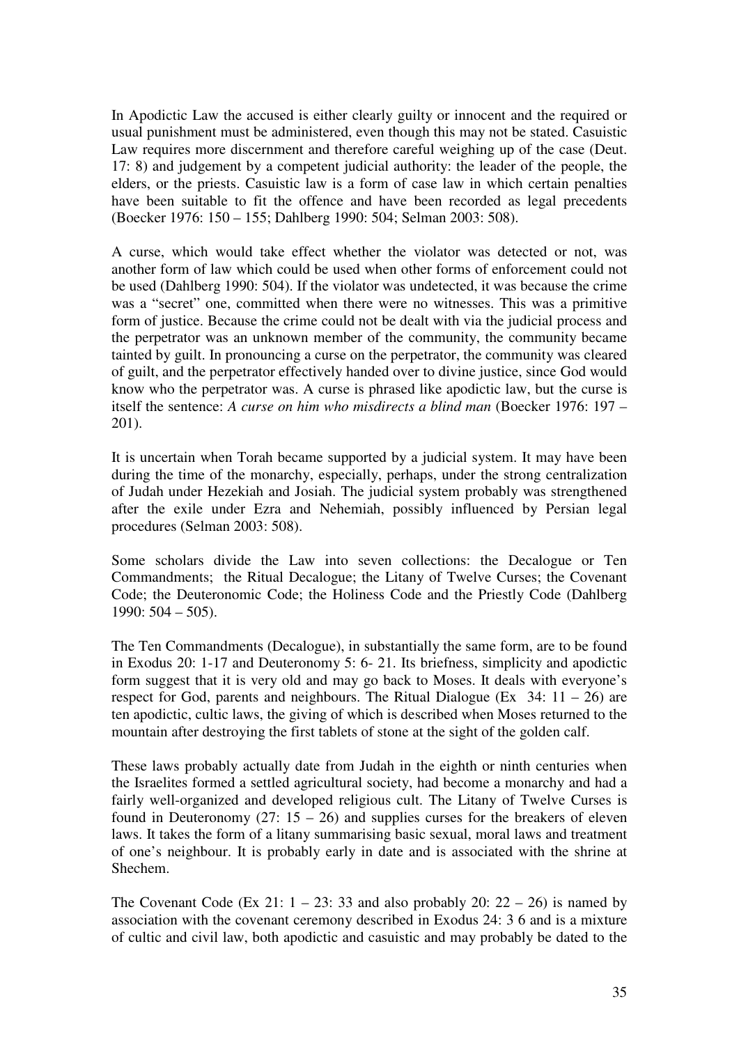In Apodictic Law the accused is either clearly guilty or innocent and the required or usual punishment must be administered, even though this may not be stated. Casuistic Law requires more discernment and therefore careful weighing up of the case (Deut. 17: 8) and judgement by a competent judicial authority: the leader of the people, the elders, or the priests. Casuistic law is a form of case law in which certain penalties have been suitable to fit the offence and have been recorded as legal precedents (Boecker 1976: 150 – 155; Dahlberg 1990: 504; Selman 2003: 508).

A curse, which would take effect whether the violator was detected or not, was another form of law which could be used when other forms of enforcement could not be used (Dahlberg 1990: 504). If the violator was undetected, it was because the crime was a "secret" one, committed when there were no witnesses. This was a primitive form of justice. Because the crime could not be dealt with via the judicial process and the perpetrator was an unknown member of the community, the community became tainted by guilt. In pronouncing a curse on the perpetrator, the community was cleared of guilt, and the perpetrator effectively handed over to divine justice, since God would know who the perpetrator was. A curse is phrased like apodictic law, but the curse is itself the sentence: *A curse on him who misdirects a blind man* (Boecker 1976: 197 – 201).

It is uncertain when Torah became supported by a judicial system. It may have been during the time of the monarchy, especially, perhaps, under the strong centralization of Judah under Hezekiah and Josiah. The judicial system probably was strengthened after the exile under Ezra and Nehemiah, possibly influenced by Persian legal procedures (Selman 2003: 508).

Some scholars divide the Law into seven collections: the Decalogue or Ten Commandments; the Ritual Decalogue; the Litany of Twelve Curses; the Covenant Code; the Deuteronomic Code; the Holiness Code and the Priestly Code (Dahlberg 1990: 504 – 505).

The Ten Commandments (Decalogue), in substantially the same form, are to be found in Exodus 20: 1-17 and Deuteronomy 5: 6- 21. Its briefness, simplicity and apodictic form suggest that it is very old and may go back to Moses. It deals with everyone's respect for God, parents and neighbours. The Ritual Dialogue (Ex 34: 11 – 26) are ten apodictic, cultic laws, the giving of which is described when Moses returned to the mountain after destroying the first tablets of stone at the sight of the golden calf.

These laws probably actually date from Judah in the eighth or ninth centuries when the Israelites formed a settled agricultural society, had become a monarchy and had a fairly well-organized and developed religious cult. The Litany of Twelve Curses is found in Deuteronomy (27: 15 – 26) and supplies curses for the breakers of eleven laws. It takes the form of a litany summarising basic sexual, moral laws and treatment of one's neighbour. It is probably early in date and is associated with the shrine at Shechem.

The Covenant Code (Ex 21: 1 – 23: 33 and also probably 20: 22 – 26) is named by association with the covenant ceremony described in Exodus 24: 3 6 and is a mixture of cultic and civil law, both apodictic and casuistic and may probably be dated to the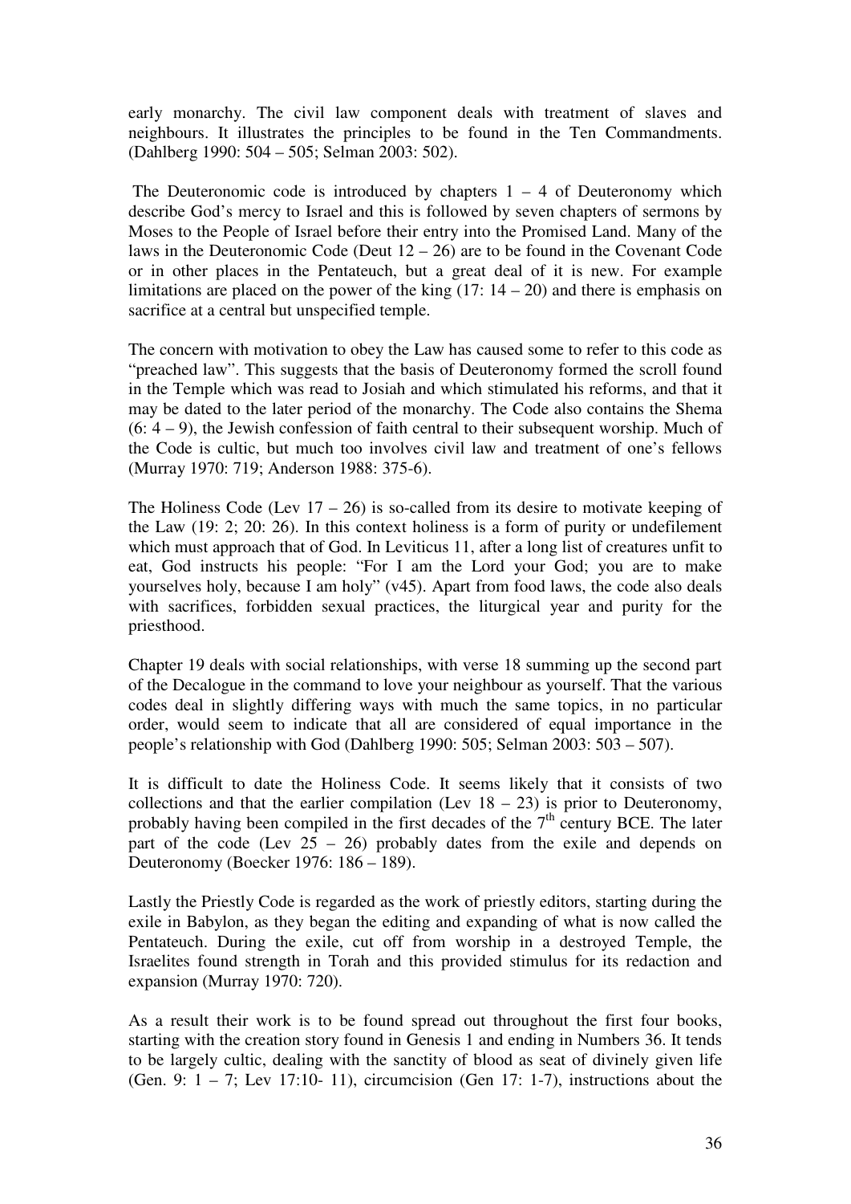early monarchy. The civil law component deals with treatment of slaves and neighbours. It illustrates the principles to be found in the Ten Commandments. (Dahlberg 1990: 504 – 505; Selman 2003: 502).

The Deuteronomic code is introduced by chapters 1 – 4 of Deuteronomy which describe God's mercy to Israel and this is followed by seven chapters of sermons by Moses to the People of Israel before their entry into the Promised Land. Many of the laws in the Deuteronomic Code (Deut 12 – 26) are to be found in the Covenant Code or in other places in the Pentateuch, but a great deal of it is new. For example limitations are placed on the power of the king (17: 14 – 20) and there is emphasis on sacrifice at a central but unspecified temple.

The concern with motivation to obey the Law has caused some to refer to this code as "preached law". This suggests that the basis of Deuteronomy formed the scroll found in the Temple which was read to Josiah and which stimulated his reforms, and that it may be dated to the later period of the monarchy. The Code also contains the Shema (6: 4 – 9), the Jewish confession of faith central to their subsequent worship. Much of the Code is cultic, but much too involves civil law and treatment of one's fellows (Murray 1970: 719; Anderson 1988: 375-6).

The Holiness Code (Lev 17 – 26) is so-called from its desire to motivate keeping of the Law (19: 2; 20: 26). In this context holiness is a form of purity or undefilement which must approach that of God. In Leviticus 11, after a long list of creatures unfit to eat, God instructs his people: "For I am the Lord your God; you are to make yourselves holy, because I am holy" (v45). Apart from food laws, the code also deals with sacrifices, forbidden sexual practices, the liturgical year and purity for the priesthood.

Chapter 19 deals with social relationships, with verse 18 summing up the second part of the Decalogue in the command to love your neighbour as yourself. That the various codes deal in slightly differing ways with much the same topics, in no particular order, would seem to indicate that all are considered of equal importance in the people's relationship with God (Dahlberg 1990: 505; Selman 2003: 503 – 507).

It is difficult to date the Holiness Code. It seems likely that it consists of two collections and that the earlier compilation (Lev 18 – 23) is prior to Deuteronomy, probably having been compiled in the first decades of the 7th century BCE. The later part of the code (Lev 25 – 26) probably dates from the exile and depends on Deuteronomy (Boecker 1976: 186 – 189).

Lastly the Priestly Code is regarded as the work of priestly editors, starting during the exile in Babylon, as they began the editing and expanding of what is now called the Pentateuch. During the exile, cut off from worship in a destroyed Temple, the Israelites found strength in Torah and this provided stimulus for its redaction and expansion (Murray 1970: 720).

As a result their work is to be found spread out throughout the first four books, starting with the creation story found in Genesis 1 and ending in Numbers 36. It tends to be largely cultic, dealing with the sanctity of blood as seat of divinely given life (Gen. 9: 1 – 7; Lev 17:10- 11), circumcision (Gen 17: 1-7), instructions about the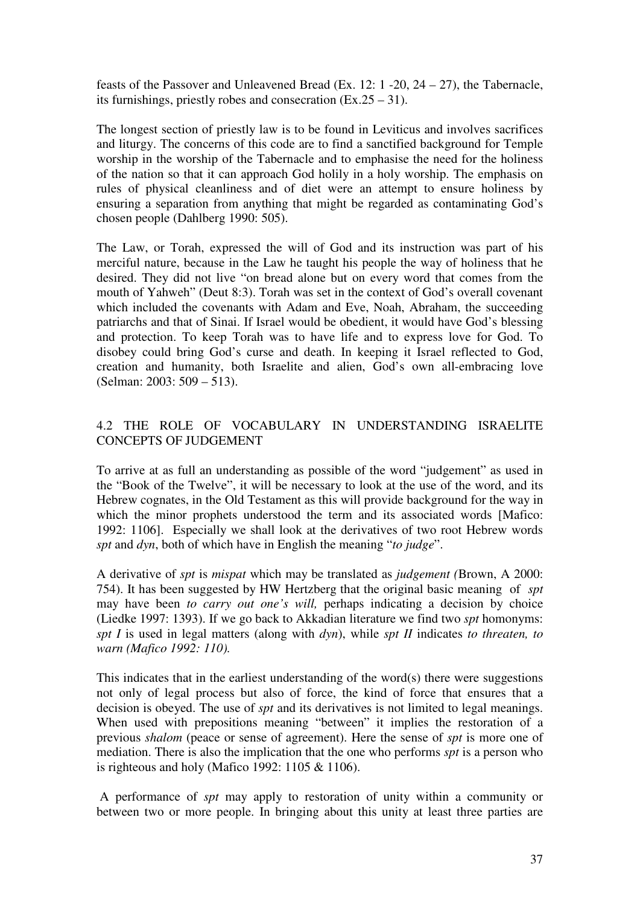feasts of the Passover and Unleavened Bread (Ex. 12: 1 -20, 24 – 27), the Tabernacle, its furnishings, priestly robes and consecration (Ex.25 – 31).

The longest section of priestly law is to be found in Leviticus and involves sacrifices and liturgy. The concerns of this code are to find a sanctified background for Temple worship in the worship of the Tabernacle and to emphasise the need for the holiness of the nation so that it can approach God holily in a holy worship. The emphasis on rules of physical cleanliness and of diet were an attempt to ensure holiness by ensuring a separation from anything that might be regarded as contaminating God's chosen people (Dahlberg 1990: 505).

The Law, or Torah, expressed the will of God and its instruction was part of his merciful nature, because in the Law he taught his people the way of holiness that he desired. They did not live "on bread alone but on every word that comes from the mouth of Yahweh" (Deut 8:3). Torah was set in the context of God's overall covenant which included the covenants with Adam and Eve, Noah, Abraham, the succeeding patriarchs and that of Sinai. If Israel would be obedient, it would have God's blessing and protection. To keep Torah was to have life and to express love for God. To disobey could bring God's curse and death. In keeping it Israel reflected to God, creation and humanity, both Israelite and alien, God's own all-embracing love (Selman: 2003: 509 – 513).

## 4.2 THE ROLE OF VOCABULARY IN UNDERSTANDING ISRAELITE CONCEPTS OF JUDGEMENT

To arrive at as full an understanding as possible of the word "judgement" as used in the "Book of the Twelve", it will be necessary to look at the use of the word, and its Hebrew cognates, in the Old Testament as this will provide background for the way in which the minor prophets understood the term and its associated words [Mafico: 1992: 1106]. Especially we shall look at the derivatives of two root Hebrew words *spt* and *dyn*, both of which have in English the meaning "*to judge*".

A derivative of *spt* is *mispat* which may be translated as *judgement (*Brown, A 2000: 754). It has been suggested by HW Hertzberg that the original basic meaning of *spt* may have been *to carry out one's will,* perhaps indicating a decision by choice (Liedke 1997: 1393). If we go back to Akkadian literature we find two *spt* homonyms: *spt I* is used in legal matters (along with *dyn*), while *spt II* indicates *to threaten, to warn (Mafico 1992: 110).*

This indicates that in the earliest understanding of the word(s) there were suggestions not only of legal process but also of force, the kind of force that ensures that a decision is obeyed. The use of *spt* and its derivatives is not limited to legal meanings. When used with prepositions meaning "between" it implies the restoration of a previous *shalom* (peace or sense of agreement). Here the sense of *spt* is more one of mediation. There is also the implication that the one who performs *spt* is a person who is righteous and holy (Mafico 1992: 1105 & 1106).

A performance of *spt* may apply to restoration of unity within a community or between two or more people. In bringing about this unity at least three parties are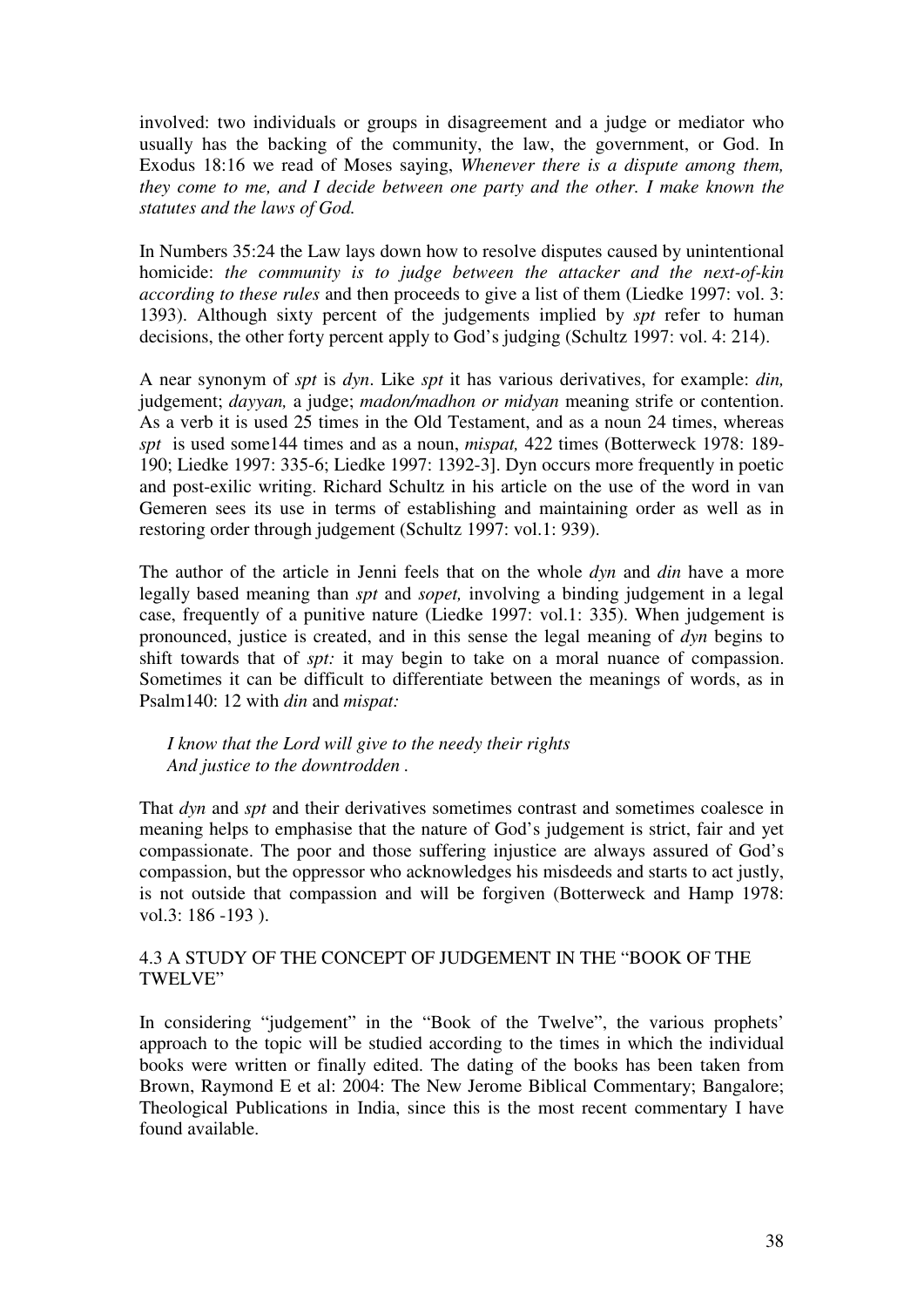involved: two individuals or groups in disagreement and a judge or mediator who usually has the backing of the community, the law, the government, or God. In Exodus 18:16 we read of Moses saying, *Whenever there is a dispute among them, they come to me, and I decide between one party and the other. I make known the statutes and the laws of God.*

In Numbers 35:24 the Law lays down how to resolve disputes caused by unintentional homicide: *the community is to judge between the attacker and the next-of-kin according to these rules* and then proceeds to give a list of them (Liedke 1997: vol. 3: 1393). Although sixty percent of the judgements implied by *spt* refer to human decisions, the other forty percent apply to God's judging (Schultz 1997: vol. 4: 214).

A near synonym of *spt* is *dyn*. Like *spt* it has various derivatives, for example: *din,* judgement; *dayyan,* a judge; *madon/madhon or midyan* meaning strife or contention. As a verb it is used 25 times in the Old Testament, and as a noun 24 times, whereas *spt* is used some144 times and as a noun, *mispat,* 422 times (Botterweck 1978: 189-190; Liedke 1997: 335-6; Liedke 1997: 1392-3]. Dyn occurs more frequently in poetic and post-exilic writing. Richard Schultz in his article on the use of the word in van Gemeren sees its use in terms of establishing and maintaining order as well as in restoring order through judgement (Schultz 1997: vol.1: 939).

The author of the article in Jenni feels that on the whole *dyn* and *din* have a more legally based meaning than *spt* and *sopet,* involving a binding judgement in a legal case, frequently of a punitive nature (Liedke 1997: vol.1: 335). When judgement is pronounced, justice is created, and in this sense the legal meaning of *dyn* begins to shift towards that of *spt:* it may begin to take on a moral nuance of compassion. Sometimes it can be difficult to differentiate between the meanings of words, as in Psalm140: 12 with *din* and *mispat:*

> *I know that the Lord will give to the needy their rights*
> *And justice to the downtrodden .*

That *dyn* and *spt* and their derivatives sometimes contrast and sometimes coalesce in meaning helps to emphasise that the nature of God's judgement is strict, fair and yet compassionate. The poor and those suffering injustice are always assured of God's compassion, but the oppressor who acknowledges his misdeeds and starts to act justly, is not outside that compassion and will be forgiven (Botterweck and Hamp 1978: vol.3: 186 -193 ).

### 4.3 A STUDY OF THE CONCEPT OF JUDGEMENT IN THE "BOOK OF THE TWELVE"

In considering "judgement" in the "Book of the Twelve", the various prophets' approach to the topic will be studied according to the times in which the individual books were written or finally edited. The dating of the books has been taken from Brown, Raymond E et al: 2004: The New Jerome Biblical Commentary; Bangalore; Theological Publications in India, since this is the most recent commentary I have found available.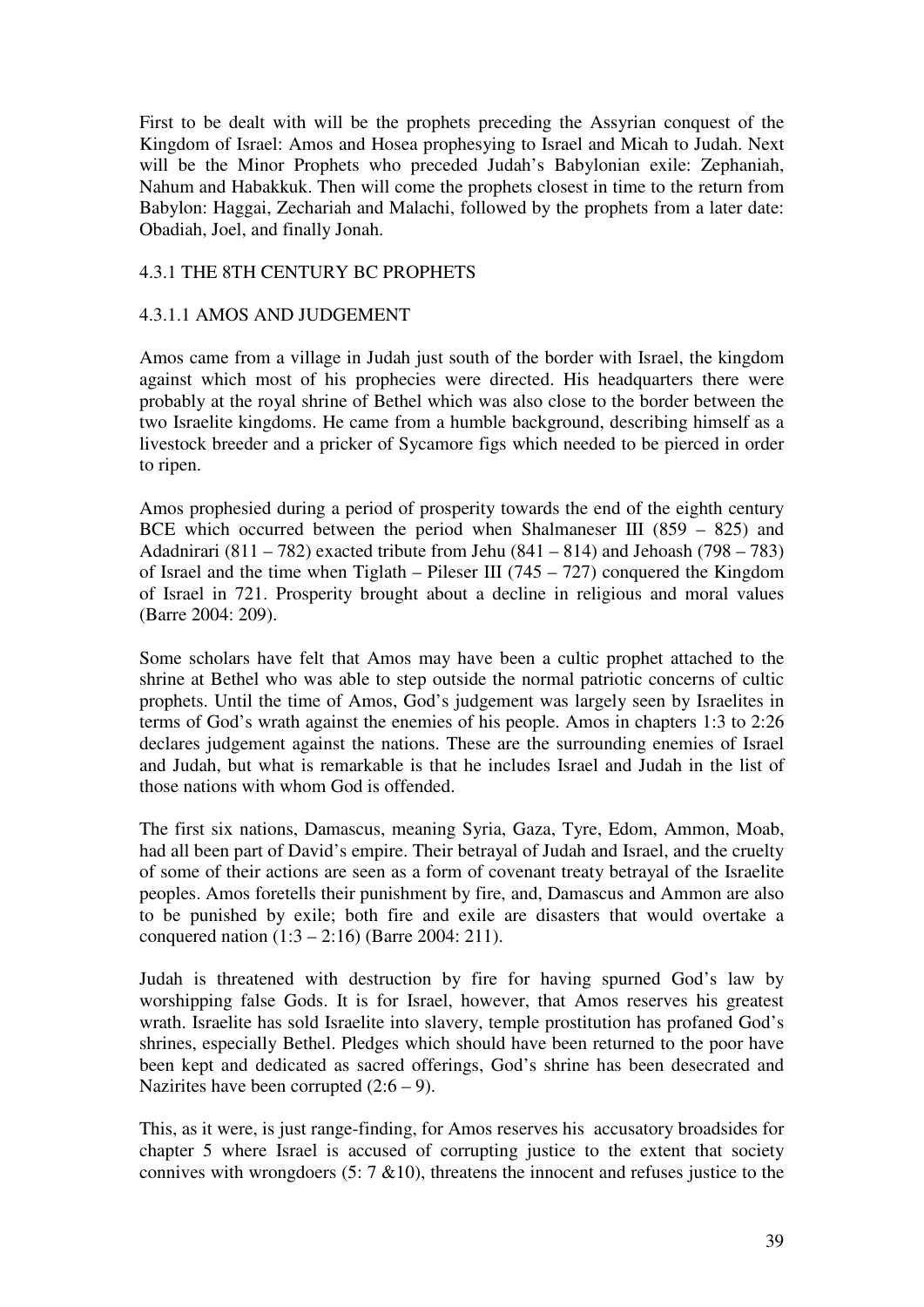First to be dealt with will be the prophets preceding the Assyrian conquest of the Kingdom of Israel: Amos and Hosea prophesying to Israel and Micah to Judah. Next will be the Minor Prophets who preceded Judah's Babylonian exile: Zephaniah, Nahum and Habakkuk. Then will come the prophets closest in time to the return from Babylon: Haggai, Zechariah and Malachi, followed by the prophets from a later date: Obadiah, Joel, and finally Jonah.

### 4.3.1 THE 8TH CENTURY BC PROPHETS

#### 4.3.1.1 AMOS AND JUDGEMENT

Amos came from a village in Judah just south of the border with Israel, the kingdom against which most of his prophecies were directed. His headquarters there were probably at the royal shrine of Bethel which was also close to the border between the two Israelite kingdoms. He came from a humble background, describing himself as a livestock breeder and a pricker of Sycamore figs which needed to be pierced in order to ripen.

Amos prophesied during a period of prosperity towards the end of the eighth century BCE which occurred between the period when Shalmaneser III (859 – 825) and Adadnirari (811 – 782) exacted tribute from Jehu (841 – 814) and Jehoash (798 – 783) of Israel and the time when Tiglath – Pileser III (745 – 727) conquered the Kingdom of Israel in 721. Prosperity brought about a decline in religious and moral values (Barre 2004: 209).

Some scholars have felt that Amos may have been a cultic prophet attached to the shrine at Bethel who was able to step outside the normal patriotic concerns of cultic prophets. Until the time of Amos, God's judgement was largely seen by Israelites in terms of God's wrath against the enemies of his people. Amos in chapters 1:3 to 2:26 declares judgement against the nations. These are the surrounding enemies of Israel and Judah, but what is remarkable is that he includes Israel and Judah in the list of those nations with whom God is offended.

The first six nations, Damascus, meaning Syria, Gaza, Tyre, Edom, Ammon, Moab, had all been part of David's empire. Their betrayal of Judah and Israel, and the cruelty of some of their actions are seen as a form of covenant treaty betrayal of the Israelite peoples. Amos foretells their punishment by fire, and, Damascus and Ammon are also to be punished by exile; both fire and exile are disasters that would overtake a conquered nation (1:3 – 2:16) (Barre 2004: 211).

Judah is threatened with destruction by fire for having spurned God's law by worshipping false Gods. It is for Israel, however, that Amos reserves his greatest wrath. Israelite has sold Israelite into slavery, temple prostitution has profaned God's shrines, especially Bethel. Pledges which should have been returned to the poor have been kept and dedicated as sacred offerings, God's shrine has been desecrated and Nazirites have been corrupted (2:6 – 9).

This, as it were, is just range-finding, for Amos reserves his accusatory broadsides for chapter 5 where Israel is accused of corrupting justice to the extent that society connives with wrongdoers (5: 7 &10), threatens the innocent and refuses justice to the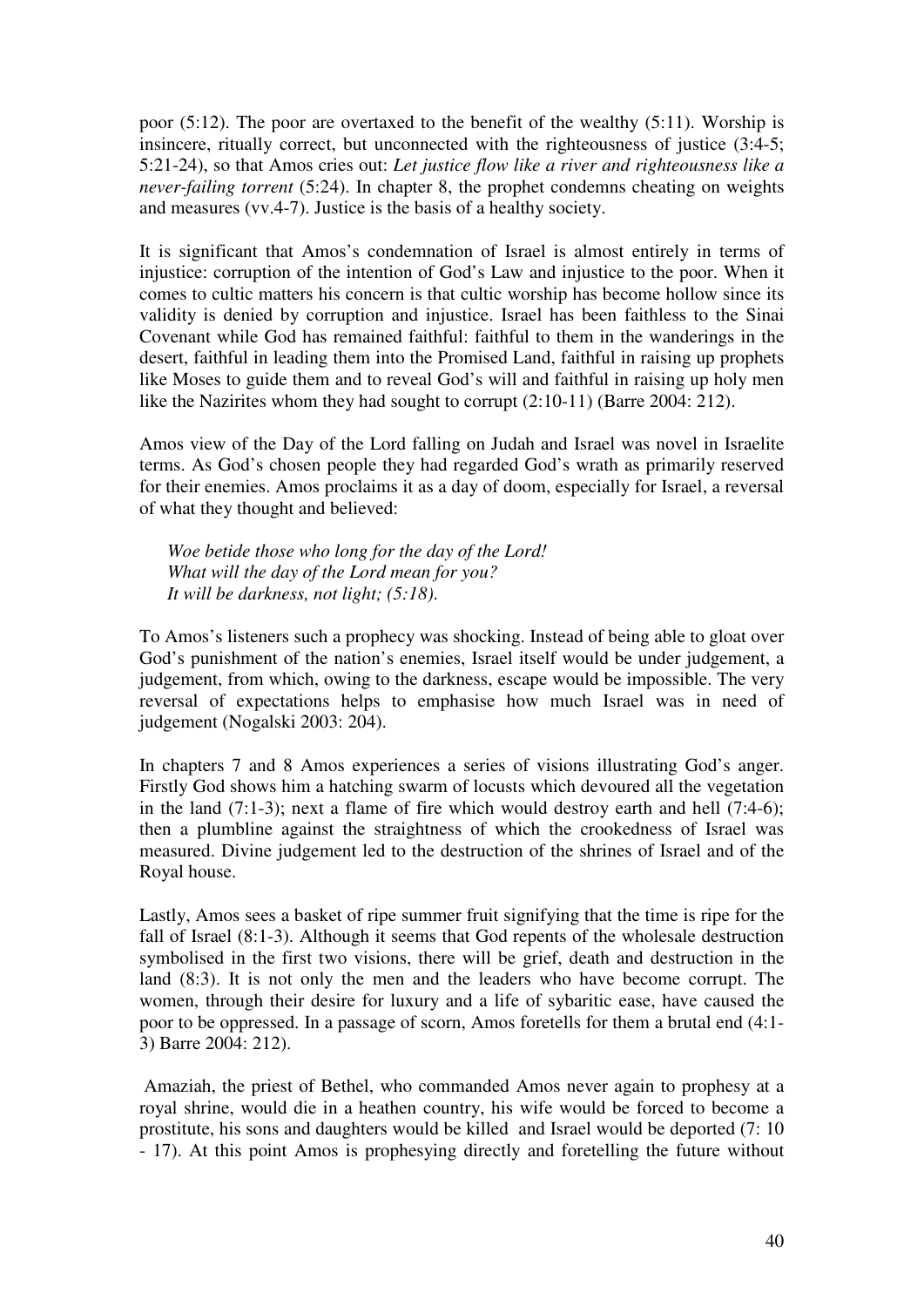poor (5:12). The poor are overtaxed to the benefit of the wealthy (5:11). Worship is insincere, ritually correct, but unconnected with the righteousness of justice (3:4-5; 5:21-24), so that Amos cries out: *Let justice flow like a river and righteousness like a never-failing torrent* (5:24). In chapter 8, the prophet condemns cheating on weights and measures (vv.4-7). Justice is the basis of a healthy society.

It is significant that Amos's condemnation of Israel is almost entirely in terms of injustice: corruption of the intention of God's Law and injustice to the poor. When it comes to cultic matters his concern is that cultic worship has become hollow since its validity is denied by corruption and injustice. Israel has been faithless to the Sinai Covenant while God has remained faithful: faithful to them in the wanderings in the desert, faithful in leading them into the Promised Land, faithful in raising up prophets like Moses to guide them and to reveal God's will and faithful in raising up holy men like the Nazirites whom they had sought to corrupt (2:10-11) (Barre 2004: 212).

Amos view of the Day of the Lord falling on Judah and Israel was novel in Israelite terms. As God's chosen people they had regarded God's wrath as primarily reserved for their enemies. Amos proclaims it as a day of doom, especially for Israel, a reversal of what they thought and believed:

> *Woe betide those who long for the day of the Lord!*
> *What will the day of the Lord mean for you?*
> *It will be darkness, not light; (5:18).*

To Amos's listeners such a prophecy was shocking. Instead of being able to gloat over God's punishment of the nation's enemies, Israel itself would be under judgement, a judgement, from which, owing to the darkness, escape would be impossible. The very reversal of expectations helps to emphasise how much Israel was in need of judgement (Nogalski 2003: 204).

In chapters 7 and 8 Amos experiences a series of visions illustrating God's anger. Firstly God shows him a hatching swarm of locusts which devoured all the vegetation in the land (7:1-3); next a flame of fire which would destroy earth and hell (7:4-6); then a plumbline against the straightness of which the crookedness of Israel was measured. Divine judgement led to the destruction of the shrines of Israel and of the Royal house.

Lastly, Amos sees a basket of ripe summer fruit signifying that the time is ripe for the fall of Israel (8:1-3). Although it seems that God repents of the wholesale destruction symbolised in the first two visions, there will be grief, death and destruction in the land (8:3). It is not only the men and the leaders who have become corrupt. The women, through their desire for luxury and a life of sybaritic ease, have caused the poor to be oppressed. In a passage of scorn, Amos foretells for them a brutal end (4:1-3) Barre 2004: 212).

Amaziah, the priest of Bethel, who commanded Amos never again to prophesy at a royal shrine, would die in a heathen country, his wife would be forced to become a prostitute, his sons and daughters would be killed and Israel would be deported (7: 10 - 17). At this point Amos is prophesying directly and foretelling the future without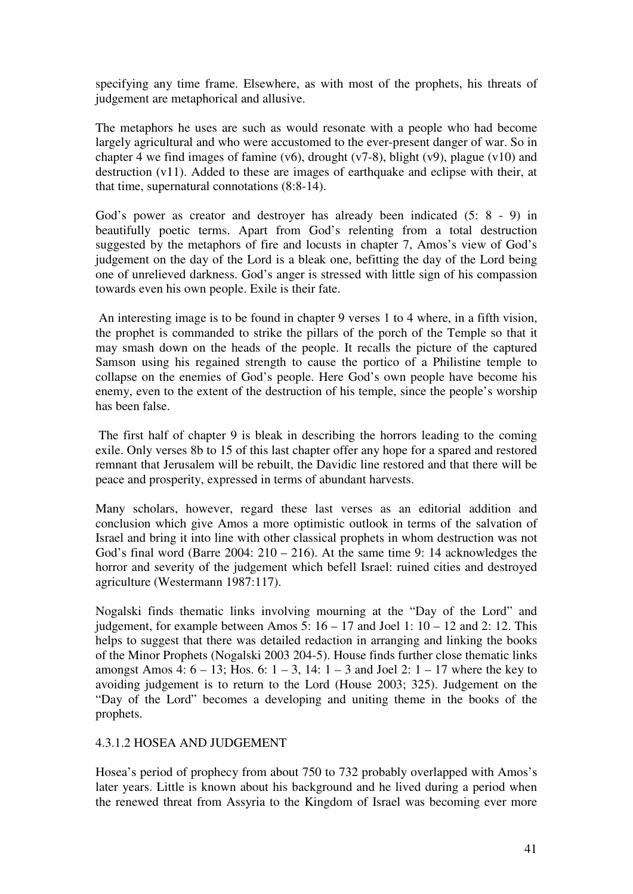specifying any time frame. Elsewhere, as with most of the prophets, his threats of judgement are metaphorical and allusive.

The metaphors he uses are such as would resonate with a people who had become largely agricultural and who were accustomed to the ever-present danger of war. So in chapter 4 we find images of famine (v6), drought (v7-8), blight (v9), plague (v10) and destruction (v11). Added to these are images of earthquake and eclipse with their, at that time, supernatural connotations (8:8-14).

God's power as creator and destroyer has already been indicated (5: 8 - 9) in beautifully poetic terms. Apart from God's relenting from a total destruction suggested by the metaphors of fire and locusts in chapter 7, Amos's view of God's judgement on the day of the Lord is a bleak one, befitting the day of the Lord being one of unrelieved darkness. God's anger is stressed with little sign of his compassion towards even his own people. Exile is their fate.

An interesting image is to be found in chapter 9 verses 1 to 4 where, in a fifth vision, the prophet is commanded to strike the pillars of the porch of the Temple so that it may smash down on the heads of the people. It recalls the picture of the captured Samson using his regained strength to cause the portico of a Philistine temple to collapse on the enemies of God's people. Here God's own people have become his enemy, even to the extent of the destruction of his temple, since the people's worship has been false.

The first half of chapter 9 is bleak in describing the horrors leading to the coming exile. Only verses 8b to 15 of this last chapter offer any hope for a spared and restored remnant that Jerusalem will be rebuilt, the Davidic line restored and that there will be peace and prosperity, expressed in terms of abundant harvests.

Many scholars, however, regard these last verses as an editorial addition and conclusion which give Amos a more optimistic outlook in terms of the salvation of Israel and bring it into line with other classical prophets in whom destruction was not God's final word (Barre 2004: 210 – 216). At the same time 9: 14 acknowledges the horror and severity of the judgement which befell Israel: ruined cities and destroyed agriculture (Westermann 1987:117).

Nogalski finds thematic links involving mourning at the "Day of the Lord" and judgement, for example between Amos 5: 16 – 17 and Joel 1: 10 – 12 and 2: 12. This helps to suggest that there was detailed redaction in arranging and linking the books of the Minor Prophets (Nogalski 2003 204-5). House finds further close thematic links amongst Amos 4: 6 – 13; Hos. 6: 1 – 3, 14: 1 – 3 and Joel 2: 1 – 17 where the key to avoiding judgement is to return to the Lord (House 2003; 325). Judgement on the "Day of the Lord" becomes a developing and uniting theme in the books of the prophets.

#### 4.3.1.2 HOSEA AND JUDGEMENT

Hosea's period of prophecy from about 750 to 732 probably overlapped with Amos's later years. Little is known about his background and he lived during a period when the renewed threat from Assyria to the Kingdom of Israel was becoming ever more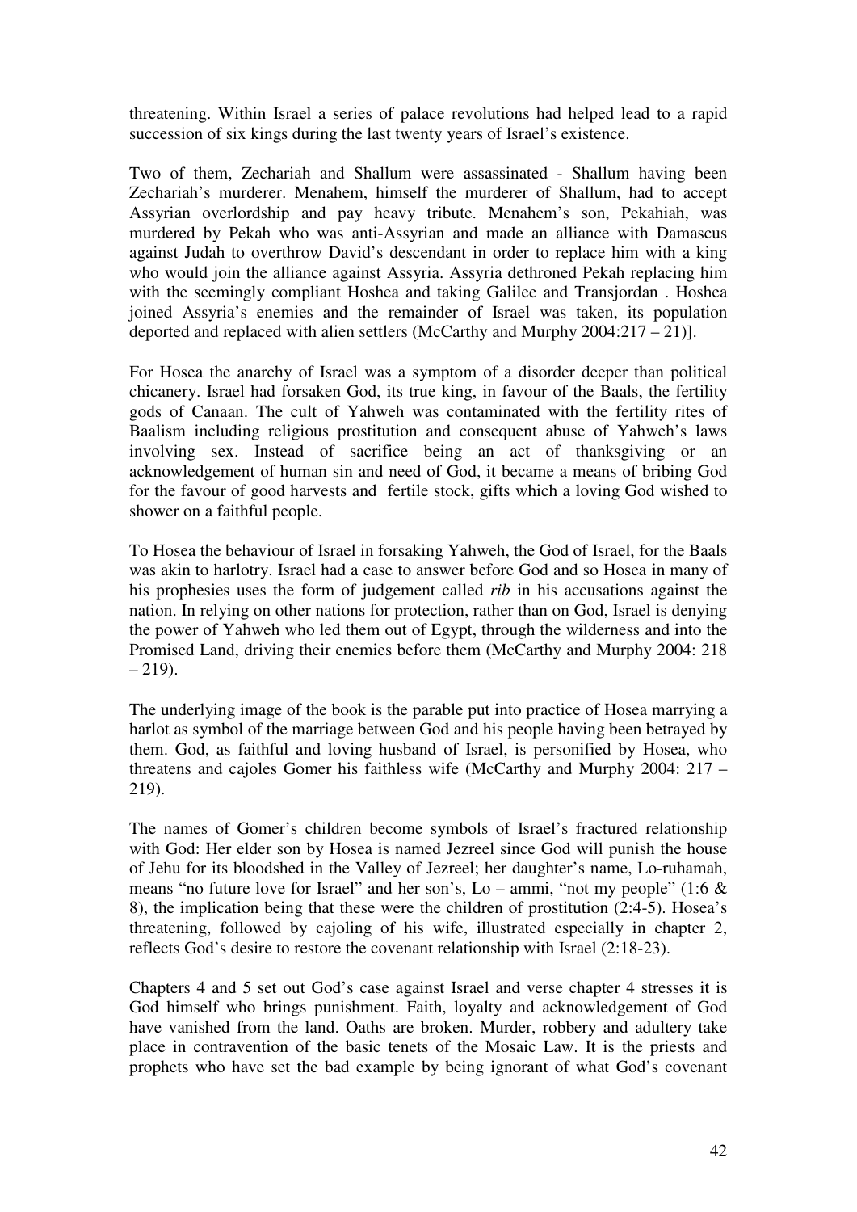threatening. Within Israel a series of palace revolutions had helped lead to a rapid succession of six kings during the last twenty years of Israel's existence.

Two of them, Zechariah and Shallum were assassinated - Shallum having been Zechariah's murderer. Menahem, himself the murderer of Shallum, had to accept Assyrian overlordship and pay heavy tribute. Menahem's son, Pekahiah, was murdered by Pekah who was anti-Assyrian and made an alliance with Damascus against Judah to overthrow David's descendant in order to replace him with a king who would join the alliance against Assyria. Assyria dethroned Pekah replacing him with the seemingly compliant Hoshea and taking Galilee and Transjordan . Hoshea joined Assyria's enemies and the remainder of Israel was taken, its population deported and replaced with alien settlers (McCarthy and Murphy 2004:217 – 21)].

For Hosea the anarchy of Israel was a symptom of a disorder deeper than political chicanery. Israel had forsaken God, its true king, in favour of the Baals, the fertility gods of Canaan. The cult of Yahweh was contaminated with the fertility rites of Baalism including religious prostitution and consequent abuse of Yahweh's laws involving sex. Instead of sacrifice being an act of thanksgiving or an acknowledgement of human sin and need of God, it became a means of bribing God for the favour of good harvests and fertile stock, gifts which a loving God wished to shower on a faithful people.

To Hosea the behaviour of Israel in forsaking Yahweh, the God of Israel, for the Baals was akin to harlotry. Israel had a case to answer before God and so Hosea in many of his prophesies uses the form of judgement called *rib* in his accusations against the nation. In relying on other nations for protection, rather than on God, Israel is denying the power of Yahweh who led them out of Egypt, through the wilderness and into the Promised Land, driving their enemies before them (McCarthy and Murphy 2004: 218 – 219).

The underlying image of the book is the parable put into practice of Hosea marrying a harlot as symbol of the marriage between God and his people having been betrayed by them. God, as faithful and loving husband of Israel, is personified by Hosea, who threatens and cajoles Gomer his faithless wife (McCarthy and Murphy 2004: 217 – 219).

The names of Gomer's children become symbols of Israel's fractured relationship with God: Her elder son by Hosea is named Jezreel since God will punish the house of Jehu for its bloodshed in the Valley of Jezreel; her daughter's name, Lo-ruhamah, means "no future love for Israel" and her son's, Lo – ammi, "not my people" (1:6 & 8), the implication being that these were the children of prostitution (2:4-5). Hosea's threatening, followed by cajoling of his wife, illustrated especially in chapter 2, reflects God's desire to restore the covenant relationship with Israel (2:18-23).

Chapters 4 and 5 set out God's case against Israel and verse chapter 4 stresses it is God himself who brings punishment. Faith, loyalty and acknowledgement of God have vanished from the land. Oaths are broken. Murder, robbery and adultery take place in contravention of the basic tenets of the Mosaic Law. It is the priests and prophets who have set the bad example by being ignorant of what God's covenant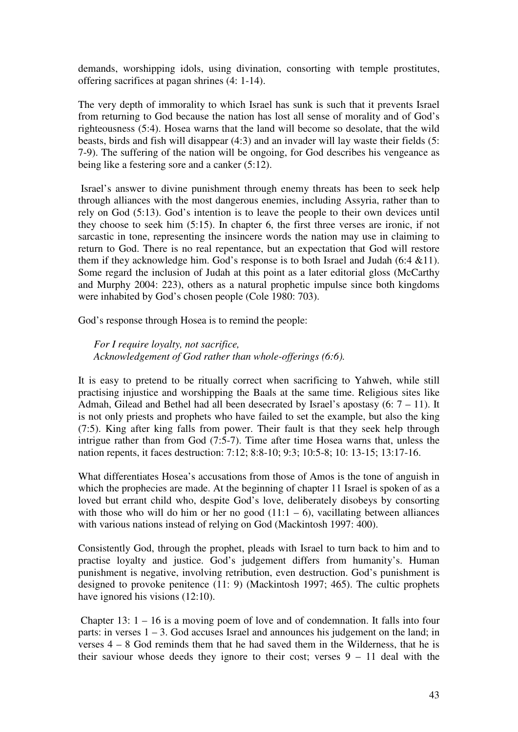demands, worshipping idols, using divination, consorting with temple prostitutes, offering sacrifices at pagan shrines (4: 1-14).

The very depth of immorality to which Israel has sunk is such that it prevents Israel from returning to God because the nation has lost all sense of morality and of God's righteousness (5:4). Hosea warns that the land will become so desolate, that the wild beasts, birds and fish will disappear (4:3) and an invader will lay waste their fields (5: 7-9). The suffering of the nation will be ongoing, for God describes his vengeance as being like a festering sore and a canker (5:12).

Israel's answer to divine punishment through enemy threats has been to seek help through alliances with the most dangerous enemies, including Assyria, rather than to rely on God (5:13). God's intention is to leave the people to their own devices until they choose to seek him (5:15). In chapter 6, the first three verses are ironic, if not sarcastic in tone, representing the insincere words the nation may use in claiming to return to God. There is no real repentance, but an expectation that God will restore them if they acknowledge him. God's response is to both Israel and Judah (6:4 &11). Some regard the inclusion of Judah at this point as a later editorial gloss (McCarthy and Murphy 2004: 223), others as a natural prophetic impulse since both kingdoms were inhabited by God's chosen people (Cole 1980: 703).

God's response through Hosea is to remind the people:

> *For I require loyalty, not sacrifice,*
> *Acknowledgement of God rather than whole-offerings (6:6).*

It is easy to pretend to be ritually correct when sacrificing to Yahweh, while still practising injustice and worshipping the Baals at the same time. Religious sites like Admah, Gilead and Bethel had all been desecrated by Israel's apostasy (6: 7 – 11). It is not only priests and prophets who have failed to set the example, but also the king (7:5). King after king falls from power. Their fault is that they seek help through intrigue rather than from God (7:5-7). Time after time Hosea warns that, unless the nation repents, it faces destruction: 7:12; 8:8-10; 9:3; 10:5-8; 10: 13-15; 13:17-16.

What differentiates Hosea's accusations from those of Amos is the tone of anguish in which the prophecies are made. At the beginning of chapter 11 Israel is spoken of as a loved but errant child who, despite God's love, deliberately disobeys by consorting with those who will do him or her no good (11:1 – 6), vacillating between alliances with various nations instead of relying on God (Mackintosh 1997: 400).

Consistently God, through the prophet, pleads with Israel to turn back to him and to practise loyalty and justice. God's judgement differs from humanity's. Human punishment is negative, involving retribution, even destruction. God's punishment is designed to provoke penitence (11: 9) (Mackintosh 1997; 465). The cultic prophets have ignored his visions (12:10).

Chapter 13: 1 – 16 is a moving poem of love and of condemnation. It falls into four parts: in verses 1 – 3. God accuses Israel and announces his judgement on the land; in verses 4 – 8 God reminds them that he had saved them in the Wilderness, that he is their saviour whose deeds they ignore to their cost; verses 9 – 11 deal with the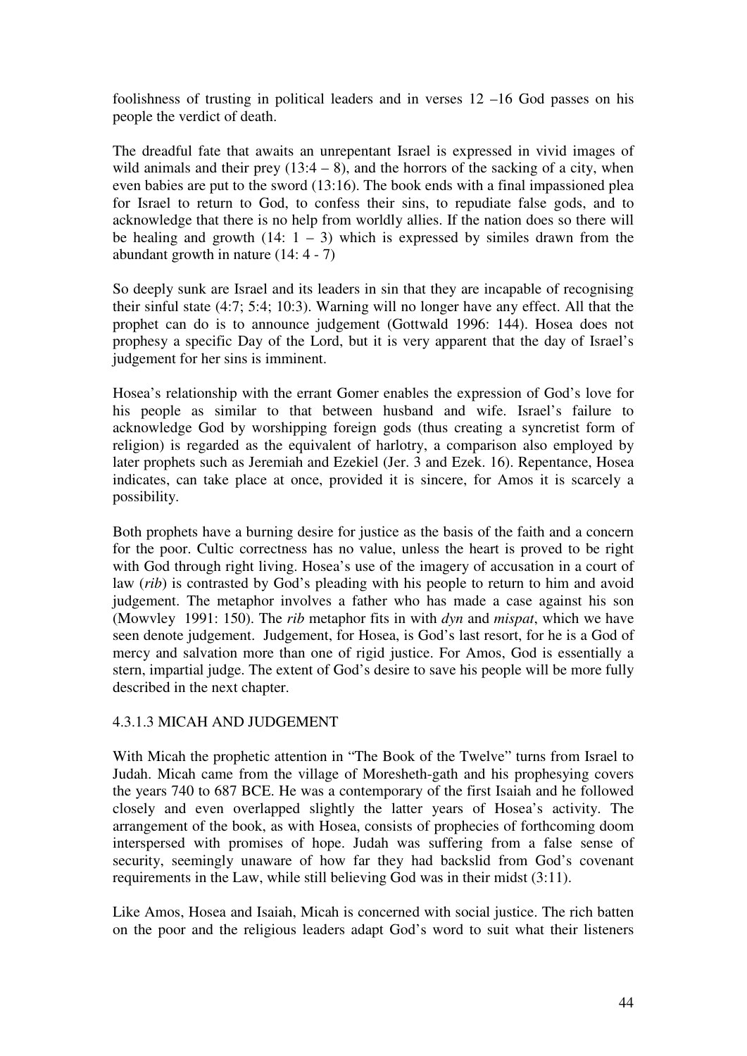foolishness of trusting in political leaders and in verses 12 –16 God passes on his people the verdict of death.

The dreadful fate that awaits an unrepentant Israel is expressed in vivid images of wild animals and their prey (13:4 – 8), and the horrors of the sacking of a city, when even babies are put to the sword (13:16). The book ends with a final impassioned plea for Israel to return to God, to confess their sins, to repudiate false gods, and to acknowledge that there is no help from worldly allies. If the nation does so there will be healing and growth (14: 1 – 3) which is expressed by similes drawn from the abundant growth in nature (14: 4 - 7)

So deeply sunk are Israel and its leaders in sin that they are incapable of recognising their sinful state (4:7; 5:4; 10:3). Warning will no longer have any effect. All that the prophet can do is to announce judgement (Gottwald 1996: 144). Hosea does not prophesy a specific Day of the Lord, but it is very apparent that the day of Israel's judgement for her sins is imminent.

Hosea's relationship with the errant Gomer enables the expression of God's love for his people as similar to that between husband and wife. Israel's failure to acknowledge God by worshipping foreign gods (thus creating a syncretist form of religion) is regarded as the equivalent of harlotry, a comparison also employed by later prophets such as Jeremiah and Ezekiel (Jer. 3 and Ezek. 16). Repentance, Hosea indicates, can take place at once, provided it is sincere, for Amos it is scarcely a possibility.

Both prophets have a burning desire for justice as the basis of the faith and a concern for the poor. Cultic correctness has no value, unless the heart is proved to be right with God through right living. Hosea's use of the imagery of accusation in a court of law (*rib*) is contrasted by God's pleading with his people to return to him and avoid judgement. The metaphor involves a father who has made a case against his son (Mowvley 1991: 150). The *rib* metaphor fits in with *dyn* and *mispat*, which we have seen denote judgement. Judgement, for Hosea, is God's last resort, for he is a God of mercy and salvation more than one of rigid justice. For Amos, God is essentially a stern, impartial judge. The extent of God's desire to save his people will be more fully described in the next chapter.

#### 4.3.1.3 MICAH AND JUDGEMENT

With Micah the prophetic attention in "The Book of the Twelve" turns from Israel to Judah. Micah came from the village of Moresheth-gath and his prophesying covers the years 740 to 687 BCE. He was a contemporary of the first Isaiah and he followed closely and even overlapped slightly the latter years of Hosea's activity. The arrangement of the book, as with Hosea, consists of prophecies of forthcoming doom interspersed with promises of hope. Judah was suffering from a false sense of security, seemingly unaware of how far they had backslid from God's covenant requirements in the Law, while still believing God was in their midst (3:11).

Like Amos, Hosea and Isaiah, Micah is concerned with social justice. The rich batten on the poor and the religious leaders adapt God's word to suit what their listeners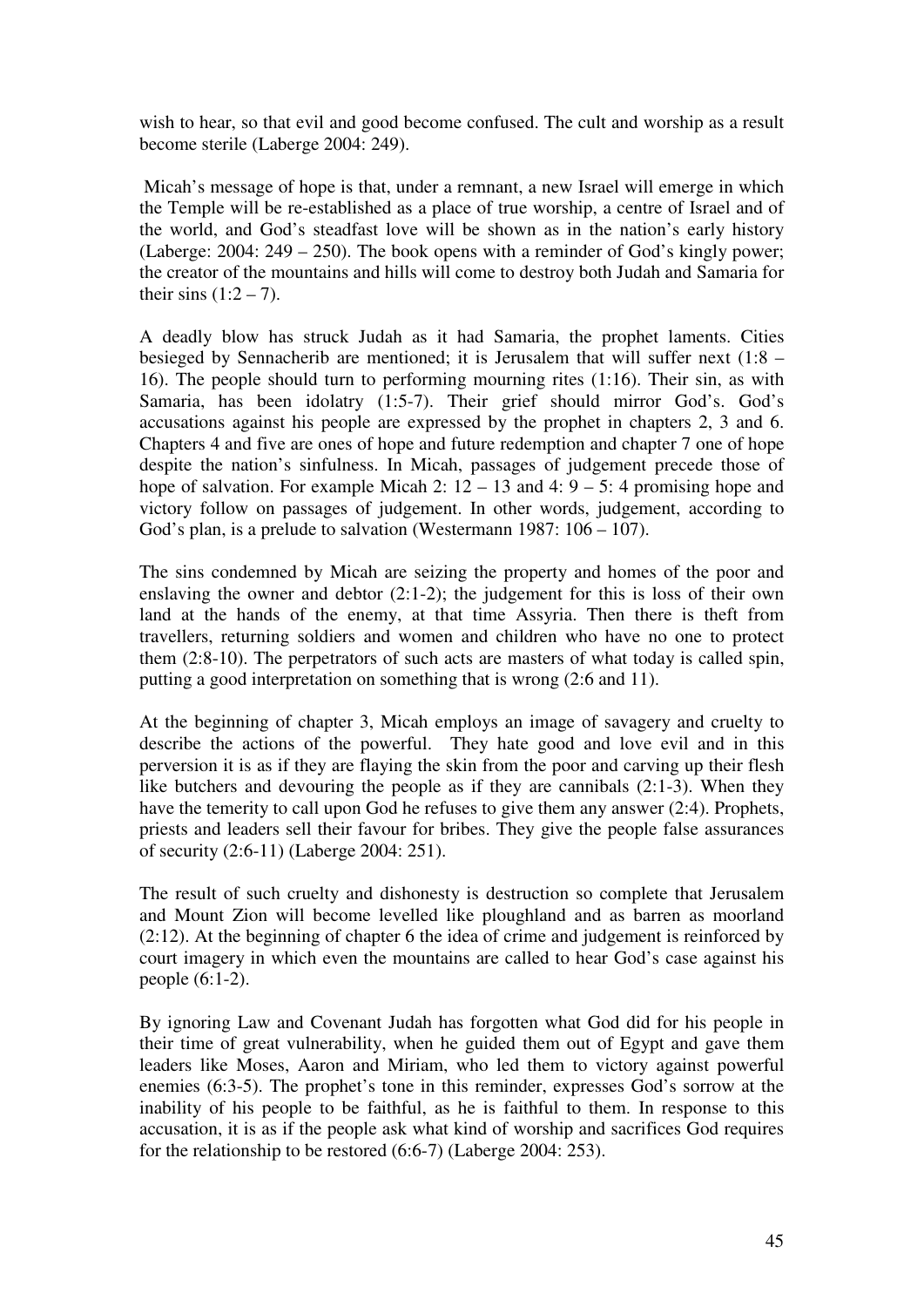wish to hear, so that evil and good become confused. The cult and worship as a result become sterile (Laberge 2004: 249).

Micah's message of hope is that, under a remnant, a new Israel will emerge in which the Temple will be re-established as a place of true worship, a centre of Israel and of the world, and God's steadfast love will be shown as in the nation's early history (Laberge: 2004: 249 – 250). The book opens with a reminder of God's kingly power; the creator of the mountains and hills will come to destroy both Judah and Samaria for their sins (1:2 – 7).

A deadly blow has struck Judah as it had Samaria, the prophet laments. Cities besieged by Sennacherib are mentioned; it is Jerusalem that will suffer next (1:8 – 16). The people should turn to performing mourning rites (1:16). Their sin, as with Samaria, has been idolatry (1:5-7). Their grief should mirror God's. God's accusations against his people are expressed by the prophet in chapters 2, 3 and 6. Chapters 4 and five are ones of hope and future redemption and chapter 7 one of hope despite the nation's sinfulness. In Micah, passages of judgement precede those of hope of salvation. For example Micah 2: 12 – 13 and 4: 9 – 5: 4 promising hope and victory follow on passages of judgement. In other words, judgement, according to God's plan, is a prelude to salvation (Westermann 1987: 106 – 107).

The sins condemned by Micah are seizing the property and homes of the poor and enslaving the owner and debtor (2:1-2); the judgement for this is loss of their own land at the hands of the enemy, at that time Assyria. Then there is theft from travellers, returning soldiers and women and children who have no one to protect them (2:8-10). The perpetrators of such acts are masters of what today is called spin, putting a good interpretation on something that is wrong (2:6 and 11).

At the beginning of chapter 3, Micah employs an image of savagery and cruelty to describe the actions of the powerful. They hate good and love evil and in this perversion it is as if they are flaying the skin from the poor and carving up their flesh like butchers and devouring the people as if they are cannibals (2:1-3). When they have the temerity to call upon God he refuses to give them any answer (2:4). Prophets, priests and leaders sell their favour for bribes. They give the people false assurances of security (2:6-11) (Laberge 2004: 251).

The result of such cruelty and dishonesty is destruction so complete that Jerusalem and Mount Zion will become levelled like ploughland and as barren as moorland (2:12). At the beginning of chapter 6 the idea of crime and judgement is reinforced by court imagery in which even the mountains are called to hear God's case against his people (6:1-2).

By ignoring Law and Covenant Judah has forgotten what God did for his people in their time of great vulnerability, when he guided them out of Egypt and gave them leaders like Moses, Aaron and Miriam, who led them to victory against powerful enemies (6:3-5). The prophet's tone in this reminder, expresses God's sorrow at the inability of his people to be faithful, as he is faithful to them. In response to this accusation, it is as if the people ask what kind of worship and sacrifices God requires for the relationship to be restored (6:6-7) (Laberge 2004: 253).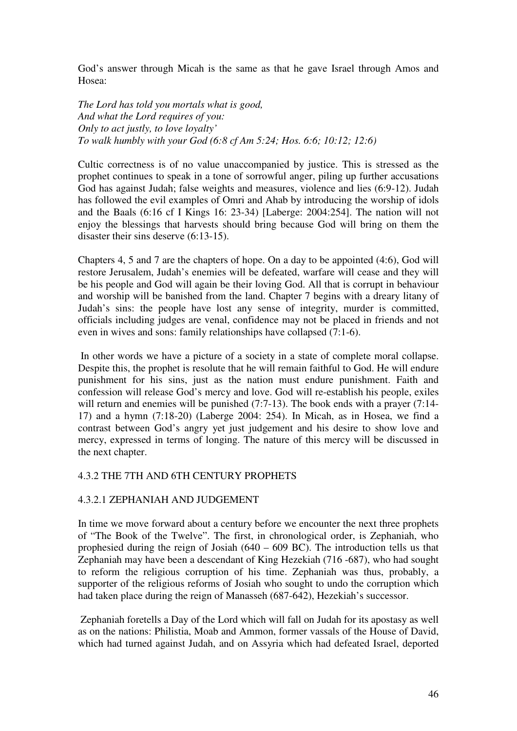God's answer through Micah is the same as that he gave Israel through Amos and Hosea:

*The Lord has told you mortals what is good,*
*And what the Lord requires of you:*
*Only to act justly, to love loyalty'*
*To walk humbly with your God (6:8 cf Am 5:24; Hos. 6:6; 10:12; 12:6)*

Cultic correctness is of no value unaccompanied by justice. This is stressed as the prophet continues to speak in a tone of sorrowful anger, piling up further accusations God has against Judah; false weights and measures, violence and lies (6:9-12). Judah has followed the evil examples of Omri and Ahab by introducing the worship of idols and the Baals (6:16 cf I Kings 16: 23-34) [Laberge: 2004:254]. The nation will not enjoy the blessings that harvests should bring because God will bring on them the disaster their sins deserve (6:13-15).

Chapters 4, 5 and 7 are the chapters of hope. On a day to be appointed (4:6), God will restore Jerusalem, Judah's enemies will be defeated, warfare will cease and they will be his people and God will again be their loving God. All that is corrupt in behaviour and worship will be banished from the land. Chapter 7 begins with a dreary litany of Judah's sins: the people have lost any sense of integrity, murder is committed, officials including judges are venal, confidence may not be placed in friends and not even in wives and sons: family relationships have collapsed (7:1-6).

In other words we have a picture of a society in a state of complete moral collapse. Despite this, the prophet is resolute that he will remain faithful to God. He will endure punishment for his sins, just as the nation must endure punishment. Faith and confession will release God's mercy and love. God will re-establish his people, exiles will return and enemies will be punished (7:7-13). The book ends with a prayer (7:14-17) and a hymn (7:18-20) (Laberge 2004: 254). In Micah, as in Hosea, we find a contrast between God's angry yet just judgement and his desire to show love and mercy, expressed in terms of longing. The nature of this mercy will be discussed in the next chapter.

### 4.3.2 THE 7TH AND 6TH CENTURY PROPHETS

#### 4.3.2.1 ZEPHANIAH AND JUDGEMENT

In time we move forward about a century before we encounter the next three prophets of "The Book of the Twelve". The first, in chronological order, is Zephaniah, who prophesied during the reign of Josiah (640 – 609 BC). The introduction tells us that Zephaniah may have been a descendant of King Hezekiah (716 -687), who had sought to reform the religious corruption of his time. Zephaniah was thus, probably, a supporter of the religious reforms of Josiah who sought to undo the corruption which had taken place during the reign of Manasseh (687-642), Hezekiah's successor.

Zephaniah foretells a Day of the Lord which will fall on Judah for its apostasy as well as on the nations: Philistia, Moab and Ammon, former vassals of the House of David, which had turned against Judah, and on Assyria which had defeated Israel, deported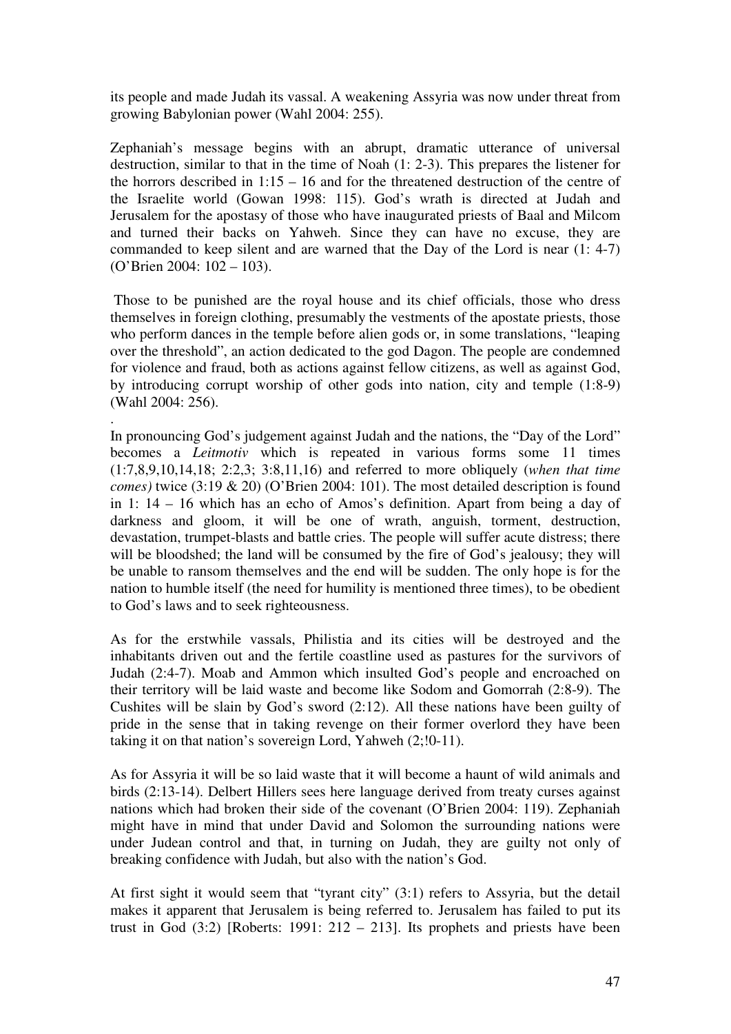its people and made Judah its vassal. A weakening Assyria was now under threat from growing Babylonian power (Wahl 2004: 255).

Zephaniah's message begins with an abrupt, dramatic utterance of universal destruction, similar to that in the time of Noah (1: 2-3). This prepares the listener for the horrors described in 1:15 – 16 and for the threatened destruction of the centre of the Israelite world (Gowan 1998: 115). God's wrath is directed at Judah and Jerusalem for the apostasy of those who have inaugurated priests of Baal and Milcom and turned their backs on Yahweh. Since they can have no excuse, they are commanded to keep silent and are warned that the Day of the Lord is near (1: 4-7) (O'Brien 2004: 102 – 103).

Those to be punished are the royal house and its chief officials, those who dress themselves in foreign clothing, presumably the vestments of the apostate priests, those who perform dances in the temple before alien gods or, in some translations, "leaping over the threshold", an action dedicated to the god Dagon. The people are condemned for violence and fraud, both as actions against fellow citizens, as well as against God, by introducing corrupt worship of other gods into nation, city and temple (1:8-9) (Wahl 2004: 256).

.

In pronouncing God's judgement against Judah and the nations, the "Day of the Lord" becomes a *Leitmotiv* which is repeated in various forms some 11 times (1:7,8,9,10,14,18; 2:2,3; 3:8,11,16) and referred to more obliquely (*when that time comes)* twice (3:19 & 20) (O'Brien 2004: 101). The most detailed description is found in 1: 14 – 16 which has an echo of Amos's definition. Apart from being a day of darkness and gloom, it will be one of wrath, anguish, torment, destruction, devastation, trumpet-blasts and battle cries. The people will suffer acute distress; there will be bloodshed; the land will be consumed by the fire of God's jealousy; they will be unable to ransom themselves and the end will be sudden. The only hope is for the nation to humble itself (the need for humility is mentioned three times), to be obedient to God's laws and to seek righteousness.

As for the erstwhile vassals, Philistia and its cities will be destroyed and the inhabitants driven out and the fertile coastline used as pastures for the survivors of Judah (2:4-7). Moab and Ammon which insulted God's people and encroached on their territory will be laid waste and become like Sodom and Gomorrah (2:8-9). The Cushites will be slain by God's sword (2:12). All these nations have been guilty of pride in the sense that in taking revenge on their former overlord they have been taking it on that nation's sovereign Lord, Yahweh (2;!0-11).

As for Assyria it will be so laid waste that it will become a haunt of wild animals and birds (2:13-14). Delbert Hillers sees here language derived from treaty curses against nations which had broken their side of the covenant (O'Brien 2004: 119). Zephaniah might have in mind that under David and Solomon the surrounding nations were under Judean control and that, in turning on Judah, they are guilty not only of breaking confidence with Judah, but also with the nation's God.

At first sight it would seem that "tyrant city" (3:1) refers to Assyria, but the detail makes it apparent that Jerusalem is being referred to. Jerusalem has failed to put its trust in God (3:2) [Roberts: 1991: 212 – 213]. Its prophets and priests have been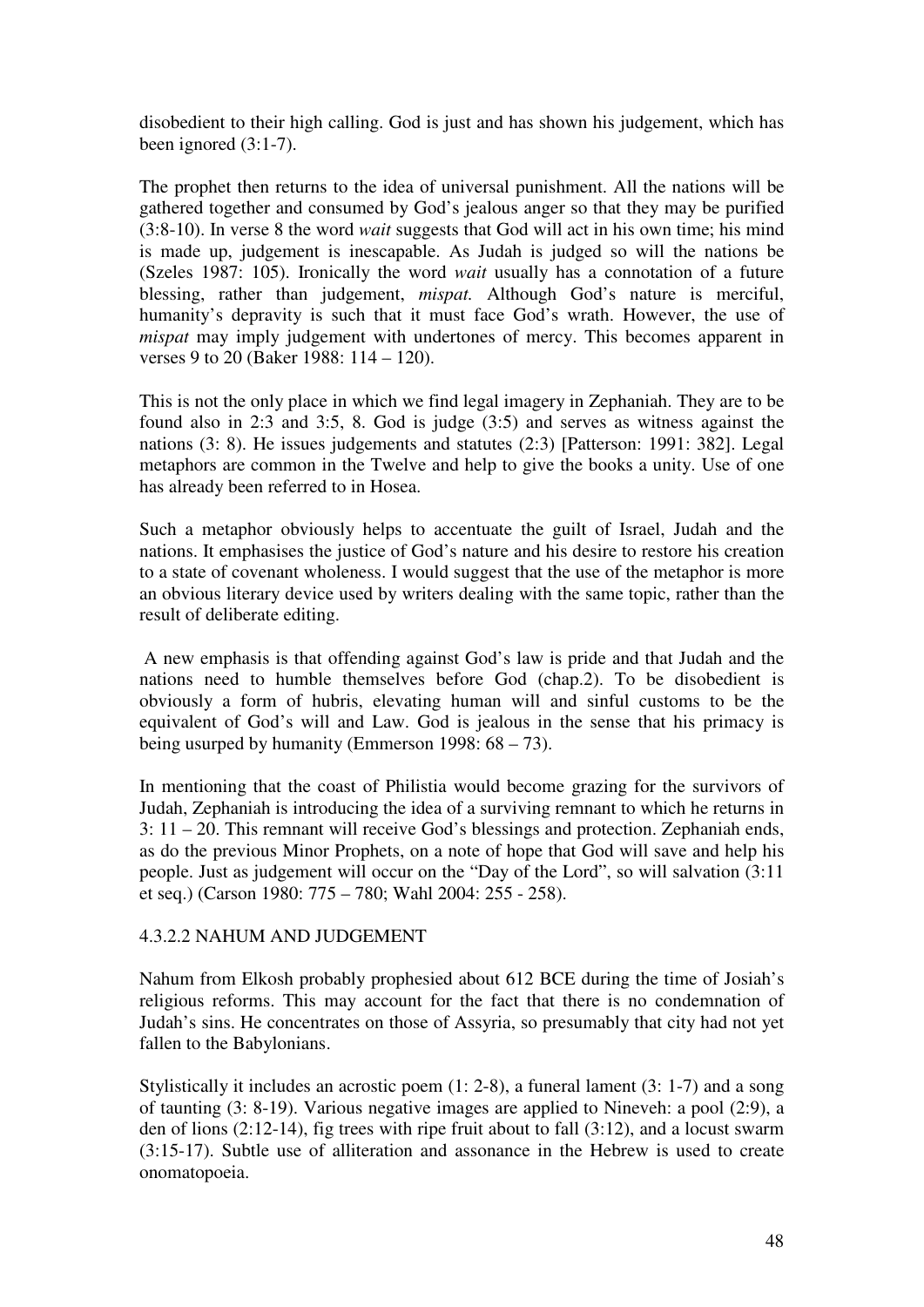disobedient to their high calling. God is just and has shown his judgement, which has been ignored (3:1-7).

The prophet then returns to the idea of universal punishment. All the nations will be gathered together and consumed by God's jealous anger so that they may be purified (3:8-10). In verse 8 the word *wait* suggests that God will act in his own time; his mind is made up, judgement is inescapable. As Judah is judged so will the nations be (Szeles 1987: 105). Ironically the word *wait* usually has a connotation of a future blessing, rather than judgement, *mispat.* Although God's nature is merciful, humanity's depravity is such that it must face God's wrath. However, the use of *mispat* may imply judgement with undertones of mercy. This becomes apparent in verses 9 to 20 (Baker 1988: 114 – 120).

This is not the only place in which we find legal imagery in Zephaniah. They are to be found also in 2:3 and 3:5, 8. God is judge (3:5) and serves as witness against the nations (3: 8). He issues judgements and statutes (2:3) [Patterson: 1991: 382]. Legal metaphors are common in the Twelve and help to give the books a unity. Use of one has already been referred to in Hosea.

Such a metaphor obviously helps to accentuate the guilt of Israel, Judah and the nations. It emphasises the justice of God's nature and his desire to restore his creation to a state of covenant wholeness. I would suggest that the use of the metaphor is more an obvious literary device used by writers dealing with the same topic, rather than the result of deliberate editing.

A new emphasis is that offending against God's law is pride and that Judah and the nations need to humble themselves before God (chap.2). To be disobedient is obviously a form of hubris, elevating human will and sinful customs to be the equivalent of God's will and Law. God is jealous in the sense that his primacy is being usurped by humanity (Emmerson 1998: 68 – 73).

In mentioning that the coast of Philistia would become grazing for the survivors of Judah, Zephaniah is introducing the idea of a surviving remnant to which he returns in 3: 11 – 20. This remnant will receive God's blessings and protection. Zephaniah ends, as do the previous Minor Prophets, on a note of hope that God will save and help his people. Just as judgement will occur on the "Day of the Lord", so will salvation (3:11 et seq.) (Carson 1980: 775 – 780; Wahl 2004: 255 - 258).

#### 4.3.2.2 NAHUM AND JUDGEMENT

Nahum from Elkosh probably prophesied about 612 BCE during the time of Josiah's religious reforms. This may account for the fact that there is no condemnation of Judah's sins. He concentrates on those of Assyria, so presumably that city had not yet fallen to the Babylonians.

Stylistically it includes an acrostic poem (1: 2-8), a funeral lament (3: 1-7) and a song of taunting (3: 8-19). Various negative images are applied to Nineveh: a pool (2:9), a den of lions (2:12-14), fig trees with ripe fruit about to fall (3:12), and a locust swarm (3:15-17). Subtle use of alliteration and assonance in the Hebrew is used to create onomatopoeia.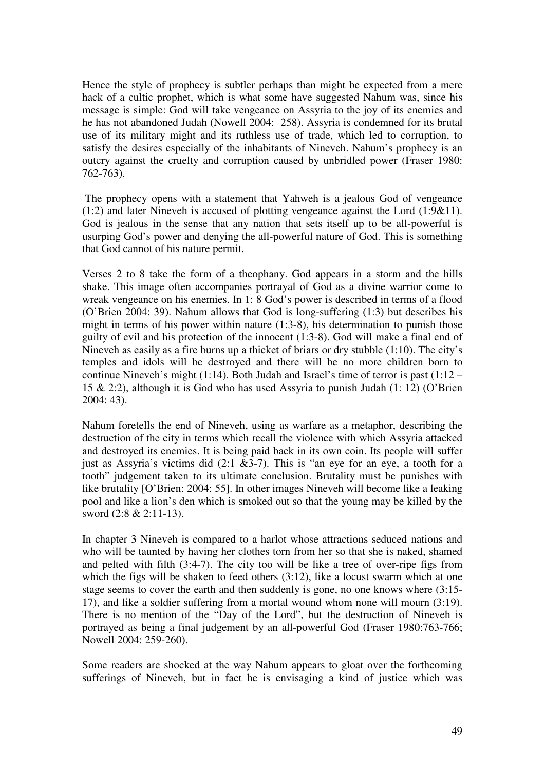Hence the style of prophecy is subtler perhaps than might be expected from a mere hack of a cultic prophet, which is what some have suggested Nahum was, since his message is simple: God will take vengeance on Assyria to the joy of its enemies and he has not abandoned Judah (Nowell 2004: 258). Assyria is condemned for its brutal use of its military might and its ruthless use of trade, which led to corruption, to satisfy the desires especially of the inhabitants of Nineveh. Nahum's prophecy is an outcry against the cruelty and corruption caused by unbridled power (Fraser 1980: 762-763).

The prophecy opens with a statement that Yahweh is a jealous God of vengeance (1:2) and later Nineveh is accused of plotting vengeance against the Lord (1:9&11). God is jealous in the sense that any nation that sets itself up to be all-powerful is usurping God's power and denying the all-powerful nature of God. This is something that God cannot of his nature permit.

Verses 2 to 8 take the form of a theophany. God appears in a storm and the hills shake. This image often accompanies portrayal of God as a divine warrior come to wreak vengeance on his enemies. In 1: 8 God's power is described in terms of a flood (O'Brien 2004: 39). Nahum allows that God is long-suffering (1:3) but describes his might in terms of his power within nature (1:3-8), his determination to punish those guilty of evil and his protection of the innocent (1:3-8). God will make a final end of Nineveh as easily as a fire burns up a thicket of briars or dry stubble (1:10). The city's temples and idols will be destroyed and there will be no more children born to continue Nineveh's might (1:14). Both Judah and Israel's time of terror is past (1:12 – 15 & 2:2), although it is God who has used Assyria to punish Judah (1: 12) (O'Brien 2004: 43).

Nahum foretells the end of Nineveh, using as warfare as a metaphor, describing the destruction of the city in terms which recall the violence with which Assyria attacked and destroyed its enemies. It is being paid back in its own coin. Its people will suffer just as Assyria's victims did (2:1 &3-7). This is "an eye for an eye, a tooth for a tooth" judgement taken to its ultimate conclusion. Brutality must be punishes with like brutality [O'Brien: 2004: 55]. In other images Nineveh will become like a leaking pool and like a lion's den which is smoked out so that the young may be killed by the sword (2:8 & 2:11-13).

In chapter 3 Nineveh is compared to a harlot whose attractions seduced nations and who will be taunted by having her clothes torn from her so that she is naked, shamed and pelted with filth (3:4-7). The city too will be like a tree of over-ripe figs from which the figs will be shaken to feed others (3:12), like a locust swarm which at one stage seems to cover the earth and then suddenly is gone, no one knows where (3:15-17), and like a soldier suffering from a mortal wound whom none will mourn (3:19). There is no mention of the "Day of the Lord", but the destruction of Nineveh is portrayed as being a final judgement by an all-powerful God (Fraser 1980:763-766; Nowell 2004: 259-260).

Some readers are shocked at the way Nahum appears to gloat over the forthcoming sufferings of Nineveh, but in fact he is envisaging a kind of justice which was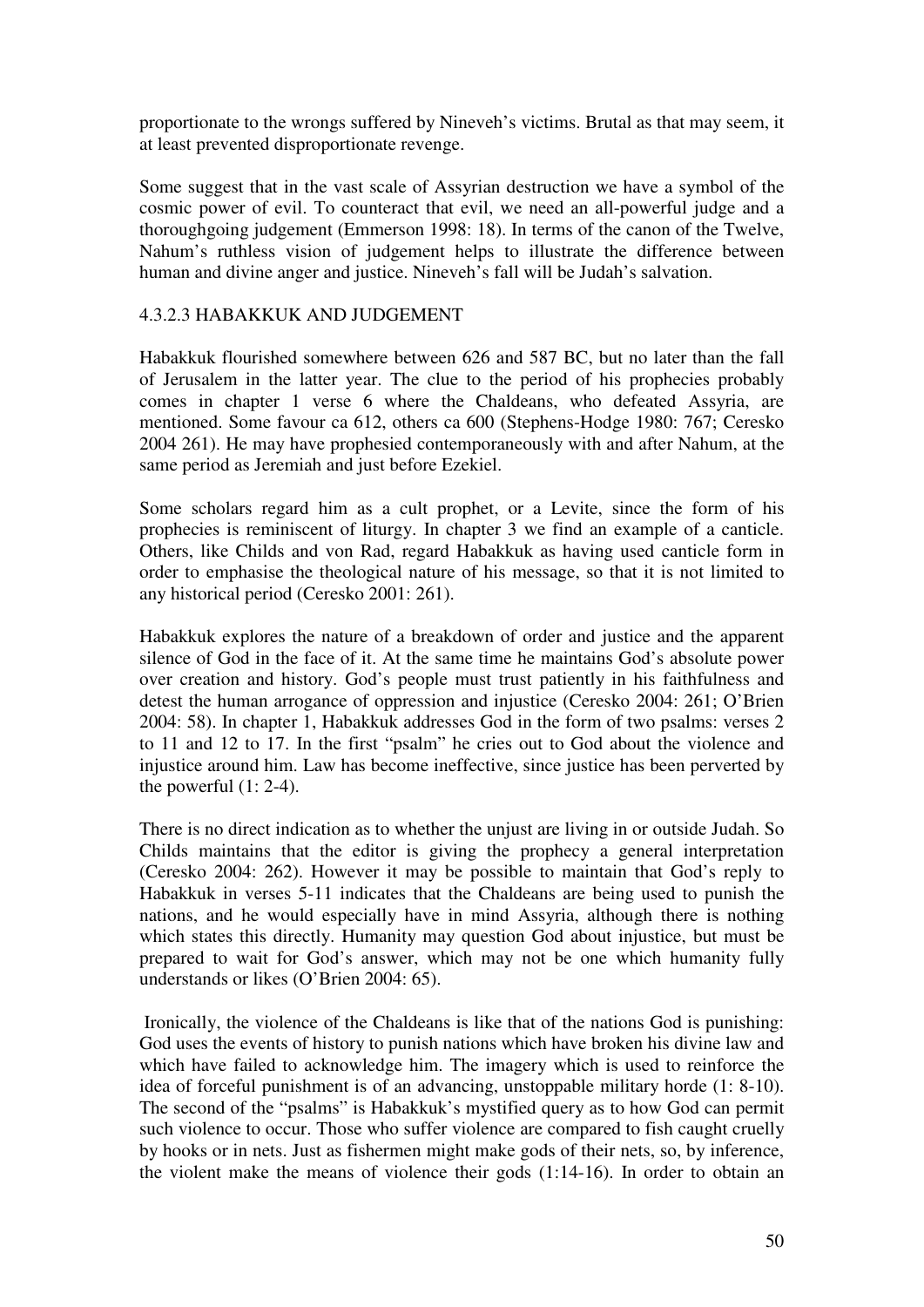proportionate to the wrongs suffered by Nineveh's victims. Brutal as that may seem, it at least prevented disproportionate revenge.

Some suggest that in the vast scale of Assyrian destruction we have a symbol of the cosmic power of evil. To counteract that evil, we need an all-powerful judge and a thoroughgoing judgement (Emmerson 1998: 18). In terms of the canon of the Twelve, Nahum's ruthless vision of judgement helps to illustrate the difference between human and divine anger and justice. Nineveh's fall will be Judah's salvation.

#### 4.3.2.3 HABAKKUK AND JUDGEMENT

Habakkuk flourished somewhere between 626 and 587 BC, but no later than the fall of Jerusalem in the latter year. The clue to the period of his prophecies probably comes in chapter 1 verse 6 where the Chaldeans, who defeated Assyria, are mentioned. Some favour ca 612, others ca 600 (Stephens-Hodge 1980: 767; Ceresko 2004 261). He may have prophesied contemporaneously with and after Nahum, at the same period as Jeremiah and just before Ezekiel.

Some scholars regard him as a cult prophet, or a Levite, since the form of his prophecies is reminiscent of liturgy. In chapter 3 we find an example of a canticle. Others, like Childs and von Rad, regard Habakkuk as having used canticle form in order to emphasise the theological nature of his message, so that it is not limited to any historical period (Ceresko 2001: 261).

Habakkuk explores the nature of a breakdown of order and justice and the apparent silence of God in the face of it. At the same time he maintains God's absolute power over creation and history. God's people must trust patiently in his faithfulness and detest the human arrogance of oppression and injustice (Ceresko 2004: 261; O'Brien 2004: 58). In chapter 1, Habakkuk addresses God in the form of two psalms: verses 2 to 11 and 12 to 17. In the first "psalm" he cries out to God about the violence and injustice around him. Law has become ineffective, since justice has been perverted by the powerful (1: 2-4).

There is no direct indication as to whether the unjust are living in or outside Judah. So Childs maintains that the editor is giving the prophecy a general interpretation (Ceresko 2004: 262). However it may be possible to maintain that God's reply to Habakkuk in verses 5-11 indicates that the Chaldeans are being used to punish the nations, and he would especially have in mind Assyria, although there is nothing which states this directly. Humanity may question God about injustice, but must be prepared to wait for God's answer, which may not be one which humanity fully understands or likes (O'Brien 2004: 65).

Ironically, the violence of the Chaldeans is like that of the nations God is punishing: God uses the events of history to punish nations which have broken his divine law and which have failed to acknowledge him. The imagery which is used to reinforce the idea of forceful punishment is of an advancing, unstoppable military horde (1: 8-10). The second of the "psalms" is Habakkuk's mystified query as to how God can permit such violence to occur. Those who suffer violence are compared to fish caught cruelly by hooks or in nets. Just as fishermen might make gods of their nets, so, by inference, the violent make the means of violence their gods (1:14-16). In order to obtain an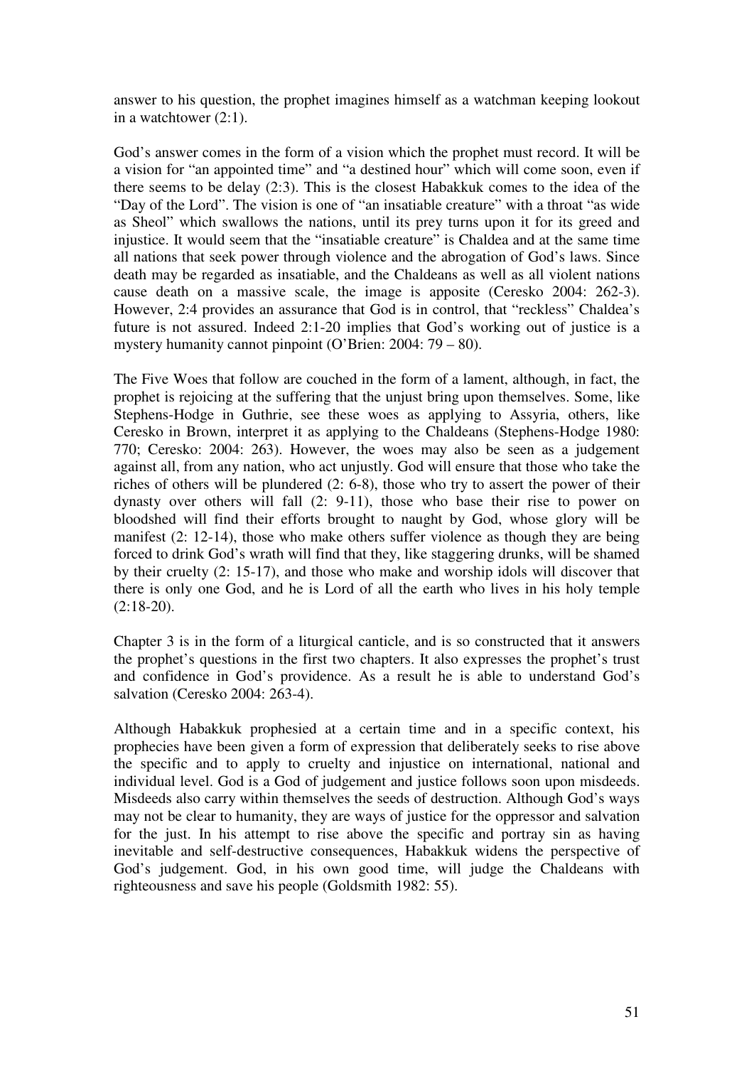answer to his question, the prophet imagines himself as a watchman keeping lookout in a watchtower (2:1).

God's answer comes in the form of a vision which the prophet must record. It will be a vision for "an appointed time" and "a destined hour" which will come soon, even if there seems to be delay (2:3). This is the closest Habakkuk comes to the idea of the "Day of the Lord". The vision is one of "an insatiable creature" with a throat "as wide as Sheol" which swallows the nations, until its prey turns upon it for its greed and injustice. It would seem that the "insatiable creature" is Chaldea and at the same time all nations that seek power through violence and the abrogation of God's laws. Since death may be regarded as insatiable, and the Chaldeans as well as all violent nations cause death on a massive scale, the image is apposite (Ceresko 2004: 262-3). However, 2:4 provides an assurance that God is in control, that "reckless" Chaldea's future is not assured. Indeed 2:1-20 implies that God's working out of justice is a mystery humanity cannot pinpoint (O'Brien: 2004: 79 – 80).

The Five Woes that follow are couched in the form of a lament, although, in fact, the prophet is rejoicing at the suffering that the unjust bring upon themselves. Some, like Stephens-Hodge in Guthrie, see these woes as applying to Assyria, others, like Ceresko in Brown, interpret it as applying to the Chaldeans (Stephens-Hodge 1980: 770; Ceresko: 2004: 263). However, the woes may also be seen as a judgement against all, from any nation, who act unjustly. God will ensure that those who take the riches of others will be plundered (2: 6-8), those who try to assert the power of their dynasty over others will fall (2: 9-11), those who base their rise to power on bloodshed will find their efforts brought to naught by God, whose glory will be manifest (2: 12-14), those who make others suffer violence as though they are being forced to drink God's wrath will find that they, like staggering drunks, will be shamed by their cruelty (2: 15-17), and those who make and worship idols will discover that there is only one God, and he is Lord of all the earth who lives in his holy temple (2:18-20).

Chapter 3 is in the form of a liturgical canticle, and is so constructed that it answers the prophet's questions in the first two chapters. It also expresses the prophet's trust and confidence in God's providence. As a result he is able to understand God's salvation (Ceresko 2004: 263-4).

Although Habakkuk prophesied at a certain time and in a specific context, his prophecies have been given a form of expression that deliberately seeks to rise above the specific and to apply to cruelty and injustice on international, national and individual level. God is a God of judgement and justice follows soon upon misdeeds. Misdeeds also carry within themselves the seeds of destruction. Although God's ways may not be clear to humanity, they are ways of justice for the oppressor and salvation for the just. In his attempt to rise above the specific and portray sin as having inevitable and self-destructive consequences, Habakkuk widens the perspective of God's judgement. God, in his own good time, will judge the Chaldeans with righteousness and save his people (Goldsmith 1982: 55).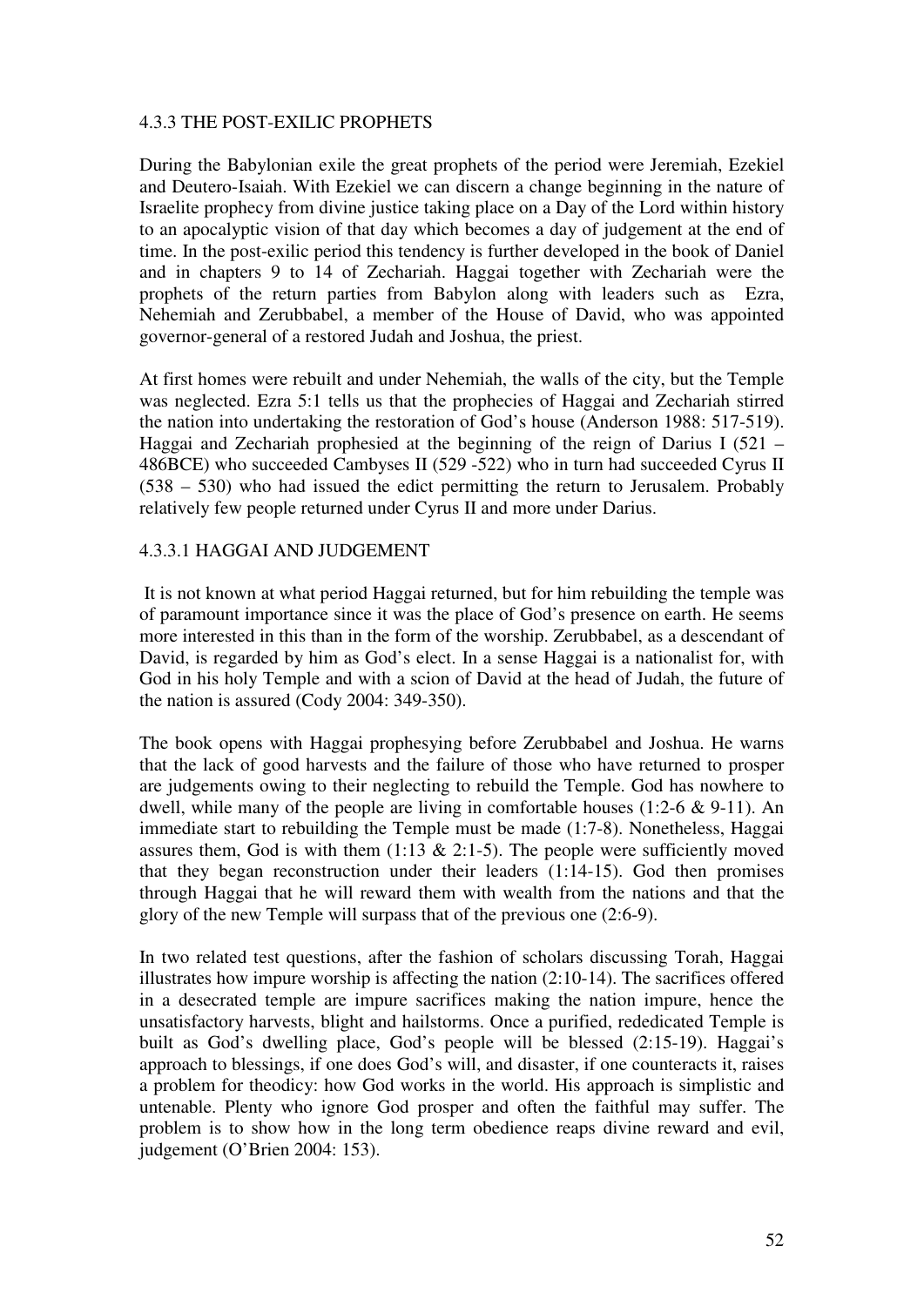### 4.3.3 THE POST-EXILIC PROPHETS

During the Babylonian exile the great prophets of the period were Jeremiah, Ezekiel and Deutero-Isaiah. With Ezekiel we can discern a change beginning in the nature of Israelite prophecy from divine justice taking place on a Day of the Lord within history to an apocalyptic vision of that day which becomes a day of judgement at the end of time. In the post-exilic period this tendency is further developed in the book of Daniel and in chapters 9 to 14 of Zechariah. Haggai together with Zechariah were the prophets of the return parties from Babylon along with leaders such as Ezra, Nehemiah and Zerubbabel, a member of the House of David, who was appointed governor-general of a restored Judah and Joshua, the priest.

At first homes were rebuilt and under Nehemiah, the walls of the city, but the Temple was neglected. Ezra 5:1 tells us that the prophecies of Haggai and Zechariah stirred the nation into undertaking the restoration of God's house (Anderson 1988: 517-519). Haggai and Zechariah prophesied at the beginning of the reign of Darius I (521 – 486BCE) who succeeded Cambyses II (529 -522) who in turn had succeeded Cyrus II (538 – 530) who had issued the edict permitting the return to Jerusalem. Probably relatively few people returned under Cyrus II and more under Darius.

#### 4.3.3.1 HAGGAI AND JUDGEMENT

It is not known at what period Haggai returned, but for him rebuilding the temple was of paramount importance since it was the place of God's presence on earth. He seems more interested in this than in the form of the worship. Zerubbabel, as a descendant of David, is regarded by him as God's elect. In a sense Haggai is a nationalist for, with God in his holy Temple and with a scion of David at the head of Judah, the future of the nation is assured (Cody 2004: 349-350).

The book opens with Haggai prophesying before Zerubbabel and Joshua. He warns that the lack of good harvests and the failure of those who have returned to prosper are judgements owing to their neglecting to rebuild the Temple. God has nowhere to dwell, while many of the people are living in comfortable houses (1:2-6 & 9-11). An immediate start to rebuilding the Temple must be made (1:7-8). Nonetheless, Haggai assures them, God is with them (1:13 & 2:1-5). The people were sufficiently moved that they began reconstruction under their leaders (1:14-15). God then promises through Haggai that he will reward them with wealth from the nations and that the glory of the new Temple will surpass that of the previous one (2:6-9).

In two related test questions, after the fashion of scholars discussing Torah, Haggai illustrates how impure worship is affecting the nation (2:10-14). The sacrifices offered in a desecrated temple are impure sacrifices making the nation impure, hence the unsatisfactory harvests, blight and hailstorms. Once a purified, rededicated Temple is built as God's dwelling place, God's people will be blessed (2:15-19). Haggai's approach to blessings, if one does God's will, and disaster, if one counteracts it, raises a problem for theodicy: how God works in the world. His approach is simplistic and untenable. Plenty who ignore God prosper and often the faithful may suffer. The problem is to show how in the long term obedience reaps divine reward and evil, judgement (O'Brien 2004: 153).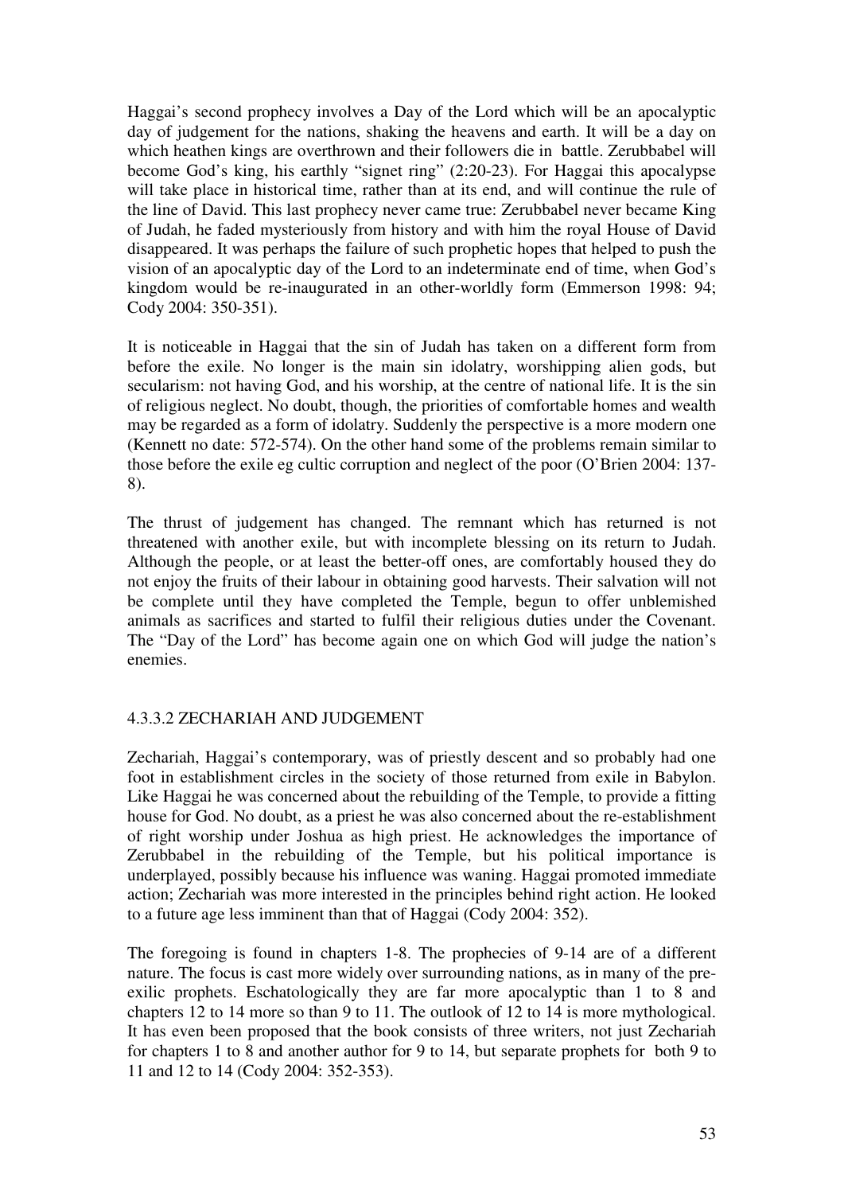Haggai's second prophecy involves a Day of the Lord which will be an apocalyptic day of judgement for the nations, shaking the heavens and earth. It will be a day on which heathen kings are overthrown and their followers die in battle. Zerubbabel will become God's king, his earthly "signet ring" (2:20-23). For Haggai this apocalypse will take place in historical time, rather than at its end, and will continue the rule of the line of David. This last prophecy never came true: Zerubbabel never became King of Judah, he faded mysteriously from history and with him the royal House of David disappeared. It was perhaps the failure of such prophetic hopes that helped to push the vision of an apocalyptic day of the Lord to an indeterminate end of time, when God's kingdom would be re-inaugurated in an other-worldly form (Emmerson 1998: 94; Cody 2004: 350-351).

It is noticeable in Haggai that the sin of Judah has taken on a different form from before the exile. No longer is the main sin idolatry, worshipping alien gods, but secularism: not having God, and his worship, at the centre of national life. It is the sin of religious neglect. No doubt, though, the priorities of comfortable homes and wealth may be regarded as a form of idolatry. Suddenly the perspective is a more modern one (Kennett no date: 572-574). On the other hand some of the problems remain similar to those before the exile eg cultic corruption and neglect of the poor (O'Brien 2004: 137-8).

The thrust of judgement has changed. The remnant which has returned is not threatened with another exile, but with incomplete blessing on its return to Judah. Although the people, or at least the better-off ones, are comfortably housed they do not enjoy the fruits of their labour in obtaining good harvests. Their salvation will not be complete until they have completed the Temple, begun to offer unblemished animals as sacrifices and started to fulfil their religious duties under the Covenant. The "Day of the Lord" has become again one on which God will judge the nation's enemies.

#### 4.3.3.2 ZECHARIAH AND JUDGEMENT

Zechariah, Haggai's contemporary, was of priestly descent and so probably had one foot in establishment circles in the society of those returned from exile in Babylon. Like Haggai he was concerned about the rebuilding of the Temple, to provide a fitting house for God. No doubt, as a priest he was also concerned about the re-establishment of right worship under Joshua as high priest. He acknowledges the importance of Zerubbabel in the rebuilding of the Temple, but his political importance is underplayed, possibly because his influence was waning. Haggai promoted immediate action; Zechariah was more interested in the principles behind right action. He looked to a future age less imminent than that of Haggai (Cody 2004: 352).

The foregoing is found in chapters 1-8. The prophecies of 9-14 are of a different nature. The focus is cast more widely over surrounding nations, as in many of the pre-exilic prophets. Eschatologically they are far more apocalyptic than 1 to 8 and chapters 12 to 14 more so than 9 to 11. The outlook of 12 to 14 is more mythological. It has even been proposed that the book consists of three writers, not just Zechariah for chapters 1 to 8 and another author for 9 to 14, but separate prophets for both 9 to 11 and 12 to 14 (Cody 2004: 352-353).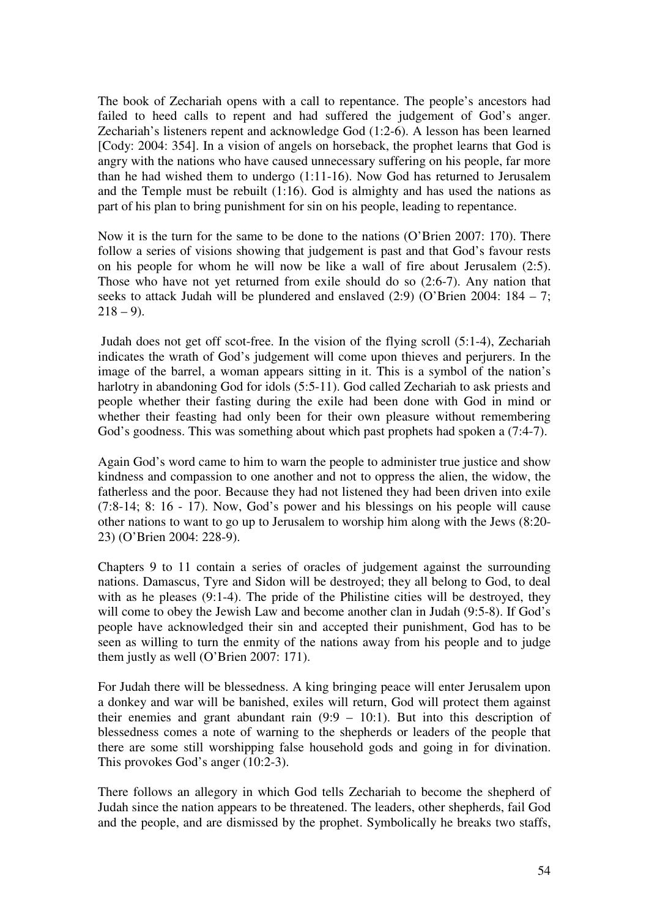The book of Zechariah opens with a call to repentance. The people's ancestors had failed to heed calls to repent and had suffered the judgement of God's anger. Zechariah's listeners repent and acknowledge God (1:2-6). A lesson has been learned [Cody: 2004: 354]. In a vision of angels on horseback, the prophet learns that God is angry with the nations who have caused unnecessary suffering on his people, far more than he had wished them to undergo (1:11-16). Now God has returned to Jerusalem and the Temple must be rebuilt (1:16). God is almighty and has used the nations as part of his plan to bring punishment for sin on his people, leading to repentance.

Now it is the turn for the same to be done to the nations (O'Brien 2007: 170). There follow a series of visions showing that judgement is past and that God's favour rests on his people for whom he will now be like a wall of fire about Jerusalem (2:5). Those who have not yet returned from exile should do so (2:6-7). Any nation that seeks to attack Judah will be plundered and enslaved (2:9) (O'Brien 2004: 184 – 7; 218 – 9).

Judah does not get off scot-free. In the vision of the flying scroll (5:1-4), Zechariah indicates the wrath of God's judgement will come upon thieves and perjurers. In the image of the barrel, a woman appears sitting in it. This is a symbol of the nation's harlotry in abandoning God for idols (5:5-11). God called Zechariah to ask priests and people whether their fasting during the exile had been done with God in mind or whether their feasting had only been for their own pleasure without remembering God's goodness. This was something about which past prophets had spoken a (7:4-7).

Again God's word came to him to warn the people to administer true justice and show kindness and compassion to one another and not to oppress the alien, the widow, the fatherless and the poor. Because they had not listened they had been driven into exile (7:8-14; 8: 16 - 17). Now, God's power and his blessings on his people will cause other nations to want to go up to Jerusalem to worship him along with the Jews (8:20-23) (O'Brien 2004: 228-9).

Chapters 9 to 11 contain a series of oracles of judgement against the surrounding nations. Damascus, Tyre and Sidon will be destroyed; they all belong to God, to deal with as he pleases (9:1-4). The pride of the Philistine cities will be destroyed, they will come to obey the Jewish Law and become another clan in Judah (9:5-8). If God's people have acknowledged their sin and accepted their punishment, God has to be seen as willing to turn the enmity of the nations away from his people and to judge them justly as well (O'Brien 2007: 171).

For Judah there will be blessedness. A king bringing peace will enter Jerusalem upon a donkey and war will be banished, exiles will return, God will protect them against their enemies and grant abundant rain (9:9 – 10:1). But into this description of blessedness comes a note of warning to the shepherds or leaders of the people that there are some still worshipping false household gods and going in for divination. This provokes God's anger (10:2-3).

There follows an allegory in which God tells Zechariah to become the shepherd of Judah since the nation appears to be threatened. The leaders, other shepherds, fail God and the people, and are dismissed by the prophet. Symbolically he breaks two staffs,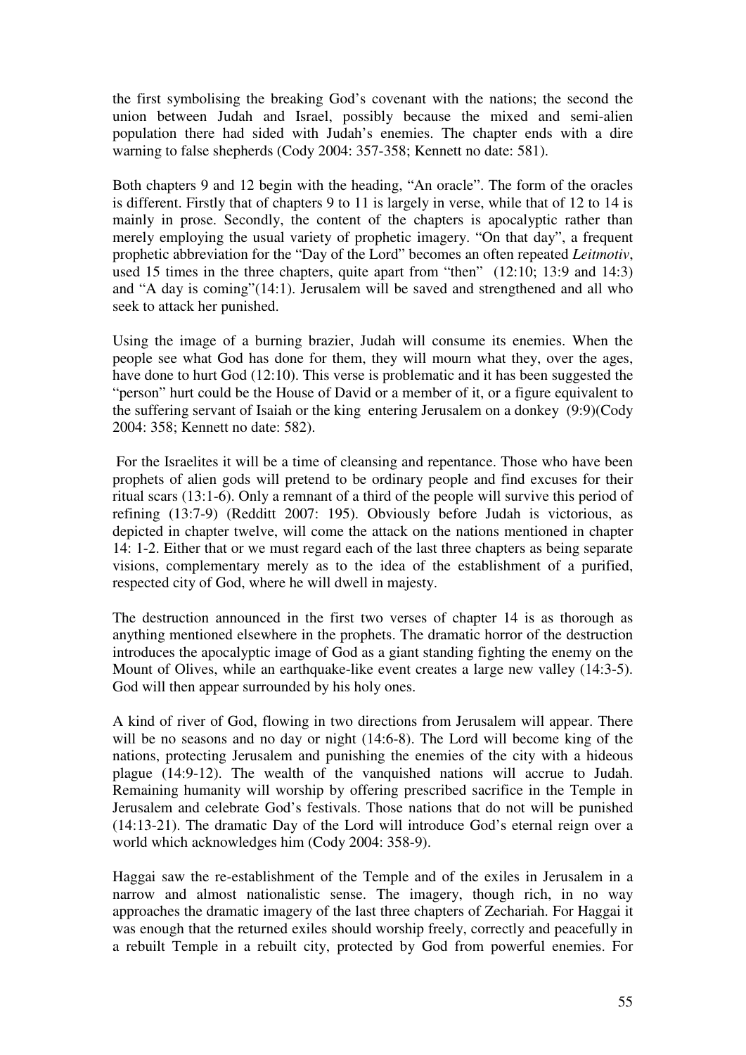the first symbolising the breaking God's covenant with the nations; the second the union between Judah and Israel, possibly because the mixed and semi-alien population there had sided with Judah's enemies. The chapter ends with a dire warning to false shepherds (Cody 2004: 357-358; Kennett no date: 581).

Both chapters 9 and 12 begin with the heading, "An oracle". The form of the oracles is different. Firstly that of chapters 9 to 11 is largely in verse, while that of 12 to 14 is mainly in prose. Secondly, the content of the chapters is apocalyptic rather than merely employing the usual variety of prophetic imagery. "On that day", a frequent prophetic abbreviation for the "Day of the Lord" becomes an often repeated *Leitmotiv*, used 15 times in the three chapters, quite apart from "then" (12:10; 13:9 and 14:3) and "A day is coming"(14:1). Jerusalem will be saved and strengthened and all who seek to attack her punished.

Using the image of a burning brazier, Judah will consume its enemies. When the people see what God has done for them, they will mourn what they, over the ages, have done to hurt God (12:10). This verse is problematic and it has been suggested the "person" hurt could be the House of David or a member of it, or a figure equivalent to the suffering servant of Isaiah or the king entering Jerusalem on a donkey (9:9)(Cody 2004: 358; Kennett no date: 582).

For the Israelites it will be a time of cleansing and repentance. Those who have been prophets of alien gods will pretend to be ordinary people and find excuses for their ritual scars (13:1-6). Only a remnant of a third of the people will survive this period of refining (13:7-9) (Redditt 2007: 195). Obviously before Judah is victorious, as depicted in chapter twelve, will come the attack on the nations mentioned in chapter 14: 1-2. Either that or we must regard each of the last three chapters as being separate visions, complementary merely as to the idea of the establishment of a purified, respected city of God, where he will dwell in majesty.

The destruction announced in the first two verses of chapter 14 is as thorough as anything mentioned elsewhere in the prophets. The dramatic horror of the destruction introduces the apocalyptic image of God as a giant standing fighting the enemy on the Mount of Olives, while an earthquake-like event creates a large new valley (14:3-5). God will then appear surrounded by his holy ones.

A kind of river of God, flowing in two directions from Jerusalem will appear. There will be no seasons and no day or night (14:6-8). The Lord will become king of the nations, protecting Jerusalem and punishing the enemies of the city with a hideous plague (14:9-12). The wealth of the vanquished nations will accrue to Judah. Remaining humanity will worship by offering prescribed sacrifice in the Temple in Jerusalem and celebrate God's festivals. Those nations that do not will be punished (14:13-21). The dramatic Day of the Lord will introduce God's eternal reign over a world which acknowledges him (Cody 2004: 358-9).

Haggai saw the re-establishment of the Temple and of the exiles in Jerusalem in a narrow and almost nationalistic sense. The imagery, though rich, in no way approaches the dramatic imagery of the last three chapters of Zechariah. For Haggai it was enough that the returned exiles should worship freely, correctly and peacefully in a rebuilt Temple in a rebuilt city, protected by God from powerful enemies. For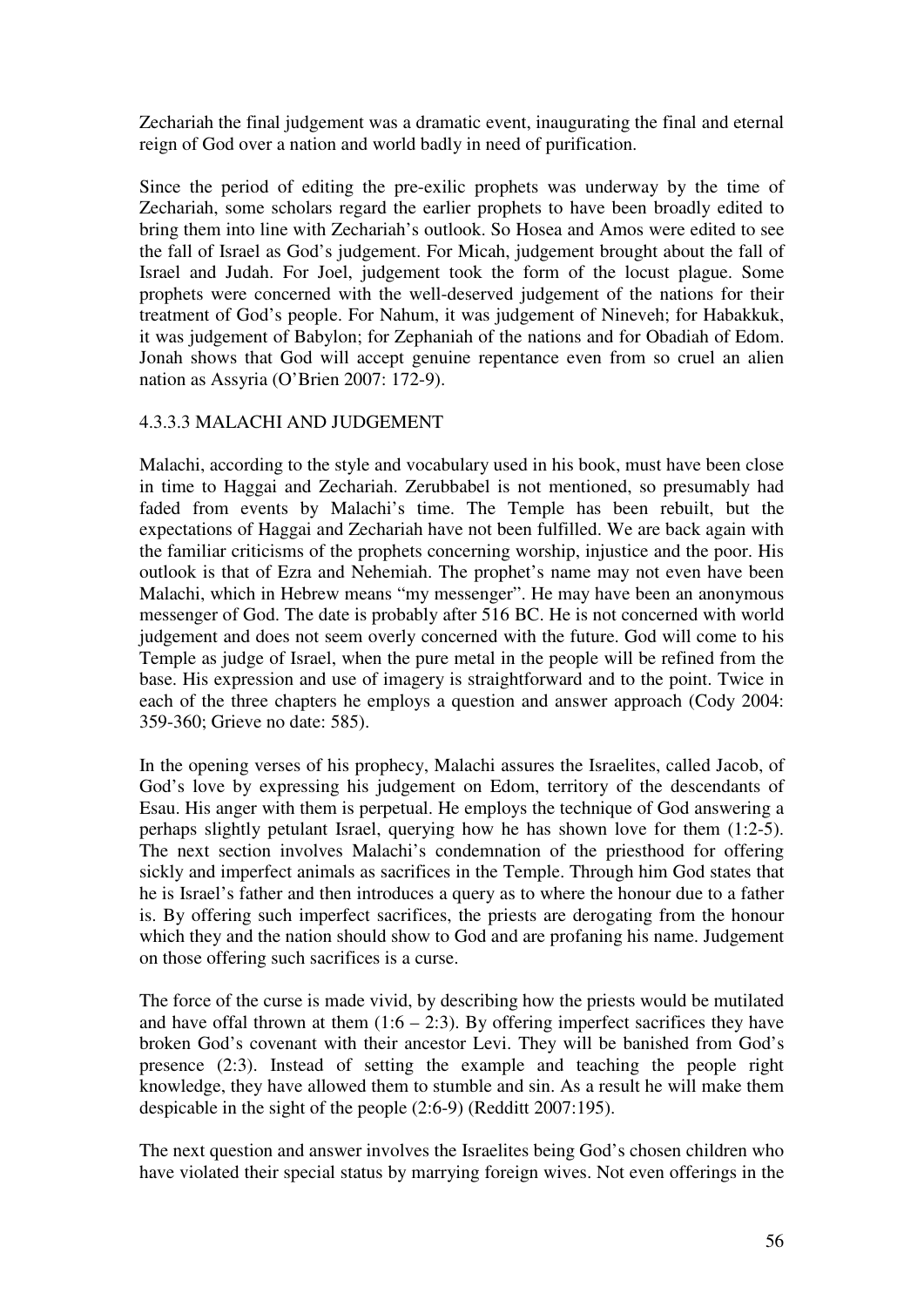Zechariah the final judgement was a dramatic event, inaugurating the final and eternal reign of God over a nation and world badly in need of purification.

Since the period of editing the pre-exilic prophets was underway by the time of Zechariah, some scholars regard the earlier prophets to have been broadly edited to bring them into line with Zechariah's outlook. So Hosea and Amos were edited to see the fall of Israel as God's judgement. For Micah, judgement brought about the fall of Israel and Judah. For Joel, judgement took the form of the locust plague. Some prophets were concerned with the well-deserved judgement of the nations for their treatment of God's people. For Nahum, it was judgement of Nineveh; for Habakkuk, it was judgement of Babylon; for Zephaniah of the nations and for Obadiah of Edom. Jonah shows that God will accept genuine repentance even from so cruel an alien nation as Assyria (O'Brien 2007: 172-9).

#### 4.3.3.3 MALACHI AND JUDGEMENT

Malachi, according to the style and vocabulary used in his book, must have been close in time to Haggai and Zechariah. Zerubbabel is not mentioned, so presumably had faded from events by Malachi's time. The Temple has been rebuilt, but the expectations of Haggai and Zechariah have not been fulfilled. We are back again with the familiar criticisms of the prophets concerning worship, injustice and the poor. His outlook is that of Ezra and Nehemiah. The prophet's name may not even have been Malachi, which in Hebrew means "my messenger". He may have been an anonymous messenger of God. The date is probably after 516 BC. He is not concerned with world judgement and does not seem overly concerned with the future. God will come to his Temple as judge of Israel, when the pure metal in the people will be refined from the base. His expression and use of imagery is straightforward and to the point. Twice in each of the three chapters he employs a question and answer approach (Cody 2004: 359-360; Grieve no date: 585).

In the opening verses of his prophecy, Malachi assures the Israelites, called Jacob, of God's love by expressing his judgement on Edom, territory of the descendants of Esau. His anger with them is perpetual. He employs the technique of God answering a perhaps slightly petulant Israel, querying how he has shown love for them (1:2-5). The next section involves Malachi's condemnation of the priesthood for offering sickly and imperfect animals as sacrifices in the Temple. Through him God states that he is Israel's father and then introduces a query as to where the honour due to a father is. By offering such imperfect sacrifices, the priests are derogating from the honour which they and the nation should show to God and are profaning his name. Judgement on those offering such sacrifices is a curse.

The force of the curse is made vivid, by describing how the priests would be mutilated and have offal thrown at them (1:6 – 2:3). By offering imperfect sacrifices they have broken God's covenant with their ancestor Levi. They will be banished from God's presence (2:3). Instead of setting the example and teaching the people right knowledge, they have allowed them to stumble and sin. As a result he will make them despicable in the sight of the people (2:6-9) (Redditt 2007:195).

The next question and answer involves the Israelites being God's chosen children who have violated their special status by marrying foreign wives. Not even offerings in the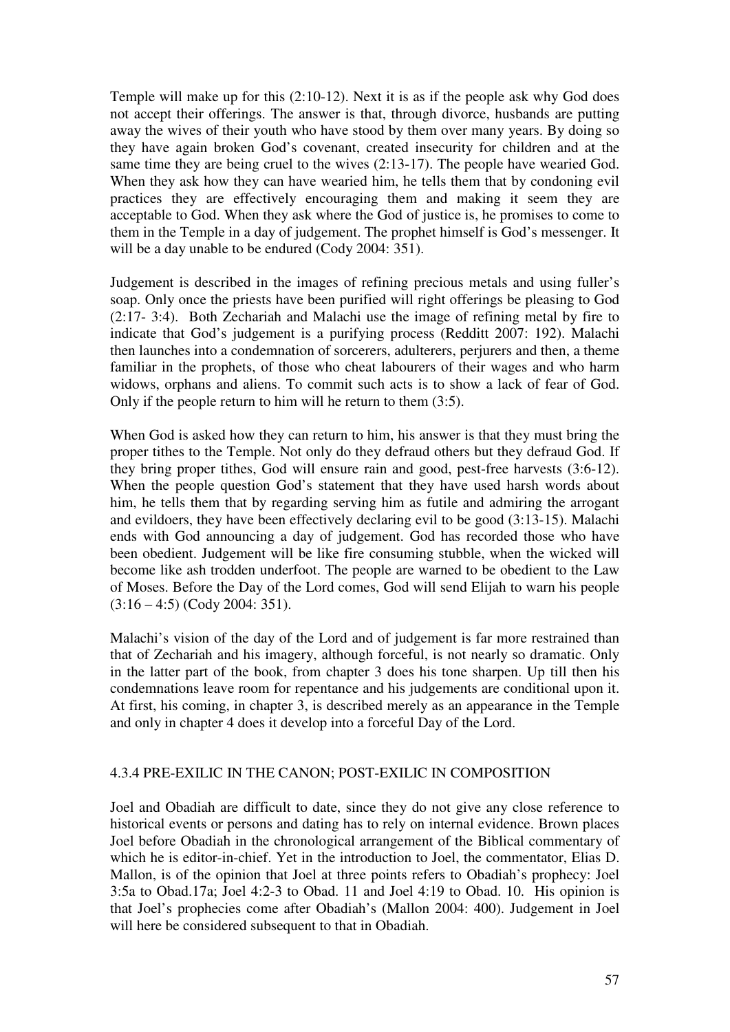Temple will make up for this (2:10-12). Next it is as if the people ask why God does not accept their offerings. The answer is that, through divorce, husbands are putting away the wives of their youth who have stood by them over many years. By doing so they have again broken God's covenant, created insecurity for children and at the same time they are being cruel to the wives (2:13-17). The people have wearied God. When they ask how they can have wearied him, he tells them that by condoning evil practices they are effectively encouraging them and making it seem they are acceptable to God. When they ask where the God of justice is, he promises to come to them in the Temple in a day of judgement. The prophet himself is God's messenger. It will be a day unable to be endured (Cody 2004: 351).

Judgement is described in the images of refining precious metals and using fuller's soap. Only once the priests have been purified will right offerings be pleasing to God (2:17- 3:4). Both Zechariah and Malachi use the image of refining metal by fire to indicate that God's judgement is a purifying process (Redditt 2007: 192). Malachi then launches into a condemnation of sorcerers, adulterers, perjurers and then, a theme familiar in the prophets, of those who cheat labourers of their wages and who harm widows, orphans and aliens. To commit such acts is to show a lack of fear of God. Only if the people return to him will he return to them (3:5).

When God is asked how they can return to him, his answer is that they must bring the proper tithes to the Temple. Not only do they defraud others but they defraud God. If they bring proper tithes, God will ensure rain and good, pest-free harvests (3:6-12). When the people question God's statement that they have used harsh words about him, he tells them that by regarding serving him as futile and admiring the arrogant and evildoers, they have been effectively declaring evil to be good (3:13-15). Malachi ends with God announcing a day of judgement. God has recorded those who have been obedient. Judgement will be like fire consuming stubble, when the wicked will become like ash trodden underfoot. The people are warned to be obedient to the Law of Moses. Before the Day of the Lord comes, God will send Elijah to warn his people (3:16 – 4:5) (Cody 2004: 351).

Malachi's vision of the day of the Lord and of judgement is far more restrained than that of Zechariah and his imagery, although forceful, is not nearly so dramatic. Only in the latter part of the book, from chapter 3 does his tone sharpen. Up till then his condemnations leave room for repentance and his judgements are conditional upon it. At first, his coming, in chapter 3, is described merely as an appearance in the Temple and only in chapter 4 does it develop into a forceful Day of the Lord.

#### 4.3.4 PRE-EXILIC IN THE CANON; POST-EXILIC IN COMPOSITION

Joel and Obadiah are difficult to date, since they do not give any close reference to historical events or persons and dating has to rely on internal evidence. Brown places Joel before Obadiah in the chronological arrangement of the Biblical commentary of which he is editor-in-chief. Yet in the introduction to Joel, the commentator, Elias D. Mallon, is of the opinion that Joel at three points refers to Obadiah's prophecy: Joel 3:5a to Obad.17a; Joel 4:2-3 to Obad. 11 and Joel 4:19 to Obad. 10. His opinion is that Joel's prophecies come after Obadiah's (Mallon 2004: 400). Judgement in Joel will here be considered subsequent to that in Obadiah.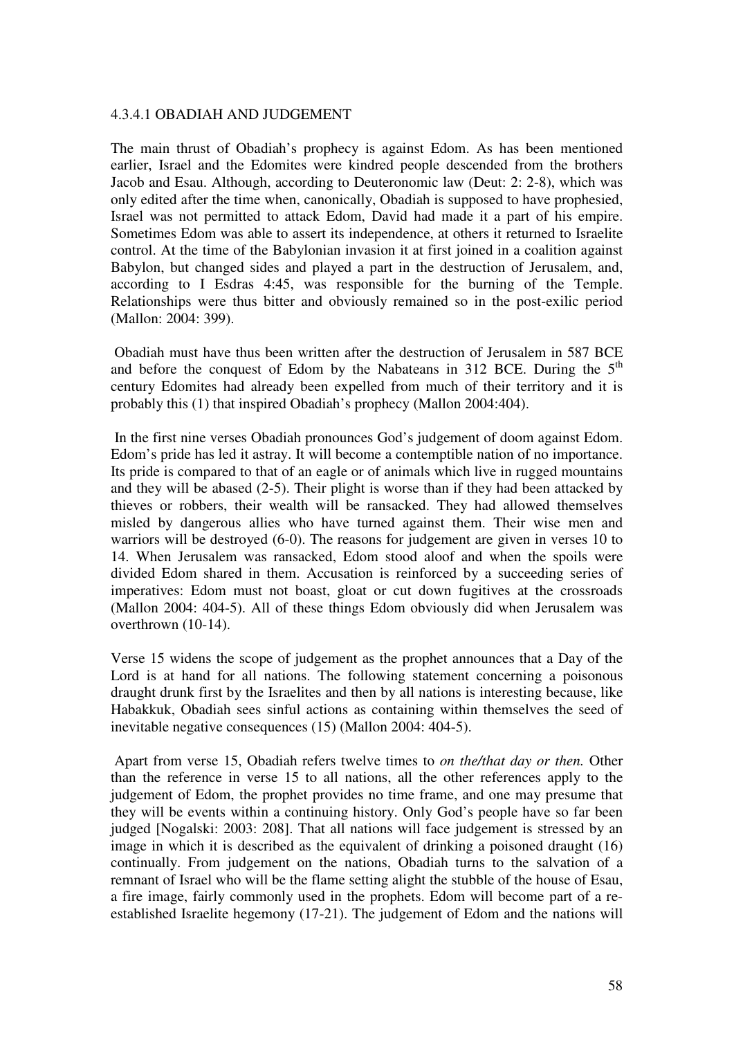#### 4.3.4.1 OBADIAH AND JUDGEMENT

The main thrust of Obadiah's prophecy is against Edom. As has been mentioned earlier, Israel and the Edomites were kindred people descended from the brothers Jacob and Esau. Although, according to Deuteronomic law (Deut: 2: 2-8), which was only edited after the time when, canonically, Obadiah is supposed to have prophesied, Israel was not permitted to attack Edom, David had made it a part of his empire. Sometimes Edom was able to assert its independence, at others it returned to Israelite control. At the time of the Babylonian invasion it at first joined in a coalition against Babylon, but changed sides and played a part in the destruction of Jerusalem, and, according to I Esdras 4:45, was responsible for the burning of the Temple. Relationships were thus bitter and obviously remained so in the post-exilic period (Mallon: 2004: 399).

Obadiah must have thus been written after the destruction of Jerusalem in 587 BCE and before the conquest of Edom by the Nabateans in 312 BCE. During the 5th century Edomites had already been expelled from much of their territory and it is probably this (1) that inspired Obadiah's prophecy (Mallon 2004:404).

In the first nine verses Obadiah pronounces God's judgement of doom against Edom. Edom's pride has led it astray. It will become a contemptible nation of no importance. Its pride is compared to that of an eagle or of animals which live in rugged mountains and they will be abased (2-5). Their plight is worse than if they had been attacked by thieves or robbers, their wealth will be ransacked. They had allowed themselves misled by dangerous allies who have turned against them. Their wise men and warriors will be destroyed (6-0). The reasons for judgement are given in verses 10 to 14. When Jerusalem was ransacked, Edom stood aloof and when the spoils were divided Edom shared in them. Accusation is reinforced by a succeeding series of imperatives: Edom must not boast, gloat or cut down fugitives at the crossroads (Mallon 2004: 404-5). All of these things Edom obviously did when Jerusalem was overthrown (10-14).

Verse 15 widens the scope of judgement as the prophet announces that a Day of the Lord is at hand for all nations. The following statement concerning a poisonous draught drunk first by the Israelites and then by all nations is interesting because, like Habakkuk, Obadiah sees sinful actions as containing within themselves the seed of inevitable negative consequences (15) (Mallon 2004: 404-5).

Apart from verse 15, Obadiah refers twelve times to *on the/that day or then.* Other than the reference in verse 15 to all nations, all the other references apply to the judgement of Edom, the prophet provides no time frame, and one may presume that they will be events within a continuing history. Only God's people have so far been judged [Nogalski: 2003: 208]. That all nations will face judgement is stressed by an image in which it is described as the equivalent of drinking a poisoned draught (16) continually. From judgement on the nations, Obadiah turns to the salvation of a remnant of Israel who will be the flame setting alight the stubble of the house of Esau, a fire image, fairly commonly used in the prophets. Edom will become part of a re-established Israelite hegemony (17-21). The judgement of Edom and the nations will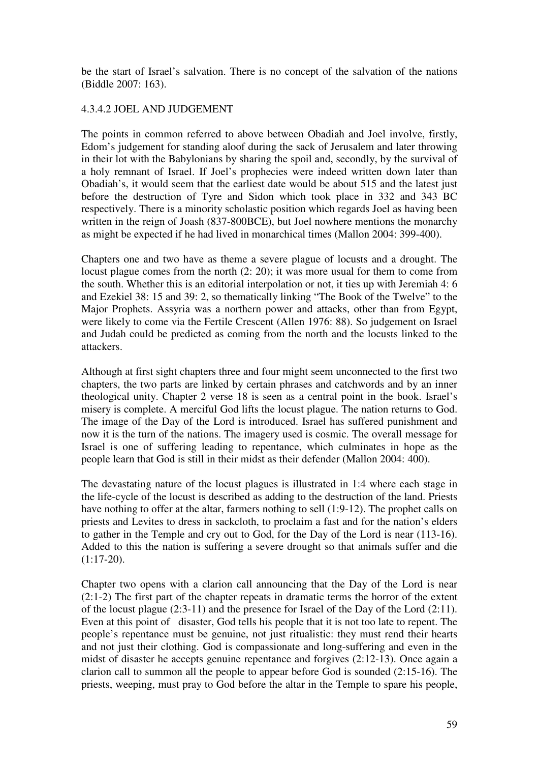be the start of Israel's salvation. There is no concept of the salvation of the nations (Biddle 2007: 163).

#### 4.3.4.2 JOEL AND JUDGEMENT

The points in common referred to above between Obadiah and Joel involve, firstly, Edom's judgement for standing aloof during the sack of Jerusalem and later throwing in their lot with the Babylonians by sharing the spoil and, secondly, by the survival of a holy remnant of Israel. If Joel's prophecies were indeed written down later than Obadiah's, it would seem that the earliest date would be about 515 and the latest just before the destruction of Tyre and Sidon which took place in 332 and 343 BC respectively. There is a minority scholastic position which regards Joel as having been written in the reign of Joash (837-800BCE), but Joel nowhere mentions the monarchy as might be expected if he had lived in monarchical times (Mallon 2004: 399-400).

Chapters one and two have as theme a severe plague of locusts and a drought. The locust plague comes from the north (2: 20); it was more usual for them to come from the south. Whether this is an editorial interpolation or not, it ties up with Jeremiah 4: 6 and Ezekiel 38: 15 and 39: 2, so thematically linking "The Book of the Twelve" to the Major Prophets. Assyria was a northern power and attacks, other than from Egypt, were likely to come via the Fertile Crescent (Allen 1976: 88). So judgement on Israel and Judah could be predicted as coming from the north and the locusts linked to the attackers.

Although at first sight chapters three and four might seem unconnected to the first two chapters, the two parts are linked by certain phrases and catchwords and by an inner theological unity. Chapter 2 verse 18 is seen as a central point in the book. Israel's misery is complete. A merciful God lifts the locust plague. The nation returns to God. The image of the Day of the Lord is introduced. Israel has suffered punishment and now it is the turn of the nations. The imagery used is cosmic. The overall message for Israel is one of suffering leading to repentance, which culminates in hope as the people learn that God is still in their midst as their defender (Mallon 2004: 400).

The devastating nature of the locust plagues is illustrated in 1:4 where each stage in the life-cycle of the locust is described as adding to the destruction of the land. Priests have nothing to offer at the altar, farmers nothing to sell (1:9-12). The prophet calls on priests and Levites to dress in sackcloth, to proclaim a fast and for the nation's elders to gather in the Temple and cry out to God, for the Day of the Lord is near (113-16). Added to this the nation is suffering a severe drought so that animals suffer and die (1:17-20).

Chapter two opens with a clarion call announcing that the Day of the Lord is near (2:1-2) The first part of the chapter repeats in dramatic terms the horror of the extent of the locust plague (2:3-11) and the presence for Israel of the Day of the Lord (2:11). Even at this point of disaster, God tells his people that it is not too late to repent. The people's repentance must be genuine, not just ritualistic: they must rend their hearts and not just their clothing. God is compassionate and long-suffering and even in the midst of disaster he accepts genuine repentance and forgives (2:12-13). Once again a clarion call to summon all the people to appear before God is sounded (2:15-16). The priests, weeping, must pray to God before the altar in the Temple to spare his people,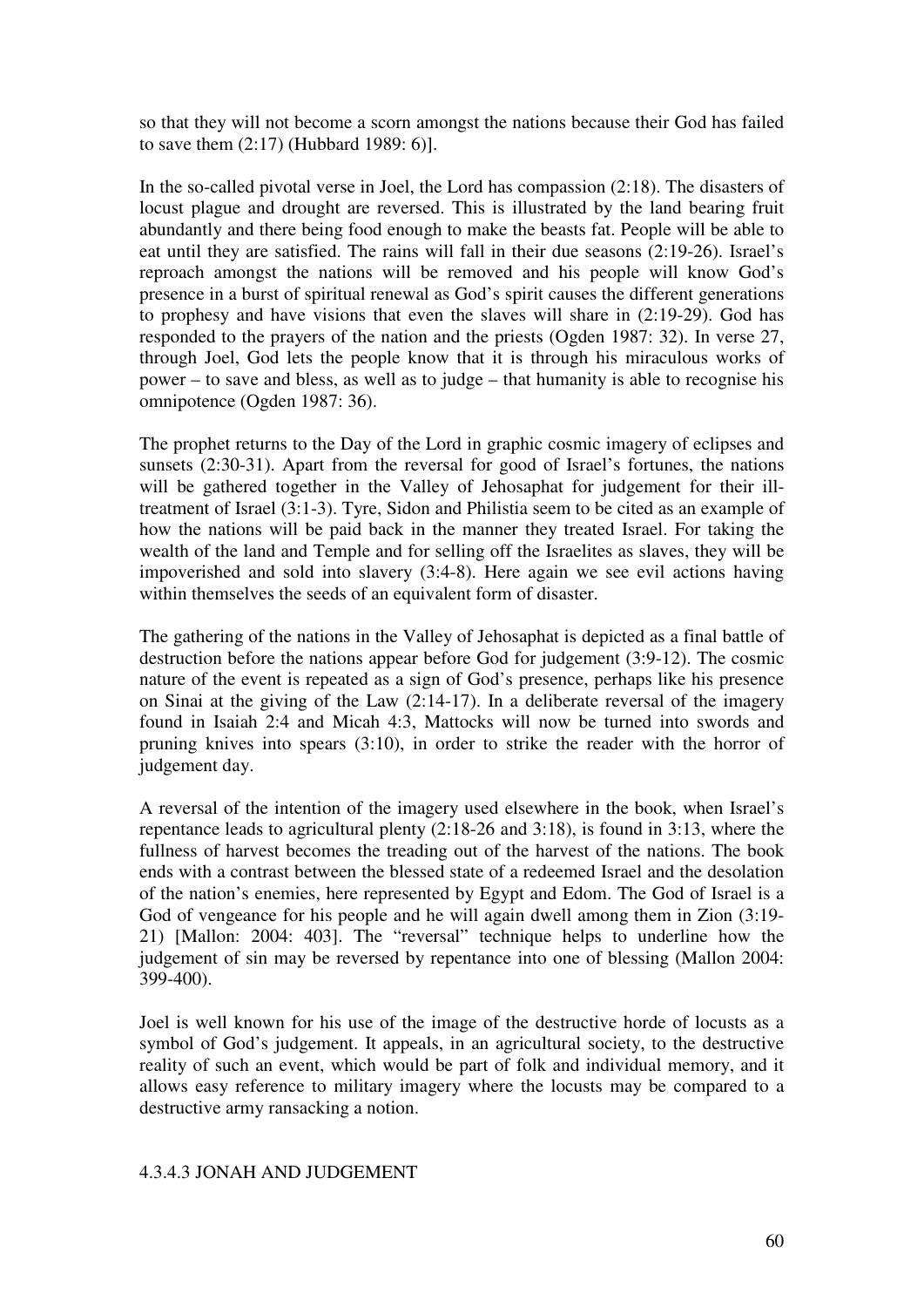so that they will not become a scorn amongst the nations because their God has failed to save them (2:17) (Hubbard 1989: 6)].

In the so-called pivotal verse in Joel, the Lord has compassion (2:18). The disasters of locust plague and drought are reversed. This is illustrated by the land bearing fruit abundantly and there being food enough to make the beasts fat. People will be able to eat until they are satisfied. The rains will fall in their due seasons (2:19-26). Israel's reproach amongst the nations will be removed and his people will know God's presence in a burst of spiritual renewal as God's spirit causes the different generations to prophesy and have visions that even the slaves will share in (2:19-29). God has responded to the prayers of the nation and the priests (Ogden 1987: 32). In verse 27, through Joel, God lets the people know that it is through his miraculous works of power – to save and bless, as well as to judge – that humanity is able to recognise his omnipotence (Ogden 1987: 36).

The prophet returns to the Day of the Lord in graphic cosmic imagery of eclipses and sunsets (2:30-31). Apart from the reversal for good of Israel's fortunes, the nations will be gathered together in the Valley of Jehosaphat for judgement for their ill-treatment of Israel (3:1-3). Tyre, Sidon and Philistia seem to be cited as an example of how the nations will be paid back in the manner they treated Israel. For taking the wealth of the land and Temple and for selling off the Israelites as slaves, they will be impoverished and sold into slavery (3:4-8). Here again we see evil actions having within themselves the seeds of an equivalent form of disaster.

The gathering of the nations in the Valley of Jehosaphat is depicted as a final battle of destruction before the nations appear before God for judgement (3:9-12). The cosmic nature of the event is repeated as a sign of God's presence, perhaps like his presence on Sinai at the giving of the Law (2:14-17). In a deliberate reversal of the imagery found in Isaiah 2:4 and Micah 4:3, Mattocks will now be turned into swords and pruning knives into spears (3:10), in order to strike the reader with the horror of judgement day.

A reversal of the intention of the imagery used elsewhere in the book, when Israel's repentance leads to agricultural plenty (2:18-26 and 3:18), is found in 3:13, where the fullness of harvest becomes the treading out of the harvest of the nations. The book ends with a contrast between the blessed state of a redeemed Israel and the desolation of the nation's enemies, here represented by Egypt and Edom. The God of Israel is a God of vengeance for his people and he will again dwell among them in Zion (3:19-21) [Mallon: 2004: 403]. The "reversal" technique helps to underline how the judgement of sin may be reversed by repentance into one of blessing (Mallon 2004: 399-400).

Joel is well known for his use of the image of the destructive horde of locusts as a symbol of God's judgement. It appeals, in an agricultural society, to the destructive reality of such an event, which would be part of folk and individual memory, and it allows easy reference to military imagery where the locusts may be compared to a destructive army ransacking a notion.

#### 4.3.4.3 JONAH AND JUDGEMENT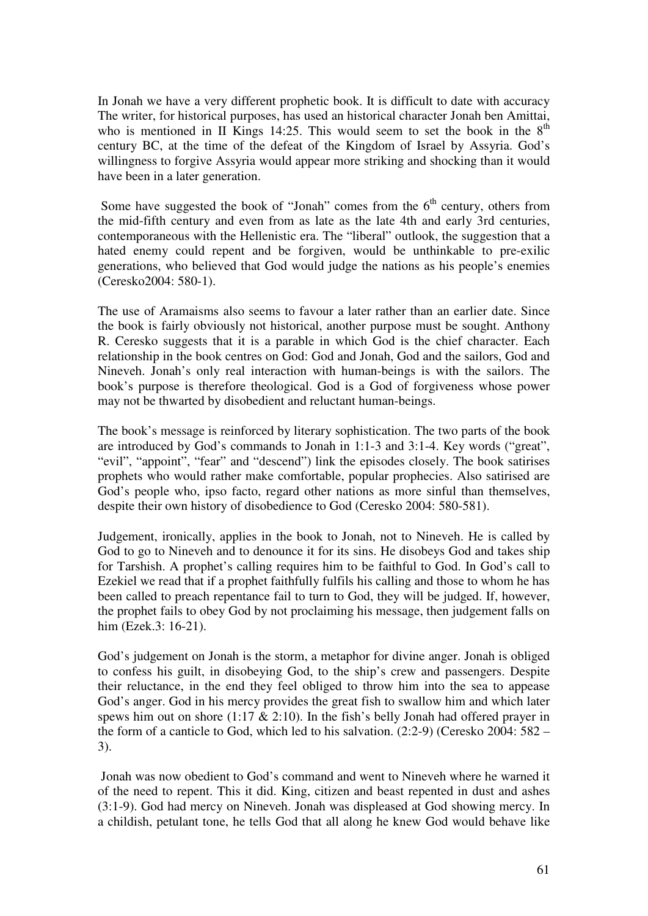In Jonah we have a very different prophetic book. It is difficult to date with accuracy The writer, for historical purposes, has used an historical character Jonah ben Amittai, who is mentioned in II Kings 14:25. This would seem to set the book in the 8th century BC, at the time of the defeat of the Kingdom of Israel by Assyria. God's willingness to forgive Assyria would appear more striking and shocking than it would have been in a later generation.

Some have suggested the book of "Jonah" comes from the 6th century, others from the mid-fifth century and even from as late as the late 4th and early 3rd centuries, contemporaneous with the Hellenistic era. The "liberal" outlook, the suggestion that a hated enemy could repent and be forgiven, would be unthinkable to pre-exilic generations, who believed that God would judge the nations as his people's enemies (Ceresko2004: 580-1).

The use of Aramaisms also seems to favour a later rather than an earlier date. Since the book is fairly obviously not historical, another purpose must be sought. Anthony R. Ceresko suggests that it is a parable in which God is the chief character. Each relationship in the book centres on God: God and Jonah, God and the sailors, God and Nineveh. Jonah's only real interaction with human-beings is with the sailors. The book's purpose is therefore theological. God is a God of forgiveness whose power may not be thwarted by disobedient and reluctant human-beings.

The book's message is reinforced by literary sophistication. The two parts of the book are introduced by God's commands to Jonah in 1:1-3 and 3:1-4. Key words ("great", "evil", "appoint", "fear" and "descend") link the episodes closely. The book satirises prophets who would rather make comfortable, popular prophecies. Also satirised are God's people who, ipso facto, regard other nations as more sinful than themselves, despite their own history of disobedience to God (Ceresko 2004: 580-581).

Judgement, ironically, applies in the book to Jonah, not to Nineveh. He is called by God to go to Nineveh and to denounce it for its sins. He disobeys God and takes ship for Tarshish. A prophet's calling requires him to be faithful to God. In God's call to Ezekiel we read that if a prophet faithfully fulfils his calling and those to whom he has been called to preach repentance fail to turn to God, they will be judged. If, however, the prophet fails to obey God by not proclaiming his message, then judgement falls on him (Ezek.3: 16-21).

God's judgement on Jonah is the storm, a metaphor for divine anger. Jonah is obliged to confess his guilt, in disobeying God, to the ship's crew and passengers. Despite their reluctance, in the end they feel obliged to throw him into the sea to appease God's anger. God in his mercy provides the great fish to swallow him and which later spews him out on shore (1:17 & 2:10). In the fish's belly Jonah had offered prayer in the form of a canticle to God, which led to his salvation. (2:2-9) (Ceresko 2004: 582 – 3).

Jonah was now obedient to God's command and went to Nineveh where he warned it of the need to repent. This it did. King, citizen and beast repented in dust and ashes (3:1-9). God had mercy on Nineveh. Jonah was displeased at God showing mercy. In a childish, petulant tone, he tells God that all along he knew God would behave like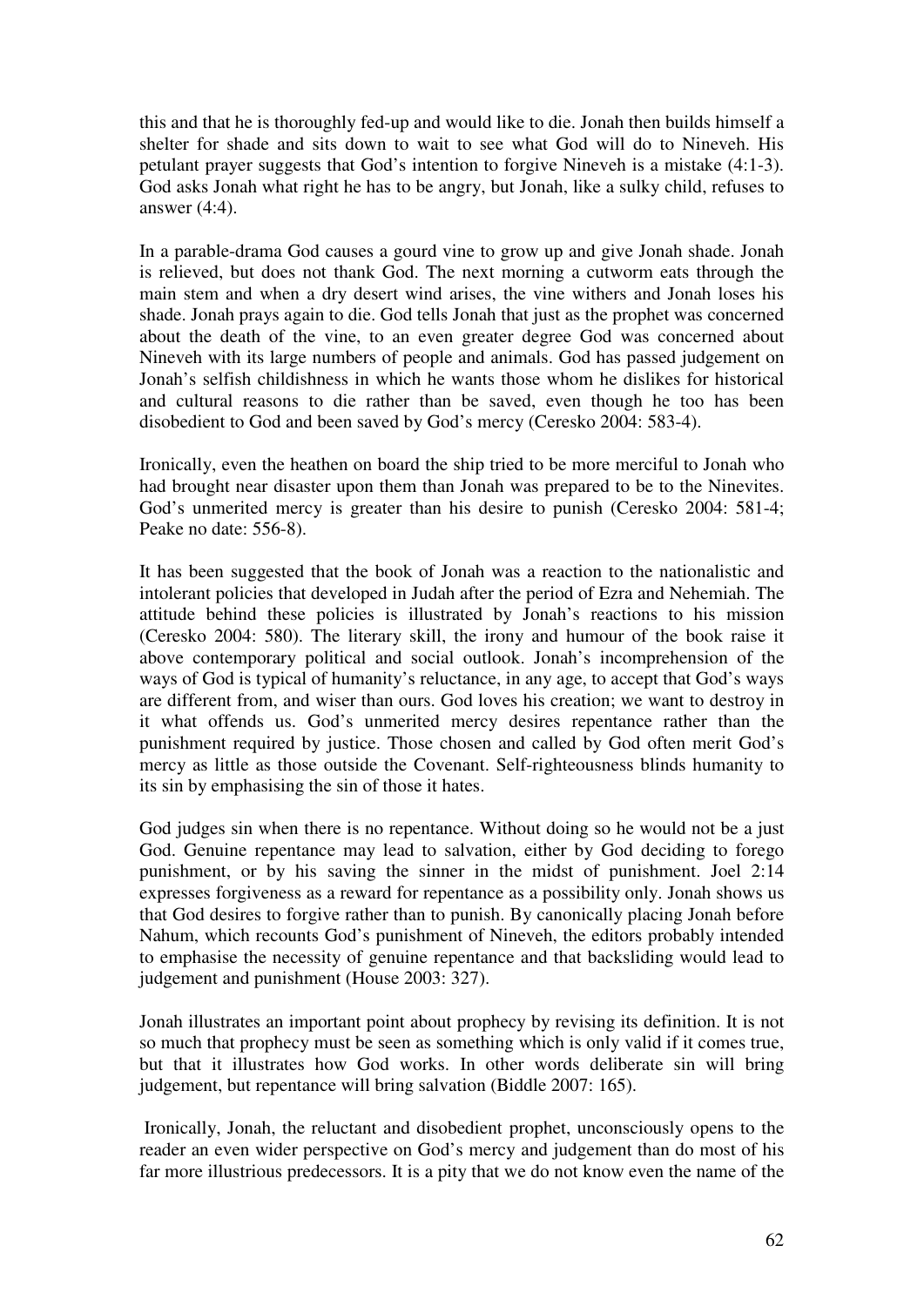this and that he is thoroughly fed-up and would like to die. Jonah then builds himself a shelter for shade and sits down to wait to see what God will do to Nineveh. His petulant prayer suggests that God's intention to forgive Nineveh is a mistake (4:1-3). God asks Jonah what right he has to be angry, but Jonah, like a sulky child, refuses to answer (4:4).

In a parable-drama God causes a gourd vine to grow up and give Jonah shade. Jonah is relieved, but does not thank God. The next morning a cutworm eats through the main stem and when a dry desert wind arises, the vine withers and Jonah loses his shade. Jonah prays again to die. God tells Jonah that just as the prophet was concerned about the death of the vine, to an even greater degree God was concerned about Nineveh with its large numbers of people and animals. God has passed judgement on Jonah's selfish childishness in which he wants those whom he dislikes for historical and cultural reasons to die rather than be saved, even though he too has been disobedient to God and been saved by God's mercy (Ceresko 2004: 583-4).

Ironically, even the heathen on board the ship tried to be more merciful to Jonah who had brought near disaster upon them than Jonah was prepared to be to the Ninevites. God's unmerited mercy is greater than his desire to punish (Ceresko 2004: 581-4; Peake no date: 556-8).

It has been suggested that the book of Jonah was a reaction to the nationalistic and intolerant policies that developed in Judah after the period of Ezra and Nehemiah. The attitude behind these policies is illustrated by Jonah's reactions to his mission (Ceresko 2004: 580). The literary skill, the irony and humour of the book raise it above contemporary political and social outlook. Jonah's incomprehension of the ways of God is typical of humanity's reluctance, in any age, to accept that God's ways are different from, and wiser than ours. God loves his creation; we want to destroy in it what offends us. God's unmerited mercy desires repentance rather than the punishment required by justice. Those chosen and called by God often merit God's mercy as little as those outside the Covenant. Self-righteousness blinds humanity to its sin by emphasising the sin of those it hates.

God judges sin when there is no repentance. Without doing so he would not be a just God. Genuine repentance may lead to salvation, either by God deciding to forego punishment, or by his saving the sinner in the midst of punishment. Joel 2:14 expresses forgiveness as a reward for repentance as a possibility only. Jonah shows us that God desires to forgive rather than to punish. By canonically placing Jonah before Nahum, which recounts God's punishment of Nineveh, the editors probably intended to emphasise the necessity of genuine repentance and that backsliding would lead to judgement and punishment (House 2003: 327).

Jonah illustrates an important point about prophecy by revising its definition. It is not so much that prophecy must be seen as something which is only valid if it comes true, but that it illustrates how God works. In other words deliberate sin will bring judgement, but repentance will bring salvation (Biddle 2007: 165).

Ironically, Jonah, the reluctant and disobedient prophet, unconsciously opens to the reader an even wider perspective on God's mercy and judgement than do most of his far more illustrious predecessors. It is a pity that we do not know even the name of the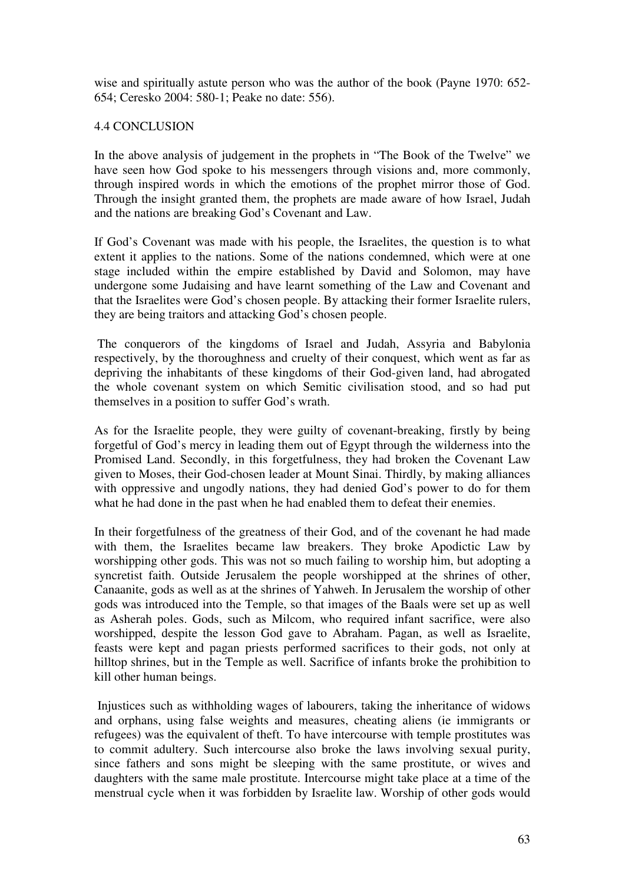wise and spiritually astute person who was the author of the book (Payne 1970: 652-654; Ceresko 2004: 580-1; Peake no date: 556).

## 4.4 CONCLUSION

In the above analysis of judgement in the prophets in "The Book of the Twelve" we have seen how God spoke to his messengers through visions and, more commonly, through inspired words in which the emotions of the prophet mirror those of God. Through the insight granted them, the prophets are made aware of how Israel, Judah and the nations are breaking God's Covenant and Law.

If God's Covenant was made with his people, the Israelites, the question is to what extent it applies to the nations. Some of the nations condemned, which were at one stage included within the empire established by David and Solomon, may have undergone some Judaising and have learnt something of the Law and Covenant and that the Israelites were God's chosen people. By attacking their former Israelite rulers, they are being traitors and attacking God's chosen people.

The conquerors of the kingdoms of Israel and Judah, Assyria and Babylonia respectively, by the thoroughness and cruelty of their conquest, which went as far as depriving the inhabitants of these kingdoms of their God-given land, had abrogated the whole covenant system on which Semitic civilisation stood, and so had put themselves in a position to suffer God's wrath.

As for the Israelite people, they were guilty of covenant-breaking, firstly by being forgetful of God's mercy in leading them out of Egypt through the wilderness into the Promised Land. Secondly, in this forgetfulness, they had broken the Covenant Law given to Moses, their God-chosen leader at Mount Sinai. Thirdly, by making alliances with oppressive and ungodly nations, they had denied God's power to do for them what he had done in the past when he had enabled them to defeat their enemies.

In their forgetfulness of the greatness of their God, and of the covenant he had made with them, the Israelites became law breakers. They broke Apodictic Law by worshipping other gods. This was not so much failing to worship him, but adopting a syncretist faith. Outside Jerusalem the people worshipped at the shrines of other, Canaanite, gods as well as at the shrines of Yahweh. In Jerusalem the worship of other gods was introduced into the Temple, so that images of the Baals were set up as well as Asherah poles. Gods, such as Milcom, who required infant sacrifice, were also worshipped, despite the lesson God gave to Abraham. Pagan, as well as Israelite, feasts were kept and pagan priests performed sacrifices to their gods, not only at hilltop shrines, but in the Temple as well. Sacrifice of infants broke the prohibition to kill other human beings.

Injustices such as withholding wages of labourers, taking the inheritance of widows and orphans, using false weights and measures, cheating aliens (ie immigrants or refugees) was the equivalent of theft. To have intercourse with temple prostitutes was to commit adultery. Such intercourse also broke the laws involving sexual purity, since fathers and sons might be sleeping with the same prostitute, or wives and daughters with the same male prostitute. Intercourse might take place at a time of the menstrual cycle when it was forbidden by Israelite law. Worship of other gods would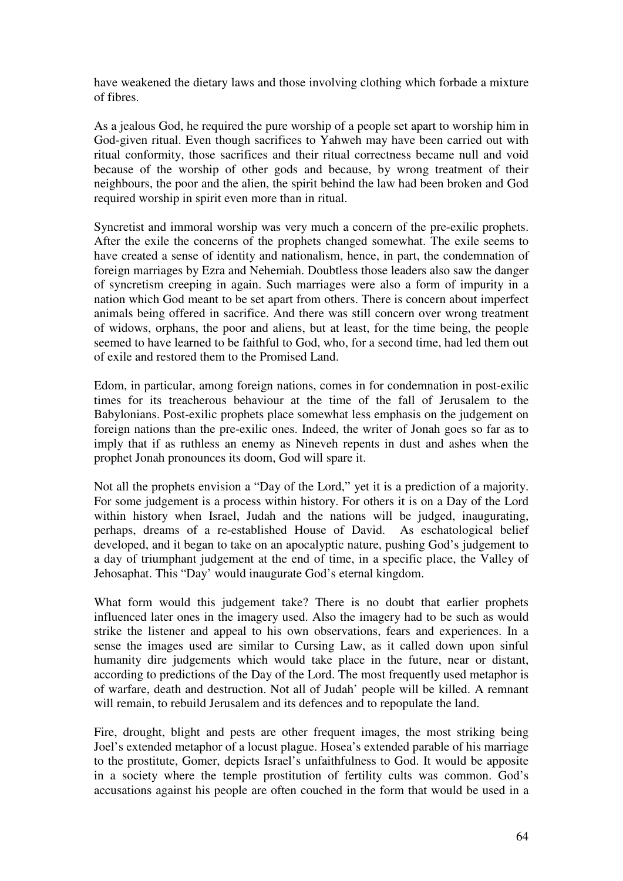have weakened the dietary laws and those involving clothing which forbade a mixture of fibres.

As a jealous God, he required the pure worship of a people set apart to worship him in God-given ritual. Even though sacrifices to Yahweh may have been carried out with ritual conformity, those sacrifices and their ritual correctness became null and void because of the worship of other gods and because, by wrong treatment of their neighbours, the poor and the alien, the spirit behind the law had been broken and God required worship in spirit even more than in ritual.

Syncretist and immoral worship was very much a concern of the pre-exilic prophets. After the exile the concerns of the prophets changed somewhat. The exile seems to have created a sense of identity and nationalism, hence, in part, the condemnation of foreign marriages by Ezra and Nehemiah. Doubtless those leaders also saw the danger of syncretism creeping in again. Such marriages were also a form of impurity in a nation which God meant to be set apart from others. There is concern about imperfect animals being offered in sacrifice. And there was still concern over wrong treatment of widows, orphans, the poor and aliens, but at least, for the time being, the people seemed to have learned to be faithful to God, who, for a second time, had led them out of exile and restored them to the Promised Land.

Edom, in particular, among foreign nations, comes in for condemnation in post-exilic times for its treacherous behaviour at the time of the fall of Jerusalem to the Babylonians. Post-exilic prophets place somewhat less emphasis on the judgement on foreign nations than the pre-exilic ones. Indeed, the writer of Jonah goes so far as to imply that if as ruthless an enemy as Nineveh repents in dust and ashes when the prophet Jonah pronounces its doom, God will spare it.

Not all the prophets envision a "Day of the Lord," yet it is a prediction of a majority. For some judgement is a process within history. For others it is on a Day of the Lord within history when Israel, Judah and the nations will be judged, inaugurating, perhaps, dreams of a re-established House of David. As eschatological belief developed, and it began to take on an apocalyptic nature, pushing God's judgement to a day of triumphant judgement at the end of time, in a specific place, the Valley of Jehosaphat. This "Day' would inaugurate God's eternal kingdom.

What form would this judgement take? There is no doubt that earlier prophets influenced later ones in the imagery used. Also the imagery had to be such as would strike the listener and appeal to his own observations, fears and experiences. In a sense the images used are similar to Cursing Law, as it called down upon sinful humanity dire judgements which would take place in the future, near or distant, according to predictions of the Day of the Lord. The most frequently used metaphor is of warfare, death and destruction. Not all of Judah' people will be killed. A remnant will remain, to rebuild Jerusalem and its defences and to repopulate the land.

Fire, drought, blight and pests are other frequent images, the most striking being Joel's extended metaphor of a locust plague. Hosea's extended parable of his marriage to the prostitute, Gomer, depicts Israel's unfaithfulness to God. It would be apposite in a society where the temple prostitution of fertility cults was common. God's accusations against his people are often couched in the form that would be used in a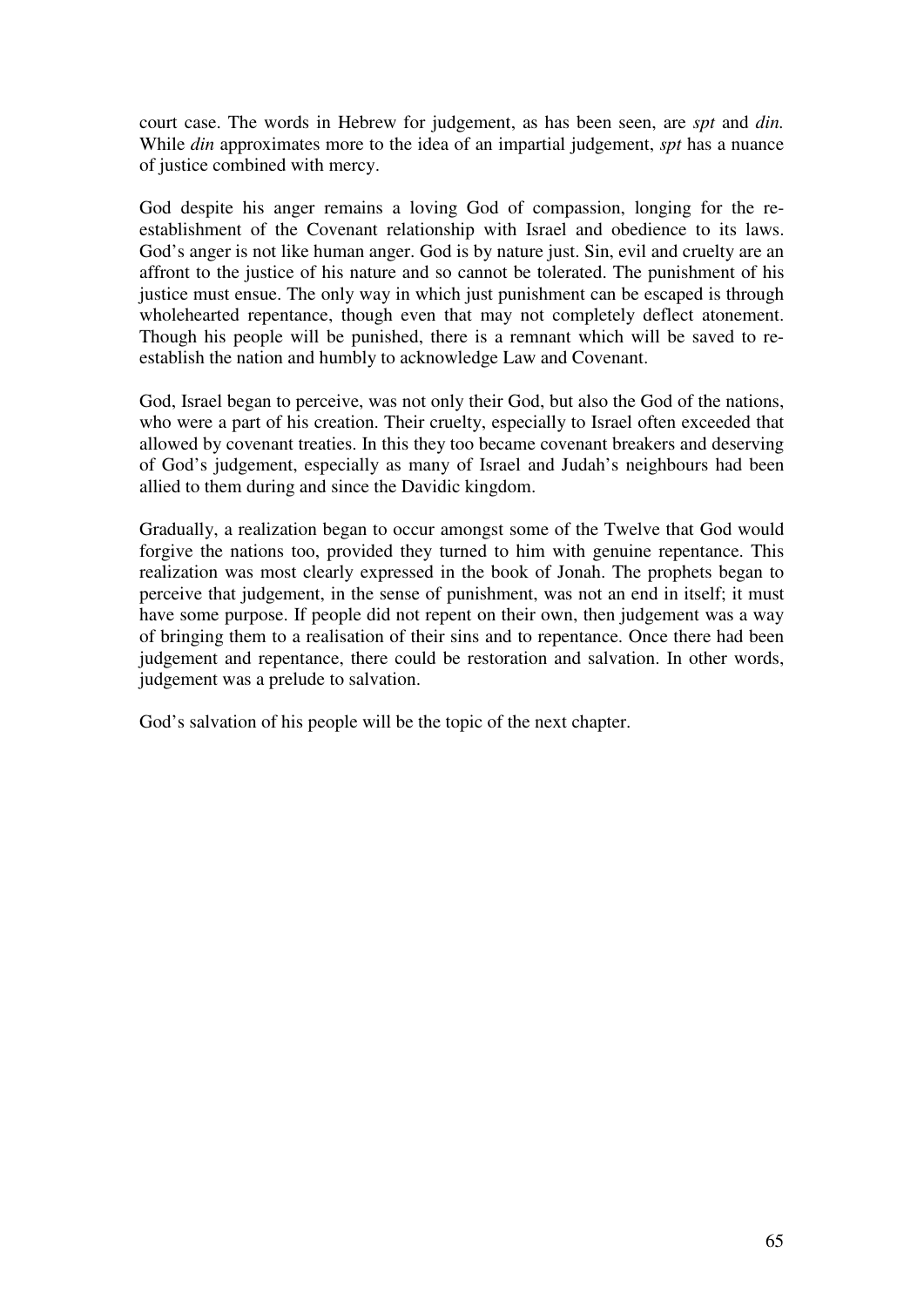court case. The words in Hebrew for judgement, as has been seen, are *spt* and *din.* While *din* approximates more to the idea of an impartial judgement, *spt* has a nuance of justice combined with mercy.

God despite his anger remains a loving God of compassion, longing for the re-establishment of the Covenant relationship with Israel and obedience to its laws. God's anger is not like human anger. God is by nature just. Sin, evil and cruelty are an affront to the justice of his nature and so cannot be tolerated. The punishment of his justice must ensue. The only way in which just punishment can be escaped is through wholehearted repentance, though even that may not completely deflect atonement. Though his people will be punished, there is a remnant which will be saved to re-establish the nation and humbly to acknowledge Law and Covenant.

God, Israel began to perceive, was not only their God, but also the God of the nations, who were a part of his creation. Their cruelty, especially to Israel often exceeded that allowed by covenant treaties. In this they too became covenant breakers and deserving of God's judgement, especially as many of Israel and Judah's neighbours had been allied to them during and since the Davidic kingdom.

Gradually, a realization began to occur amongst some of the Twelve that God would forgive the nations too, provided they turned to him with genuine repentance. This realization was most clearly expressed in the book of Jonah. The prophets began to perceive that judgement, in the sense of punishment, was not an end in itself; it must have some purpose. If people did not repent on their own, then judgement was a way of bringing them to a realisation of their sins and to repentance. Once there had been judgement and repentance, there could be restoration and salvation. In other words, judgement was a prelude to salvation.

God's salvation of his people will be the topic of the next chapter.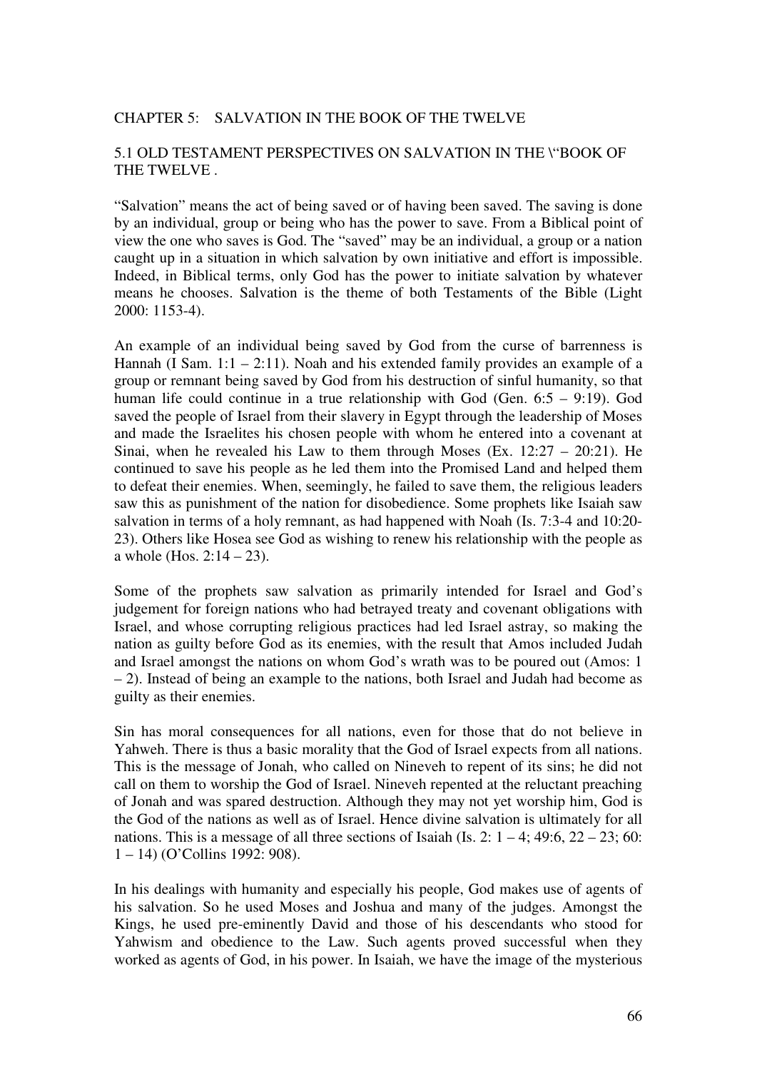# CHAPTER 5: SALVATION IN THE BOOK OF THE TWELVE

## 5.1 OLD TESTAMENT PERSPECTIVES ON SALVATION IN THE \"BOOK OF THE TWELVE .

"Salvation" means the act of being saved or of having been saved. The saving is done by an individual, group or being who has the power to save. From a Biblical point of view the one who saves is God. The "saved" may be an individual, a group or a nation caught up in a situation in which salvation by own initiative and effort is impossible. Indeed, in Biblical terms, only God has the power to initiate salvation by whatever means he chooses. Salvation is the theme of both Testaments of the Bible (Light 2000: 1153-4).

An example of an individual being saved by God from the curse of barrenness is Hannah (I Sam. 1:1 – 2:11). Noah and his extended family provides an example of a group or remnant being saved by God from his destruction of sinful humanity, so that human life could continue in a true relationship with God (Gen. 6:5 – 9:19). God saved the people of Israel from their slavery in Egypt through the leadership of Moses and made the Israelites his chosen people with whom he entered into a covenant at Sinai, when he revealed his Law to them through Moses (Ex. 12:27 – 20:21). He continued to save his people as he led them into the Promised Land and helped them to defeat their enemies. When, seemingly, he failed to save them, the religious leaders saw this as punishment of the nation for disobedience. Some prophets like Isaiah saw salvation in terms of a holy remnant, as had happened with Noah (Is. 7:3-4 and 10:20-23). Others like Hosea see God as wishing to renew his relationship with the people as a whole (Hos. 2:14 – 23).

Some of the prophets saw salvation as primarily intended for Israel and God's judgement for foreign nations who had betrayed treaty and covenant obligations with Israel, and whose corrupting religious practices had led Israel astray, so making the nation as guilty before God as its enemies, with the result that Amos included Judah and Israel amongst the nations on whom God's wrath was to be poured out (Amos: 1 – 2). Instead of being an example to the nations, both Israel and Judah had become as guilty as their enemies.

Sin has moral consequences for all nations, even for those that do not believe in Yahweh. There is thus a basic morality that the God of Israel expects from all nations. This is the message of Jonah, who called on Nineveh to repent of its sins; he did not call on them to worship the God of Israel. Nineveh repented at the reluctant preaching of Jonah and was spared destruction. Although they may not yet worship him, God is the God of the nations as well as of Israel. Hence divine salvation is ultimately for all nations. This is a message of all three sections of Isaiah (Is. 2: 1 – 4; 49:6, 22 – 23; 60: 1 – 14) (O'Collins 1992: 908).

In his dealings with humanity and especially his people, God makes use of agents of his salvation. So he used Moses and Joshua and many of the judges. Amongst the Kings, he used pre-eminently David and those of his descendants who stood for Yahwism and obedience to the Law. Such agents proved successful when they worked as agents of God, in his power. In Isaiah, we have the image of the mysterious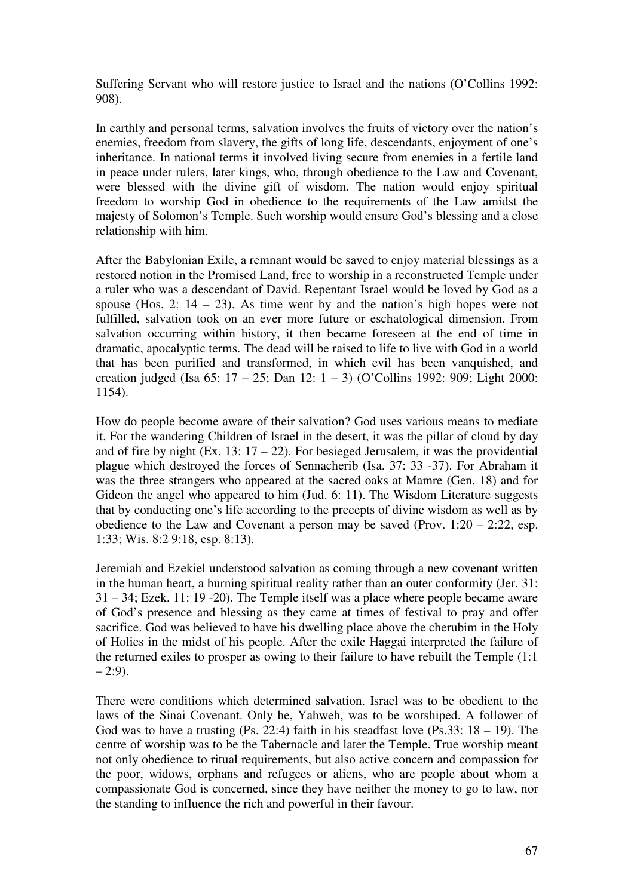Suffering Servant who will restore justice to Israel and the nations (O'Collins 1992: 908).

In earthly and personal terms, salvation involves the fruits of victory over the nation's enemies, freedom from slavery, the gifts of long life, descendants, enjoyment of one's inheritance. In national terms it involved living secure from enemies in a fertile land in peace under rulers, later kings, who, through obedience to the Law and Covenant, were blessed with the divine gift of wisdom. The nation would enjoy spiritual freedom to worship God in obedience to the requirements of the Law amidst the majesty of Solomon's Temple. Such worship would ensure God's blessing and a close relationship with him.

After the Babylonian Exile, a remnant would be saved to enjoy material blessings as a restored notion in the Promised Land, free to worship in a reconstructed Temple under a ruler who was a descendant of David. Repentant Israel would be loved by God as a spouse (Hos. 2: 14 – 23). As time went by and the nation's high hopes were not fulfilled, salvation took on an ever more future or eschatological dimension. From salvation occurring within history, it then became foreseen at the end of time in dramatic, apocalyptic terms. The dead will be raised to life to live with God in a world that has been purified and transformed, in which evil has been vanquished, and creation judged (Isa 65: 17 – 25; Dan 12: 1 – 3) (O'Collins 1992: 909; Light 2000: 1154).

How do people become aware of their salvation? God uses various means to mediate it. For the wandering Children of Israel in the desert, it was the pillar of cloud by day and of fire by night (Ex. 13: 17 – 22). For besieged Jerusalem, it was the providential plague which destroyed the forces of Sennacherib (Isa. 37: 33 -37). For Abraham it was the three strangers who appeared at the sacred oaks at Mamre (Gen. 18) and for Gideon the angel who appeared to him (Jud. 6: 11). The Wisdom Literature suggests that by conducting one's life according to the precepts of divine wisdom as well as by obedience to the Law and Covenant a person may be saved (Prov. 1:20 – 2:22, esp. 1:33; Wis. 8:2 9:18, esp. 8:13).

Jeremiah and Ezekiel understood salvation as coming through a new covenant written in the human heart, a burning spiritual reality rather than an outer conformity (Jer. 31: 31 – 34; Ezek. 11: 19 -20). The Temple itself was a place where people became aware of God's presence and blessing as they came at times of festival to pray and offer sacrifice. God was believed to have his dwelling place above the cherubim in the Holy of Holies in the midst of his people. After the exile Haggai interpreted the failure of the returned exiles to prosper as owing to their failure to have rebuilt the Temple (1:1 – 2:9).

There were conditions which determined salvation. Israel was to be obedient to the laws of the Sinai Covenant. Only he, Yahweh, was to be worshiped. A follower of God was to have a trusting (Ps. 22:4) faith in his steadfast love (Ps.33: 18 – 19). The centre of worship was to be the Tabernacle and later the Temple. True worship meant not only obedience to ritual requirements, but also active concern and compassion for the poor, widows, orphans and refugees or aliens, who are people about whom a compassionate God is concerned, since they have neither the money to go to law, nor the standing to influence the rich and powerful in their favour.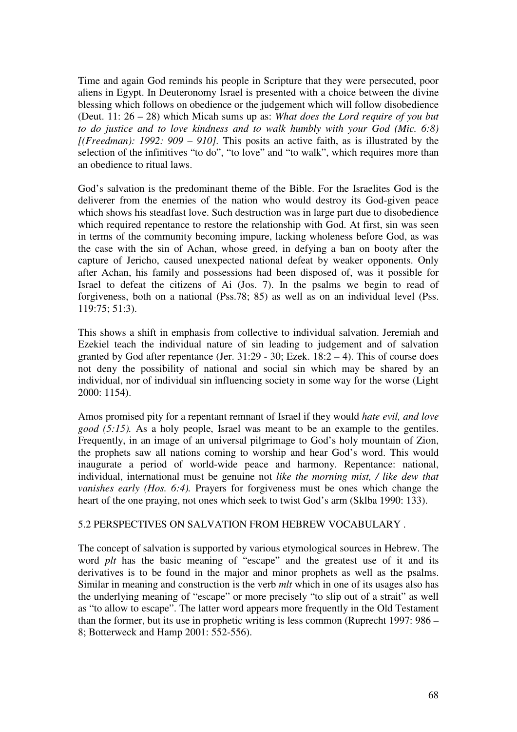Time and again God reminds his people in Scripture that they were persecuted, poor aliens in Egypt. In Deuteronomy Israel is presented with a choice between the divine blessing which follows on obedience or the judgement which will follow disobedience (Deut. 11: 26 – 28) which Micah sums up as: *What does the Lord require of you but to do justice and to love kindness and to walk humbly with your God (Mic. 6:8) [(Freedman): 1992: 909 – 910].* This posits an active faith, as is illustrated by the selection of the infinitives "to do", "to love" and "to walk", which requires more than an obedience to ritual laws.

God's salvation is the predominant theme of the Bible. For the Israelites God is the deliverer from the enemies of the nation who would destroy its God-given peace which shows his steadfast love. Such destruction was in large part due to disobedience which required repentance to restore the relationship with God. At first, sin was seen in terms of the community becoming impure, lacking wholeness before God, as was the case with the sin of Achan, whose greed, in defying a ban on booty after the capture of Jericho, caused unexpected national defeat by weaker opponents. Only after Achan, his family and possessions had been disposed of, was it possible for Israel to defeat the citizens of Ai (Jos. 7). In the psalms we begin to read of forgiveness, both on a national (Pss.78; 85) as well as on an individual level (Pss. 119:75; 51:3).

This shows a shift in emphasis from collective to individual salvation. Jeremiah and Ezekiel teach the individual nature of sin leading to judgement and of salvation granted by God after repentance (Jer. 31:29 - 30; Ezek. 18:2 – 4). This of course does not deny the possibility of national and social sin which may be shared by an individual, nor of individual sin influencing society in some way for the worse (Light 2000: 1154).

Amos promised pity for a repentant remnant of Israel if they would *hate evil, and love good (5:15).* As a holy people, Israel was meant to be an example to the gentiles. Frequently, in an image of an universal pilgrimage to God's holy mountain of Zion, the prophets saw all nations coming to worship and hear God's word. This would inaugurate a period of world-wide peace and harmony. Repentance: national, individual, international must be genuine not *like the morning mist, / like dew that vanishes early (Hos. 6:4).* Prayers for forgiveness must be ones which change the heart of the one praying, not ones which seek to twist God's arm (Sklba 1990: 133).

## 5.2 PERSPECTIVES ON SALVATION FROM HEBREW VOCABULARY .

The concept of salvation is supported by various etymological sources in Hebrew. The word *plt* has the basic meaning of "escape" and the greatest use of it and its derivatives is to be found in the major and minor prophets as well as the psalms. Similar in meaning and construction is the verb *mlt* which in one of its usages also has the underlying meaning of "escape" or more precisely "to slip out of a strait" as well as "to allow to escape". The latter word appears more frequently in the Old Testament than the former, but its use in prophetic writing is less common (Ruprecht 1997: 986 – 8; Botterweck and Hamp 2001: 552-556).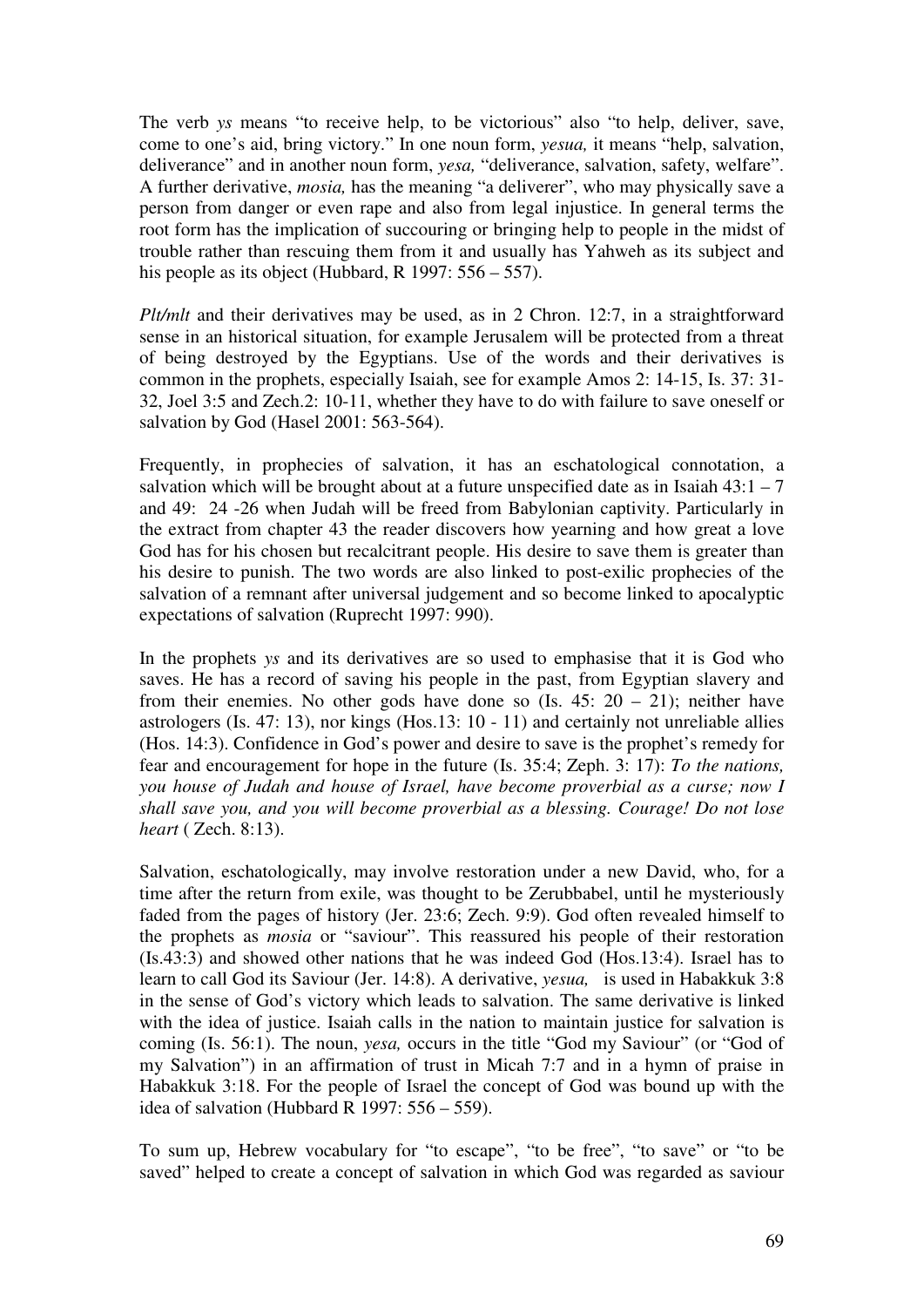The verb *ys* means "to receive help, to be victorious" also "to help, deliver, save, come to one's aid, bring victory." In one noun form, *yesua,* it means "help, salvation, deliverance" and in another noun form, *yesa,* "deliverance, salvation, safety, welfare". A further derivative, *mosia,* has the meaning "a deliverer", who may physically save a person from danger or even rape and also from legal injustice. In general terms the root form has the implication of succouring or bringing help to people in the midst of trouble rather than rescuing them from it and usually has Yahweh as its subject and his people as its object (Hubbard, R 1997: 556 – 557).

*Plt/mlt* and their derivatives may be used, as in 2 Chron. 12:7, in a straightforward sense in an historical situation, for example Jerusalem will be protected from a threat of being destroyed by the Egyptians. Use of the words and their derivatives is common in the prophets, especially Isaiah, see for example Amos 2: 14-15, Is. 37: 31-32, Joel 3:5 and Zech.2: 10-11, whether they have to do with failure to save oneself or salvation by God (Hasel 2001: 563-564).

Frequently, in prophecies of salvation, it has an eschatological connotation, a salvation which will be brought about at a future unspecified date as in Isaiah 43:1 – 7 and 49: 24 -26 when Judah will be freed from Babylonian captivity. Particularly in the extract from chapter 43 the reader discovers how yearning and how great a love God has for his chosen but recalcitrant people. His desire to save them is greater than his desire to punish. The two words are also linked to post-exilic prophecies of the salvation of a remnant after universal judgement and so become linked to apocalyptic expectations of salvation (Ruprecht 1997: 990).

In the prophets *ys* and its derivatives are so used to emphasise that it is God who saves. He has a record of saving his people in the past, from Egyptian slavery and from their enemies. No other gods have done so (Is. 45: 20 – 21); neither have astrologers (Is. 47: 13), nor kings (Hos.13: 10 - 11) and certainly not unreliable allies (Hos. 14:3). Confidence in God's power and desire to save is the prophet's remedy for fear and encouragement for hope in the future (Is. 35:4; Zeph. 3: 17): *To the nations, you house of Judah and house of Israel, have become proverbial as a curse; now I shall save you, and you will become proverbial as a blessing. Courage! Do not lose heart* ( Zech. 8:13).

Salvation, eschatologically, may involve restoration under a new David, who, for a time after the return from exile, was thought to be Zerubbabel, until he mysteriously faded from the pages of history (Jer. 23:6; Zech. 9:9). God often revealed himself to the prophets as *mosia* or "saviour". This reassured his people of their restoration (Is.43:3) and showed other nations that he was indeed God (Hos.13:4). Israel has to learn to call God its Saviour (Jer. 14:8). A derivative, *yesua,* is used in Habakkuk 3:8 in the sense of God's victory which leads to salvation. The same derivative is linked with the idea of justice. Isaiah calls in the nation to maintain justice for salvation is coming (Is. 56:1). The noun, *yesa,* occurs in the title "God my Saviour" (or "God of my Salvation") in an affirmation of trust in Micah 7:7 and in a hymn of praise in Habakkuk 3:18. For the people of Israel the concept of God was bound up with the idea of salvation (Hubbard R 1997: 556 – 559).

To sum up, Hebrew vocabulary for "to escape", "to be free", "to save" or "to be saved" helped to create a concept of salvation in which God was regarded as saviour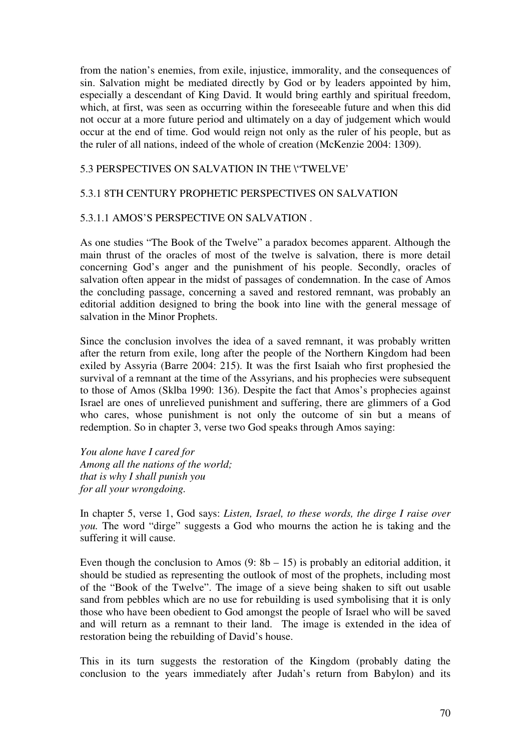from the nation's enemies, from exile, injustice, immorality, and the consequences of sin. Salvation might be mediated directly by God or by leaders appointed by him, especially a descendant of King David. It would bring earthly and spiritual freedom, which, at first, was seen as occurring within the foreseeable future and when this did not occur at a more future period and ultimately on a day of judgement which would occur at the end of time. God would reign not only as the ruler of his people, but as the ruler of all nations, indeed of the whole of creation (McKenzie 2004: 1309).

## 5.3 PERSPECTIVES ON SALVATION IN THE \"TWELVE'

### 5.3.1 8TH CENTURY PROPHETIC PERSPECTIVES ON SALVATION

#### 5.3.1.1 AMOS'S PERSPECTIVE ON SALVATION .

As one studies "The Book of the Twelve" a paradox becomes apparent. Although the main thrust of the oracles of most of the twelve is salvation, there is more detail concerning God's anger and the punishment of his people. Secondly, oracles of salvation often appear in the midst of passages of condemnation. In the case of Amos the concluding passage, concerning a saved and restored remnant, was probably an editorial addition designed to bring the book into line with the general message of salvation in the Minor Prophets.

Since the conclusion involves the idea of a saved remnant, it was probably written after the return from exile, long after the people of the Northern Kingdom had been exiled by Assyria (Barre 2004: 215). It was the first Isaiah who first prophesied the survival of a remnant at the time of the Assyrians, and his prophecies were subsequent to those of Amos (Sklba 1990: 136). Despite the fact that Amos's prophecies against Israel are ones of unrelieved punishment and suffering, there are glimmers of a God who cares, whose punishment is not only the outcome of sin but a means of redemption. So in chapter 3, verse two God speaks through Amos saying:

*You alone have I cared for*
*Among all the nations of the world;*
*that is why I shall punish you*
*for all your wrongdoing.*

In chapter 5, verse 1, God says: *Listen, Israel, to these words, the dirge I raise over you.* The word "dirge" suggests a God who mourns the action he is taking and the suffering it will cause.

Even though the conclusion to Amos (9: 8b – 15) is probably an editorial addition, it should be studied as representing the outlook of most of the prophets, including most of the "Book of the Twelve". The image of a sieve being shaken to sift out usable sand from pebbles which are no use for rebuilding is used symbolising that it is only those who have been obedient to God amongst the people of Israel who will be saved and will return as a remnant to their land. The image is extended in the idea of restoration being the rebuilding of David's house.

This in its turn suggests the restoration of the Kingdom (probably dating the conclusion to the years immediately after Judah's return from Babylon) and its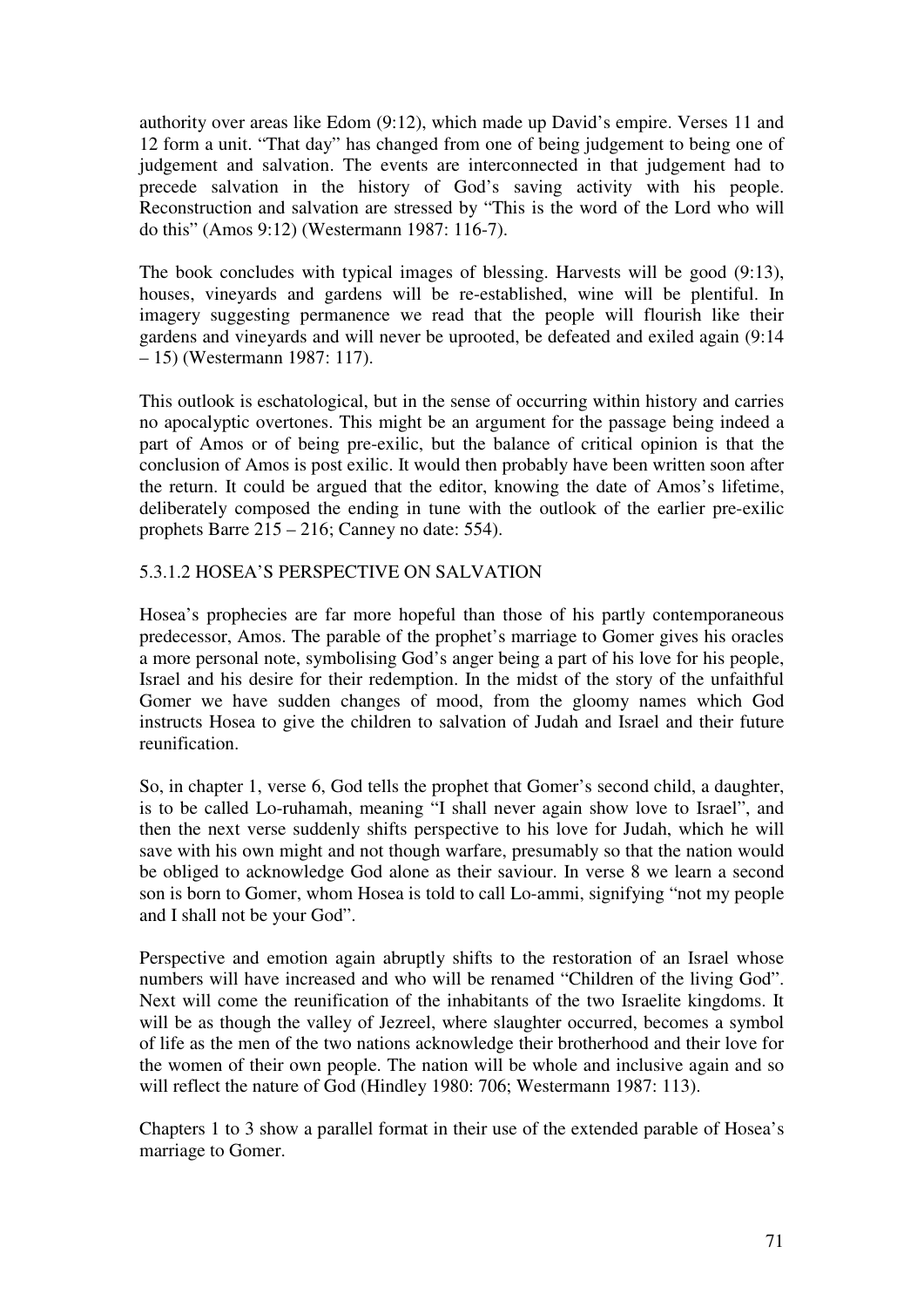authority over areas like Edom (9:12), which made up David's empire. Verses 11 and 12 form a unit. "That day" has changed from one of being judgement to being one of judgement and salvation. The events are interconnected in that judgement had to precede salvation in the history of God's saving activity with his people. Reconstruction and salvation are stressed by "This is the word of the Lord who will do this" (Amos 9:12) (Westermann 1987: 116-7).

The book concludes with typical images of blessing. Harvests will be good (9:13), houses, vineyards and gardens will be re-established, wine will be plentiful. In imagery suggesting permanence we read that the people will flourish like their gardens and vineyards and will never be uprooted, be defeated and exiled again (9:14 – 15) (Westermann 1987: 117).

This outlook is eschatological, but in the sense of occurring within history and carries no apocalyptic overtones. This might be an argument for the passage being indeed a part of Amos or of being pre-exilic, but the balance of critical opinion is that the conclusion of Amos is post exilic. It would then probably have been written soon after the return. It could be argued that the editor, knowing the date of Amos's lifetime, deliberately composed the ending in tune with the outlook of the earlier pre-exilic prophets Barre 215 – 216; Canney no date: 554).

#### 5.3.1.2 HOSEA'S PERSPECTIVE ON SALVATION

Hosea's prophecies are far more hopeful than those of his partly contemporaneous predecessor, Amos. The parable of the prophet's marriage to Gomer gives his oracles a more personal note, symbolising God's anger being a part of his love for his people, Israel and his desire for their redemption. In the midst of the story of the unfaithful Gomer we have sudden changes of mood, from the gloomy names which God instructs Hosea to give the children to salvation of Judah and Israel and their future reunification.

So, in chapter 1, verse 6, God tells the prophet that Gomer's second child, a daughter, is to be called Lo-ruhamah, meaning "I shall never again show love to Israel", and then the next verse suddenly shifts perspective to his love for Judah, which he will save with his own might and not though warfare, presumably so that the nation would be obliged to acknowledge God alone as their saviour. In verse 8 we learn a second son is born to Gomer, whom Hosea is told to call Lo-ammi, signifying "not my people and I shall not be your God".

Perspective and emotion again abruptly shifts to the restoration of an Israel whose numbers will have increased and who will be renamed "Children of the living God". Next will come the reunification of the inhabitants of the two Israelite kingdoms. It will be as though the valley of Jezreel, where slaughter occurred, becomes a symbol of life as the men of the two nations acknowledge their brotherhood and their love for the women of their own people. The nation will be whole and inclusive again and so will reflect the nature of God (Hindley 1980: 706; Westermann 1987: 113).

Chapters 1 to 3 show a parallel format in their use of the extended parable of Hosea's marriage to Gomer.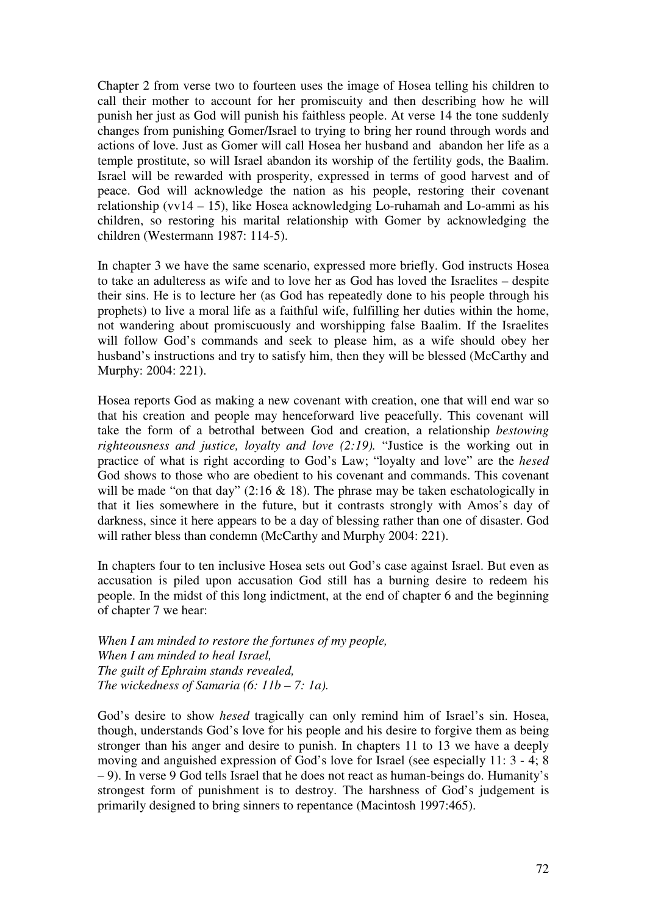Chapter 2 from verse two to fourteen uses the image of Hosea telling his children to call their mother to account for her promiscuity and then describing how he will punish her just as God will punish his faithless people. At verse 14 the tone suddenly changes from punishing Gomer/Israel to trying to bring her round through words and actions of love. Just as Gomer will call Hosea her husband and abandon her life as a temple prostitute, so will Israel abandon its worship of the fertility gods, the Baalim. Israel will be rewarded with prosperity, expressed in terms of good harvest and of peace. God will acknowledge the nation as his people, restoring their covenant relationship (vv14 – 15), like Hosea acknowledging Lo-ruhamah and Lo-ammi as his children, so restoring his marital relationship with Gomer by acknowledging the children (Westermann 1987: 114-5).

In chapter 3 we have the same scenario, expressed more briefly. God instructs Hosea to take an adulteress as wife and to love her as God has loved the Israelites – despite their sins. He is to lecture her (as God has repeatedly done to his people through his prophets) to live a moral life as a faithful wife, fulfilling her duties within the home, not wandering about promiscuously and worshipping false Baalim. If the Israelites will follow God's commands and seek to please him, as a wife should obey her husband's instructions and try to satisfy him, then they will be blessed (McCarthy and Murphy: 2004: 221).

Hosea reports God as making a new covenant with creation, one that will end war so that his creation and people may henceforward live peacefully. This covenant will take the form of a betrothal between God and creation, a relationship *bestowing righteousness and justice, loyalty and love (2:19).* "Justice is the working out in practice of what is right according to God's Law; "loyalty and love" are the *hesed* God shows to those who are obedient to his covenant and commands. This covenant will be made "on that day" (2:16 & 18). The phrase may be taken eschatologically in that it lies somewhere in the future, but it contrasts strongly with Amos's day of darkness, since it here appears to be a day of blessing rather than one of disaster. God will rather bless than condemn (McCarthy and Murphy 2004: 221).

In chapters four to ten inclusive Hosea sets out God's case against Israel. But even as accusation is piled upon accusation God still has a burning desire to redeem his people. In the midst of this long indictment, at the end of chapter 6 and the beginning of chapter 7 we hear:

*When I am minded to restore the fortunes of my people,*
*When I am minded to heal Israel,*
*The guilt of Ephraim stands revealed,*
*The wickedness of Samaria (6: 11b – 7: 1a).*

God's desire to show *hesed* tragically can only remind him of Israel's sin. Hosea, though, understands God's love for his people and his desire to forgive them as being stronger than his anger and desire to punish. In chapters 11 to 13 we have a deeply moving and anguished expression of God's love for Israel (see especially 11: 3 - 4; 8 – 9). In verse 9 God tells Israel that he does not react as human-beings do. Humanity's strongest form of punishment is to destroy. The harshness of God's judgement is primarily designed to bring sinners to repentance (Macintosh 1997:465).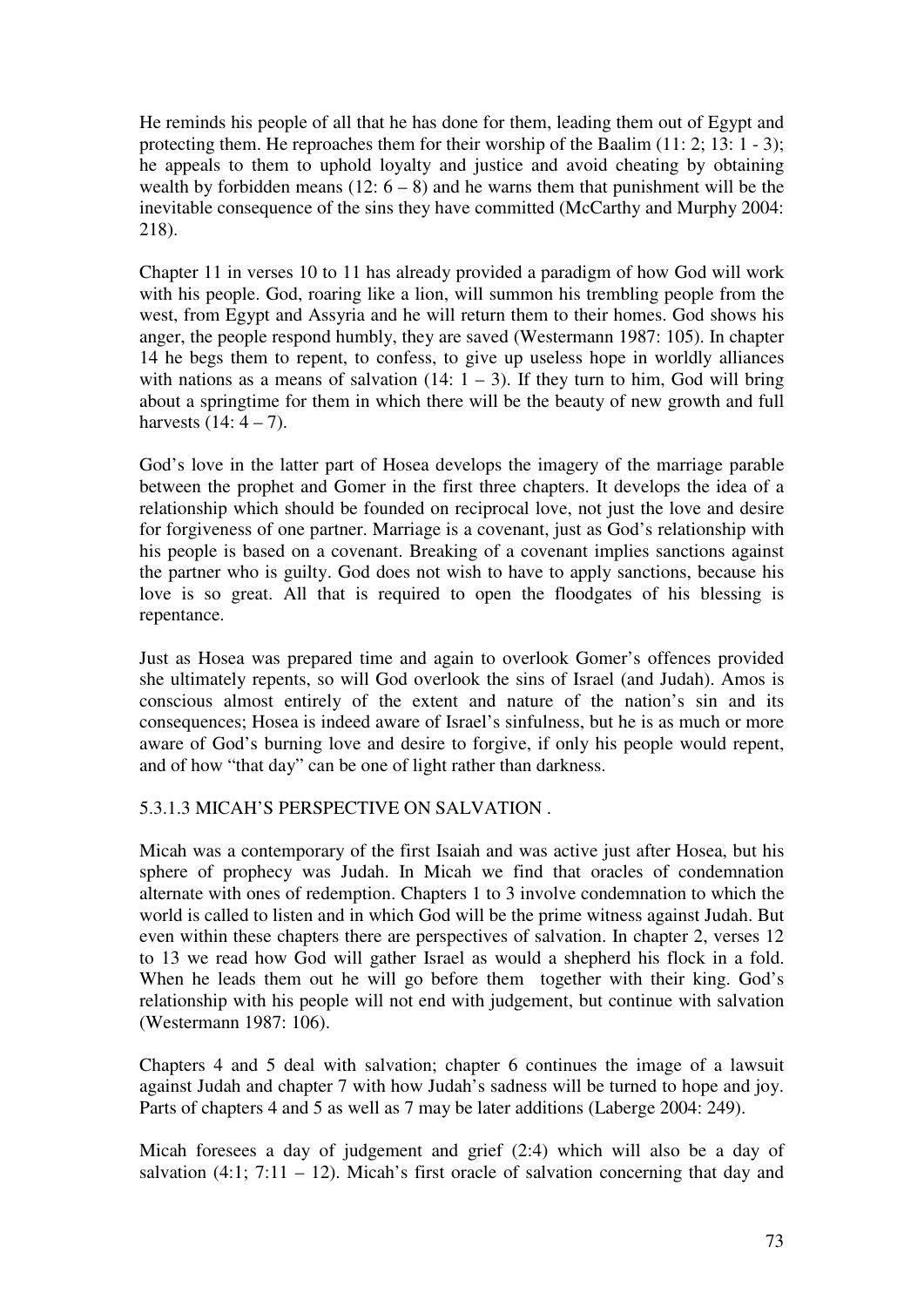He reminds his people of all that he has done for them, leading them out of Egypt and protecting them. He reproaches them for their worship of the Baalim (11: 2; 13: 1 - 3); he appeals to them to uphold loyalty and justice and avoid cheating by obtaining wealth by forbidden means (12: 6 – 8) and he warns them that punishment will be the inevitable consequence of the sins they have committed (McCarthy and Murphy 2004: 218).

Chapter 11 in verses 10 to 11 has already provided a paradigm of how God will work with his people. God, roaring like a lion, will summon his trembling people from the west, from Egypt and Assyria and he will return them to their homes. God shows his anger, the people respond humbly, they are saved (Westermann 1987: 105). In chapter 14 he begs them to repent, to confess, to give up useless hope in worldly alliances with nations as a means of salvation (14: 1 – 3). If they turn to him, God will bring about a springtime for them in which there will be the beauty of new growth and full harvests (14: 4 – 7).

God's love in the latter part of Hosea develops the imagery of the marriage parable between the prophet and Gomer in the first three chapters. It develops the idea of a relationship which should be founded on reciprocal love, not just the love and desire for forgiveness of one partner. Marriage is a covenant, just as God's relationship with his people is based on a covenant. Breaking of a covenant implies sanctions against the partner who is guilty. God does not wish to have to apply sanctions, because his love is so great. All that is required to open the floodgates of his blessing is repentance.

Just as Hosea was prepared time and again to overlook Gomer's offences provided she ultimately repents, so will God overlook the sins of Israel (and Judah). Amos is conscious almost entirely of the extent and nature of the nation's sin and its consequences; Hosea is indeed aware of Israel's sinfulness, but he is as much or more aware of God's burning love and desire to forgive, if only his people would repent, and of how "that day" can be one of light rather than darkness.

#### 5.3.1.3 MICAH'S PERSPECTIVE ON SALVATION .

Micah was a contemporary of the first Isaiah and was active just after Hosea, but his sphere of prophecy was Judah. In Micah we find that oracles of condemnation alternate with ones of redemption. Chapters 1 to 3 involve condemnation to which the world is called to listen and in which God will be the prime witness against Judah. But even within these chapters there are perspectives of salvation. In chapter 2, verses 12 to 13 we read how God will gather Israel as would a shepherd his flock in a fold. When he leads them out he will go before them together with their king. God's relationship with his people will not end with judgement, but continue with salvation (Westermann 1987: 106).

Chapters 4 and 5 deal with salvation; chapter 6 continues the image of a lawsuit against Judah and chapter 7 with how Judah's sadness will be turned to hope and joy. Parts of chapters 4 and 5 as well as 7 may be later additions (Laberge 2004: 249).

Micah foresees a day of judgement and grief (2:4) which will also be a day of salvation (4:1; 7:11 – 12). Micah's first oracle of salvation concerning that day and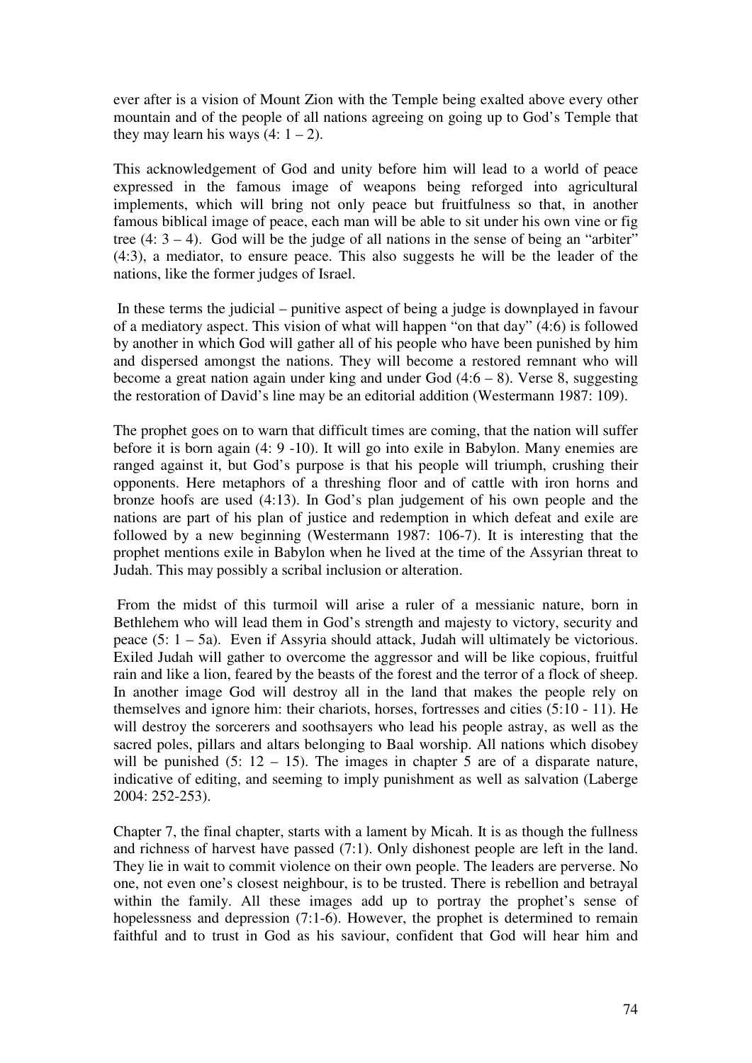ever after is a vision of Mount Zion with the Temple being exalted above every other mountain and of the people of all nations agreeing on going up to God's Temple that they may learn his ways (4: 1 – 2).

This acknowledgement of God and unity before him will lead to a world of peace expressed in the famous image of weapons being reforged into agricultural implements, which will bring not only peace but fruitfulness so that, in another famous biblical image of peace, each man will be able to sit under his own vine or fig tree (4: 3 – 4). God will be the judge of all nations in the sense of being an "arbiter" (4:3), a mediator, to ensure peace. This also suggests he will be the leader of the nations, like the former judges of Israel.

In these terms the judicial – punitive aspect of being a judge is downplayed in favour of a mediatory aspect. This vision of what will happen "on that day" (4:6) is followed by another in which God will gather all of his people who have been punished by him and dispersed amongst the nations. They will become a restored remnant who will become a great nation again under king and under God (4:6 – 8). Verse 8, suggesting the restoration of David's line may be an editorial addition (Westermann 1987: 109).

The prophet goes on to warn that difficult times are coming, that the nation will suffer before it is born again (4: 9 -10). It will go into exile in Babylon. Many enemies are ranged against it, but God's purpose is that his people will triumph, crushing their opponents. Here metaphors of a threshing floor and of cattle with iron horns and bronze hoofs are used (4:13). In God's plan judgement of his own people and the nations are part of his plan of justice and redemption in which defeat and exile are followed by a new beginning (Westermann 1987: 106-7). It is interesting that the prophet mentions exile in Babylon when he lived at the time of the Assyrian threat to Judah. This may possibly a scribal inclusion or alteration.

From the midst of this turmoil will arise a ruler of a messianic nature, born in Bethlehem who will lead them in God's strength and majesty to victory, security and peace (5: 1 – 5a). Even if Assyria should attack, Judah will ultimately be victorious. Exiled Judah will gather to overcome the aggressor and will be like copious, fruitful rain and like a lion, feared by the beasts of the forest and the terror of a flock of sheep. In another image God will destroy all in the land that makes the people rely on themselves and ignore him: their chariots, horses, fortresses and cities (5:10 - 11). He will destroy the sorcerers and soothsayers who lead his people astray, as well as the sacred poles, pillars and altars belonging to Baal worship. All nations which disobey will be punished (5: 12 – 15). The images in chapter 5 are of a disparate nature, indicative of editing, and seeming to imply punishment as well as salvation (Laberge 2004: 252-253).

Chapter 7, the final chapter, starts with a lament by Micah. It is as though the fullness and richness of harvest have passed (7:1). Only dishonest people are left in the land. They lie in wait to commit violence on their own people. The leaders are perverse. No one, not even one's closest neighbour, is to be trusted. There is rebellion and betrayal within the family. All these images add up to portray the prophet's sense of hopelessness and depression (7:1-6). However, the prophet is determined to remain faithful and to trust in God as his saviour, confident that God will hear him and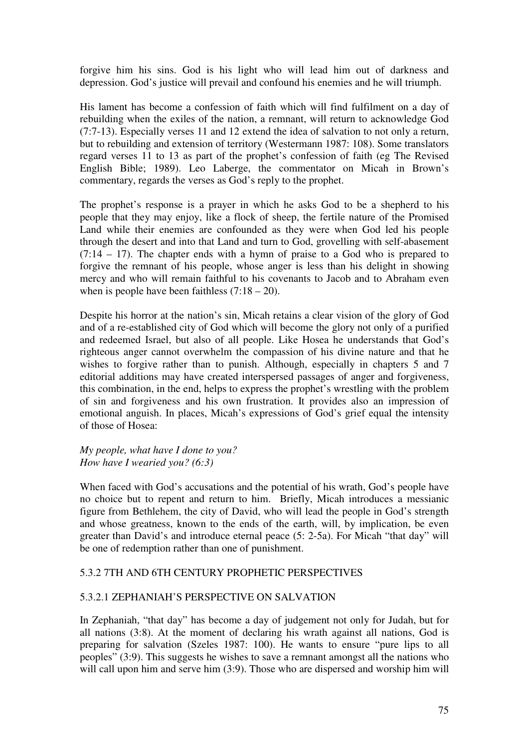forgive him his sins. God is his light who will lead him out of darkness and depression. God's justice will prevail and confound his enemies and he will triumph.

His lament has become a confession of faith which will find fulfilment on a day of rebuilding when the exiles of the nation, a remnant, will return to acknowledge God (7:7-13). Especially verses 11 and 12 extend the idea of salvation to not only a return, but to rebuilding and extension of territory (Westermann 1987: 108). Some translators regard verses 11 to 13 as part of the prophet's confession of faith (eg The Revised English Bible; 1989). Leo Laberge, the commentator on Micah in Brown's commentary, regards the verses as God's reply to the prophet.

The prophet's response is a prayer in which he asks God to be a shepherd to his people that they may enjoy, like a flock of sheep, the fertile nature of the Promised Land while their enemies are confounded as they were when God led his people through the desert and into that Land and turn to God, grovelling with self-abasement (7:14 – 17). The chapter ends with a hymn of praise to a God who is prepared to forgive the remnant of his people, whose anger is less than his delight in showing mercy and who will remain faithful to his covenants to Jacob and to Abraham even when is people have been faithless (7:18 – 20).

Despite his horror at the nation's sin, Micah retains a clear vision of the glory of God and of a re-established city of God which will become the glory not only of a purified and redeemed Israel, but also of all people. Like Hosea he understands that God's righteous anger cannot overwhelm the compassion of his divine nature and that he wishes to forgive rather than to punish. Although, especially in chapters 5 and 7 editorial additions may have created interspersed passages of anger and forgiveness, this combination, in the end, helps to express the prophet's wrestling with the problem of sin and forgiveness and his own frustration. It provides also an impression of emotional anguish. In places, Micah's expressions of God's grief equal the intensity of those of Hosea:

*My people, what have I done to you?*
*How have I wearied you? (6:3)*

When faced with God's accusations and the potential of his wrath, God's people have no choice but to repent and return to him. Briefly, Micah introduces a messianic figure from Bethlehem, the city of David, who will lead the people in God's strength and whose greatness, known to the ends of the earth, will, by implication, be even greater than David's and introduce eternal peace (5: 2-5a). For Micah "that day" will be one of redemption rather than one of punishment.

### 5.3.2 7TH AND 6TH CENTURY PROPHETIC PERSPECTIVES

#### 5.3.2.1 ZEPHANIAH'S PERSPECTIVE ON SALVATION

In Zephaniah, "that day" has become a day of judgement not only for Judah, but for all nations (3:8). At the moment of declaring his wrath against all nations, God is preparing for salvation (Szeles 1987: 100). He wants to ensure "pure lips to all peoples" (3:9). This suggests he wishes to save a remnant amongst all the nations who will call upon him and serve him (3:9). Those who are dispersed and worship him will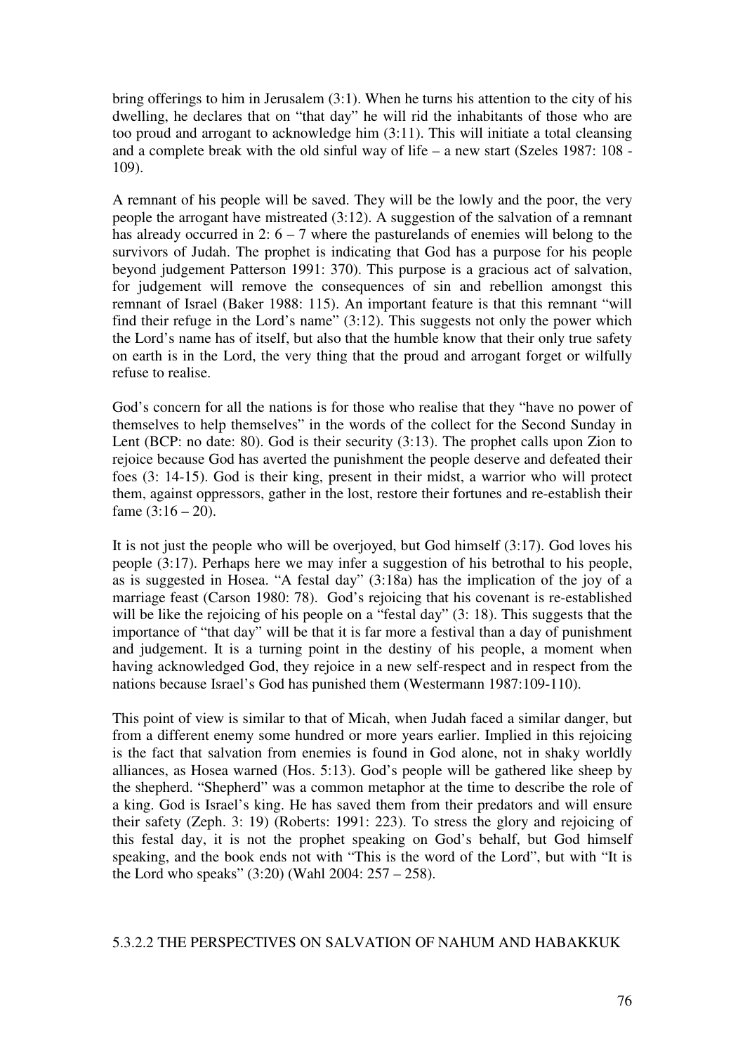bring offerings to him in Jerusalem (3:1). When he turns his attention to the city of his dwelling, he declares that on "that day" he will rid the inhabitants of those who are too proud and arrogant to acknowledge him (3:11). This will initiate a total cleansing and a complete break with the old sinful way of life – a new start (Szeles 1987: 108 - 109).

A remnant of his people will be saved. They will be the lowly and the poor, the very people the arrogant have mistreated (3:12). A suggestion of the salvation of a remnant has already occurred in 2: 6 – 7 where the pasturelands of enemies will belong to the survivors of Judah. The prophet is indicating that God has a purpose for his people beyond judgement Patterson 1991: 370). This purpose is a gracious act of salvation, for judgement will remove the consequences of sin and rebellion amongst this remnant of Israel (Baker 1988: 115). An important feature is that this remnant "will find their refuge in the Lord's name" (3:12). This suggests not only the power which the Lord's name has of itself, but also that the humble know that their only true safety on earth is in the Lord, the very thing that the proud and arrogant forget or wilfully refuse to realise.

God's concern for all the nations is for those who realise that they "have no power of themselves to help themselves" in the words of the collect for the Second Sunday in Lent (BCP: no date: 80). God is their security (3:13). The prophet calls upon Zion to rejoice because God has averted the punishment the people deserve and defeated their foes (3: 14-15). God is their king, present in their midst, a warrior who will protect them, against oppressors, gather in the lost, restore their fortunes and re-establish their fame (3:16 – 20).

It is not just the people who will be overjoyed, but God himself (3:17). God loves his people (3:17). Perhaps here we may infer a suggestion of his betrothal to his people, as is suggested in Hosea. "A festal day" (3:18a) has the implication of the joy of a marriage feast (Carson 1980: 78). God's rejoicing that his covenant is re-established will be like the rejoicing of his people on a "festal day" (3: 18). This suggests that the importance of "that day" will be that it is far more a festival than a day of punishment and judgement. It is a turning point in the destiny of his people, a moment when having acknowledged God, they rejoice in a new self-respect and in respect from the nations because Israel's God has punished them (Westermann 1987:109-110).

This point of view is similar to that of Micah, when Judah faced a similar danger, but from a different enemy some hundred or more years earlier. Implied in this rejoicing is the fact that salvation from enemies is found in God alone, not in shaky worldly alliances, as Hosea warned (Hos. 5:13). God's people will be gathered like sheep by the shepherd. "Shepherd" was a common metaphor at the time to describe the role of a king. God is Israel's king. He has saved them from their predators and will ensure their safety (Zeph. 3: 19) (Roberts: 1991: 223). To stress the glory and rejoicing of this festal day, it is not the prophet speaking on God's behalf, but God himself speaking, and the book ends not with "This is the word of the Lord", but with "It is the Lord who speaks" (3:20) (Wahl 2004: 257 – 258).

#### 5.3.2.2 THE PERSPECTIVES ON SALVATION OF NAHUM AND HABAKKUK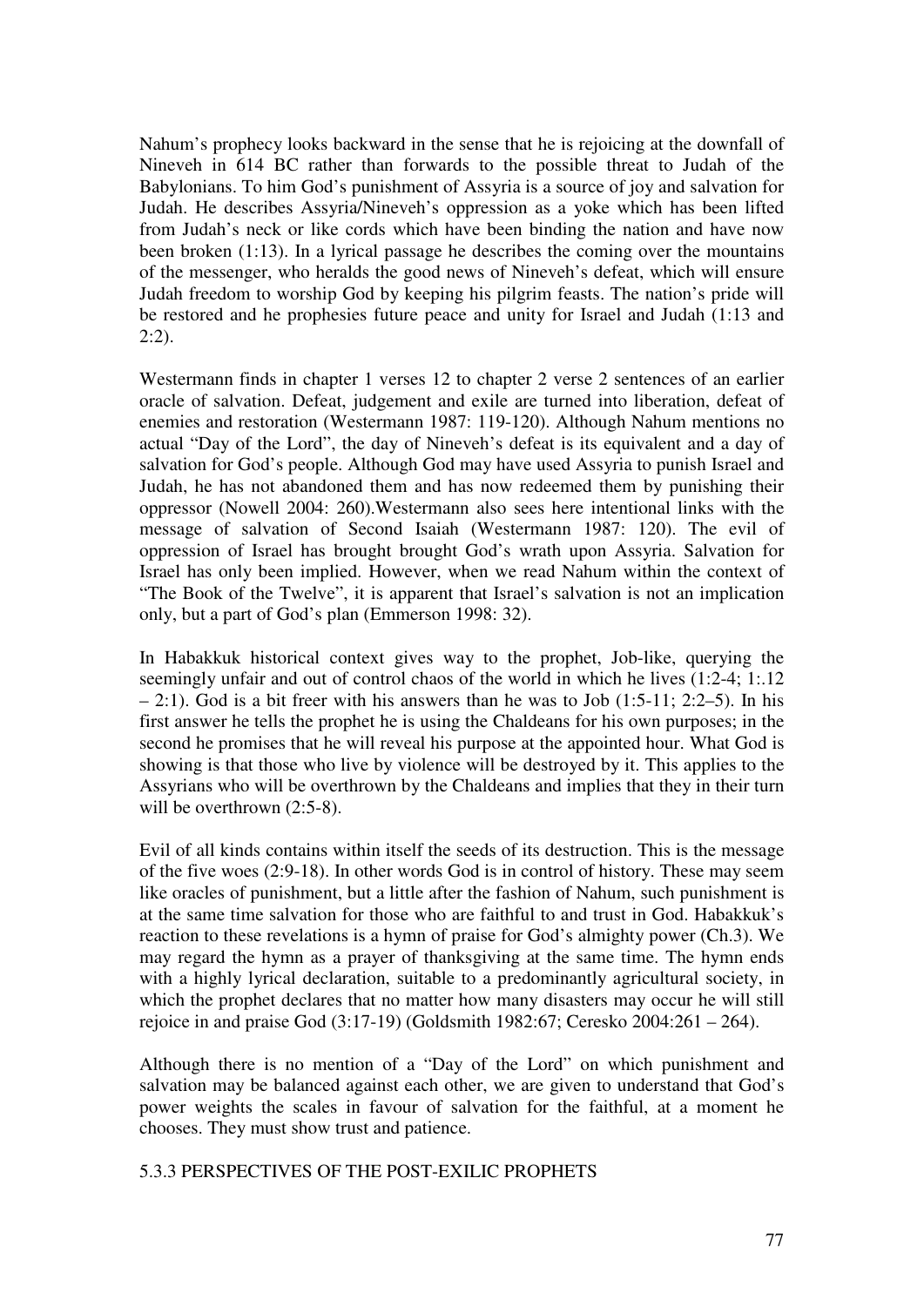Nahum's prophecy looks backward in the sense that he is rejoicing at the downfall of Nineveh in 614 BC rather than forwards to the possible threat to Judah of the Babylonians. To him God's punishment of Assyria is a source of joy and salvation for Judah. He describes Assyria/Nineveh's oppression as a yoke which has been lifted from Judah's neck or like cords which have been binding the nation and have now been broken (1:13). In a lyrical passage he describes the coming over the mountains of the messenger, who heralds the good news of Nineveh's defeat, which will ensure Judah freedom to worship God by keeping his pilgrim feasts. The nation's pride will be restored and he prophesies future peace and unity for Israel and Judah (1:13 and 2:2).

Westermann finds in chapter 1 verses 12 to chapter 2 verse 2 sentences of an earlier oracle of salvation. Defeat, judgement and exile are turned into liberation, defeat of enemies and restoration (Westermann 1987: 119-120). Although Nahum mentions no actual "Day of the Lord", the day of Nineveh's defeat is its equivalent and a day of salvation for God's people. Although God may have used Assyria to punish Israel and Judah, he has not abandoned them and has now redeemed them by punishing their oppressor (Nowell 2004: 260).Westermann also sees here intentional links with the message of salvation of Second Isaiah (Westermann 1987: 120). The evil of oppression of Israel has brought brought God's wrath upon Assyria. Salvation for Israel has only been implied. However, when we read Nahum within the context of "The Book of the Twelve", it is apparent that Israel's salvation is not an implication only, but a part of God's plan (Emmerson 1998: 32).

In Habakkuk historical context gives way to the prophet, Job-like, querying the seemingly unfair and out of control chaos of the world in which he lives (1:2-4; 1:.12 – 2:1). God is a bit freer with his answers than he was to Job (1:5-11; 2:2–5). In his first answer he tells the prophet he is using the Chaldeans for his own purposes; in the second he promises that he will reveal his purpose at the appointed hour. What God is showing is that those who live by violence will be destroyed by it. This applies to the Assyrians who will be overthrown by the Chaldeans and implies that they in their turn will be overthrown (2:5-8).

Evil of all kinds contains within itself the seeds of its destruction. This is the message of the five woes (2:9-18). In other words God is in control of history. These may seem like oracles of punishment, but a little after the fashion of Nahum, such punishment is at the same time salvation for those who are faithful to and trust in God. Habakkuk's reaction to these revelations is a hymn of praise for God's almighty power (Ch.3). We may regard the hymn as a prayer of thanksgiving at the same time. The hymn ends with a highly lyrical declaration, suitable to a predominantly agricultural society, in which the prophet declares that no matter how many disasters may occur he will still rejoice in and praise God (3:17-19) (Goldsmith 1982:67; Ceresko 2004:261 – 264).

Although there is no mention of a "Day of the Lord" on which punishment and salvation may be balanced against each other, we are given to understand that God's power weights the scales in favour of salvation for the faithful, at a moment he chooses. They must show trust and patience.

### 5.3.3 PERSPECTIVES OF THE POST-EXILIC PROPHETS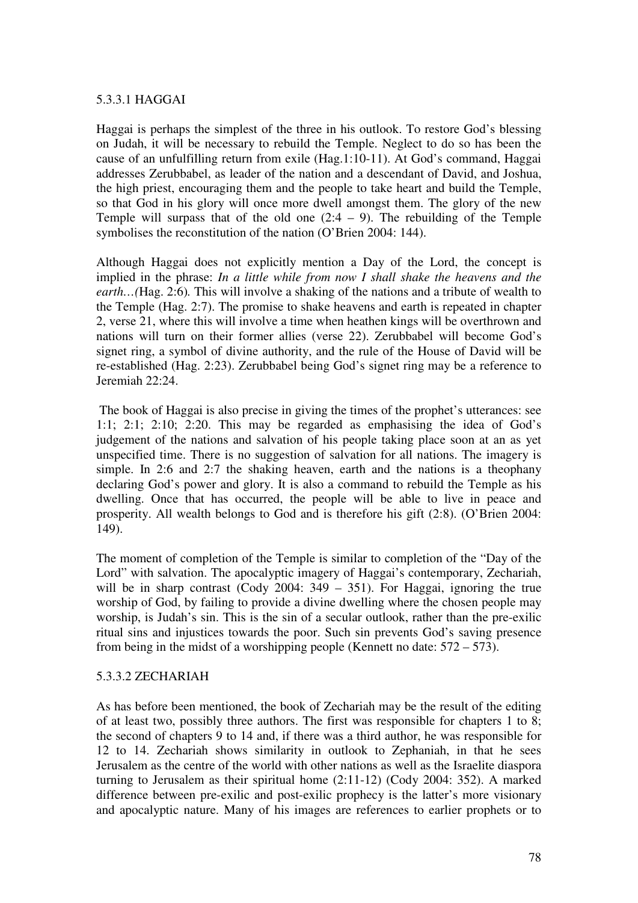### 5.3.3.1 HAGGAI

Haggai is perhaps the simplest of the three in his outlook. To restore God's blessing on Judah, it will be necessary to rebuild the Temple. Neglect to do so has been the cause of an unfulfilling return from exile (Hag.1:10-11). At God's command, Haggai addresses Zerubbabel, as leader of the nation and a descendant of David, and Joshua, the high priest, encouraging them and the people to take heart and build the Temple, so that God in his glory will once more dwell amongst them. The glory of the new Temple will surpass that of the old one (2:4 – 9). The rebuilding of the Temple symbolises the reconstitution of the nation (O'Brien 2004: 144).

Although Haggai does not explicitly mention a Day of the Lord, the concept is implied in the phrase: *In a little while from now I shall shake the heavens and the earth…(*Hag. 2:6)*.* This will involve a shaking of the nations and a tribute of wealth to the Temple (Hag. 2:7). The promise to shake heavens and earth is repeated in chapter 2, verse 21, where this will involve a time when heathen kings will be overthrown and nations will turn on their former allies (verse 22). Zerubbabel will become God's signet ring, a symbol of divine authority, and the rule of the House of David will be re-established (Hag. 2:23). Zerubbabel being God's signet ring may be a reference to Jeremiah 22:24.

The book of Haggai is also precise in giving the times of the prophet's utterances: see 1:1; 2:1; 2:10; 2:20. This may be regarded as emphasising the idea of God's judgement of the nations and salvation of his people taking place soon at an as yet unspecified time. There is no suggestion of salvation for all nations. The imagery is simple. In 2:6 and 2:7 the shaking heaven, earth and the nations is a theophany declaring God's power and glory. It is also a command to rebuild the Temple as his dwelling. Once that has occurred, the people will be able to live in peace and prosperity. All wealth belongs to God and is therefore his gift (2:8). (O'Brien 2004: 149).

The moment of completion of the Temple is similar to completion of the "Day of the Lord" with salvation. The apocalyptic imagery of Haggai's contemporary, Zechariah, will be in sharp contrast (Cody 2004: 349 – 351). For Haggai, ignoring the true worship of God, by failing to provide a divine dwelling where the chosen people may worship, is Judah's sin. This is the sin of a secular outlook, rather than the pre-exilic ritual sins and injustices towards the poor. Such sin prevents God's saving presence from being in the midst of a worshipping people (Kennett no date: 572 – 573).

### 5.3.3.2 ZECHARIAH

As has before been mentioned, the book of Zechariah may be the result of the editing of at least two, possibly three authors. The first was responsible for chapters 1 to 8; the second of chapters 9 to 14 and, if there was a third author, he was responsible for 12 to 14. Zechariah shows similarity in outlook to Zephaniah, in that he sees Jerusalem as the centre of the world with other nations as well as the Israelite diaspora turning to Jerusalem as their spiritual home (2:11-12) (Cody 2004: 352). A marked difference between pre-exilic and post-exilic prophecy is the latter's more visionary and apocalyptic nature. Many of his images are references to earlier prophets or to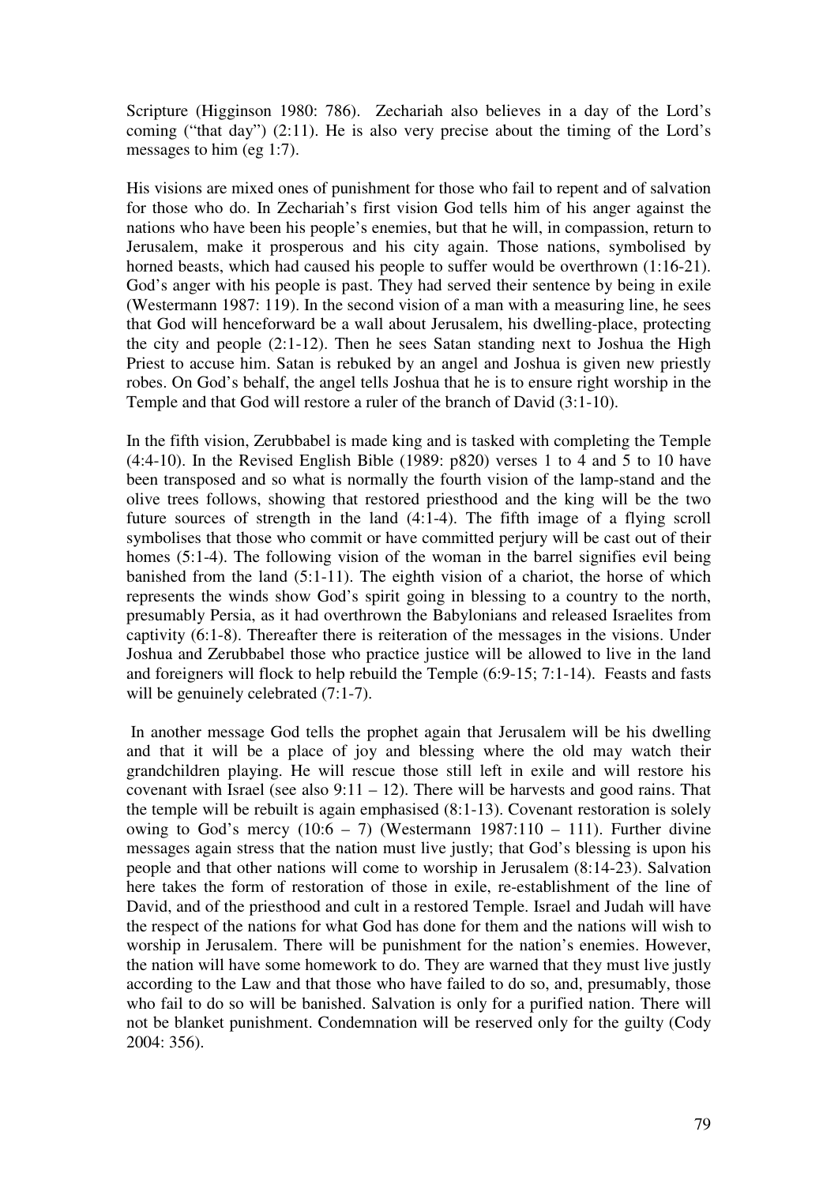Scripture (Higginson 1980: 786). Zechariah also believes in a day of the Lord's coming ("that day") (2:11). He is also very precise about the timing of the Lord's messages to him (eg 1:7).

His visions are mixed ones of punishment for those who fail to repent and of salvation for those who do. In Zechariah's first vision God tells him of his anger against the nations who have been his people's enemies, but that he will, in compassion, return to Jerusalem, make it prosperous and his city again. Those nations, symbolised by horned beasts, which had caused his people to suffer would be overthrown (1:16-21). God's anger with his people is past. They had served their sentence by being in exile (Westermann 1987: 119). In the second vision of a man with a measuring line, he sees that God will henceforward be a wall about Jerusalem, his dwelling-place, protecting the city and people (2:1-12). Then he sees Satan standing next to Joshua the High Priest to accuse him. Satan is rebuked by an angel and Joshua is given new priestly robes. On God's behalf, the angel tells Joshua that he is to ensure right worship in the Temple and that God will restore a ruler of the branch of David (3:1-10).

In the fifth vision, Zerubbabel is made king and is tasked with completing the Temple (4:4-10). In the Revised English Bible (1989: p820) verses 1 to 4 and 5 to 10 have been transposed and so what is normally the fourth vision of the lamp-stand and the olive trees follows, showing that restored priesthood and the king will be the two future sources of strength in the land (4:1-4). The fifth image of a flying scroll symbolises that those who commit or have committed perjury will be cast out of their homes (5:1-4). The following vision of the woman in the barrel signifies evil being banished from the land (5:1-11). The eighth vision of a chariot, the horse of which represents the winds show God's spirit going in blessing to a country to the north, presumably Persia, as it had overthrown the Babylonians and released Israelites from captivity (6:1-8). Thereafter there is reiteration of the messages in the visions. Under Joshua and Zerubbabel those who practice justice will be allowed to live in the land and foreigners will flock to help rebuild the Temple (6:9-15; 7:1-14). Feasts and fasts will be genuinely celebrated (7:1-7).

In another message God tells the prophet again that Jerusalem will be his dwelling and that it will be a place of joy and blessing where the old may watch their grandchildren playing. He will rescue those still left in exile and will restore his covenant with Israel (see also 9:11 – 12). There will be harvests and good rains. That the temple will be rebuilt is again emphasised (8:1-13). Covenant restoration is solely owing to God's mercy (10:6 – 7) (Westermann 1987:110 – 111). Further divine messages again stress that the nation must live justly; that God's blessing is upon his people and that other nations will come to worship in Jerusalem (8:14-23). Salvation here takes the form of restoration of those in exile, re-establishment of the line of David, and of the priesthood and cult in a restored Temple. Israel and Judah will have the respect of the nations for what God has done for them and the nations will wish to worship in Jerusalem. There will be punishment for the nation's enemies. However, the nation will have some homework to do. They are warned that they must live justly according to the Law and that those who have failed to do so, and, presumably, those who fail to do so will be banished. Salvation is only for a purified nation. There will not be blanket punishment. Condemnation will be reserved only for the guilty (Cody 2004: 356).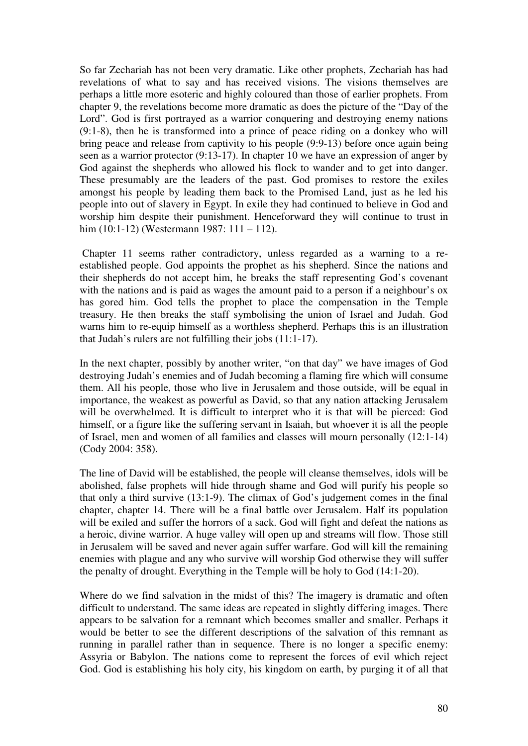So far Zechariah has not been very dramatic. Like other prophets, Zechariah has had revelations of what to say and has received visions. The visions themselves are perhaps a little more esoteric and highly coloured than those of earlier prophets. From chapter 9, the revelations become more dramatic as does the picture of the "Day of the Lord". God is first portrayed as a warrior conquering and destroying enemy nations (9:1-8), then he is transformed into a prince of peace riding on a donkey who will bring peace and release from captivity to his people (9:9-13) before once again being seen as a warrior protector (9:13-17). In chapter 10 we have an expression of anger by God against the shepherds who allowed his flock to wander and to get into danger. These presumably are the leaders of the past. God promises to restore the exiles amongst his people by leading them back to the Promised Land, just as he led his people into out of slavery in Egypt. In exile they had continued to believe in God and worship him despite their punishment. Henceforward they will continue to trust in him (10:1-12) (Westermann 1987: 111 – 112).

Chapter 11 seems rather contradictory, unless regarded as a warning to a re-established people. God appoints the prophet as his shepherd. Since the nations and their shepherds do not accept him, he breaks the staff representing God's covenant with the nations and is paid as wages the amount paid to a person if a neighbour's ox has gored him. God tells the prophet to place the compensation in the Temple treasury. He then breaks the staff symbolising the union of Israel and Judah. God warns him to re-equip himself as a worthless shepherd. Perhaps this is an illustration that Judah's rulers are not fulfilling their jobs (11:1-17).

In the next chapter, possibly by another writer, "on that day" we have images of God destroying Judah's enemies and of Judah becoming a flaming fire which will consume them. All his people, those who live in Jerusalem and those outside, will be equal in importance, the weakest as powerful as David, so that any nation attacking Jerusalem will be overwhelmed. It is difficult to interpret who it is that will be pierced: God himself, or a figure like the suffering servant in Isaiah, but whoever it is all the people of Israel, men and women of all families and classes will mourn personally (12:1-14) (Cody 2004: 358).

The line of David will be established, the people will cleanse themselves, idols will be abolished, false prophets will hide through shame and God will purify his people so that only a third survive (13:1-9). The climax of God's judgement comes in the final chapter, chapter 14. There will be a final battle over Jerusalem. Half its population will be exiled and suffer the horrors of a sack. God will fight and defeat the nations as a heroic, divine warrior. A huge valley will open up and streams will flow. Those still in Jerusalem will be saved and never again suffer warfare. God will kill the remaining enemies with plague and any who survive will worship God otherwise they will suffer the penalty of drought. Everything in the Temple will be holy to God (14:1-20).

Where do we find salvation in the midst of this? The imagery is dramatic and often difficult to understand. The same ideas are repeated in slightly differing images. There appears to be salvation for a remnant which becomes smaller and smaller. Perhaps it would be better to see the different descriptions of the salvation of this remnant as running in parallel rather than in sequence. There is no longer a specific enemy: Assyria or Babylon. The nations come to represent the forces of evil which reject God. God is establishing his holy city, his kingdom on earth, by purging it of all that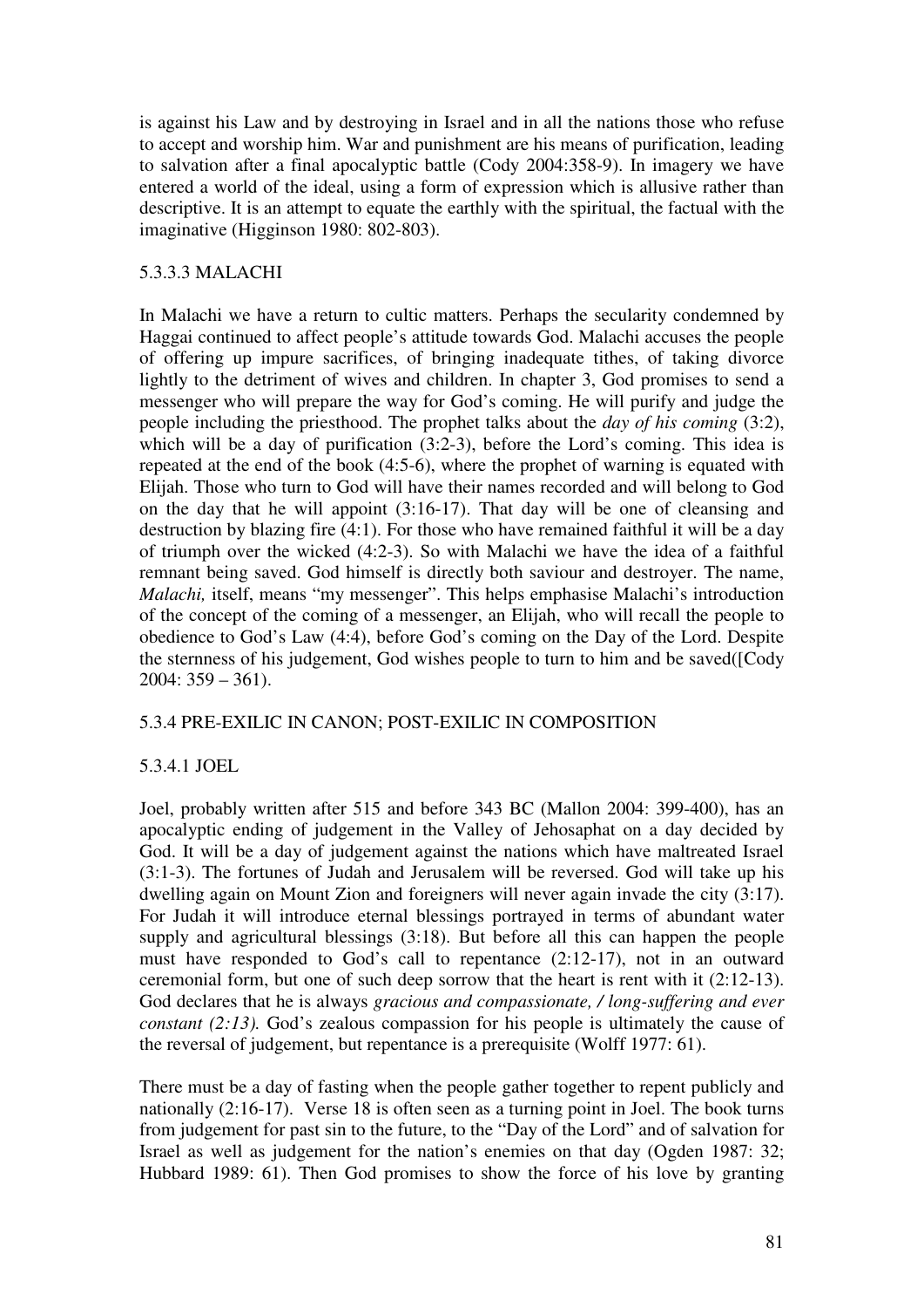is against his Law and by destroying in Israel and in all the nations those who refuse to accept and worship him. War and punishment are his means of purification, leading to salvation after a final apocalyptic battle (Cody 2004:358-9). In imagery we have entered a world of the ideal, using a form of expression which is allusive rather than descriptive. It is an attempt to equate the earthly with the spiritual, the factual with the imaginative (Higginson 1980: 802-803).

#### 5.3.3.3 MALACHI

In Malachi we have a return to cultic matters. Perhaps the secularity condemned by Haggai continued to affect people's attitude towards God. Malachi accuses the people of offering up impure sacrifices, of bringing inadequate tithes, of taking divorce lightly to the detriment of wives and children. In chapter 3, God promises to send a messenger who will prepare the way for God's coming. He will purify and judge the people including the priesthood. The prophet talks about the *day of his coming* (3:2), which will be a day of purification (3:2-3), before the Lord's coming. This idea is repeated at the end of the book (4:5-6), where the prophet of warning is equated with Elijah. Those who turn to God will have their names recorded and will belong to God on the day that he will appoint (3:16-17). That day will be one of cleansing and destruction by blazing fire (4:1). For those who have remained faithful it will be a day of triumph over the wicked (4:2-3). So with Malachi we have the idea of a faithful remnant being saved. God himself is directly both saviour and destroyer. The name, *Malachi,* itself, means "my messenger". This helps emphasise Malachi's introduction of the concept of the coming of a messenger, an Elijah, who will recall the people to obedience to God's Law (4:4), before God's coming on the Day of the Lord. Despite the sternness of his judgement, God wishes people to turn to him and be saved([Cody 2004: 359 – 361).

### 5.3.4 PRE-EXILIC IN CANON; POST-EXILIC IN COMPOSITION

#### 5.3.4.1 JOEL

Joel, probably written after 515 and before 343 BC (Mallon 2004: 399-400), has an apocalyptic ending of judgement in the Valley of Jehosaphat on a day decided by God. It will be a day of judgement against the nations which have maltreated Israel (3:1-3). The fortunes of Judah and Jerusalem will be reversed. God will take up his dwelling again on Mount Zion and foreigners will never again invade the city (3:17). For Judah it will introduce eternal blessings portrayed in terms of abundant water supply and agricultural blessings (3:18). But before all this can happen the people must have responded to God's call to repentance (2:12-17), not in an outward ceremonial form, but one of such deep sorrow that the heart is rent with it (2:12-13). God declares that he is always *gracious and compassionate, / long-suffering and ever constant (2:13).* God's zealous compassion for his people is ultimately the cause of the reversal of judgement, but repentance is a prerequisite (Wolff 1977: 61).

There must be a day of fasting when the people gather together to repent publicly and nationally (2:16-17). Verse 18 is often seen as a turning point in Joel. The book turns from judgement for past sin to the future, to the "Day of the Lord" and of salvation for Israel as well as judgement for the nation's enemies on that day (Ogden 1987: 32; Hubbard 1989: 61). Then God promises to show the force of his love by granting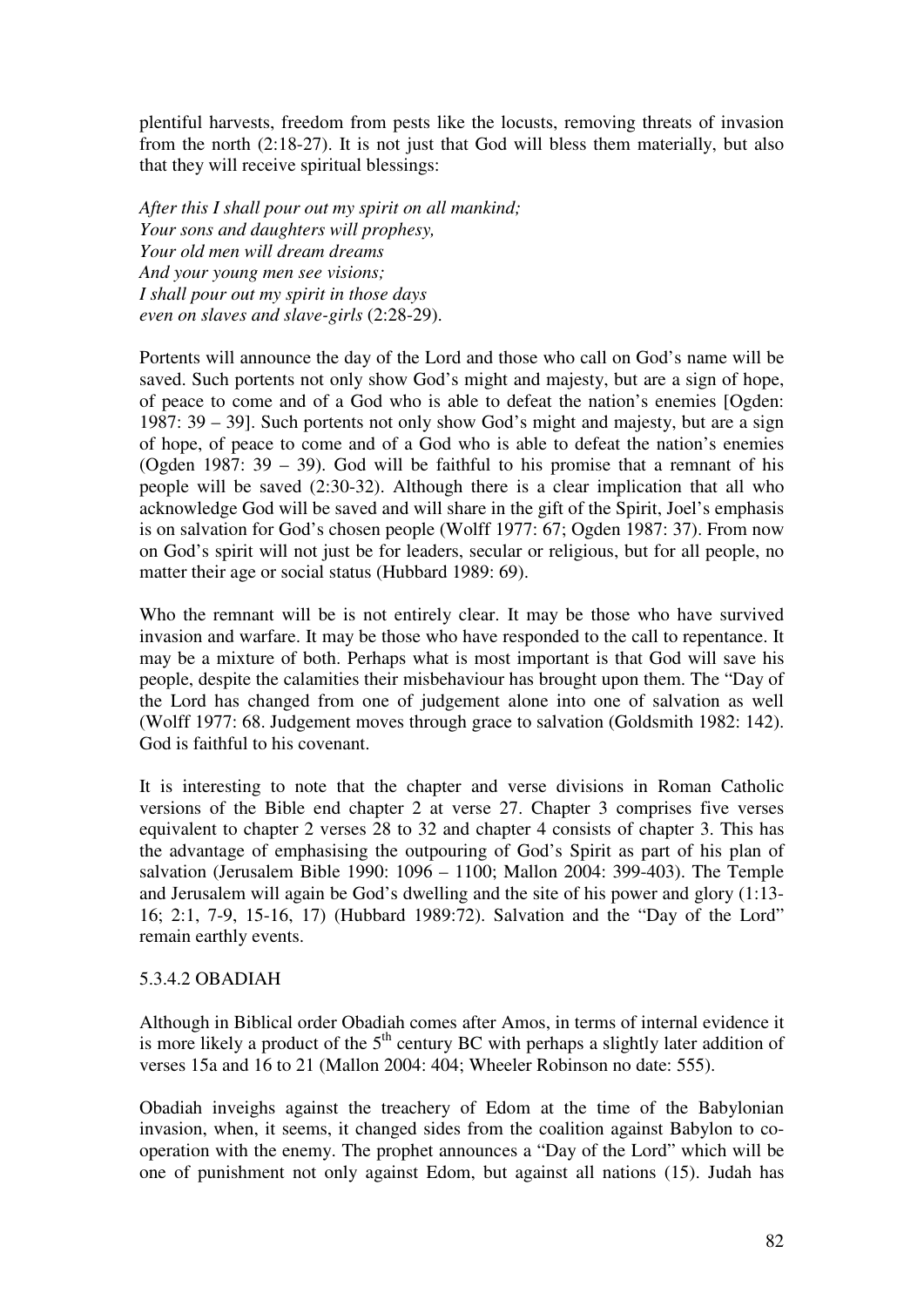plentiful harvests, freedom from pests like the locusts, removing threats of invasion from the north (2:18-27). It is not just that God will bless them materially, but also that they will receive spiritual blessings:

*After this I shall pour out my spirit on all mankind;*
*Your sons and daughters will prophesy,*
*Your old men will dream dreams*
*And your young men see visions;*
*I shall pour out my spirit in those days*
*even on slaves and slave-girls* (2:28-29).

Portents will announce the day of the Lord and those who call on God's name will be saved. Such portents not only show God's might and majesty, but are a sign of hope, of peace to come and of a God who is able to defeat the nation's enemies [Ogden: 1987: 39 – 39]. Such portents not only show God's might and majesty, but are a sign of hope, of peace to come and of a God who is able to defeat the nation's enemies (Ogden 1987: 39 – 39). God will be faithful to his promise that a remnant of his people will be saved (2:30-32). Although there is a clear implication that all who acknowledge God will be saved and will share in the gift of the Spirit, Joel's emphasis is on salvation for God's chosen people (Wolff 1977: 67; Ogden 1987: 37). From now on God's spirit will not just be for leaders, secular or religious, but for all people, no matter their age or social status (Hubbard 1989: 69).

Who the remnant will be is not entirely clear. It may be those who have survived invasion and warfare. It may be those who have responded to the call to repentance. It may be a mixture of both. Perhaps what is most important is that God will save his people, despite the calamities their misbehaviour has brought upon them. The "Day of the Lord has changed from one of judgement alone into one of salvation as well (Wolff 1977: 68. Judgement moves through grace to salvation (Goldsmith 1982: 142). God is faithful to his covenant.

It is interesting to note that the chapter and verse divisions in Roman Catholic versions of the Bible end chapter 2 at verse 27. Chapter 3 comprises five verses equivalent to chapter 2 verses 28 to 32 and chapter 4 consists of chapter 3. This has the advantage of emphasising the outpouring of God's Spirit as part of his plan of salvation (Jerusalem Bible 1990: 1096 – 1100; Mallon 2004: 399-403). The Temple and Jerusalem will again be God's dwelling and the site of his power and glory (1:13-16; 2:1, 7-9, 15-16, 17) (Hubbard 1989:72). Salvation and the "Day of the Lord" remain earthly events.

#### 5.3.4.2 OBADIAH

Although in Biblical order Obadiah comes after Amos, in terms of internal evidence it is more likely a product of the 5th century BC with perhaps a slightly later addition of verses 15a and 16 to 21 (Mallon 2004: 404; Wheeler Robinson no date: 555).

Obadiah inveighs against the treachery of Edom at the time of the Babylonian invasion, when, it seems, it changed sides from the coalition against Babylon to co-operation with the enemy. The prophet announces a "Day of the Lord" which will be one of punishment not only against Edom, but against all nations (15). Judah has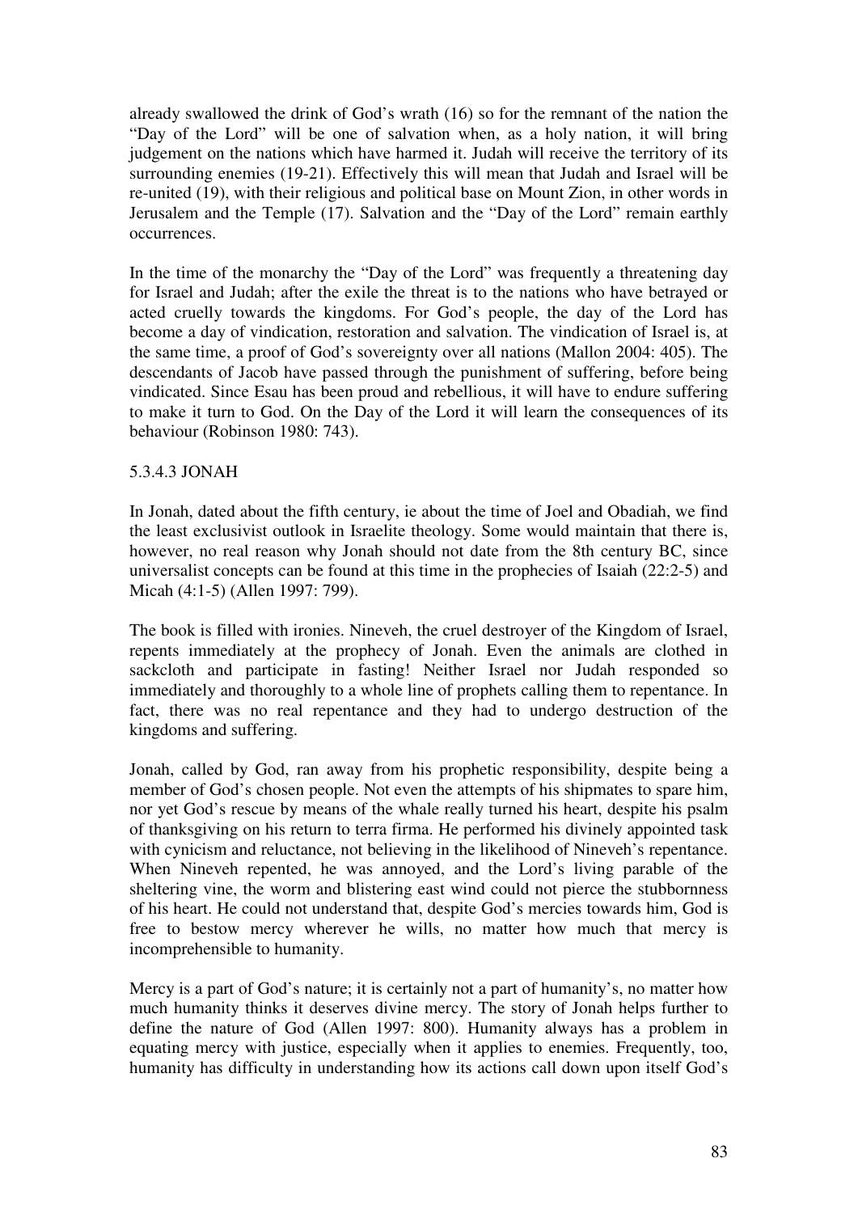already swallowed the drink of God's wrath (16) so for the remnant of the nation the "Day of the Lord" will be one of salvation when, as a holy nation, it will bring judgement on the nations which have harmed it. Judah will receive the territory of its surrounding enemies (19-21). Effectively this will mean that Judah and Israel will be re-united (19), with their religious and political base on Mount Zion, in other words in Jerusalem and the Temple (17). Salvation and the "Day of the Lord" remain earthly occurrences.

In the time of the monarchy the "Day of the Lord" was frequently a threatening day for Israel and Judah; after the exile the threat is to the nations who have betrayed or acted cruelly towards the kingdoms. For God's people, the day of the Lord has become a day of vindication, restoration and salvation. The vindication of Israel is, at the same time, a proof of God's sovereignty over all nations (Mallon 2004: 405). The descendants of Jacob have passed through the punishment of suffering, before being vindicated. Since Esau has been proud and rebellious, it will have to endure suffering to make it turn to God. On the Day of the Lord it will learn the consequences of its behaviour (Robinson 1980: 743).

#### 5.3.4.3 JONAH

In Jonah, dated about the fifth century, ie about the time of Joel and Obadiah, we find the least exclusivist outlook in Israelite theology. Some would maintain that there is, however, no real reason why Jonah should not date from the 8th century BC, since universalist concepts can be found at this time in the prophecies of Isaiah (22:2-5) and Micah (4:1-5) (Allen 1997: 799).

The book is filled with ironies. Nineveh, the cruel destroyer of the Kingdom of Israel, repents immediately at the prophecy of Jonah. Even the animals are clothed in sackcloth and participate in fasting! Neither Israel nor Judah responded so immediately and thoroughly to a whole line of prophets calling them to repentance. In fact, there was no real repentance and they had to undergo destruction of the kingdoms and suffering.

Jonah, called by God, ran away from his prophetic responsibility, despite being a member of God's chosen people. Not even the attempts of his shipmates to spare him, nor yet God's rescue by means of the whale really turned his heart, despite his psalm of thanksgiving on his return to terra firma. He performed his divinely appointed task with cynicism and reluctance, not believing in the likelihood of Nineveh's repentance. When Nineveh repented, he was annoyed, and the Lord's living parable of the sheltering vine, the worm and blistering east wind could not pierce the stubbornness of his heart. He could not understand that, despite God's mercies towards him, God is free to bestow mercy wherever he wills, no matter how much that mercy is incomprehensible to humanity.

Mercy is a part of God's nature; it is certainly not a part of humanity's, no matter how much humanity thinks it deserves divine mercy. The story of Jonah helps further to define the nature of God (Allen 1997: 800). Humanity always has a problem in equating mercy with justice, especially when it applies to enemies. Frequently, too, humanity has difficulty in understanding how its actions call down upon itself God's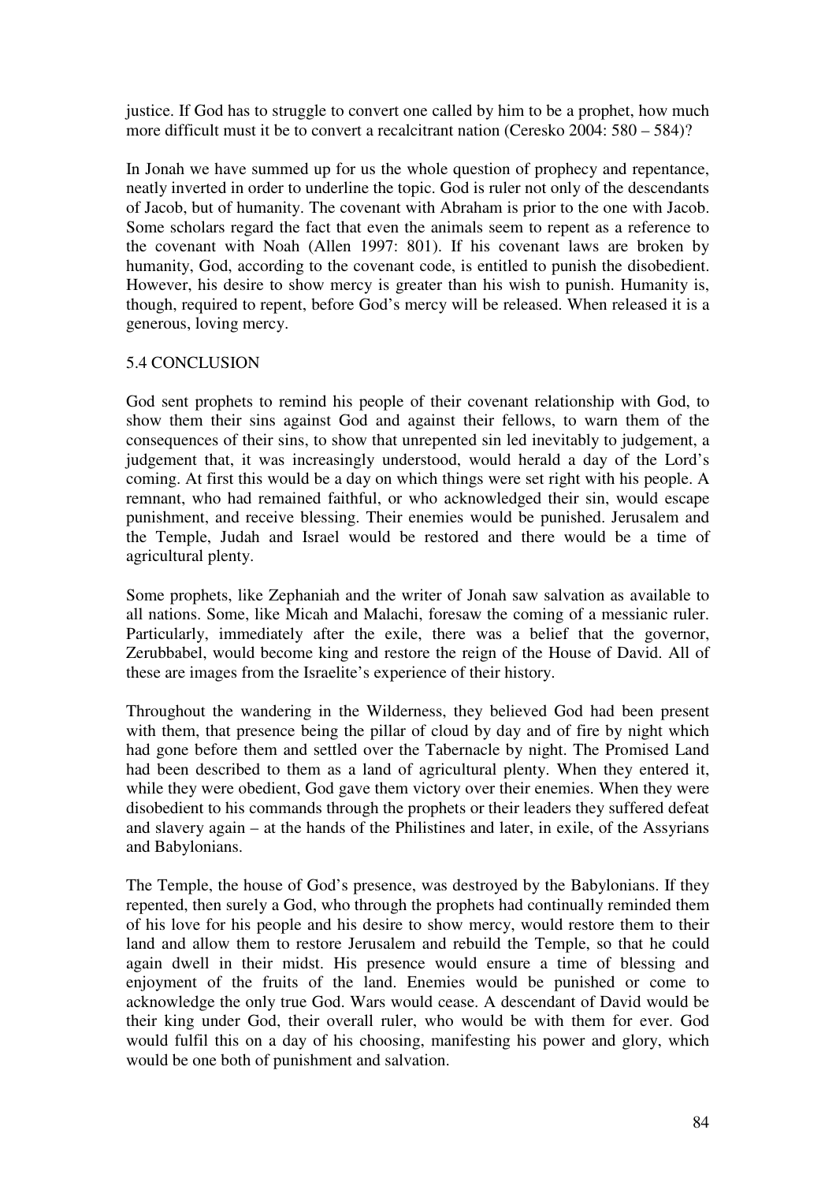justice. If God has to struggle to convert one called by him to be a prophet, how much more difficult must it be to convert a recalcitrant nation (Ceresko 2004: 580 – 584)?

In Jonah we have summed up for us the whole question of prophecy and repentance, neatly inverted in order to underline the topic. God is ruler not only of the descendants of Jacob, but of humanity. The covenant with Abraham is prior to the one with Jacob. Some scholars regard the fact that even the animals seem to repent as a reference to the covenant with Noah (Allen 1997: 801). If his covenant laws are broken by humanity, God, according to the covenant code, is entitled to punish the disobedient. However, his desire to show mercy is greater than his wish to punish. Humanity is, though, required to repent, before God's mercy will be released. When released it is a generous, loving mercy.

## 5.4 CONCLUSION

God sent prophets to remind his people of their covenant relationship with God, to show them their sins against God and against their fellows, to warn them of the consequences of their sins, to show that unrepented sin led inevitably to judgement, a judgement that, it was increasingly understood, would herald a day of the Lord's coming. At first this would be a day on which things were set right with his people. A remnant, who had remained faithful, or who acknowledged their sin, would escape punishment, and receive blessing. Their enemies would be punished. Jerusalem and the Temple, Judah and Israel would be restored and there would be a time of agricultural plenty.

Some prophets, like Zephaniah and the writer of Jonah saw salvation as available to all nations. Some, like Micah and Malachi, foresaw the coming of a messianic ruler. Particularly, immediately after the exile, there was a belief that the governor, Zerubbabel, would become king and restore the reign of the House of David. All of these are images from the Israelite's experience of their history.

Throughout the wandering in the Wilderness, they believed God had been present with them, that presence being the pillar of cloud by day and of fire by night which had gone before them and settled over the Tabernacle by night. The Promised Land had been described to them as a land of agricultural plenty. When they entered it, while they were obedient, God gave them victory over their enemies. When they were disobedient to his commands through the prophets or their leaders they suffered defeat and slavery again – at the hands of the Philistines and later, in exile, of the Assyrians and Babylonians.

The Temple, the house of God's presence, was destroyed by the Babylonians. If they repented, then surely a God, who through the prophets had continually reminded them of his love for his people and his desire to show mercy, would restore them to their land and allow them to restore Jerusalem and rebuild the Temple, so that he could again dwell in their midst. His presence would ensure a time of blessing and enjoyment of the fruits of the land. Enemies would be punished or come to acknowledge the only true God. Wars would cease. A descendant of David would be their king under God, their overall ruler, who would be with them for ever. God would fulfil this on a day of his choosing, manifesting his power and glory, which would be one both of punishment and salvation.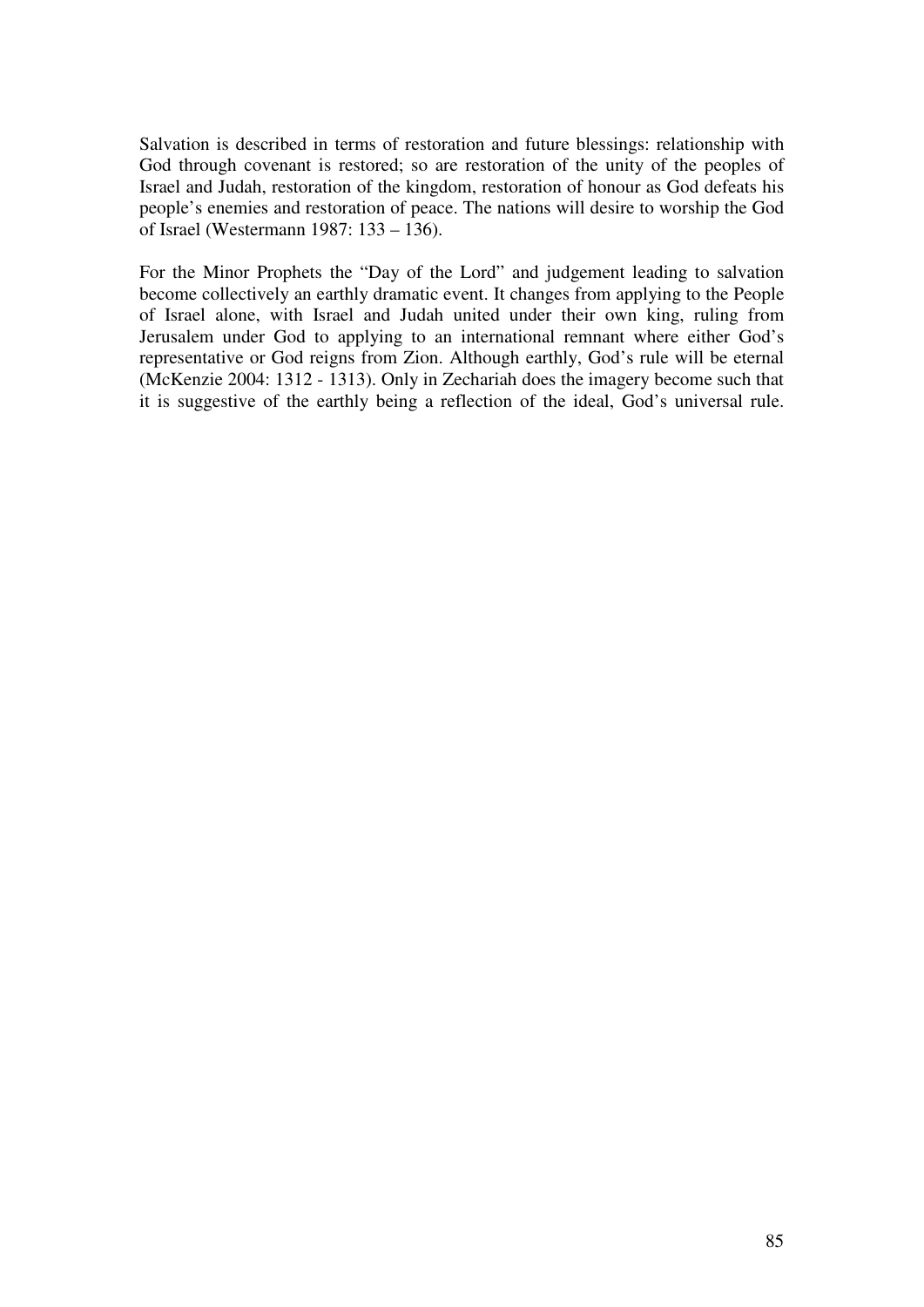Salvation is described in terms of restoration and future blessings: relationship with God through covenant is restored; so are restoration of the unity of the peoples of Israel and Judah, restoration of the kingdom, restoration of honour as God defeats his people's enemies and restoration of peace. The nations will desire to worship the God of Israel (Westermann 1987: 133 – 136).

For the Minor Prophets the "Day of the Lord" and judgement leading to salvation become collectively an earthly dramatic event. It changes from applying to the People of Israel alone, with Israel and Judah united under their own king, ruling from Jerusalem under God to applying to an international remnant where either God's representative or God reigns from Zion. Although earthly, God's rule will be eternal (McKenzie 2004: 1312 - 1313). Only in Zechariah does the imagery become such that it is suggestive of the earthly being a reflection of the ideal, God's universal rule.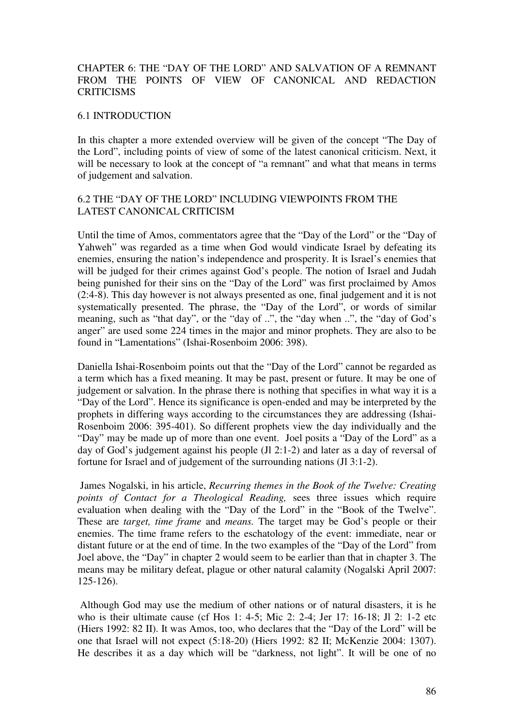# CHAPTER 6: THE "DAY OF THE LORD" AND SALVATION OF A REMNANT FROM THE POINTS OF VIEW OF CANONICAL AND REDACTION CRITICISMS

## 6.1 INTRODUCTION

In this chapter a more extended overview will be given of the concept "The Day of the Lord", including points of view of some of the latest canonical criticism. Next, it will be necessary to look at the concept of "a remnant" and what that means in terms of judgement and salvation.

## 6.2 THE "DAY OF THE LORD" INCLUDING VIEWPOINTS FROM THE LATEST CANONICAL CRITICISM

Until the time of Amos, commentators agree that the "Day of the Lord" or the "Day of Yahweh" was regarded as a time when God would vindicate Israel by defeating its enemies, ensuring the nation's independence and prosperity. It is Israel's enemies that will be judged for their crimes against God's people. The notion of Israel and Judah being punished for their sins on the "Day of the Lord" was first proclaimed by Amos (2:4-8). This day however is not always presented as one, final judgement and it is not systematically presented. The phrase, the "Day of the Lord", or words of similar meaning, such as "that day", or the "day of ..", the "day when ..", the "day of God's anger" are used some 224 times in the major and minor prophets. They are also to be found in "Lamentations" (Ishai-Rosenboim 2006: 398).

Daniella Ishai-Rosenboim points out that the "Day of the Lord" cannot be regarded as a term which has a fixed meaning. It may be past, present or future. It may be one of judgement or salvation. In the phrase there is nothing that specifies in what way it is a "Day of the Lord". Hence its significance is open-ended and may be interpreted by the prophets in differing ways according to the circumstances they are addressing (Ishai-Rosenboim 2006: 395-401). So different prophets view the day individually and the "Day" may be made up of more than one event. Joel posits a "Day of the Lord" as a day of God's judgement against his people (Jl 2:1-2) and later as a day of reversal of fortune for Israel and of judgement of the surrounding nations (Jl 3:1-2).

James Nogalski, in his article, *Recurring themes in the Book of the Twelve: Creating points of Contact for a Theological Reading,* sees three issues which require evaluation when dealing with the "Day of the Lord" in the "Book of the Twelve". These are *target, time frame* and *means.* The target may be God's people or their enemies. The time frame refers to the eschatology of the event: immediate, near or distant future or at the end of time. In the two examples of the "Day of the Lord" from Joel above, the "Day" in chapter 2 would seem to be earlier than that in chapter 3. The means may be military defeat, plague or other natural calamity (Nogalski April 2007: 125-126).

Although God may use the medium of other nations or of natural disasters, it is he who is their ultimate cause (cf Hos 1: 4-5; Mic 2: 2-4; Jer 17: 16-18; Jl 2: 1-2 etc (Hiers 1992: 82 II). It was Amos, too, who declares that the "Day of the Lord" will be one that Israel will not expect (5:18-20) (Hiers 1992: 82 II; McKenzie 2004: 1307). He describes it as a day which will be "darkness, not light". It will be one of no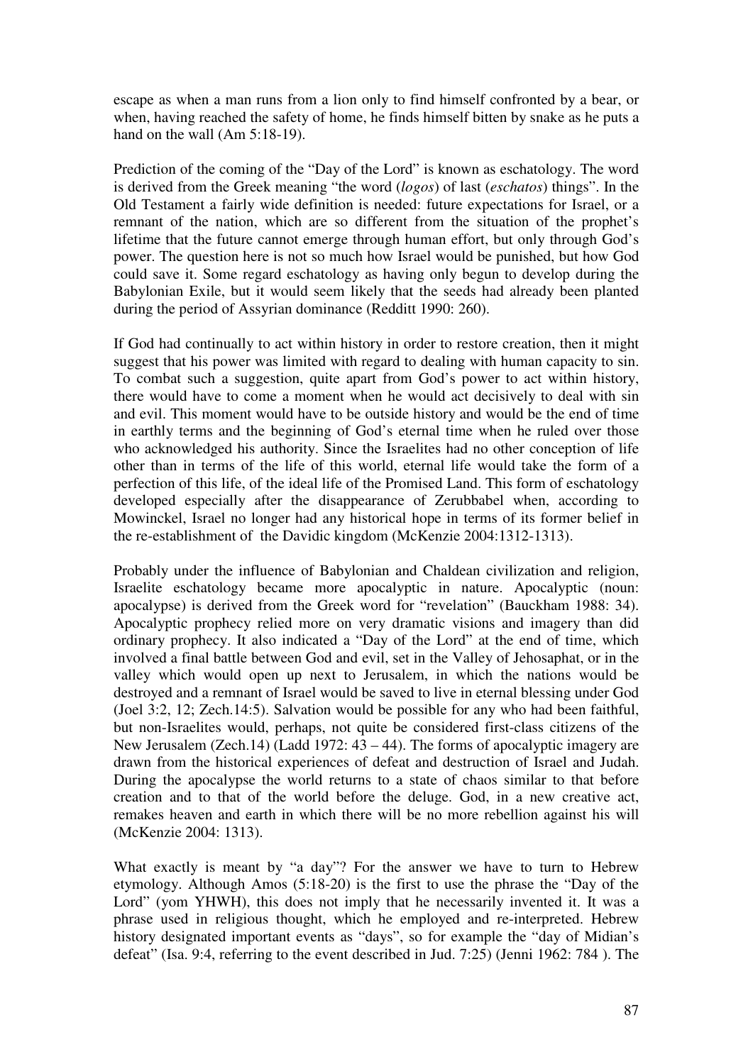escape as when a man runs from a lion only to find himself confronted by a bear, or when, having reached the safety of home, he finds himself bitten by snake as he puts a hand on the wall (Am 5:18-19).

Prediction of the coming of the "Day of the Lord" is known as eschatology. The word is derived from the Greek meaning "the word (*logos*) of last (*eschatos*) things". In the Old Testament a fairly wide definition is needed: future expectations for Israel, or a remnant of the nation, which are so different from the situation of the prophet's lifetime that the future cannot emerge through human effort, but only through God's power. The question here is not so much how Israel would be punished, but how God could save it. Some regard eschatology as having only begun to develop during the Babylonian Exile, but it would seem likely that the seeds had already been planted during the period of Assyrian dominance (Redditt 1990: 260).

If God had continually to act within history in order to restore creation, then it might suggest that his power was limited with regard to dealing with human capacity to sin. To combat such a suggestion, quite apart from God's power to act within history, there would have to come a moment when he would act decisively to deal with sin and evil. This moment would have to be outside history and would be the end of time in earthly terms and the beginning of God's eternal time when he ruled over those who acknowledged his authority. Since the Israelites had no other conception of life other than in terms of the life of this world, eternal life would take the form of a perfection of this life, of the ideal life of the Promised Land. This form of eschatology developed especially after the disappearance of Zerubbabel when, according to Mowinckel, Israel no longer had any historical hope in terms of its former belief in the re-establishment of the Davidic kingdom (McKenzie 2004:1312-1313).

Probably under the influence of Babylonian and Chaldean civilization and religion, Israelite eschatology became more apocalyptic in nature. Apocalyptic (noun: apocalypse) is derived from the Greek word for "revelation" (Bauckham 1988: 34). Apocalyptic prophecy relied more on very dramatic visions and imagery than did ordinary prophecy. It also indicated a "Day of the Lord" at the end of time, which involved a final battle between God and evil, set in the Valley of Jehosaphat, or in the valley which would open up next to Jerusalem, in which the nations would be destroyed and a remnant of Israel would be saved to live in eternal blessing under God (Joel 3:2, 12; Zech.14:5). Salvation would be possible for any who had been faithful, but non-Israelites would, perhaps, not quite be considered first-class citizens of the New Jerusalem (Zech.14) (Ladd 1972: 43 – 44). The forms of apocalyptic imagery are drawn from the historical experiences of defeat and destruction of Israel and Judah. During the apocalypse the world returns to a state of chaos similar to that before creation and to that of the world before the deluge. God, in a new creative act, remakes heaven and earth in which there will be no more rebellion against his will (McKenzie 2004: 1313).

What exactly is meant by "a day"? For the answer we have to turn to Hebrew etymology. Although Amos (5:18-20) is the first to use the phrase the "Day of the Lord" (yom YHWH), this does not imply that he necessarily invented it. It was a phrase used in religious thought, which he employed and re-interpreted. Hebrew history designated important events as "days", so for example the "day of Midian's defeat" (Isa. 9:4, referring to the event described in Jud. 7:25) (Jenni 1962: 784 ). The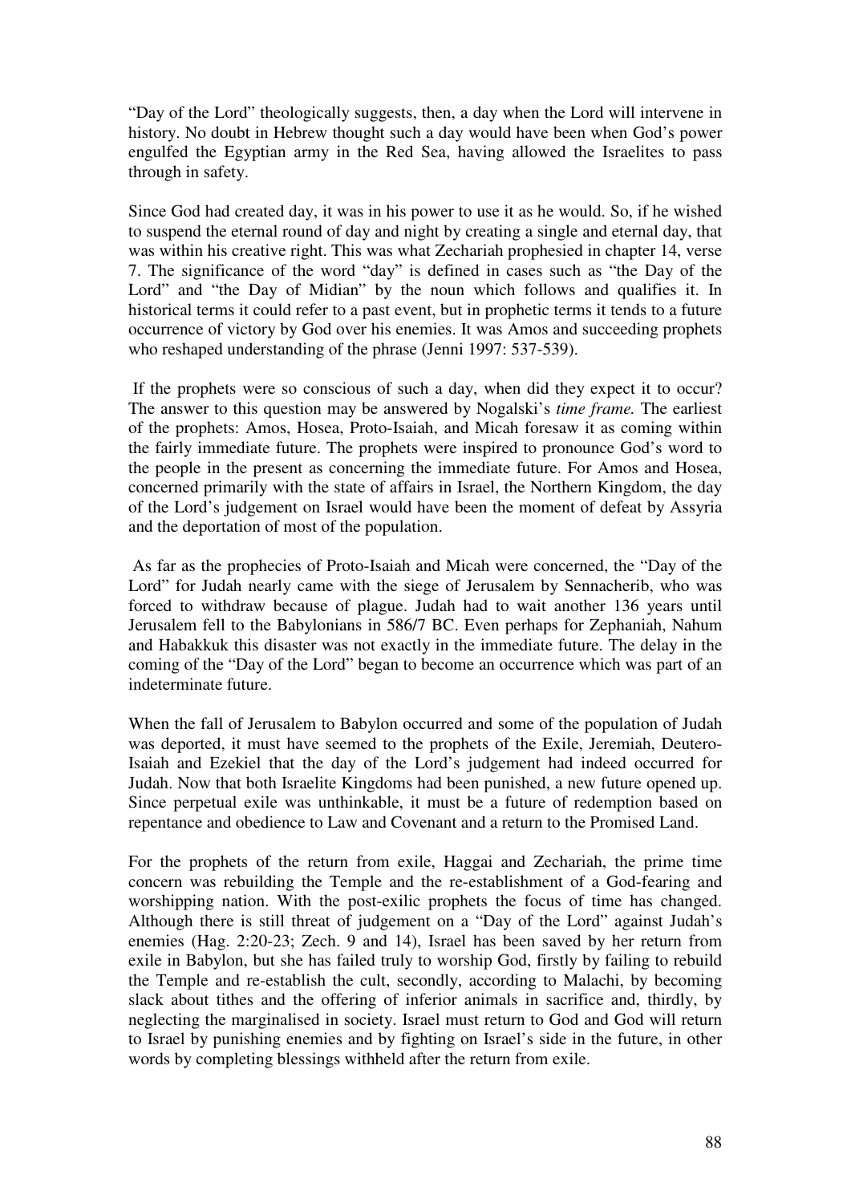"Day of the Lord" theologically suggests, then, a day when the Lord will intervene in history. No doubt in Hebrew thought such a day would have been when God's power engulfed the Egyptian army in the Red Sea, having allowed the Israelites to pass through in safety.

Since God had created day, it was in his power to use it as he would. So, if he wished to suspend the eternal round of day and night by creating a single and eternal day, that was within his creative right. This was what Zechariah prophesied in chapter 14, verse 7. The significance of the word "day" is defined in cases such as "the Day of the Lord" and "the Day of Midian" by the noun which follows and qualifies it. In historical terms it could refer to a past event, but in prophetic terms it tends to a future occurrence of victory by God over his enemies. It was Amos and succeeding prophets who reshaped understanding of the phrase (Jenni 1997: 537-539).

If the prophets were so conscious of such a day, when did they expect it to occur? The answer to this question may be answered by Nogalski's *time frame.* The earliest of the prophets: Amos, Hosea, Proto-Isaiah, and Micah foresaw it as coming within the fairly immediate future. The prophets were inspired to pronounce God's word to the people in the present as concerning the immediate future. For Amos and Hosea, concerned primarily with the state of affairs in Israel, the Northern Kingdom, the day of the Lord's judgement on Israel would have been the moment of defeat by Assyria and the deportation of most of the population.

As far as the prophecies of Proto-Isaiah and Micah were concerned, the "Day of the Lord" for Judah nearly came with the siege of Jerusalem by Sennacherib, who was forced to withdraw because of plague. Judah had to wait another 136 years until Jerusalem fell to the Babylonians in 586/7 BC. Even perhaps for Zephaniah, Nahum and Habakkuk this disaster was not exactly in the immediate future. The delay in the coming of the "Day of the Lord" began to become an occurrence which was part of an indeterminate future.

When the fall of Jerusalem to Babylon occurred and some of the population of Judah was deported, it must have seemed to the prophets of the Exile, Jeremiah, Deutero-Isaiah and Ezekiel that the day of the Lord's judgement had indeed occurred for Judah. Now that both Israelite Kingdoms had been punished, a new future opened up. Since perpetual exile was unthinkable, it must be a future of redemption based on repentance and obedience to Law and Covenant and a return to the Promised Land.

For the prophets of the return from exile, Haggai and Zechariah, the prime time concern was rebuilding the Temple and the re-establishment of a God-fearing and worshipping nation. With the post-exilic prophets the focus of time has changed. Although there is still threat of judgement on a "Day of the Lord" against Judah's enemies (Hag. 2:20-23; Zech. 9 and 14), Israel has been saved by her return from exile in Babylon, but she has failed truly to worship God, firstly by failing to rebuild the Temple and re-establish the cult, secondly, according to Malachi, by becoming slack about tithes and the offering of inferior animals in sacrifice and, thirdly, by neglecting the marginalised in society. Israel must return to God and God will return to Israel by punishing enemies and by fighting on Israel's side in the future, in other words by completing blessings withheld after the return from exile.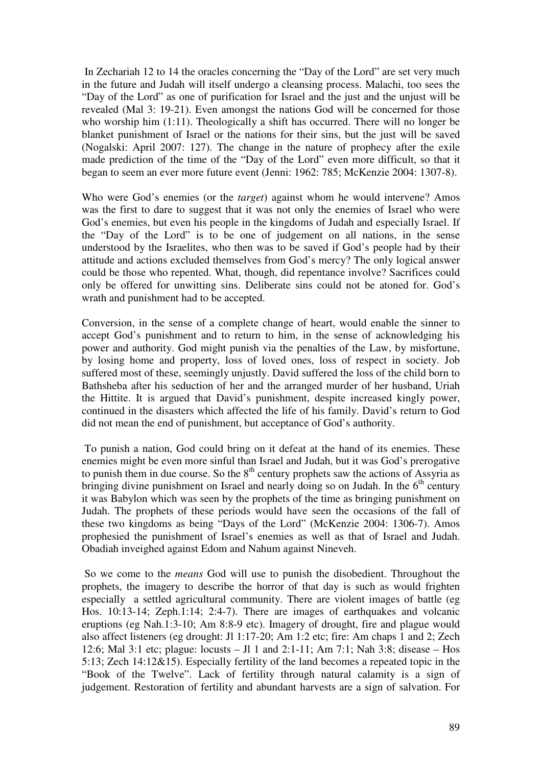In Zechariah 12 to 14 the oracles concerning the "Day of the Lord" are set very much in the future and Judah will itself undergo a cleansing process. Malachi, too sees the "Day of the Lord" as one of purification for Israel and the just and the unjust will be revealed (Mal 3: 19-21). Even amongst the nations God will be concerned for those who worship him (1:11). Theologically a shift has occurred. There will no longer be blanket punishment of Israel or the nations for their sins, but the just will be saved (Nogalski: April 2007: 127). The change in the nature of prophecy after the exile made prediction of the time of the "Day of the Lord" even more difficult, so that it began to seem an ever more future event (Jenni: 1962: 785; McKenzie 2004: 1307-8).

Who were God's enemies (or the *target*) against whom he would intervene? Amos was the first to dare to suggest that it was not only the enemies of Israel who were God's enemies, but even his people in the kingdoms of Judah and especially Israel. If the "Day of the Lord" is to be one of judgement on all nations, in the sense understood by the Israelites, who then was to be saved if God's people had by their attitude and actions excluded themselves from God's mercy? The only logical answer could be those who repented. What, though, did repentance involve? Sacrifices could only be offered for unwitting sins. Deliberate sins could not be atoned for. God's wrath and punishment had to be accepted.

Conversion, in the sense of a complete change of heart, would enable the sinner to accept God's punishment and to return to him, in the sense of acknowledging his power and authority. God might punish via the penalties of the Law, by misfortune, by losing home and property, loss of loved ones, loss of respect in society. Job suffered most of these, seemingly unjustly. David suffered the loss of the child born to Bathsheba after his seduction of her and the arranged murder of her husband, Uriah the Hittite. It is argued that David's punishment, despite increased kingly power, continued in the disasters which affected the life of his family. David's return to God did not mean the end of punishment, but acceptance of God's authority.

To punish a nation, God could bring on it defeat at the hand of its enemies. These enemies might be even more sinful than Israel and Judah, but it was God's prerogative to punish them in due course. So the 8th century prophets saw the actions of Assyria as bringing divine punishment on Israel and nearly doing so on Judah. In the 6th century it was Babylon which was seen by the prophets of the time as bringing punishment on Judah. The prophets of these periods would have seen the occasions of the fall of these two kingdoms as being "Days of the Lord" (McKenzie 2004: 1306-7). Amos prophesied the punishment of Israel's enemies as well as that of Israel and Judah. Obadiah inveighed against Edom and Nahum against Nineveh.

So we come to the *means* God will use to punish the disobedient. Throughout the prophets, the imagery to describe the horror of that day is such as would frighten especially a settled agricultural community. There are violent images of battle (eg Hos. 10:13-14; Zeph.1:14; 2:4-7). There are images of earthquakes and volcanic eruptions (eg Nah.1:3-10; Am 8:8-9 etc). Imagery of drought, fire and plague would also affect listeners (eg drought: Jl 1:17-20; Am 1:2 etc; fire: Am chaps 1 and 2; Zech 12:6; Mal 3:1 etc; plague: locusts – Jl 1 and 2:1-11; Am 7:1; Nah 3:8; disease – Hos 5:13; Zech 14:12&15). Especially fertility of the land becomes a repeated topic in the "Book of the Twelve". Lack of fertility through natural calamity is a sign of judgement. Restoration of fertility and abundant harvests are a sign of salvation. For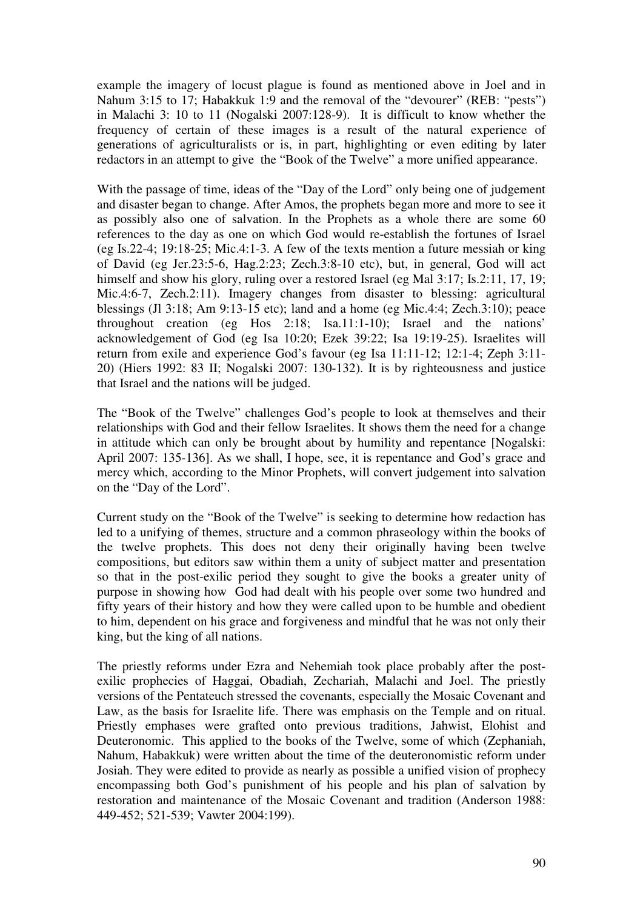example the imagery of locust plague is found as mentioned above in Joel and in Nahum 3:15 to 17; Habakkuk 1:9 and the removal of the "devourer" (REB: "pests") in Malachi 3: 10 to 11 (Nogalski 2007:128-9). It is difficult to know whether the frequency of certain of these images is a result of the natural experience of generations of agriculturalists or is, in part, highlighting or even editing by later redactors in an attempt to give the "Book of the Twelve" a more unified appearance.

With the passage of time, ideas of the "Day of the Lord" only being one of judgement and disaster began to change. After Amos, the prophets began more and more to see it as possibly also one of salvation. In the Prophets as a whole there are some 60 references to the day as one on which God would re-establish the fortunes of Israel (eg Is.22-4; 19:18-25; Mic.4:1-3. A few of the texts mention a future messiah or king of David (eg Jer.23:5-6, Hag.2:23; Zech.3:8-10 etc), but, in general, God will act himself and show his glory, ruling over a restored Israel (eg Mal 3:17; Is.2:11, 17, 19; Mic.4:6-7, Zech.2:11). Imagery changes from disaster to blessing: agricultural blessings (Jl 3:18; Am 9:13-15 etc); land and a home (eg Mic.4:4; Zech.3:10); peace throughout creation (eg Hos 2:18; Isa.11:1-10); Israel and the nations' acknowledgement of God (eg Isa 10:20; Ezek 39:22; Isa 19:19-25). Israelites will return from exile and experience God's favour (eg Isa 11:11-12; 12:1-4; Zeph 3:11-20) (Hiers 1992: 83 II; Nogalski 2007: 130-132). It is by righteousness and justice that Israel and the nations will be judged.

The "Book of the Twelve" challenges God's people to look at themselves and their relationships with God and their fellow Israelites. It shows them the need for a change in attitude which can only be brought about by humility and repentance [Nogalski: April 2007: 135-136]. As we shall, I hope, see, it is repentance and God's grace and mercy which, according to the Minor Prophets, will convert judgement into salvation on the "Day of the Lord".

Current study on the "Book of the Twelve" is seeking to determine how redaction has led to a unifying of themes, structure and a common phraseology within the books of the twelve prophets. This does not deny their originally having been twelve compositions, but editors saw within them a unity of subject matter and presentation so that in the post-exilic period they sought to give the books a greater unity of purpose in showing how God had dealt with his people over some two hundred and fifty years of their history and how they were called upon to be humble and obedient to him, dependent on his grace and forgiveness and mindful that he was not only their king, but the king of all nations.

The priestly reforms under Ezra and Nehemiah took place probably after the post-exilic prophecies of Haggai, Obadiah, Zechariah, Malachi and Joel. The priestly versions of the Pentateuch stressed the covenants, especially the Mosaic Covenant and Law, as the basis for Israelite life. There was emphasis on the Temple and on ritual. Priestly emphases were grafted onto previous traditions, Jahwist, Elohist and Deuteronomic. This applied to the books of the Twelve, some of which (Zephaniah, Nahum, Habakkuk) were written about the time of the deuteronomistic reform under Josiah. They were edited to provide as nearly as possible a unified vision of prophecy encompassing both God's punishment of his people and his plan of salvation by restoration and maintenance of the Mosaic Covenant and tradition (Anderson 1988: 449-452; 521-539; Vawter 2004:199).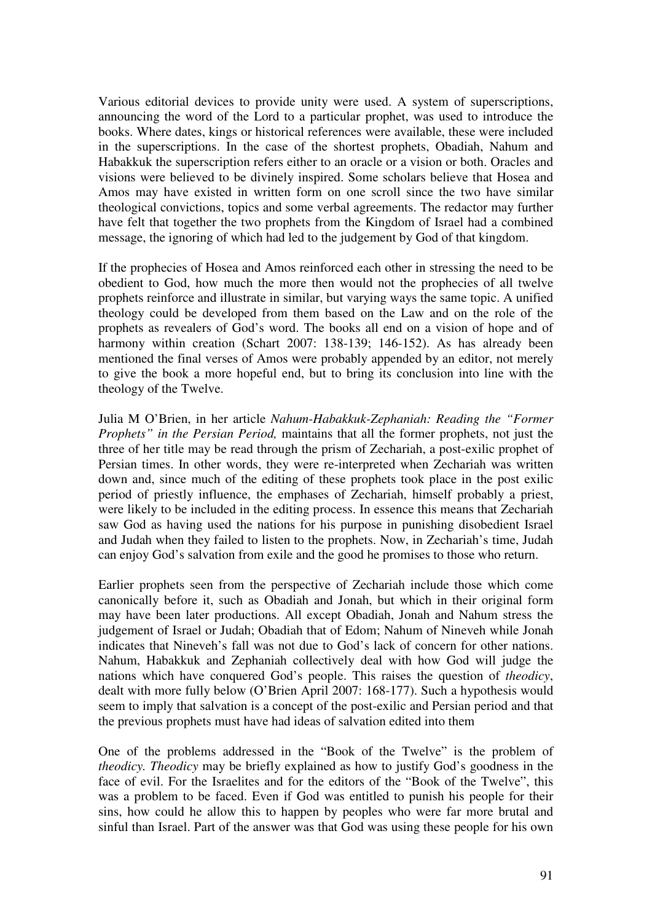Various editorial devices to provide unity were used. A system of superscriptions, announcing the word of the Lord to a particular prophet, was used to introduce the books. Where dates, kings or historical references were available, these were included in the superscriptions. In the case of the shortest prophets, Obadiah, Nahum and Habakkuk the superscription refers either to an oracle or a vision or both. Oracles and visions were believed to be divinely inspired. Some scholars believe that Hosea and Amos may have existed in written form on one scroll since the two have similar theological convictions, topics and some verbal agreements. The redactor may further have felt that together the two prophets from the Kingdom of Israel had a combined message, the ignoring of which had led to the judgement by God of that kingdom.

If the prophecies of Hosea and Amos reinforced each other in stressing the need to be obedient to God, how much the more then would not the prophecies of all twelve prophets reinforce and illustrate in similar, but varying ways the same topic. A unified theology could be developed from them based on the Law and on the role of the prophets as revealers of God's word. The books all end on a vision of hope and of harmony within creation (Schart 2007: 138-139; 146-152). As has already been mentioned the final verses of Amos were probably appended by an editor, not merely to give the book a more hopeful end, but to bring its conclusion into line with the theology of the Twelve.

Julia M O'Brien, in her article *Nahum-Habakkuk-Zephaniah: Reading the "Former Prophets" in the Persian Period,* maintains that all the former prophets, not just the three of her title may be read through the prism of Zechariah, a post-exilic prophet of Persian times. In other words, they were re-interpreted when Zechariah was written down and, since much of the editing of these prophets took place in the post exilic period of priestly influence, the emphases of Zechariah, himself probably a priest, were likely to be included in the editing process. In essence this means that Zechariah saw God as having used the nations for his purpose in punishing disobedient Israel and Judah when they failed to listen to the prophets. Now, in Zechariah's time, Judah can enjoy God's salvation from exile and the good he promises to those who return.

Earlier prophets seen from the perspective of Zechariah include those which come canonically before it, such as Obadiah and Jonah, but which in their original form may have been later productions. All except Obadiah, Jonah and Nahum stress the judgement of Israel or Judah; Obadiah that of Edom; Nahum of Nineveh while Jonah indicates that Nineveh's fall was not due to God's lack of concern for other nations. Nahum, Habakkuk and Zephaniah collectively deal with how God will judge the nations which have conquered God's people. This raises the question of *theodicy*, dealt with more fully below (O'Brien April 2007: 168-177). Such a hypothesis would seem to imply that salvation is a concept of the post-exilic and Persian period and that the previous prophets must have had ideas of salvation edited into them

One of the problems addressed in the "Book of the Twelve" is the problem of *theodicy. Theodicy* may be briefly explained as how to justify God's goodness in the face of evil. For the Israelites and for the editors of the "Book of the Twelve", this was a problem to be faced. Even if God was entitled to punish his people for their sins, how could he allow this to happen by peoples who were far more brutal and sinful than Israel. Part of the answer was that God was using these people for his own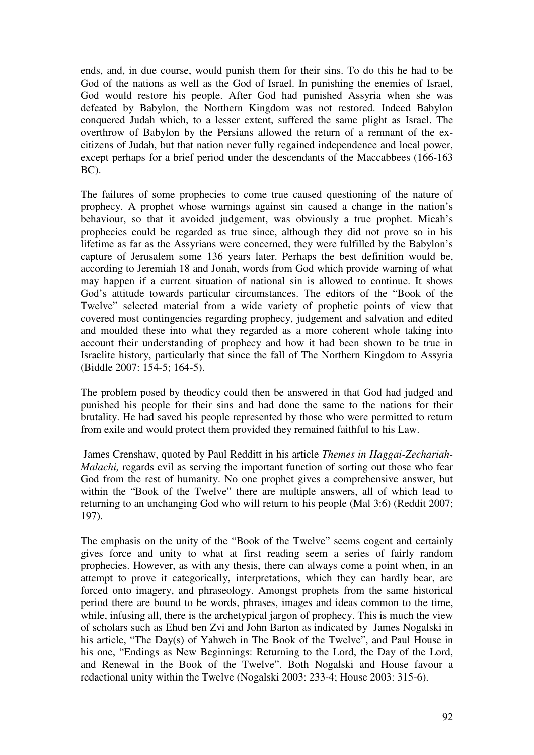ends, and, in due course, would punish them for their sins. To do this he had to be God of the nations as well as the God of Israel. In punishing the enemies of Israel, God would restore his people. After God had punished Assyria when she was defeated by Babylon, the Northern Kingdom was not restored. Indeed Babylon conquered Judah which, to a lesser extent, suffered the same plight as Israel. The overthrow of Babylon by the Persians allowed the return of a remnant of the ex-citizens of Judah, but that nation never fully regained independence and local power, except perhaps for a brief period under the descendants of the Maccabbees (166-163 BC).

The failures of some prophecies to come true caused questioning of the nature of prophecy. A prophet whose warnings against sin caused a change in the nation's behaviour, so that it avoided judgement, was obviously a true prophet. Micah's prophecies could be regarded as true since, although they did not prove so in his lifetime as far as the Assyrians were concerned, they were fulfilled by the Babylon's capture of Jerusalem some 136 years later. Perhaps the best definition would be, according to Jeremiah 18 and Jonah, words from God which provide warning of what may happen if a current situation of national sin is allowed to continue. It shows God's attitude towards particular circumstances. The editors of the "Book of the Twelve" selected material from a wide variety of prophetic points of view that covered most contingencies regarding prophecy, judgement and salvation and edited and moulded these into what they regarded as a more coherent whole taking into account their understanding of prophecy and how it had been shown to be true in Israelite history, particularly that since the fall of The Northern Kingdom to Assyria (Biddle 2007: 154-5; 164-5).

The problem posed by theodicy could then be answered in that God had judged and punished his people for their sins and had done the same to the nations for their brutality. He had saved his people represented by those who were permitted to return from exile and would protect them provided they remained faithful to his Law.

James Crenshaw, quoted by Paul Redditt in his article *Themes in Haggai-Zechariah-Malachi,* regards evil as serving the important function of sorting out those who fear God from the rest of humanity. No one prophet gives a comprehensive answer, but within the "Book of the Twelve" there are multiple answers, all of which lead to returning to an unchanging God who will return to his people (Mal 3:6) (Reddit 2007; 197).

The emphasis on the unity of the "Book of the Twelve" seems cogent and certainly gives force and unity to what at first reading seem a series of fairly random prophecies. However, as with any thesis, there can always come a point when, in an attempt to prove it categorically, interpretations, which they can hardly bear, are forced onto imagery, and phraseology. Amongst prophets from the same historical period there are bound to be words, phrases, images and ideas common to the time, while, infusing all, there is the archetypical jargon of prophecy. This is much the view of scholars such as Ehud ben Zvi and John Barton as indicated by James Nogalski in his article, "The Day(s) of Yahweh in The Book of the Twelve", and Paul House in his one, "Endings as New Beginnings: Returning to the Lord, the Day of the Lord, and Renewal in the Book of the Twelve". Both Nogalski and House favour a redactional unity within the Twelve (Nogalski 2003: 233-4; House 2003: 315-6).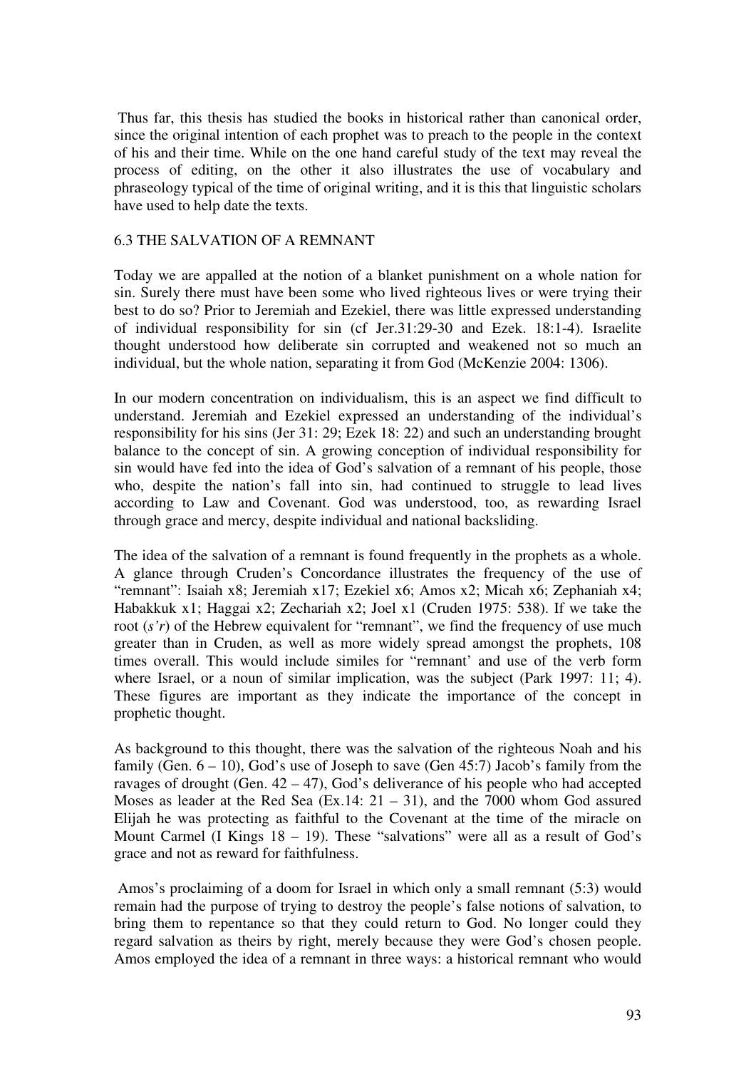Thus far, this thesis has studied the books in historical rather than canonical order, since the original intention of each prophet was to preach to the people in the context of his and their time. While on the one hand careful study of the text may reveal the process of editing, on the other it also illustrates the use of vocabulary and phraseology typical of the time of original writing, and it is this that linguistic scholars have used to help date the texts.

## 6.3 THE SALVATION OF A REMNANT

Today we are appalled at the notion of a blanket punishment on a whole nation for sin. Surely there must have been some who lived righteous lives or were trying their best to do so? Prior to Jeremiah and Ezekiel, there was little expressed understanding of individual responsibility for sin (cf Jer.31:29-30 and Ezek. 18:1-4). Israelite thought understood how deliberate sin corrupted and weakened not so much an individual, but the whole nation, separating it from God (McKenzie 2004: 1306).

In our modern concentration on individualism, this is an aspect we find difficult to understand. Jeremiah and Ezekiel expressed an understanding of the individual's responsibility for his sins (Jer 31: 29; Ezek 18: 22) and such an understanding brought balance to the concept of sin. A growing conception of individual responsibility for sin would have fed into the idea of God's salvation of a remnant of his people, those who, despite the nation's fall into sin, had continued to struggle to lead lives according to Law and Covenant. God was understood, too, as rewarding Israel through grace and mercy, despite individual and national backsliding.

The idea of the salvation of a remnant is found frequently in the prophets as a whole. A glance through Cruden's Concordance illustrates the frequency of the use of "remnant": Isaiah x8; Jeremiah x17; Ezekiel x6; Amos x2; Micah x6; Zephaniah x4; Habakkuk x1; Haggai x2; Zechariah x2; Joel x1 (Cruden 1975: 538). If we take the root (*s'r*) of the Hebrew equivalent for "remnant", we find the frequency of use much greater than in Cruden, as well as more widely spread amongst the prophets, 108 times overall. This would include similes for "remnant' and use of the verb form where Israel, or a noun of similar implication, was the subject (Park 1997: 11; 4). These figures are important as they indicate the importance of the concept in prophetic thought.

As background to this thought, there was the salvation of the righteous Noah and his family (Gen. 6 – 10), God's use of Joseph to save (Gen 45:7) Jacob's family from the ravages of drought (Gen. 42 – 47), God's deliverance of his people who had accepted Moses as leader at the Red Sea (Ex.14: 21 – 31), and the 7000 whom God assured Elijah he was protecting as faithful to the Covenant at the time of the miracle on Mount Carmel (I Kings 18 – 19). These "salvations" were all as a result of God's grace and not as reward for faithfulness.

Amos's proclaiming of a doom for Israel in which only a small remnant (5:3) would remain had the purpose of trying to destroy the people's false notions of salvation, to bring them to repentance so that they could return to God. No longer could they regard salvation as theirs by right, merely because they were God's chosen people. Amos employed the idea of a remnant in three ways: a historical remnant who would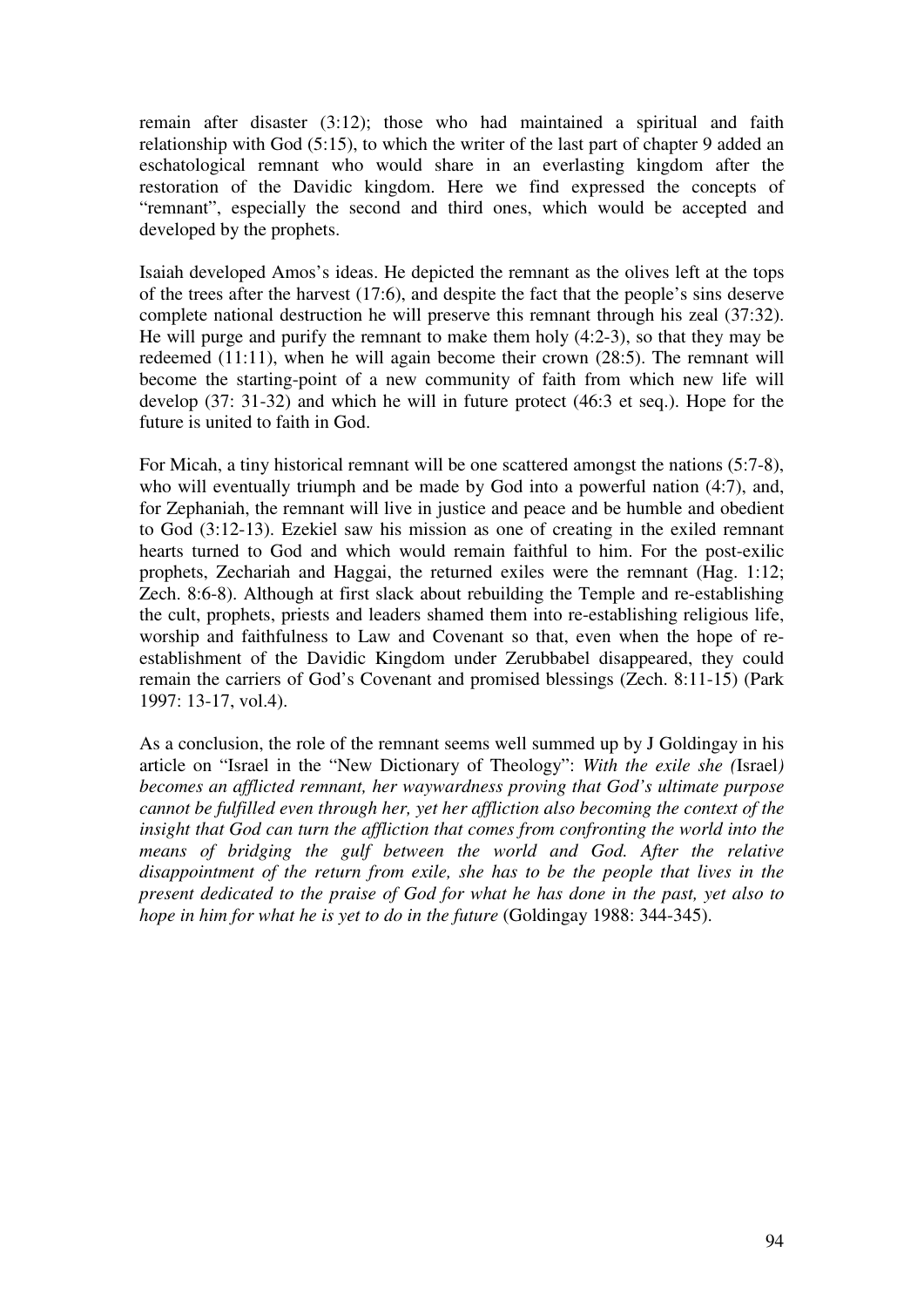remain after disaster (3:12); those who had maintained a spiritual and faith relationship with God (5:15), to which the writer of the last part of chapter 9 added an eschatological remnant who would share in an everlasting kingdom after the restoration of the Davidic kingdom. Here we find expressed the concepts of "remnant", especially the second and third ones, which would be accepted and developed by the prophets.

Isaiah developed Amos's ideas. He depicted the remnant as the olives left at the tops of the trees after the harvest (17:6), and despite the fact that the people's sins deserve complete national destruction he will preserve this remnant through his zeal (37:32). He will purge and purify the remnant to make them holy (4:2-3), so that they may be redeemed (11:11), when he will again become their crown (28:5). The remnant will become the starting-point of a new community of faith from which new life will develop (37: 31-32) and which he will in future protect (46:3 et seq.). Hope for the future is united to faith in God.

For Micah, a tiny historical remnant will be one scattered amongst the nations (5:7-8), who will eventually triumph and be made by God into a powerful nation (4:7), and, for Zephaniah, the remnant will live in justice and peace and be humble and obedient to God (3:12-13). Ezekiel saw his mission as one of creating in the exiled remnant hearts turned to God and which would remain faithful to him. For the post-exilic prophets, Zechariah and Haggai, the returned exiles were the remnant (Hag. 1:12; Zech. 8:6-8). Although at first slack about rebuilding the Temple and re-establishing the cult, prophets, priests and leaders shamed them into re-establishing religious life, worship and faithfulness to Law and Covenant so that, even when the hope of re-establishment of the Davidic Kingdom under Zerubbabel disappeared, they could remain the carriers of God's Covenant and promised blessings (Zech. 8:11-15) (Park 1997: 13-17, vol.4).

As a conclusion, the role of the remnant seems well summed up by J Goldingay in his article on "Israel in the "New Dictionary of Theology": *With the exile she (*Israel*) becomes an afflicted remnant, her waywardness proving that God's ultimate purpose cannot be fulfilled even through her, yet her affliction also becoming the context of the insight that God can turn the affliction that comes from confronting the world into the means of bridging the gulf between the world and God. After the relative disappointment of the return from exile, she has to be the people that lives in the present dedicated to the praise of God for what he has done in the past, yet also to hope in him for what he is yet to do in the future* (Goldingay 1988: 344-345).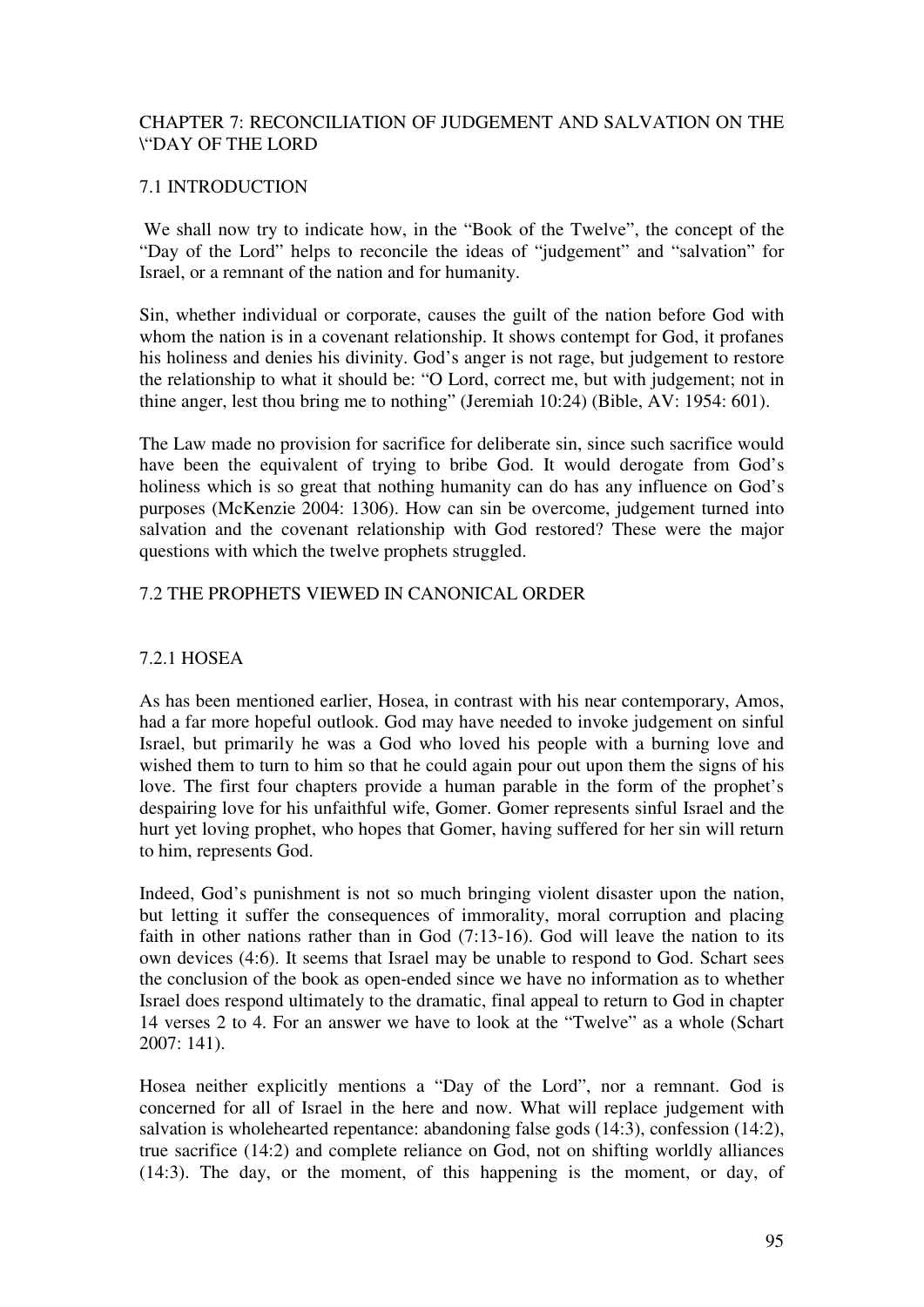# CHAPTER 7: RECONCILIATION OF JUDGEMENT AND SALVATION ON THE \"DAY OF THE LORD

## 7.1 INTRODUCTION

We shall now try to indicate how, in the "Book of the Twelve", the concept of the "Day of the Lord" helps to reconcile the ideas of "judgement" and "salvation" for Israel, or a remnant of the nation and for humanity.

Sin, whether individual or corporate, causes the guilt of the nation before God with whom the nation is in a covenant relationship. It shows contempt for God, it profanes his holiness and denies his divinity. God's anger is not rage, but judgement to restore the relationship to what it should be: "O Lord, correct me, but with judgement; not in thine anger, lest thou bring me to nothing" (Jeremiah 10:24) (Bible, AV: 1954: 601).

The Law made no provision for sacrifice for deliberate sin, since such sacrifice would have been the equivalent of trying to bribe God. It would derogate from God's holiness which is so great that nothing humanity can do has any influence on God's purposes (McKenzie 2004: 1306). How can sin be overcome, judgement turned into salvation and the covenant relationship with God restored? These were the major questions with which the twelve prophets struggled.

## 7.2 THE PROPHETS VIEWED IN CANONICAL ORDER

### 7.2.1 HOSEA

As has been mentioned earlier, Hosea, in contrast with his near contemporary, Amos, had a far more hopeful outlook. God may have needed to invoke judgement on sinful Israel, but primarily he was a God who loved his people with a burning love and wished them to turn to him so that he could again pour out upon them the signs of his love. The first four chapters provide a human parable in the form of the prophet's despairing love for his unfaithful wife, Gomer. Gomer represents sinful Israel and the hurt yet loving prophet, who hopes that Gomer, having suffered for her sin will return to him, represents God.

Indeed, God's punishment is not so much bringing violent disaster upon the nation, but letting it suffer the consequences of immorality, moral corruption and placing faith in other nations rather than in God (7:13-16). God will leave the nation to its own devices (4:6). It seems that Israel may be unable to respond to God. Schart sees the conclusion of the book as open-ended since we have no information as to whether Israel does respond ultimately to the dramatic, final appeal to return to God in chapter 14 verses 2 to 4. For an answer we have to look at the "Twelve" as a whole (Schart 2007: 141).

Hosea neither explicitly mentions a "Day of the Lord", nor a remnant. God is concerned for all of Israel in the here and now. What will replace judgement with salvation is wholehearted repentance: abandoning false gods (14:3), confession (14:2), true sacrifice (14:2) and complete reliance on God, not on shifting worldly alliances (14:3). The day, or the moment, of this happening is the moment, or day, of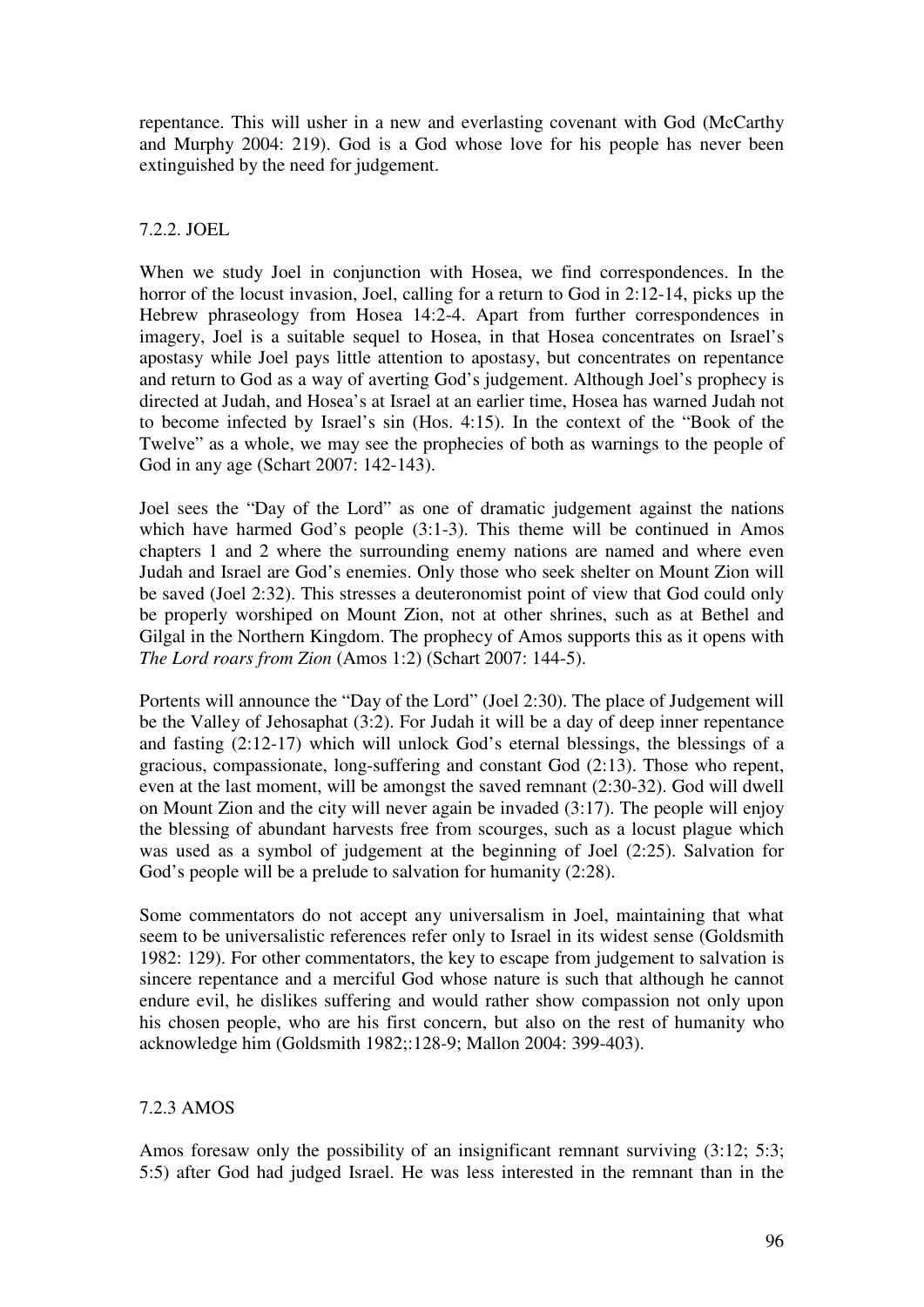repentance. This will usher in a new and everlasting covenant with God (McCarthy and Murphy 2004: 219). God is a God whose love for his people has never been extinguished by the need for judgement.

### 7.2.2. JOEL

When we study Joel in conjunction with Hosea, we find correspondences. In the horror of the locust invasion, Joel, calling for a return to God in 2:12-14, picks up the Hebrew phraseology from Hosea 14:2-4. Apart from further correspondences in imagery, Joel is a suitable sequel to Hosea, in that Hosea concentrates on Israel's apostasy while Joel pays little attention to apostasy, but concentrates on repentance and return to God as a way of averting God's judgement. Although Joel's prophecy is directed at Judah, and Hosea's at Israel at an earlier time, Hosea has warned Judah not to become infected by Israel's sin (Hos. 4:15). In the context of the "Book of the Twelve" as a whole, we may see the prophecies of both as warnings to the people of God in any age (Schart 2007: 142-143).

Joel sees the "Day of the Lord" as one of dramatic judgement against the nations which have harmed God's people (3:1-3). This theme will be continued in Amos chapters 1 and 2 where the surrounding enemy nations are named and where even Judah and Israel are God's enemies. Only those who seek shelter on Mount Zion will be saved (Joel 2:32). This stresses a deuteronomist point of view that God could only be properly worshiped on Mount Zion, not at other shrines, such as at Bethel and Gilgal in the Northern Kingdom. The prophecy of Amos supports this as it opens with *The Lord roars from Zion* (Amos 1:2) (Schart 2007: 144-5).

Portents will announce the "Day of the Lord" (Joel 2:30). The place of Judgement will be the Valley of Jehosaphat (3:2). For Judah it will be a day of deep inner repentance and fasting (2:12-17) which will unlock God's eternal blessings, the blessings of a gracious, compassionate, long-suffering and constant God (2:13). Those who repent, even at the last moment, will be amongst the saved remnant (2:30-32). God will dwell on Mount Zion and the city will never again be invaded (3:17). The people will enjoy the blessing of abundant harvests free from scourges, such as a locust plague which was used as a symbol of judgement at the beginning of Joel (2:25). Salvation for God's people will be a prelude to salvation for humanity (2:28).

Some commentators do not accept any universalism in Joel, maintaining that what seem to be universalistic references refer only to Israel in its widest sense (Goldsmith 1982: 129). For other commentators, the key to escape from judgement to salvation is sincere repentance and a merciful God whose nature is such that although he cannot endure evil, he dislikes suffering and would rather show compassion not only upon his chosen people, who are his first concern, but also on the rest of humanity who acknowledge him (Goldsmith 1982;:128-9; Mallon 2004: 399-403).

### 7.2.3 AMOS

Amos foresaw only the possibility of an insignificant remnant surviving (3:12; 5:3; 5:5) after God had judged Israel. He was less interested in the remnant than in the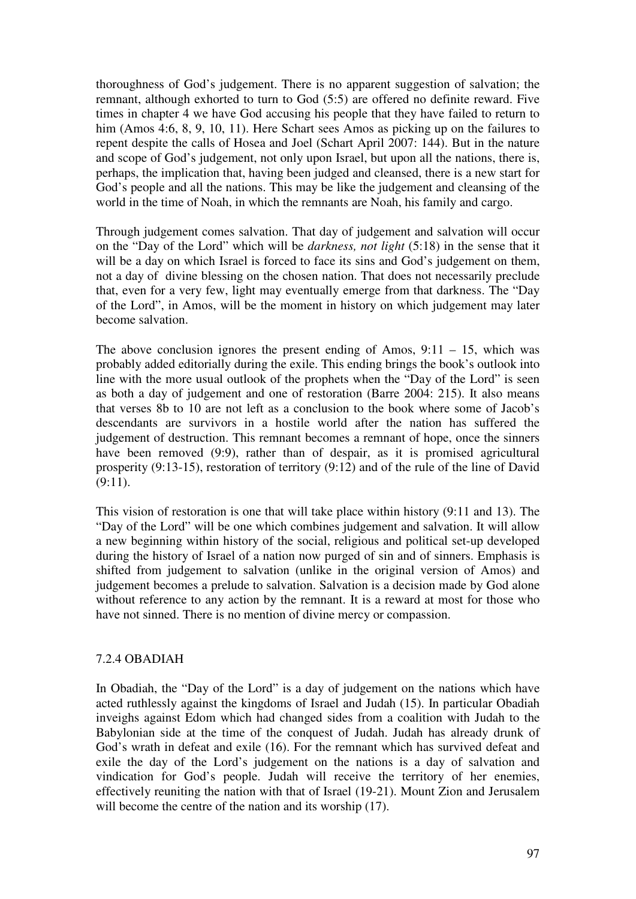thoroughness of God's judgement. There is no apparent suggestion of salvation; the remnant, although exhorted to turn to God (5:5) are offered no definite reward. Five times in chapter 4 we have God accusing his people that they have failed to return to him (Amos 4:6, 8, 9, 10, 11). Here Schart sees Amos as picking up on the failures to repent despite the calls of Hosea and Joel (Schart April 2007: 144). But in the nature and scope of God's judgement, not only upon Israel, but upon all the nations, there is, perhaps, the implication that, having been judged and cleansed, there is a new start for God's people and all the nations. This may be like the judgement and cleansing of the world in the time of Noah, in which the remnants are Noah, his family and cargo.

Through judgement comes salvation. That day of judgement and salvation will occur on the "Day of the Lord" which will be *darkness, not light* (5:18) in the sense that it will be a day on which Israel is forced to face its sins and God's judgement on them, not a day of divine blessing on the chosen nation. That does not necessarily preclude that, even for a very few, light may eventually emerge from that darkness. The "Day of the Lord", in Amos, will be the moment in history on which judgement may later become salvation.

The above conclusion ignores the present ending of Amos, 9:11 – 15, which was probably added editorially during the exile. This ending brings the book's outlook into line with the more usual outlook of the prophets when the "Day of the Lord" is seen as both a day of judgement and one of restoration (Barre 2004: 215). It also means that verses 8b to 10 are not left as a conclusion to the book where some of Jacob's descendants are survivors in a hostile world after the nation has suffered the judgement of destruction. This remnant becomes a remnant of hope, once the sinners have been removed (9:9), rather than of despair, as it is promised agricultural prosperity (9:13-15), restoration of territory (9:12) and of the rule of the line of David (9:11).

This vision of restoration is one that will take place within history (9:11 and 13). The "Day of the Lord" will be one which combines judgement and salvation. It will allow a new beginning within history of the social, religious and political set-up developed during the history of Israel of a nation now purged of sin and of sinners. Emphasis is shifted from judgement to salvation (unlike in the original version of Amos) and judgement becomes a prelude to salvation. Salvation is a decision made by God alone without reference to any action by the remnant. It is a reward at most for those who have not sinned. There is no mention of divine mercy or compassion.

### 7.2.4 OBADIAH

In Obadiah, the "Day of the Lord" is a day of judgement on the nations which have acted ruthlessly against the kingdoms of Israel and Judah (15). In particular Obadiah inveighs against Edom which had changed sides from a coalition with Judah to the Babylonian side at the time of the conquest of Judah. Judah has already drunk of God's wrath in defeat and exile (16). For the remnant which has survived defeat and exile the day of the Lord's judgement on the nations is a day of salvation and vindication for God's people. Judah will receive the territory of her enemies, effectively reuniting the nation with that of Israel (19-21). Mount Zion and Jerusalem will become the centre of the nation and its worship (17).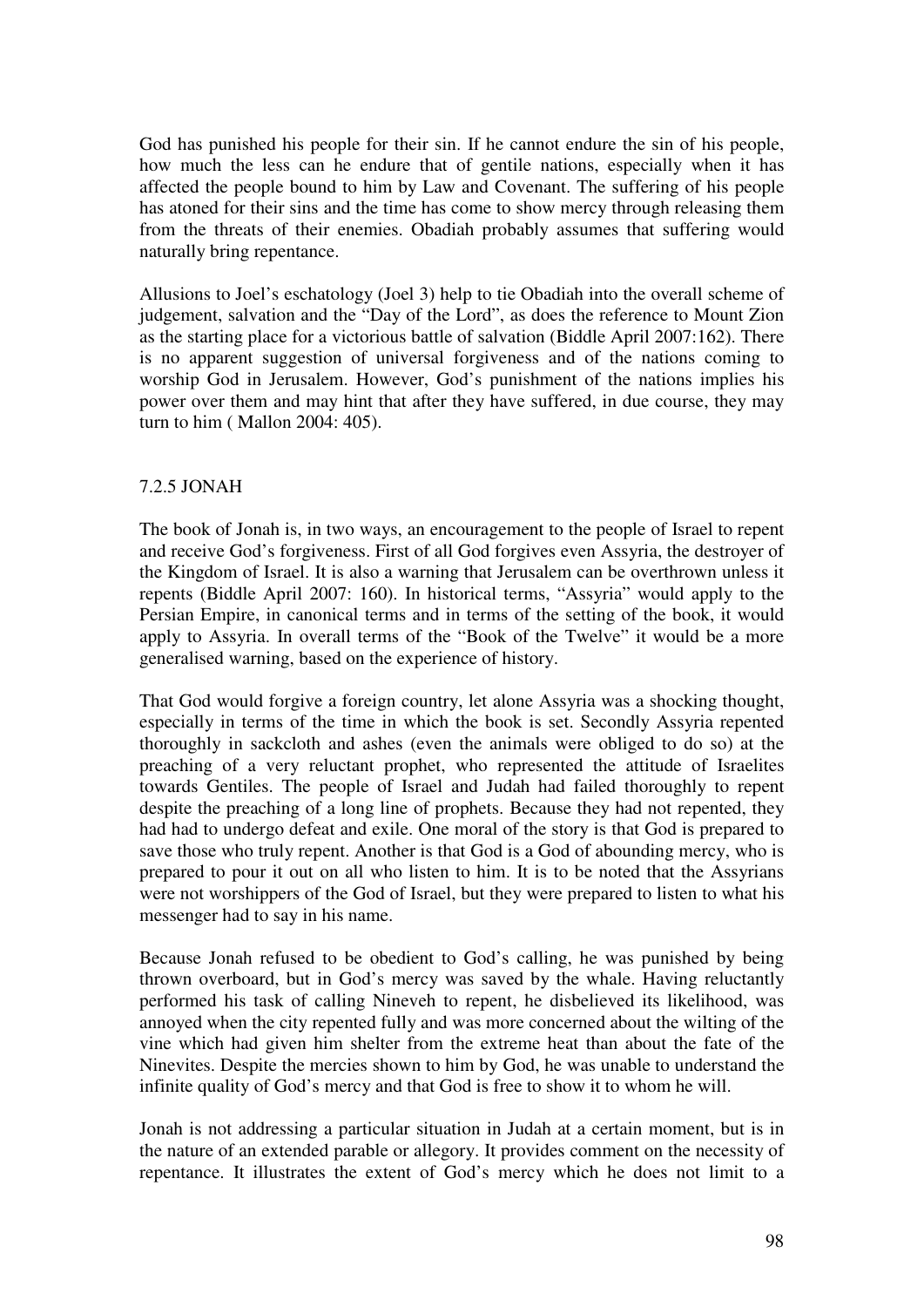God has punished his people for their sin. If he cannot endure the sin of his people, how much the less can he endure that of gentile nations, especially when it has affected the people bound to him by Law and Covenant. The suffering of his people has atoned for their sins and the time has come to show mercy through releasing them from the threats of their enemies. Obadiah probably assumes that suffering would naturally bring repentance.

Allusions to Joel's eschatology (Joel 3) help to tie Obadiah into the overall scheme of judgement, salvation and the "Day of the Lord", as does the reference to Mount Zion as the starting place for a victorious battle of salvation (Biddle April 2007:162). There is no apparent suggestion of universal forgiveness and of the nations coming to worship God in Jerusalem. However, God's punishment of the nations implies his power over them and may hint that after they have suffered, in due course, they may turn to him ( Mallon 2004: 405).

### 7.2.5 JONAH

The book of Jonah is, in two ways, an encouragement to the people of Israel to repent and receive God's forgiveness. First of all God forgives even Assyria, the destroyer of the Kingdom of Israel. It is also a warning that Jerusalem can be overthrown unless it repents (Biddle April 2007: 160). In historical terms, "Assyria" would apply to the Persian Empire, in canonical terms and in terms of the setting of the book, it would apply to Assyria. In overall terms of the "Book of the Twelve" it would be a more generalised warning, based on the experience of history.

That God would forgive a foreign country, let alone Assyria was a shocking thought, especially in terms of the time in which the book is set. Secondly Assyria repented thoroughly in sackcloth and ashes (even the animals were obliged to do so) at the preaching of a very reluctant prophet, who represented the attitude of Israelites towards Gentiles. The people of Israel and Judah had failed thoroughly to repent despite the preaching of a long line of prophets. Because they had not repented, they had had to undergo defeat and exile. One moral of the story is that God is prepared to save those who truly repent. Another is that God is a God of abounding mercy, who is prepared to pour it out on all who listen to him. It is to be noted that the Assyrians were not worshippers of the God of Israel, but they were prepared to listen to what his messenger had to say in his name.

Because Jonah refused to be obedient to God's calling, he was punished by being thrown overboard, but in God's mercy was saved by the whale. Having reluctantly performed his task of calling Nineveh to repent, he disbelieved its likelihood, was annoyed when the city repented fully and was more concerned about the wilting of the vine which had given him shelter from the extreme heat than about the fate of the Ninevites. Despite the mercies shown to him by God, he was unable to understand the infinite quality of God's mercy and that God is free to show it to whom he will.

Jonah is not addressing a particular situation in Judah at a certain moment, but is in the nature of an extended parable or allegory. It provides comment on the necessity of repentance. It illustrates the extent of God's mercy which he does not limit to a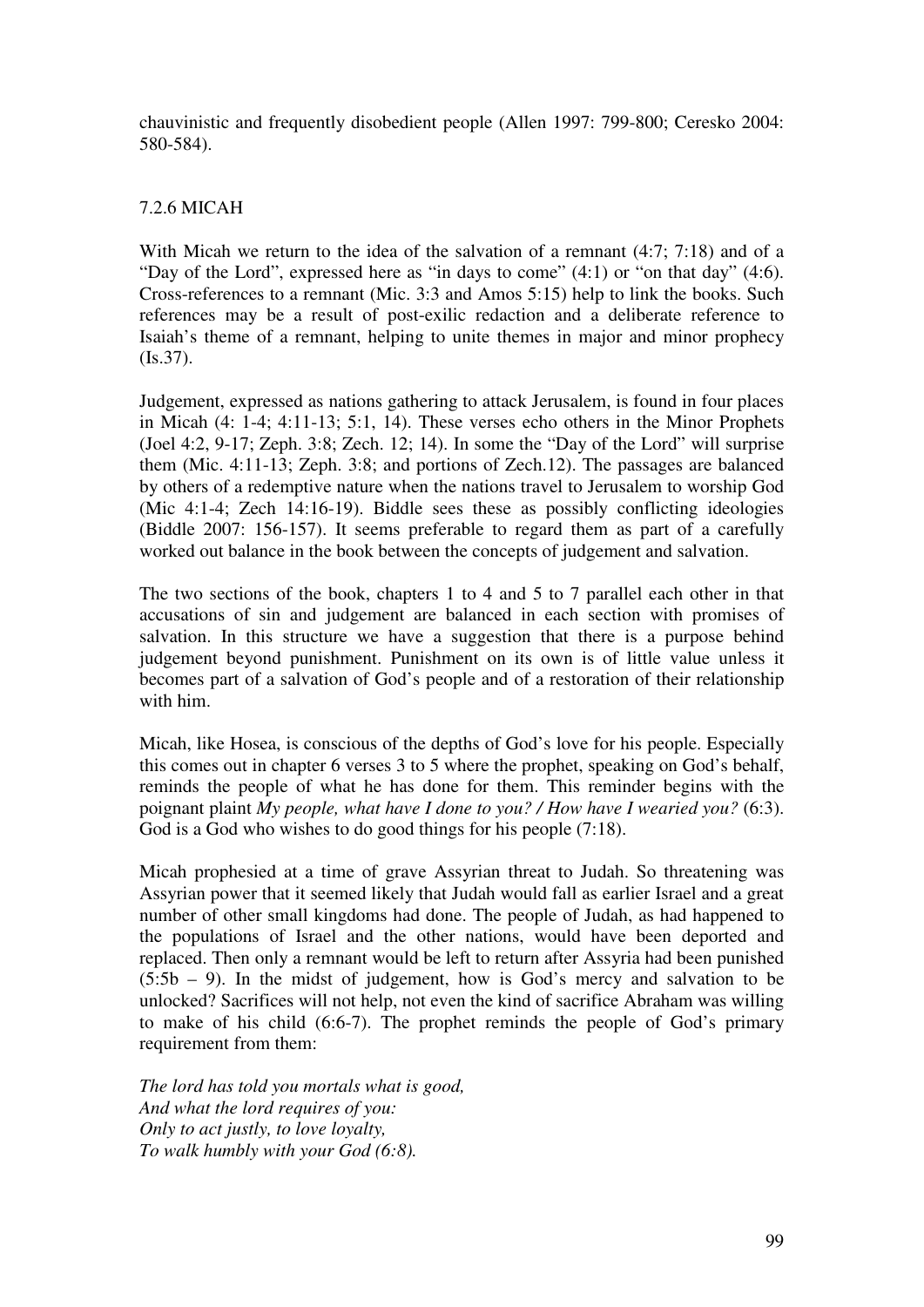chauvinistic and frequently disobedient people (Allen 1997: 799-800; Ceresko 2004: 580-584).

### 7.2.6 MICAH

With Micah we return to the idea of the salvation of a remnant (4:7; 7:18) and of a "Day of the Lord", expressed here as "in days to come" (4:1) or "on that day" (4:6). Cross-references to a remnant (Mic. 3:3 and Amos 5:15) help to link the books. Such references may be a result of post-exilic redaction and a deliberate reference to Isaiah's theme of a remnant, helping to unite themes in major and minor prophecy (Is.37).

Judgement, expressed as nations gathering to attack Jerusalem, is found in four places in Micah (4: 1-4; 4:11-13; 5:1, 14). These verses echo others in the Minor Prophets (Joel 4:2, 9-17; Zeph. 3:8; Zech. 12; 14). In some the "Day of the Lord" will surprise them (Mic. 4:11-13; Zeph. 3:8; and portions of Zech.12). The passages are balanced by others of a redemptive nature when the nations travel to Jerusalem to worship God (Mic 4:1-4; Zech 14:16-19). Biddle sees these as possibly conflicting ideologies (Biddle 2007: 156-157). It seems preferable to regard them as part of a carefully worked out balance in the book between the concepts of judgement and salvation.

The two sections of the book, chapters 1 to 4 and 5 to 7 parallel each other in that accusations of sin and judgement are balanced in each section with promises of salvation. In this structure we have a suggestion that there is a purpose behind judgement beyond punishment. Punishment on its own is of little value unless it becomes part of a salvation of God's people and of a restoration of their relationship with him.

Micah, like Hosea, is conscious of the depths of God's love for his people. Especially this comes out in chapter 6 verses 3 to 5 where the prophet, speaking on God's behalf, reminds the people of what he has done for them. This reminder begins with the poignant plaint *My people, what have I done to you? / How have I wearied you?* (6:3). God is a God who wishes to do good things for his people (7:18).

Micah prophesied at a time of grave Assyrian threat to Judah. So threatening was Assyrian power that it seemed likely that Judah would fall as earlier Israel and a great number of other small kingdoms had done. The people of Judah, as had happened to the populations of Israel and the other nations, would have been deported and replaced. Then only a remnant would be left to return after Assyria had been punished (5:5b – 9). In the midst of judgement, how is God's mercy and salvation to be unlocked? Sacrifices will not help, not even the kind of sacrifice Abraham was willing to make of his child (6:6-7). The prophet reminds the people of God's primary requirement from them:

*The lord has told you mortals what is good,*
*And what the lord requires of you:*
*Only to act justly, to love loyalty,*
*To walk humbly with your God (6:8).*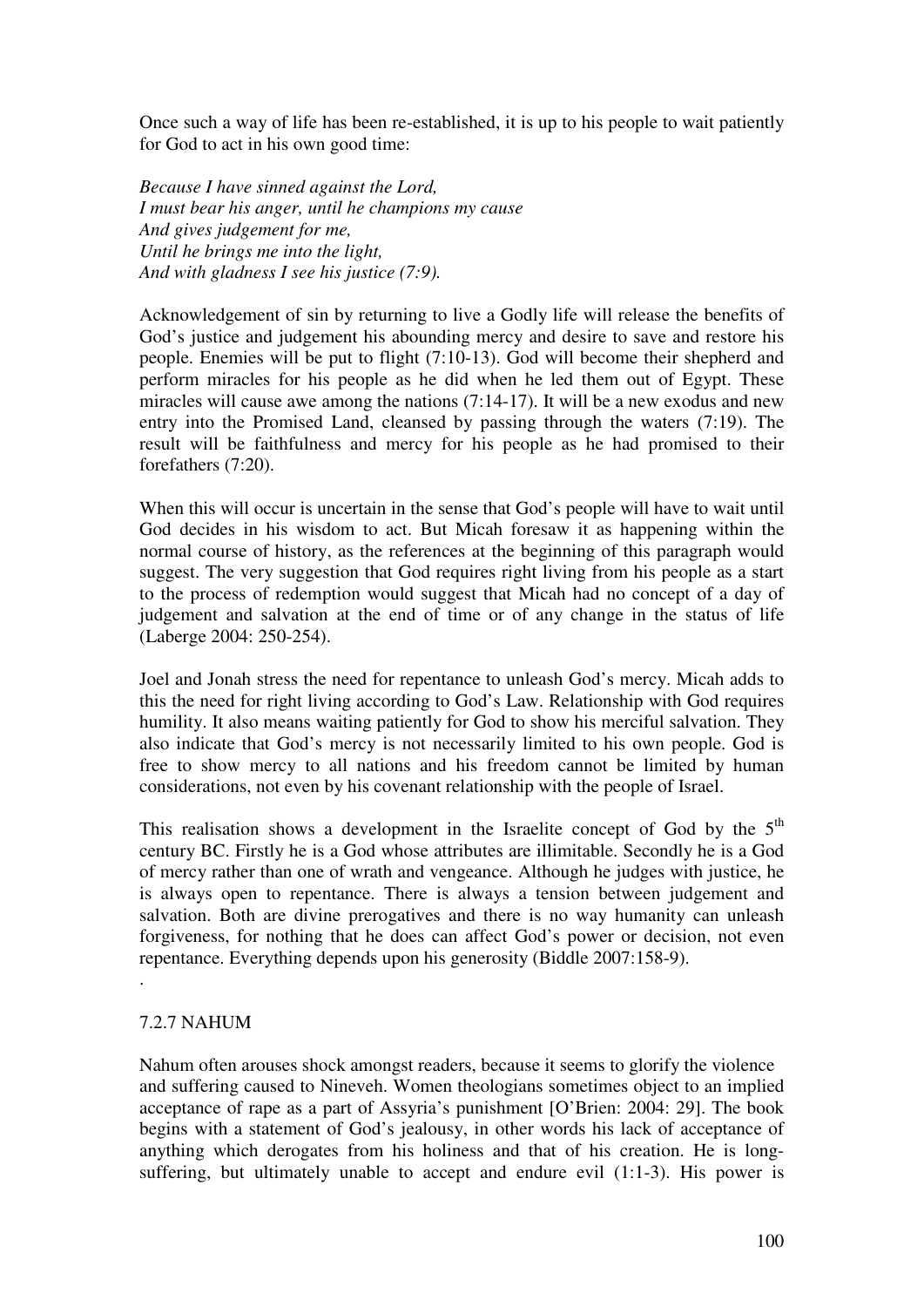Once such a way of life has been re-established, it is up to his people to wait patiently for God to act in his own good time:

*Because I have sinned against the Lord,*
*I must bear his anger, until he champions my cause*
*And gives judgement for me,*
*Until he brings me into the light,*
*And with gladness I see his justice (7:9).*

Acknowledgement of sin by returning to live a Godly life will release the benefits of God's justice and judgement his abounding mercy and desire to save and restore his people. Enemies will be put to flight (7:10-13). God will become their shepherd and perform miracles for his people as he did when he led them out of Egypt. These miracles will cause awe among the nations (7:14-17). It will be a new exodus and new entry into the Promised Land, cleansed by passing through the waters (7:19). The result will be faithfulness and mercy for his people as he had promised to their forefathers (7:20).

When this will occur is uncertain in the sense that God's people will have to wait until God decides in his wisdom to act. But Micah foresaw it as happening within the normal course of history, as the references at the beginning of this paragraph would suggest. The very suggestion that God requires right living from his people as a start to the process of redemption would suggest that Micah had no concept of a day of judgement and salvation at the end of time or of any change in the status of life (Laberge 2004: 250-254).

Joel and Jonah stress the need for repentance to unleash God's mercy. Micah adds to this the need for right living according to God's Law. Relationship with God requires humility. It also means waiting patiently for God to show his merciful salvation. They also indicate that God's mercy is not necessarily limited to his own people. God is free to show mercy to all nations and his freedom cannot be limited by human considerations, not even by his covenant relationship with the people of Israel.

This realisation shows a development in the Israelite concept of God by the 5th century BC. Firstly he is a God whose attributes are illimitable. Secondly he is a God of mercy rather than one of wrath and vengeance. Although he judges with justice, he is always open to repentance. There is always a tension between judgement and salvation. Both are divine prerogatives and there is no way humanity can unleash forgiveness, for nothing that he does can affect God's power or decision, not even repentance. Everything depends upon his generosity (Biddle 2007:158-9).

.

### 7.2.7 NAHUM

Nahum often arouses shock amongst readers, because it seems to glorify the violence and suffering caused to Nineveh. Women theologians sometimes object to an implied acceptance of rape as a part of Assyria's punishment [O'Brien: 2004: 29]. The book begins with a statement of God's jealousy, in other words his lack of acceptance of anything which derogates from his holiness and that of his creation. He is long-suffering, but ultimately unable to accept and endure evil (1:1-3). His power is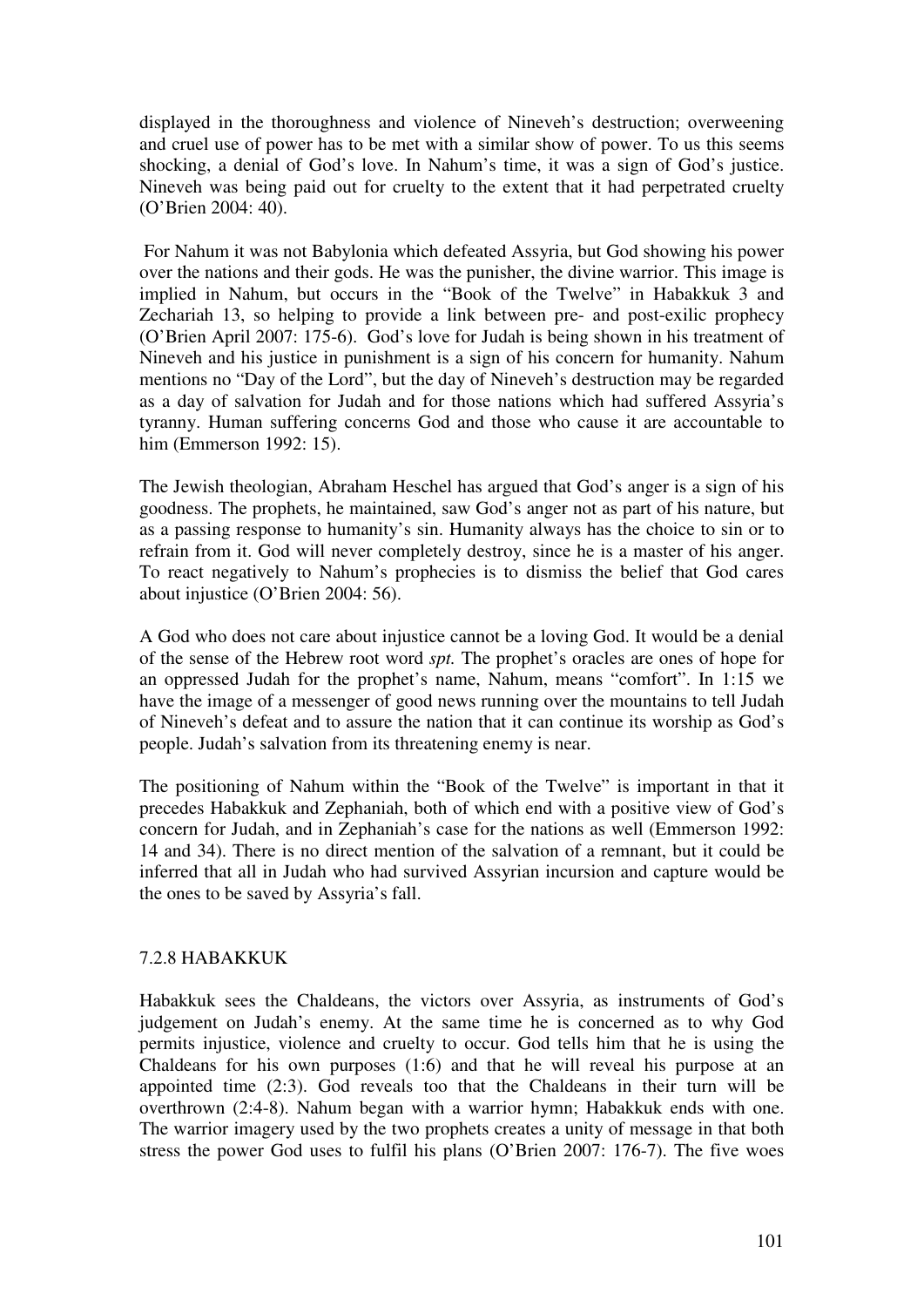displayed in the thoroughness and violence of Nineveh's destruction; overweening and cruel use of power has to be met with a similar show of power. To us this seems shocking, a denial of God's love. In Nahum's time, it was a sign of God's justice. Nineveh was being paid out for cruelty to the extent that it had perpetrated cruelty (O'Brien 2004: 40).

For Nahum it was not Babylonia which defeated Assyria, but God showing his power over the nations and their gods. He was the punisher, the divine warrior. This image is implied in Nahum, but occurs in the "Book of the Twelve" in Habakkuk 3 and Zechariah 13, so helping to provide a link between pre- and post-exilic prophecy (O'Brien April 2007: 175-6). God's love for Judah is being shown in his treatment of Nineveh and his justice in punishment is a sign of his concern for humanity. Nahum mentions no "Day of the Lord", but the day of Nineveh's destruction may be regarded as a day of salvation for Judah and for those nations which had suffered Assyria's tyranny. Human suffering concerns God and those who cause it are accountable to him (Emmerson 1992: 15).

The Jewish theologian, Abraham Heschel has argued that God's anger is a sign of his goodness. The prophets, he maintained, saw God's anger not as part of his nature, but as a passing response to humanity's sin. Humanity always has the choice to sin or to refrain from it. God will never completely destroy, since he is a master of his anger. To react negatively to Nahum's prophecies is to dismiss the belief that God cares about injustice (O'Brien 2004: 56).

A God who does not care about injustice cannot be a loving God. It would be a denial of the sense of the Hebrew root word *spt.* The prophet's oracles are ones of hope for an oppressed Judah for the prophet's name, Nahum, means "comfort". In 1:15 we have the image of a messenger of good news running over the mountains to tell Judah of Nineveh's defeat and to assure the nation that it can continue its worship as God's people. Judah's salvation from its threatening enemy is near.

The positioning of Nahum within the "Book of the Twelve" is important in that it precedes Habakkuk and Zephaniah, both of which end with a positive view of God's concern for Judah, and in Zephaniah's case for the nations as well (Emmerson 1992: 14 and 34). There is no direct mention of the salvation of a remnant, but it could be inferred that all in Judah who had survived Assyrian incursion and capture would be the ones to be saved by Assyria's fall.

### 7.2.8 HABAKKUK

Habakkuk sees the Chaldeans, the victors over Assyria, as instruments of God's judgement on Judah's enemy. At the same time he is concerned as to why God permits injustice, violence and cruelty to occur. God tells him that he is using the Chaldeans for his own purposes (1:6) and that he will reveal his purpose at an appointed time (2:3). God reveals too that the Chaldeans in their turn will be overthrown (2:4-8). Nahum began with a warrior hymn; Habakkuk ends with one. The warrior imagery used by the two prophets creates a unity of message in that both stress the power God uses to fulfil his plans (O'Brien 2007: 176-7). The five woes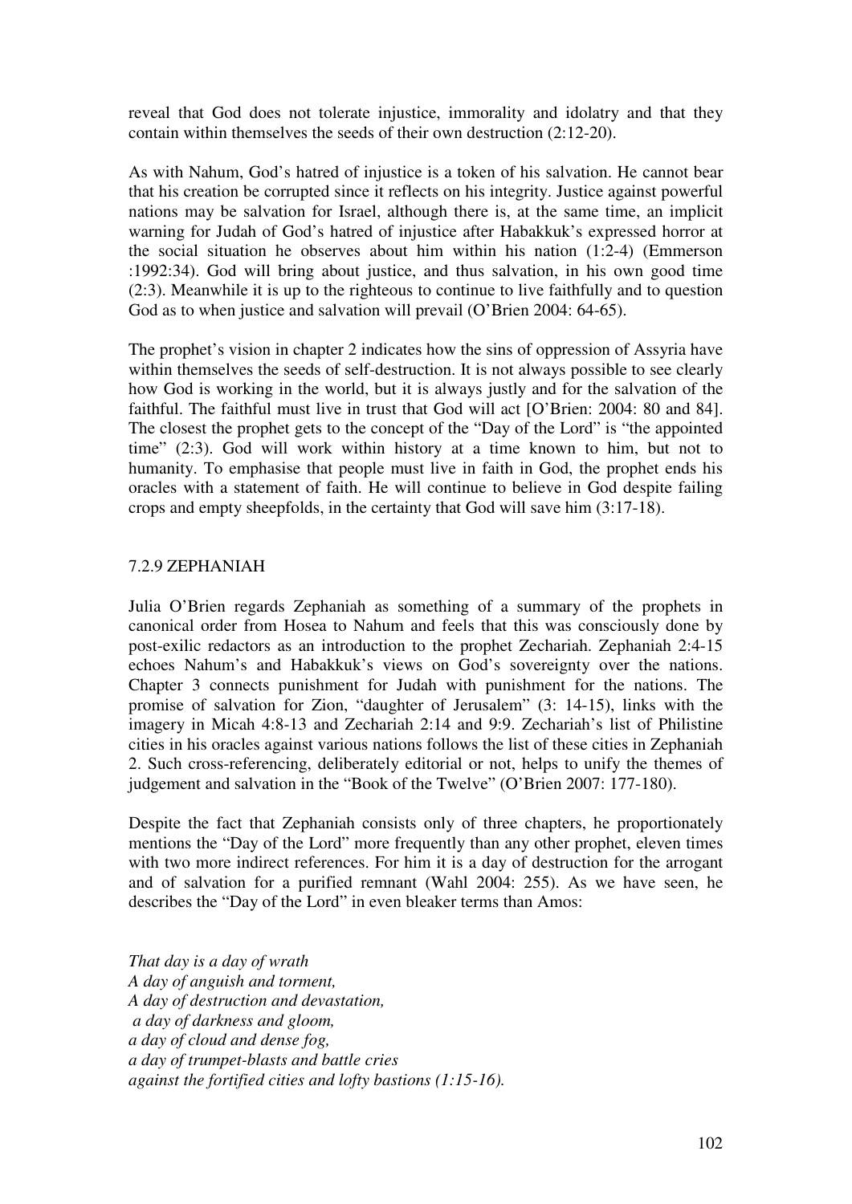reveal that God does not tolerate injustice, immorality and idolatry and that they contain within themselves the seeds of their own destruction (2:12-20).

As with Nahum, God's hatred of injustice is a token of his salvation. He cannot bear that his creation be corrupted since it reflects on his integrity. Justice against powerful nations may be salvation for Israel, although there is, at the same time, an implicit warning for Judah of God's hatred of injustice after Habakkuk's expressed horror at the social situation he observes about him within his nation (1:2-4) (Emmerson :1992:34). God will bring about justice, and thus salvation, in his own good time (2:3). Meanwhile it is up to the righteous to continue to live faithfully and to question God as to when justice and salvation will prevail (O'Brien 2004: 64-65).

The prophet's vision in chapter 2 indicates how the sins of oppression of Assyria have within themselves the seeds of self-destruction. It is not always possible to see clearly how God is working in the world, but it is always justly and for the salvation of the faithful. The faithful must live in trust that God will act [O'Brien: 2004: 80 and 84]. The closest the prophet gets to the concept of the "Day of the Lord" is "the appointed time" (2:3). God will work within history at a time known to him, but not to humanity. To emphasise that people must live in faith in God, the prophet ends his oracles with a statement of faith. He will continue to believe in God despite failing crops and empty sheepfolds, in the certainty that God will save him (3:17-18).

### 7.2.9 ZEPHANIAH

Julia O'Brien regards Zephaniah as something of a summary of the prophets in canonical order from Hosea to Nahum and feels that this was consciously done by post-exilic redactors as an introduction to the prophet Zechariah. Zephaniah 2:4-15 echoes Nahum's and Habakkuk's views on God's sovereignty over the nations. Chapter 3 connects punishment for Judah with punishment for the nations. The promise of salvation for Zion, "daughter of Jerusalem" (3: 14-15), links with the imagery in Micah 4:8-13 and Zechariah 2:14 and 9:9. Zechariah's list of Philistine cities in his oracles against various nations follows the list of these cities in Zephaniah 2. Such cross-referencing, deliberately editorial or not, helps to unify the themes of judgement and salvation in the "Book of the Twelve" (O'Brien 2007: 177-180).

Despite the fact that Zephaniah consists only of three chapters, he proportionately mentions the "Day of the Lord" more frequently than any other prophet, eleven times with two more indirect references. For him it is a day of destruction for the arrogant and of salvation for a purified remnant (Wahl 2004: 255). As we have seen, he describes the "Day of the Lord" in even bleaker terms than Amos:

*That day is a day of wrath*
*A day of anguish and torment,*
*A day of destruction and devastation,*
*a day of darkness and gloom,*
*a day of cloud and dense fog,*
*a day of trumpet-blasts and battle cries*
*against the fortified cities and lofty bastions (1:15-16).*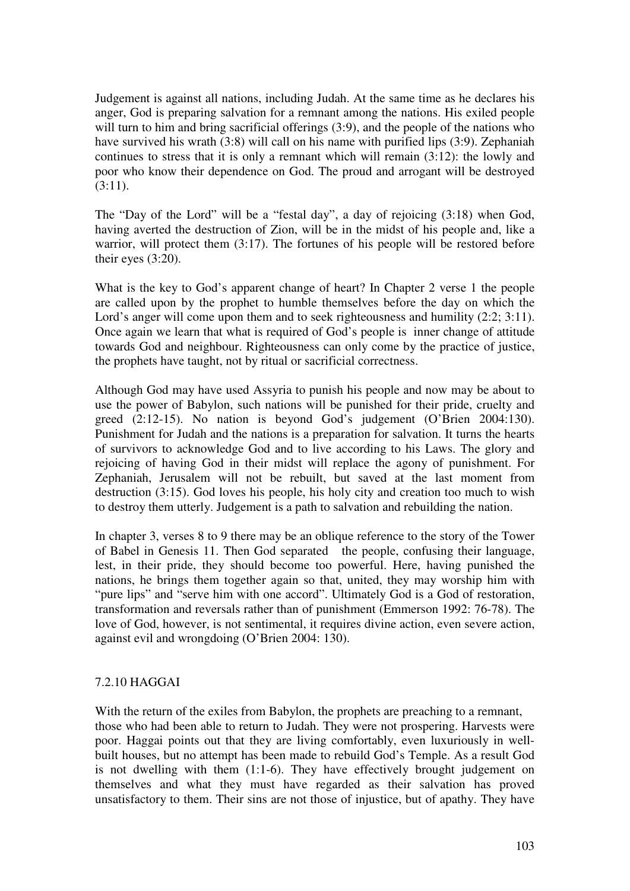Judgement is against all nations, including Judah. At the same time as he declares his anger, God is preparing salvation for a remnant among the nations. His exiled people will turn to him and bring sacrificial offerings (3:9), and the people of the nations who have survived his wrath (3:8) will call on his name with purified lips (3:9). Zephaniah continues to stress that it is only a remnant which will remain (3:12): the lowly and poor who know their dependence on God. The proud and arrogant will be destroyed (3:11).

The "Day of the Lord" will be a "festal day", a day of rejoicing (3:18) when God, having averted the destruction of Zion, will be in the midst of his people and, like a warrior, will protect them (3:17). The fortunes of his people will be restored before their eyes (3:20).

What is the key to God's apparent change of heart? In Chapter 2 verse 1 the people are called upon by the prophet to humble themselves before the day on which the Lord's anger will come upon them and to seek righteousness and humility (2:2; 3:11). Once again we learn that what is required of God's people is inner change of attitude towards God and neighbour. Righteousness can only come by the practice of justice, the prophets have taught, not by ritual or sacrificial correctness.

Although God may have used Assyria to punish his people and now may be about to use the power of Babylon, such nations will be punished for their pride, cruelty and greed (2:12-15). No nation is beyond God's judgement (O'Brien 2004:130). Punishment for Judah and the nations is a preparation for salvation. It turns the hearts of survivors to acknowledge God and to live according to his Laws. The glory and rejoicing of having God in their midst will replace the agony of punishment. For Zephaniah, Jerusalem will not be rebuilt, but saved at the last moment from destruction (3:15). God loves his people, his holy city and creation too much to wish to destroy them utterly. Judgement is a path to salvation and rebuilding the nation.

In chapter 3, verses 8 to 9 there may be an oblique reference to the story of the Tower of Babel in Genesis 11. Then God separated the people, confusing their language, lest, in their pride, they should become too powerful. Here, having punished the nations, he brings them together again so that, united, they may worship him with "pure lips" and "serve him with one accord". Ultimately God is a God of restoration, transformation and reversals rather than of punishment (Emmerson 1992: 76-78). The love of God, however, is not sentimental, it requires divine action, even severe action, against evil and wrongdoing (O'Brien 2004: 130).

### 7.2.10 HAGGAI

With the return of the exiles from Babylon, the prophets are preaching to a remnant, those who had been able to return to Judah. They were not prospering. Harvests were poor. Haggai points out that they are living comfortably, even luxuriously in well-built houses, but no attempt has been made to rebuild God's Temple. As a result God is not dwelling with them (1:1-6). They have effectively brought judgement on themselves and what they must have regarded as their salvation has proved unsatisfactory to them. Their sins are not those of injustice, but of apathy. They have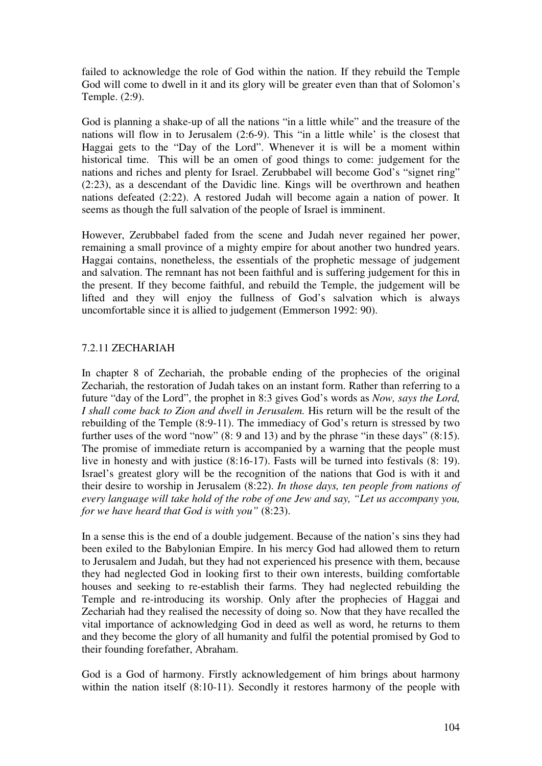failed to acknowledge the role of God within the nation. If they rebuild the Temple God will come to dwell in it and its glory will be greater even than that of Solomon's Temple. (2:9).

God is planning a shake-up of all the nations "in a little while" and the treasure of the nations will flow in to Jerusalem (2:6-9). This "in a little while' is the closest that Haggai gets to the "Day of the Lord". Whenever it is will be a moment within historical time. This will be an omen of good things to come: judgement for the nations and riches and plenty for Israel. Zerubbabel will become God's "signet ring" (2:23), as a descendant of the Davidic line. Kings will be overthrown and heathen nations defeated (2:22). A restored Judah will become again a nation of power. It seems as though the full salvation of the people of Israel is imminent.

However, Zerubbabel faded from the scene and Judah never regained her power, remaining a small province of a mighty empire for about another two hundred years. Haggai contains, nonetheless, the essentials of the prophetic message of judgement and salvation. The remnant has not been faithful and is suffering judgement for this in the present. If they become faithful, and rebuild the Temple, the judgement will be lifted and they will enjoy the fullness of God's salvation which is always uncomfortable since it is allied to judgement (Emmerson 1992: 90).

### 7.2.11 ZECHARIAH

In chapter 8 of Zechariah, the probable ending of the prophecies of the original Zechariah, the restoration of Judah takes on an instant form. Rather than referring to a future "day of the Lord", the prophet in 8:3 gives God's words as *Now, says the Lord, I shall come back to Zion and dwell in Jerusalem.* His return will be the result of the rebuilding of the Temple (8:9-11). The immediacy of God's return is stressed by two further uses of the word "now" (8: 9 and 13) and by the phrase "in these days" (8:15). The promise of immediate return is accompanied by a warning that the people must live in honesty and with justice (8:16-17). Fasts will be turned into festivals (8: 19). Israel's greatest glory will be the recognition of the nations that God is with it and their desire to worship in Jerusalem (8:22). *In those days, ten people from nations of every language will take hold of the robe of one Jew and say, "Let us accompany you, for we have heard that God is with you"* (8:23).

In a sense this is the end of a double judgement. Because of the nation's sins they had been exiled to the Babylonian Empire. In his mercy God had allowed them to return to Jerusalem and Judah, but they had not experienced his presence with them, because they had neglected God in looking first to their own interests, building comfortable houses and seeking to re-establish their farms. They had neglected rebuilding the Temple and re-introducing its worship. Only after the prophecies of Haggai and Zechariah had they realised the necessity of doing so. Now that they have recalled the vital importance of acknowledging God in deed as well as word, he returns to them and they become the glory of all humanity and fulfil the potential promised by God to their founding forefather, Abraham.

God is a God of harmony. Firstly acknowledgement of him brings about harmony within the nation itself (8:10-11). Secondly it restores harmony of the people with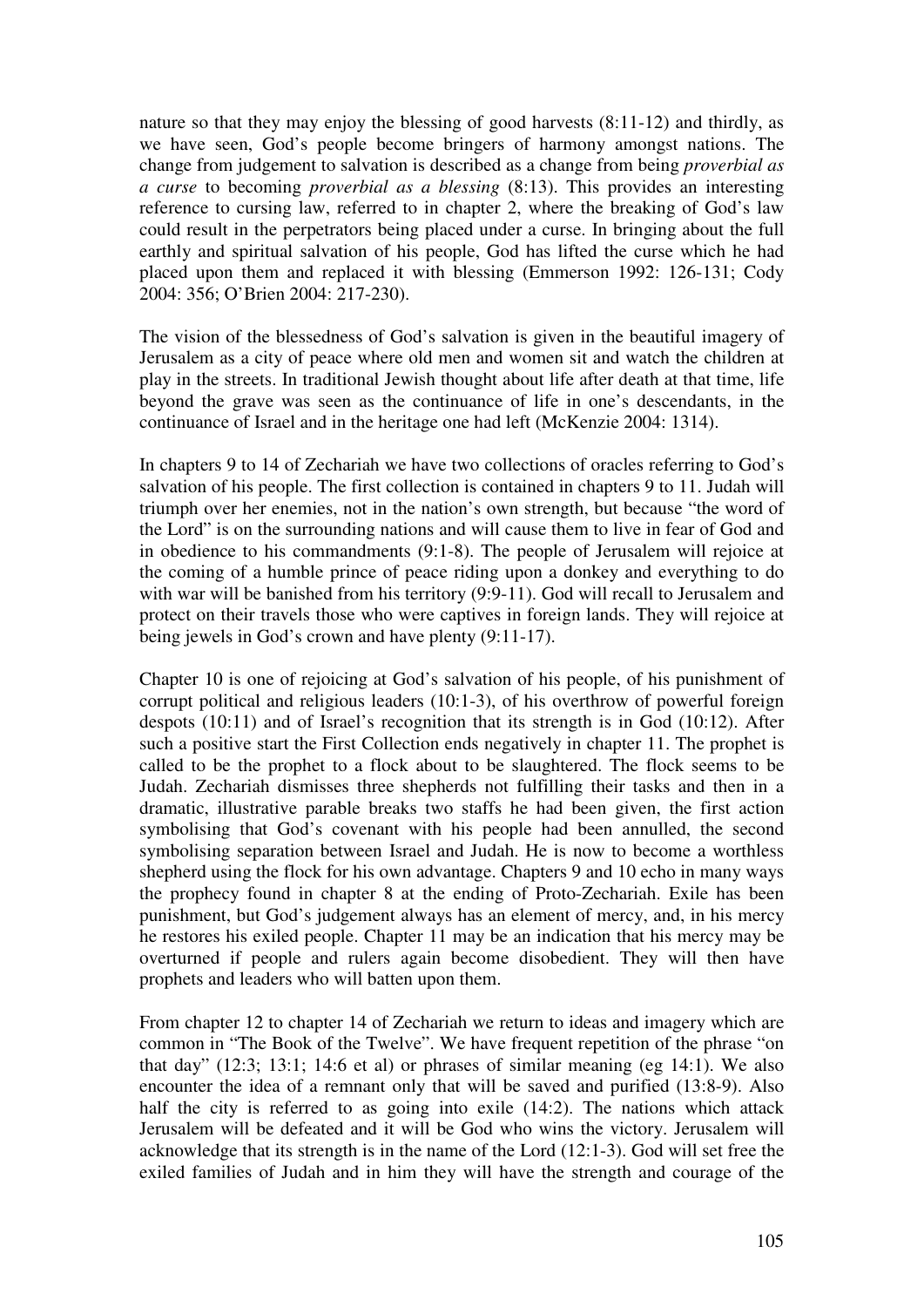nature so that they may enjoy the blessing of good harvests (8:11-12) and thirdly, as we have seen, God's people become bringers of harmony amongst nations. The change from judgement to salvation is described as a change from being *proverbial as a curse* to becoming *proverbial as a blessing* (8:13). This provides an interesting reference to cursing law, referred to in chapter 2, where the breaking of God's law could result in the perpetrators being placed under a curse. In bringing about the full earthly and spiritual salvation of his people, God has lifted the curse which he had placed upon them and replaced it with blessing (Emmerson 1992: 126-131; Cody 2004: 356; O'Brien 2004: 217-230).

The vision of the blessedness of God's salvation is given in the beautiful imagery of Jerusalem as a city of peace where old men and women sit and watch the children at play in the streets. In traditional Jewish thought about life after death at that time, life beyond the grave was seen as the continuance of life in one's descendants, in the continuance of Israel and in the heritage one had left (McKenzie 2004: 1314).

In chapters 9 to 14 of Zechariah we have two collections of oracles referring to God's salvation of his people. The first collection is contained in chapters 9 to 11. Judah will triumph over her enemies, not in the nation's own strength, but because "the word of the Lord" is on the surrounding nations and will cause them to live in fear of God and in obedience to his commandments (9:1-8). The people of Jerusalem will rejoice at the coming of a humble prince of peace riding upon a donkey and everything to do with war will be banished from his territory (9:9-11). God will recall to Jerusalem and protect on their travels those who were captives in foreign lands. They will rejoice at being jewels in God's crown and have plenty (9:11-17).

Chapter 10 is one of rejoicing at God's salvation of his people, of his punishment of corrupt political and religious leaders (10:1-3), of his overthrow of powerful foreign despots (10:11) and of Israel's recognition that its strength is in God (10:12). After such a positive start the First Collection ends negatively in chapter 11. The prophet is called to be the prophet to a flock about to be slaughtered. The flock seems to be Judah. Zechariah dismisses three shepherds not fulfilling their tasks and then in a dramatic, illustrative parable breaks two staffs he had been given, the first action symbolising that God's covenant with his people had been annulled, the second symbolising separation between Israel and Judah. He is now to become a worthless shepherd using the flock for his own advantage. Chapters 9 and 10 echo in many ways the prophecy found in chapter 8 at the ending of Proto-Zechariah. Exile has been punishment, but God's judgement always has an element of mercy, and, in his mercy he restores his exiled people. Chapter 11 may be an indication that his mercy may be overturned if people and rulers again become disobedient. They will then have prophets and leaders who will batten upon them.

From chapter 12 to chapter 14 of Zechariah we return to ideas and imagery which are common in "The Book of the Twelve". We have frequent repetition of the phrase "on that day" (12:3; 13:1; 14:6 et al) or phrases of similar meaning (eg 14:1). We also encounter the idea of a remnant only that will be saved and purified (13:8-9). Also half the city is referred to as going into exile (14:2). The nations which attack Jerusalem will be defeated and it will be God who wins the victory. Jerusalem will acknowledge that its strength is in the name of the Lord (12:1-3). God will set free the exiled families of Judah and in him they will have the strength and courage of the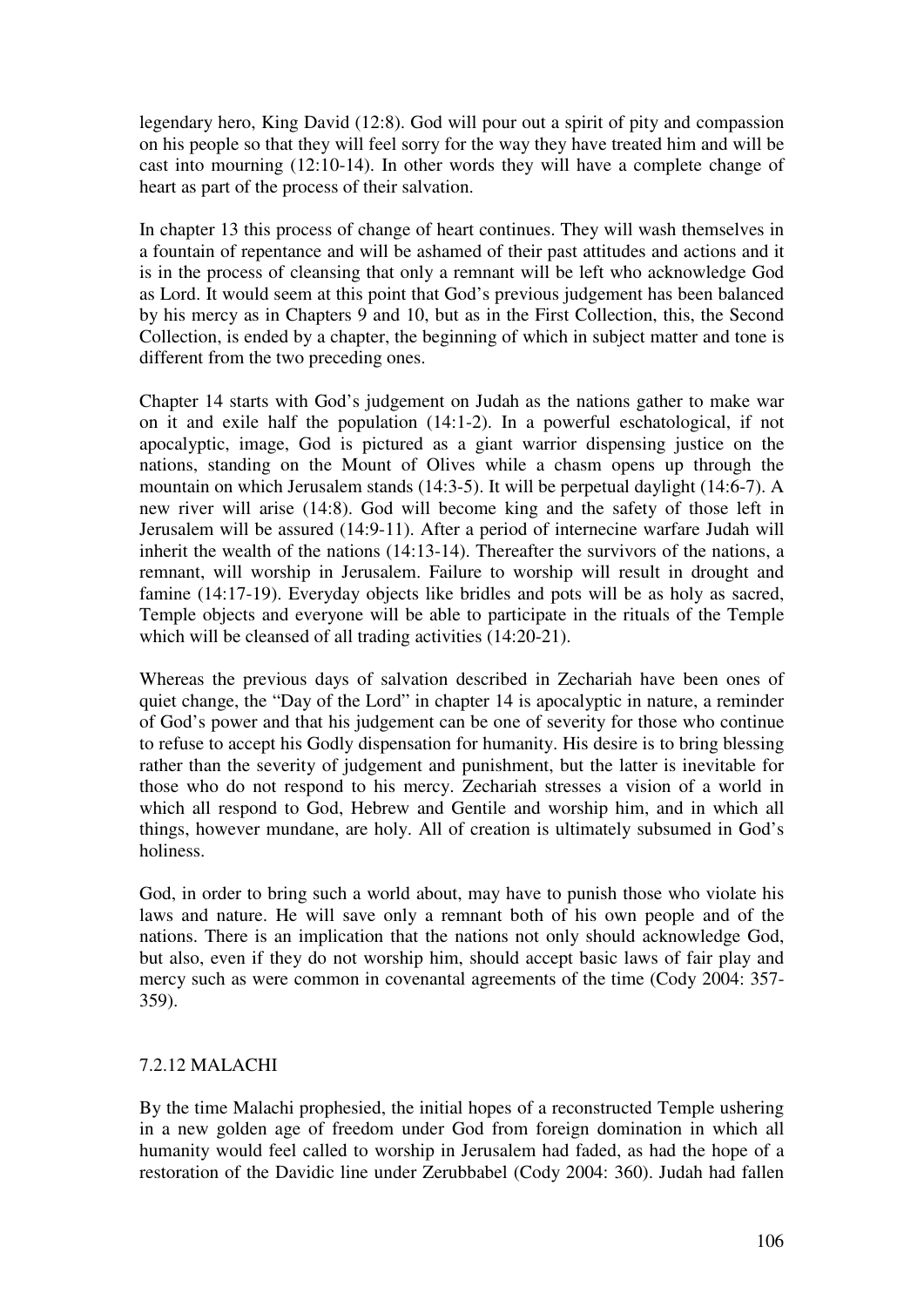legendary hero, King David (12:8). God will pour out a spirit of pity and compassion on his people so that they will feel sorry for the way they have treated him and will be cast into mourning (12:10-14). In other words they will have a complete change of heart as part of the process of their salvation.

In chapter 13 this process of change of heart continues. They will wash themselves in a fountain of repentance and will be ashamed of their past attitudes and actions and it is in the process of cleansing that only a remnant will be left who acknowledge God as Lord. It would seem at this point that God's previous judgement has been balanced by his mercy as in Chapters 9 and 10, but as in the First Collection, this, the Second Collection, is ended by a chapter, the beginning of which in subject matter and tone is different from the two preceding ones.

Chapter 14 starts with God's judgement on Judah as the nations gather to make war on it and exile half the population (14:1-2). In a powerful eschatological, if not apocalyptic, image, God is pictured as a giant warrior dispensing justice on the nations, standing on the Mount of Olives while a chasm opens up through the mountain on which Jerusalem stands (14:3-5). It will be perpetual daylight (14:6-7). A new river will arise (14:8). God will become king and the safety of those left in Jerusalem will be assured (14:9-11). After a period of internecine warfare Judah will inherit the wealth of the nations (14:13-14). Thereafter the survivors of the nations, a remnant, will worship in Jerusalem. Failure to worship will result in drought and famine (14:17-19). Everyday objects like bridles and pots will be as holy as sacred, Temple objects and everyone will be able to participate in the rituals of the Temple which will be cleansed of all trading activities (14:20-21).

Whereas the previous days of salvation described in Zechariah have been ones of quiet change, the "Day of the Lord" in chapter 14 is apocalyptic in nature, a reminder of God's power and that his judgement can be one of severity for those who continue to refuse to accept his Godly dispensation for humanity. His desire is to bring blessing rather than the severity of judgement and punishment, but the latter is inevitable for those who do not respond to his mercy. Zechariah stresses a vision of a world in which all respond to God, Hebrew and Gentile and worship him, and in which all things, however mundane, are holy. All of creation is ultimately subsumed in God's holiness.

God, in order to bring such a world about, may have to punish those who violate his laws and nature. He will save only a remnant both of his own people and of the nations. There is an implication that the nations not only should acknowledge God, but also, even if they do not worship him, should accept basic laws of fair play and mercy such as were common in covenantal agreements of the time (Cody 2004: 357-359).

### 7.2.12 MALACHI

By the time Malachi prophesied, the initial hopes of a reconstructed Temple ushering in a new golden age of freedom under God from foreign domination in which all humanity would feel called to worship in Jerusalem had faded, as had the hope of a restoration of the Davidic line under Zerubbabel (Cody 2004: 360). Judah had fallen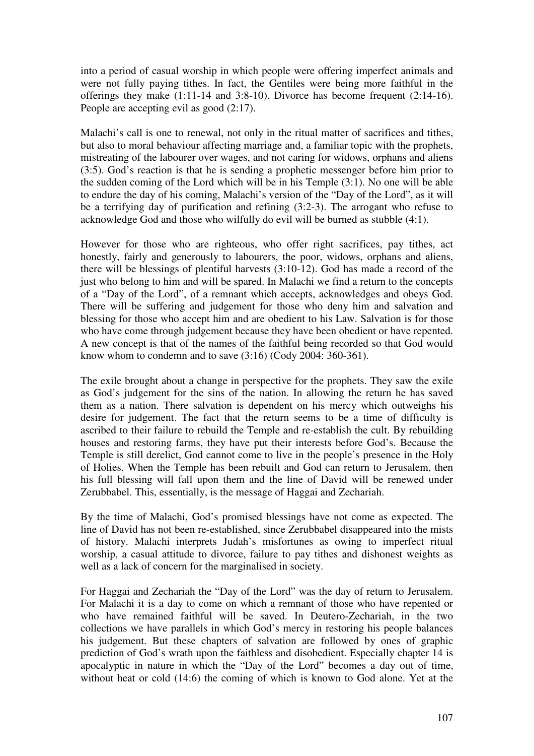into a period of casual worship in which people were offering imperfect animals and were not fully paying tithes. In fact, the Gentiles were being more faithful in the offerings they make (1:11-14 and 3:8-10). Divorce has become frequent (2:14-16). People are accepting evil as good (2:17).

Malachi's call is one to renewal, not only in the ritual matter of sacrifices and tithes, but also to moral behaviour affecting marriage and, a familiar topic with the prophets, mistreating of the labourer over wages, and not caring for widows, orphans and aliens (3:5). God's reaction is that he is sending a prophetic messenger before him prior to the sudden coming of the Lord which will be in his Temple (3:1). No one will be able to endure the day of his coming, Malachi's version of the "Day of the Lord", as it will be a terrifying day of purification and refining (3:2-3). The arrogant who refuse to acknowledge God and those who wilfully do evil will be burned as stubble (4:1).

However for those who are righteous, who offer right sacrifices, pay tithes, act honestly, fairly and generously to labourers, the poor, widows, orphans and aliens, there will be blessings of plentiful harvests (3:10-12). God has made a record of the just who belong to him and will be spared. In Malachi we find a return to the concepts of a "Day of the Lord", of a remnant which accepts, acknowledges and obeys God. There will be suffering and judgement for those who deny him and salvation and blessing for those who accept him and are obedient to his Law. Salvation is for those who have come through judgement because they have been obedient or have repented. A new concept is that of the names of the faithful being recorded so that God would know whom to condemn and to save (3:16) (Cody 2004: 360-361).

The exile brought about a change in perspective for the prophets. They saw the exile as God's judgement for the sins of the nation. In allowing the return he has saved them as a nation. There salvation is dependent on his mercy which outweighs his desire for judgement. The fact that the return seems to be a time of difficulty is ascribed to their failure to rebuild the Temple and re-establish the cult. By rebuilding houses and restoring farms, they have put their interests before God's. Because the Temple is still derelict, God cannot come to live in the people's presence in the Holy of Holies. When the Temple has been rebuilt and God can return to Jerusalem, then his full blessing will fall upon them and the line of David will be renewed under Zerubbabel. This, essentially, is the message of Haggai and Zechariah.

By the time of Malachi, God's promised blessings have not come as expected. The line of David has not been re-established, since Zerubbabel disappeared into the mists of history. Malachi interprets Judah's misfortunes as owing to imperfect ritual worship, a casual attitude to divorce, failure to pay tithes and dishonest weights as well as a lack of concern for the marginalised in society.

For Haggai and Zechariah the "Day of the Lord" was the day of return to Jerusalem. For Malachi it is a day to come on which a remnant of those who have repented or who have remained faithful will be saved. In Deutero-Zechariah, in the two collections we have parallels in which God's mercy in restoring his people balances his judgement. But these chapters of salvation are followed by ones of graphic prediction of God's wrath upon the faithless and disobedient. Especially chapter 14 is apocalyptic in nature in which the "Day of the Lord" becomes a day out of time, without heat or cold (14:6) the coming of which is known to God alone. Yet at the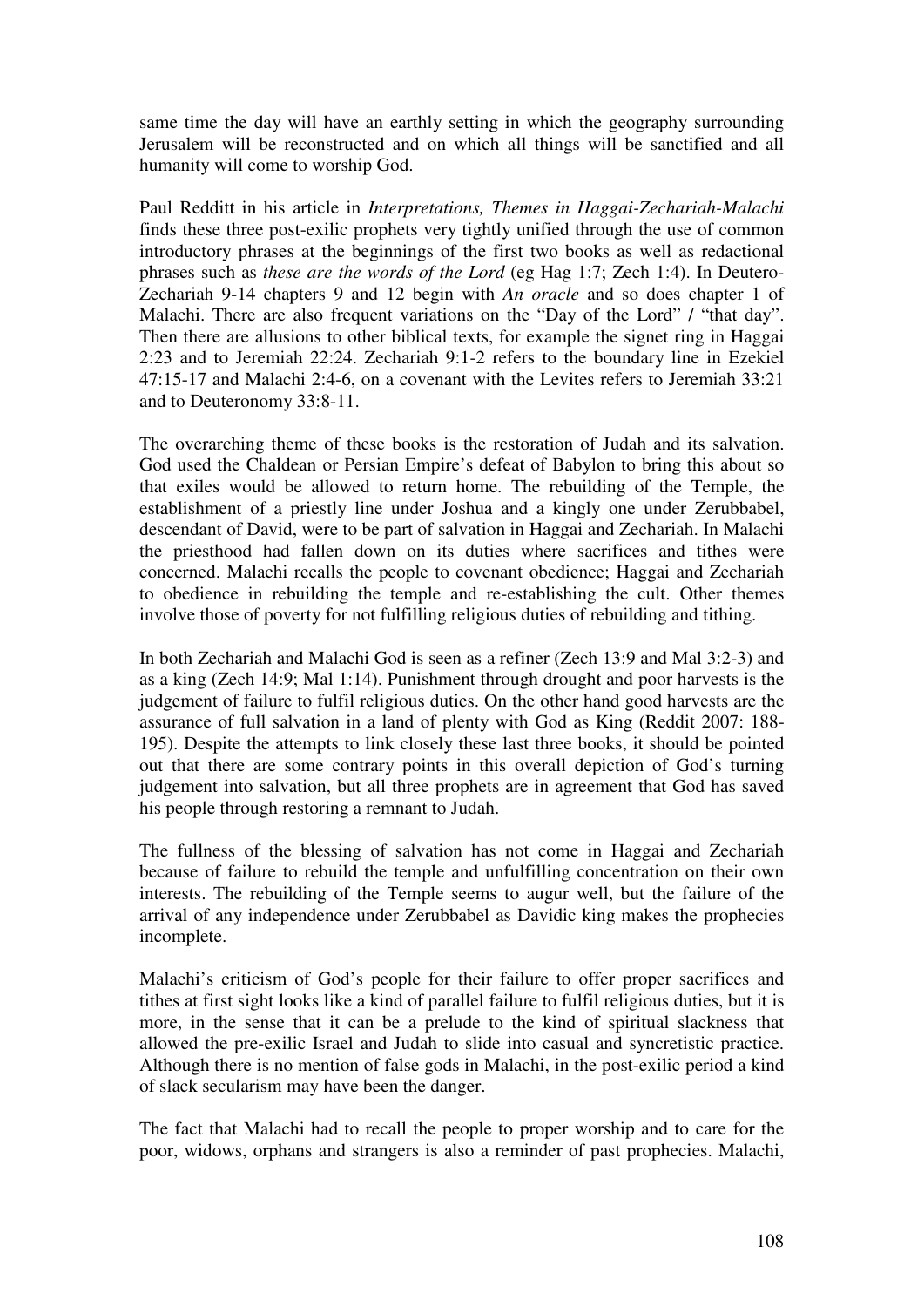same time the day will have an earthly setting in which the geography surrounding Jerusalem will be reconstructed and on which all things will be sanctified and all humanity will come to worship God.

Paul Redditt in his article in *Interpretations, Themes in Haggai-Zechariah-Malachi* finds these three post-exilic prophets very tightly unified through the use of common introductory phrases at the beginnings of the first two books as well as redactional phrases such as *these are the words of the Lord* (eg Hag 1:7; Zech 1:4). In Deutero-Zechariah 9-14 chapters 9 and 12 begin with *An oracle* and so does chapter 1 of Malachi. There are also frequent variations on the "Day of the Lord" / "that day". Then there are allusions to other biblical texts, for example the signet ring in Haggai 2:23 and to Jeremiah 22:24. Zechariah 9:1-2 refers to the boundary line in Ezekiel 47:15-17 and Malachi 2:4-6, on a covenant with the Levites refers to Jeremiah 33:21 and to Deuteronomy 33:8-11.

The overarching theme of these books is the restoration of Judah and its salvation. God used the Chaldean or Persian Empire's defeat of Babylon to bring this about so that exiles would be allowed to return home. The rebuilding of the Temple, the establishment of a priestly line under Joshua and a kingly one under Zerubbabel, descendant of David, were to be part of salvation in Haggai and Zechariah. In Malachi the priesthood had fallen down on its duties where sacrifices and tithes were concerned. Malachi recalls the people to covenant obedience; Haggai and Zechariah to obedience in rebuilding the temple and re-establishing the cult. Other themes involve those of poverty for not fulfilling religious duties of rebuilding and tithing.

In both Zechariah and Malachi God is seen as a refiner (Zech 13:9 and Mal 3:2-3) and as a king (Zech 14:9; Mal 1:14). Punishment through drought and poor harvests is the judgement of failure to fulfil religious duties. On the other hand good harvests are the assurance of full salvation in a land of plenty with God as King (Reddit 2007: 188-195). Despite the attempts to link closely these last three books, it should be pointed out that there are some contrary points in this overall depiction of God's turning judgement into salvation, but all three prophets are in agreement that God has saved his people through restoring a remnant to Judah.

The fullness of the blessing of salvation has not come in Haggai and Zechariah because of failure to rebuild the temple and unfulfilling concentration on their own interests. The rebuilding of the Temple seems to augur well, but the failure of the arrival of any independence under Zerubbabel as Davidic king makes the prophecies incomplete.

Malachi's criticism of God's people for their failure to offer proper sacrifices and tithes at first sight looks like a kind of parallel failure to fulfil religious duties, but it is more, in the sense that it can be a prelude to the kind of spiritual slackness that allowed the pre-exilic Israel and Judah to slide into casual and syncretistic practice. Although there is no mention of false gods in Malachi, in the post-exilic period a kind of slack secularism may have been the danger.

The fact that Malachi had to recall the people to proper worship and to care for the poor, widows, orphans and strangers is also a reminder of past prophecies. Malachi,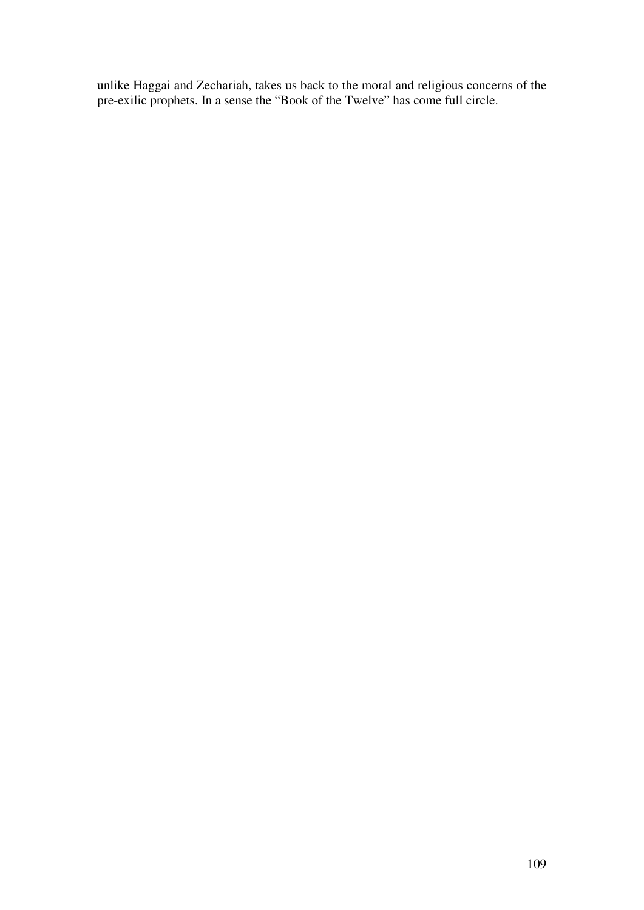unlike Haggai and Zechariah, takes us back to the moral and religious concerns of the pre-exilic prophets. In a sense the "Book of the Twelve" has come full circle.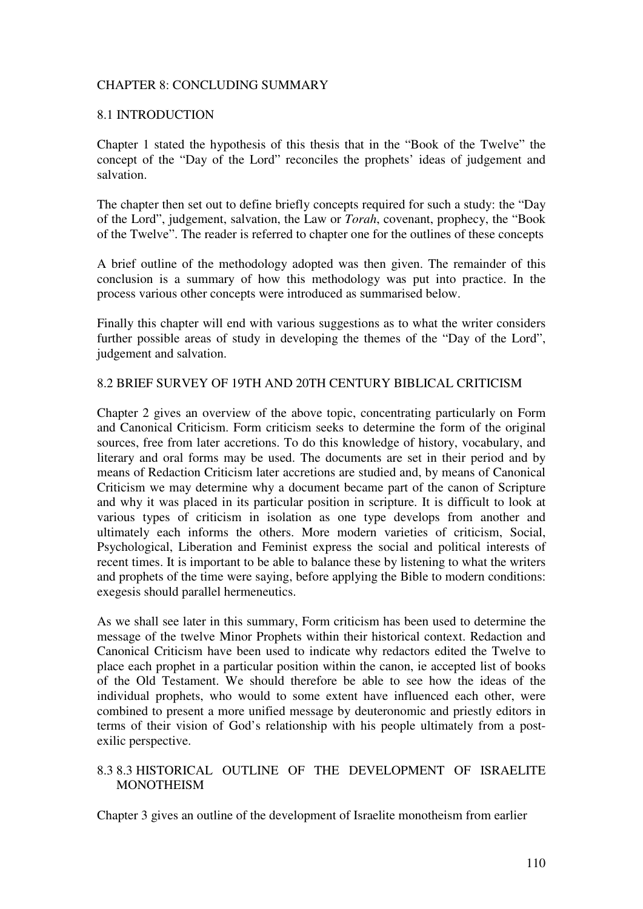# CHAPTER 8: CONCLUDING SUMMARY

## 8.1 INTRODUCTION

Chapter 1 stated the hypothesis of this thesis that in the "Book of the Twelve" the concept of the "Day of the Lord" reconciles the prophets' ideas of judgement and salvation.

The chapter then set out to define briefly concepts required for such a study: the "Day of the Lord", judgement, salvation, the Law or *Torah*, covenant, prophecy, the "Book of the Twelve". The reader is referred to chapter one for the outlines of these concepts

A brief outline of the methodology adopted was then given. The remainder of this conclusion is a summary of how this methodology was put into practice. In the process various other concepts were introduced as summarised below.

Finally this chapter will end with various suggestions as to what the writer considers further possible areas of study in developing the themes of the "Day of the Lord", judgement and salvation.

## 8.2 BRIEF SURVEY OF 19TH AND 20TH CENTURY BIBLICAL CRITICISM

Chapter 2 gives an overview of the above topic, concentrating particularly on Form and Canonical Criticism. Form criticism seeks to determine the form of the original sources, free from later accretions. To do this knowledge of history, vocabulary, and literary and oral forms may be used. The documents are set in their period and by means of Redaction Criticism later accretions are studied and, by means of Canonical Criticism we may determine why a document became part of the canon of Scripture and why it was placed in its particular position in scripture. It is difficult to look at various types of criticism in isolation as one type develops from another and ultimately each informs the others. More modern varieties of criticism, Social, Psychological, Liberation and Feminist express the social and political interests of recent times. It is important to be able to balance these by listening to what the writers and prophets of the time were saying, before applying the Bible to modern conditions: exegesis should parallel hermeneutics.

As we shall see later in this summary, Form criticism has been used to determine the message of the twelve Minor Prophets within their historical context. Redaction and Canonical Criticism have been used to indicate why redactors edited the Twelve to place each prophet in a particular position within the canon, ie accepted list of books of the Old Testament. We should therefore be able to see how the ideas of the individual prophets, who would to some extent have influenced each other, were combined to present a more unified message by deuteronomic and priestly editors in terms of their vision of God's relationship with his people ultimately from a post-exilic perspective.

## 8.3 8.3 HISTORICAL OUTLINE OF THE DEVELOPMENT OF ISRAELITE MONOTHEISM

Chapter 3 gives an outline of the development of Israelite monotheism from earlier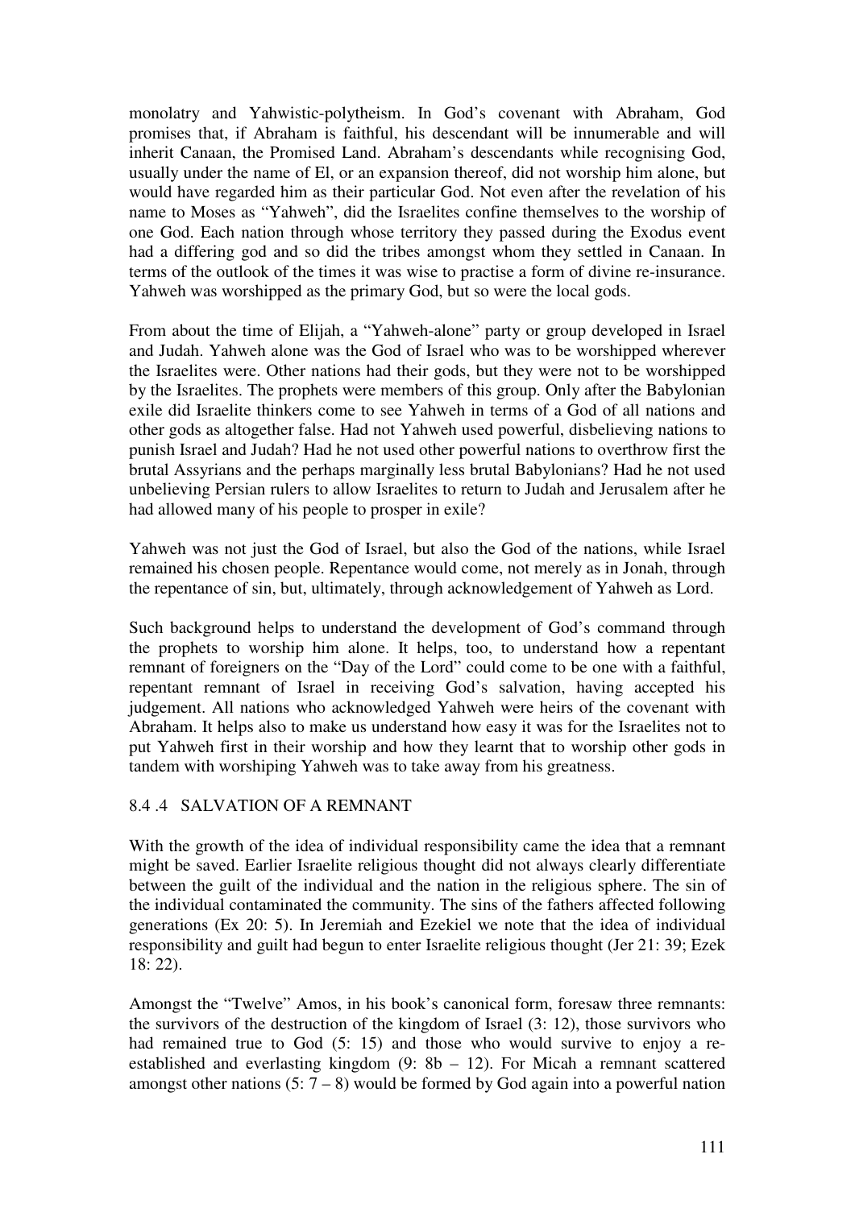monolatry and Yahwistic-polytheism. In God's covenant with Abraham, God promises that, if Abraham is faithful, his descendant will be innumerable and will inherit Canaan, the Promised Land. Abraham's descendants while recognising God, usually under the name of El, or an expansion thereof, did not worship him alone, but would have regarded him as their particular God. Not even after the revelation of his name to Moses as "Yahweh", did the Israelites confine themselves to the worship of one God. Each nation through whose territory they passed during the Exodus event had a differing god and so did the tribes amongst whom they settled in Canaan. In terms of the outlook of the times it was wise to practise a form of divine re-insurance. Yahweh was worshipped as the primary God, but so were the local gods.

From about the time of Elijah, a "Yahweh-alone" party or group developed in Israel and Judah. Yahweh alone was the God of Israel who was to be worshipped wherever the Israelites were. Other nations had their gods, but they were not to be worshipped by the Israelites. The prophets were members of this group. Only after the Babylonian exile did Israelite thinkers come to see Yahweh in terms of a God of all nations and other gods as altogether false. Had not Yahweh used powerful, disbelieving nations to punish Israel and Judah? Had he not used other powerful nations to overthrow first the brutal Assyrians and the perhaps marginally less brutal Babylonians? Had he not used unbelieving Persian rulers to allow Israelites to return to Judah and Jerusalem after he had allowed many of his people to prosper in exile?

Yahweh was not just the God of Israel, but also the God of the nations, while Israel remained his chosen people. Repentance would come, not merely as in Jonah, through the repentance of sin, but, ultimately, through acknowledgement of Yahweh as Lord.

Such background helps to understand the development of God's command through the prophets to worship him alone. It helps, too, to understand how a repentant remnant of foreigners on the "Day of the Lord" could come to be one with a faithful, repentant remnant of Israel in receiving God's salvation, having accepted his judgement. All nations who acknowledged Yahweh were heirs of the covenant with Abraham. It helps also to make us understand how easy it was for the Israelites not to put Yahweh first in their worship and how they learnt that to worship other gods in tandem with worshiping Yahweh was to take away from his greatness.

### 8.4 .4 SALVATION OF A REMNANT

With the growth of the idea of individual responsibility came the idea that a remnant might be saved. Earlier Israelite religious thought did not always clearly differentiate between the guilt of the individual and the nation in the religious sphere. The sin of the individual contaminated the community. The sins of the fathers affected following generations (Ex 20: 5). In Jeremiah and Ezekiel we note that the idea of individual responsibility and guilt had begun to enter Israelite religious thought (Jer 21: 39; Ezek 18: 22).

Amongst the "Twelve" Amos, in his book's canonical form, foresaw three remnants: the survivors of the destruction of the kingdom of Israel (3: 12), those survivors who had remained true to God (5: 15) and those who would survive to enjoy a re-established and everlasting kingdom (9: 8b – 12). For Micah a remnant scattered amongst other nations (5: 7 – 8) would be formed by God again into a powerful nation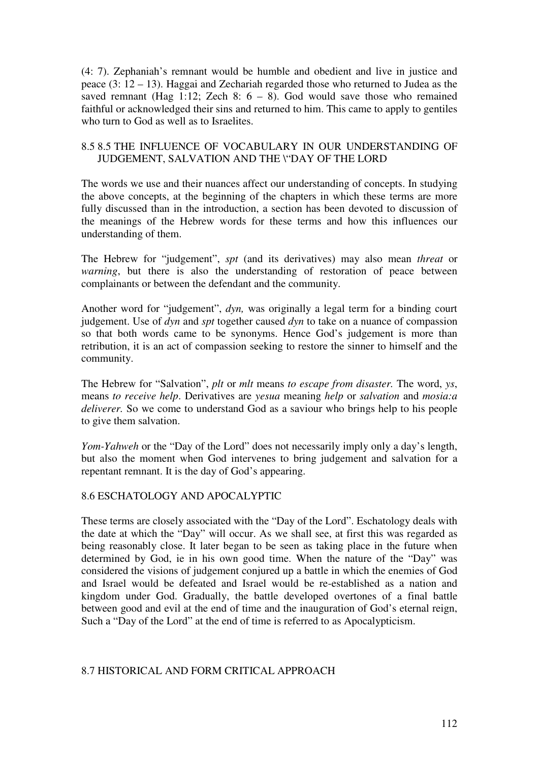(4: 7). Zephaniah's remnant would be humble and obedient and live in justice and peace (3: 12 – 13). Haggai and Zechariah regarded those who returned to Judea as the saved remnant (Hag 1:12; Zech 8: 6 – 8). God would save those who remained faithful or acknowledged their sins and returned to him. This came to apply to gentiles who turn to God as well as to Israelites.

## 8.5 8.5 THE INFLUENCE OF VOCABULARY IN OUR UNDERSTANDING OF JUDGEMENT, SALVATION AND THE \"DAY OF THE LORD

The words we use and their nuances affect our understanding of concepts. In studying the above concepts, at the beginning of the chapters in which these terms are more fully discussed than in the introduction, a section has been devoted to discussion of the meanings of the Hebrew words for these terms and how this influences our understanding of them.

The Hebrew for "judgement", *spt* (and its derivatives) may also mean *threat* or *warning*, but there is also the understanding of restoration of peace between complainants or between the defendant and the community.

Another word for "judgement", *dyn,* was originally a legal term for a binding court judgement. Use of *dyn* and *spt* together caused *dyn* to take on a nuance of compassion so that both words came to be synonyms. Hence God's judgement is more than retribution, it is an act of compassion seeking to restore the sinner to himself and the community.

The Hebrew for "Salvation", *plt* or *mlt* means *to escape from disaster.* The word, *ys*, means *to receive help*. Derivatives are *yesua* meaning *help* or *salvation* and *mosia:a deliverer.* So we come to understand God as a saviour who brings help to his people to give them salvation.

*Yom-Yahweh* or the "Day of the Lord" does not necessarily imply only a day's length, but also the moment when God intervenes to bring judgement and salvation for a repentant remnant. It is the day of God's appearing.

## 8.6 ESCHATOLOGY AND APOCALYPTIC

These terms are closely associated with the "Day of the Lord". Eschatology deals with the date at which the "Day" will occur. As we shall see, at first this was regarded as being reasonably close. It later began to be seen as taking place in the future when determined by God, ie in his own good time. When the nature of the "Day" was considered the visions of judgement conjured up a battle in which the enemies of God and Israel would be defeated and Israel would be re-established as a nation and kingdom under God. Gradually, the battle developed overtones of a final battle between good and evil at the end of time and the inauguration of God's eternal reign, Such a "Day of the Lord" at the end of time is referred to as Apocalypticism.

## 8.7 HISTORICAL AND FORM CRITICAL APPROACH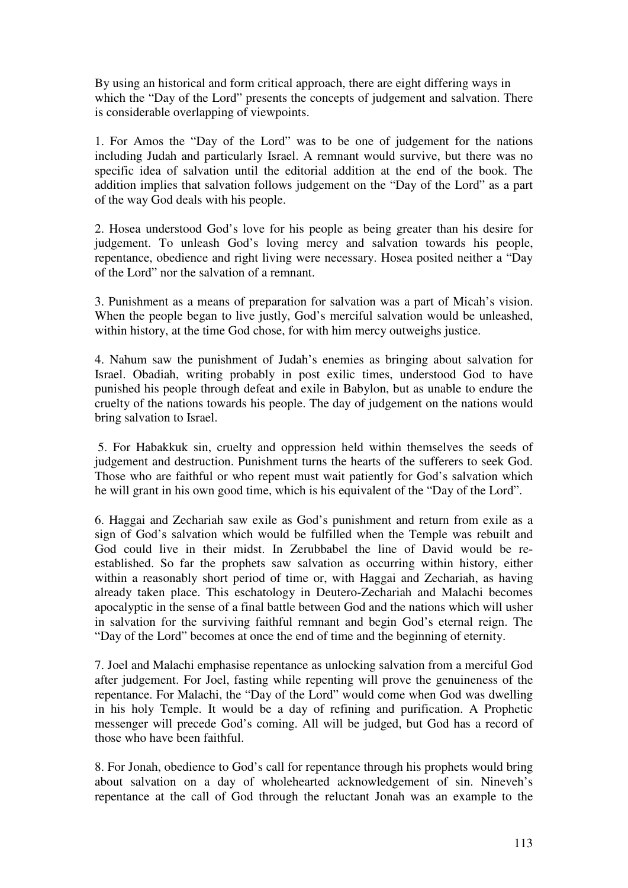By using an historical and form critical approach, there are eight differing ways in which the “Day of the Lord” presents the concepts of judgement and salvation. There is considerable overlapping of viewpoints.

1. For Amos the “Day of the Lord” was to be one of judgement for the nations including Judah and particularly Israel. A remnant would survive, but there was no specific idea of salvation until the editorial addition at the end of the book. The addition implies that salvation follows judgement on the “Day of the Lord” as a part of the way God deals with his people.

2. Hosea understood God’s love for his people as being greater than his desire for judgement. To unleash God’s loving mercy and salvation towards his people, repentance, obedience and right living were necessary. Hosea posited neither a “Day of the Lord” nor the salvation of a remnant.

3. Punishment as a means of preparation for salvation was a part of Micah’s vision. When the people began to live justly, God’s merciful salvation would be unleashed, within history, at the time God chose, for with him mercy outweighs justice.

4. Nahum saw the punishment of Judah’s enemies as bringing about salvation for Israel. Obadiah, writing probably in post exilic times, understood God to have punished his people through defeat and exile in Babylon, but as unable to endure the cruelty of the nations towards his people. The day of judgement on the nations would bring salvation to Israel.

5. For Habakkuk sin, cruelty and oppression held within themselves the seeds of judgement and destruction. Punishment turns the hearts of the sufferers to seek God. Those who are faithful or who repent must wait patiently for God’s salvation which he will grant in his own good time, which is his equivalent of the “Day of the Lord”.

6. Haggai and Zechariah saw exile as God’s punishment and return from exile as a sign of God’s salvation which would be fulfilled when the Temple was rebuilt and God could live in their midst. In Zerubbabel the line of David would be re-established. So far the prophets saw salvation as occurring within history, either within a reasonably short period of time or, with Haggai and Zechariah, as having already taken place. This eschatology in Deutero-Zechariah and Malachi becomes apocalyptic in the sense of a final battle between God and the nations which will usher in salvation for the surviving faithful remnant and begin God’s eternal reign. The “Day of the Lord” becomes at once the end of time and the beginning of eternity.

7. Joel and Malachi emphasise repentance as unlocking salvation from a merciful God after judgement. For Joel, fasting while repenting will prove the genuineness of the repentance. For Malachi, the “Day of the Lord” would come when God was dwelling in his holy Temple. It would be a day of refining and purification. A Prophetic messenger will precede God’s coming. All will be judged, but God has a record of those who have been faithful.

8. For Jonah, obedience to God’s call for repentance through his prophets would bring about salvation on a day of wholehearted acknowledgement of sin. Nineveh’s repentance at the call of God through the reluctant Jonah was an example to the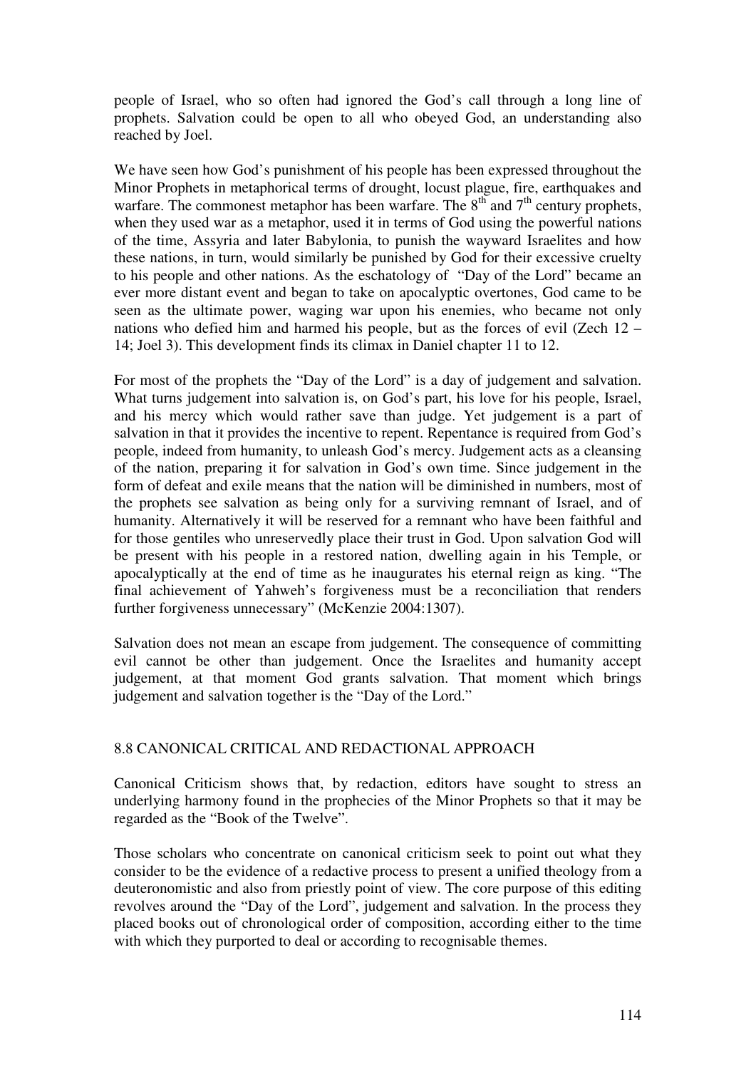people of Israel, who so often had ignored the God's call through a long line of prophets. Salvation could be open to all who obeyed God, an understanding also reached by Joel.

We have seen how God's punishment of his people has been expressed throughout the Minor Prophets in metaphorical terms of drought, locust plague, fire, earthquakes and warfare. The commonest metaphor has been warfare. The 8th and 7th century prophets, when they used war as a metaphor, used it in terms of God using the powerful nations of the time, Assyria and later Babylonia, to punish the wayward Israelites and how these nations, in turn, would similarly be punished by God for their excessive cruelty to his people and other nations. As the eschatology of "Day of the Lord" became an ever more distant event and began to take on apocalyptic overtones, God came to be seen as the ultimate power, waging war upon his enemies, who became not only nations who defied him and harmed his people, but as the forces of evil (Zech 12 – 14; Joel 3). This development finds its climax in Daniel chapter 11 to 12.

For most of the prophets the "Day of the Lord" is a day of judgement and salvation. What turns judgement into salvation is, on God's part, his love for his people, Israel, and his mercy which would rather save than judge. Yet judgement is a part of salvation in that it provides the incentive to repent. Repentance is required from God's people, indeed from humanity, to unleash God's mercy. Judgement acts as a cleansing of the nation, preparing it for salvation in God's own time. Since judgement in the form of defeat and exile means that the nation will be diminished in numbers, most of the prophets see salvation as being only for a surviving remnant of Israel, and of humanity. Alternatively it will be reserved for a remnant who have been faithful and for those gentiles who unreservedly place their trust in God. Upon salvation God will be present with his people in a restored nation, dwelling again in his Temple, or apocalyptically at the end of time as he inaugurates his eternal reign as king. "The final achievement of Yahweh's forgiveness must be a reconciliation that renders further forgiveness unnecessary" (McKenzie 2004:1307).

Salvation does not mean an escape from judgement. The consequence of committing evil cannot be other than judgement. Once the Israelites and humanity accept judgement, at that moment God grants salvation. That moment which brings judgement and salvation together is the "Day of the Lord."

## 8.8 CANONICAL CRITICAL AND REDACTIONAL APPROACH

Canonical Criticism shows that, by redaction, editors have sought to stress an underlying harmony found in the prophecies of the Minor Prophets so that it may be regarded as the "Book of the Twelve".

Those scholars who concentrate on canonical criticism seek to point out what they consider to be the evidence of a redactive process to present a unified theology from a deuteronomistic and also from priestly point of view. The core purpose of this editing revolves around the "Day of the Lord", judgement and salvation. In the process they placed books out of chronological order of composition, according either to the time with which they purported to deal or according to recognisable themes.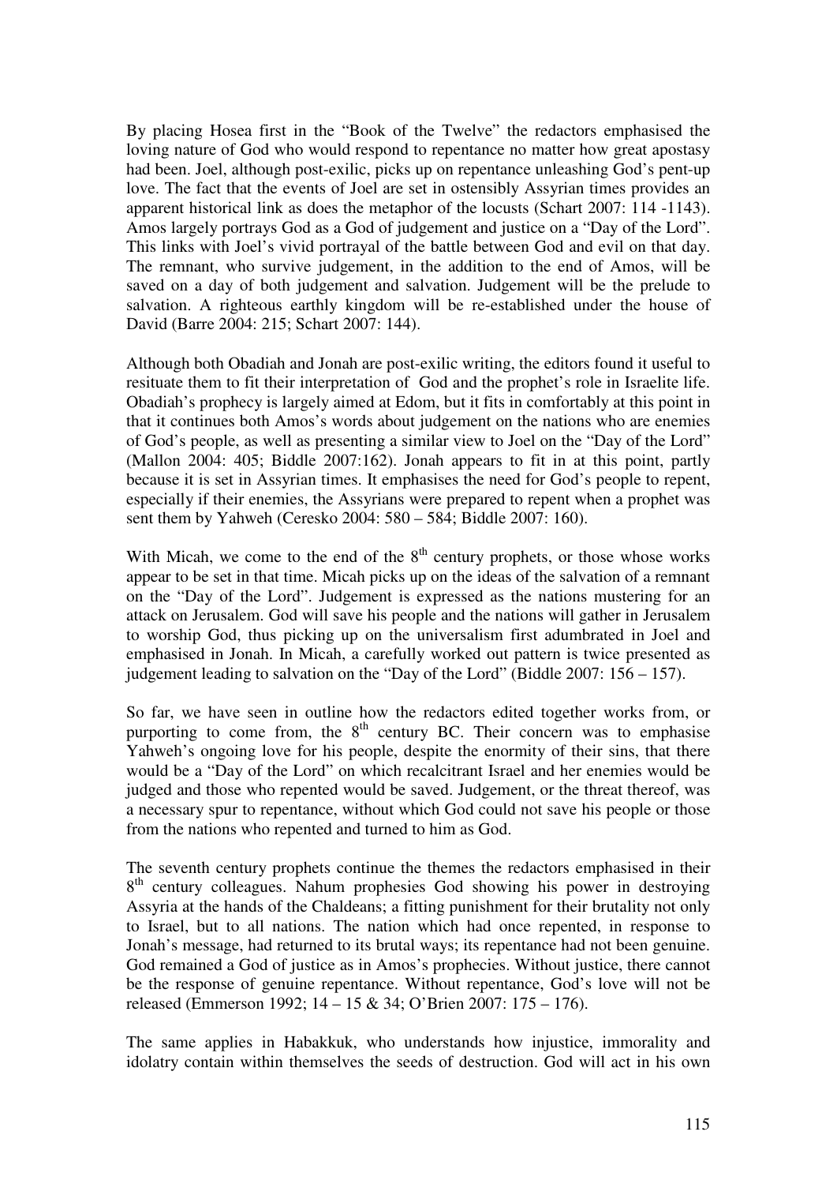By placing Hosea first in the "Book of the Twelve" the redactors emphasised the loving nature of God who would respond to repentance no matter how great apostasy had been. Joel, although post-exilic, picks up on repentance unleashing God's pent-up love. The fact that the events of Joel are set in ostensibly Assyrian times provides an apparent historical link as does the metaphor of the locusts (Schart 2007: 114 -1143). Amos largely portrays God as a God of judgement and justice on a "Day of the Lord". This links with Joel's vivid portrayal of the battle between God and evil on that day. The remnant, who survive judgement, in the addition to the end of Amos, will be saved on a day of both judgement and salvation. Judgement will be the prelude to salvation. A righteous earthly kingdom will be re-established under the house of David (Barre 2004: 215; Schart 2007: 144).

Although both Obadiah and Jonah are post-exilic writing, the editors found it useful to resituate them to fit their interpretation of God and the prophet's role in Israelite life. Obadiah's prophecy is largely aimed at Edom, but it fits in comfortably at this point in that it continues both Amos's words about judgement on the nations who are enemies of God's people, as well as presenting a similar view to Joel on the "Day of the Lord" (Mallon 2004: 405; Biddle 2007:162). Jonah appears to fit in at this point, partly because it is set in Assyrian times. It emphasises the need for God's people to repent, especially if their enemies, the Assyrians were prepared to repent when a prophet was sent them by Yahweh (Ceresko 2004: 580 – 584; Biddle 2007: 160).

With Micah, we come to the end of the 8th century prophets, or those whose works appear to be set in that time. Micah picks up on the ideas of the salvation of a remnant on the "Day of the Lord". Judgement is expressed as the nations mustering for an attack on Jerusalem. God will save his people and the nations will gather in Jerusalem to worship God, thus picking up on the universalism first adumbrated in Joel and emphasised in Jonah. In Micah, a carefully worked out pattern is twice presented as judgement leading to salvation on the "Day of the Lord" (Biddle 2007: 156 – 157).

So far, we have seen in outline how the redactors edited together works from, or purporting to come from, the 8th century BC. Their concern was to emphasise Yahweh's ongoing love for his people, despite the enormity of their sins, that there would be a "Day of the Lord" on which recalcitrant Israel and her enemies would be judged and those who repented would be saved. Judgement, or the threat thereof, was a necessary spur to repentance, without which God could not save his people or those from the nations who repented and turned to him as God.

The seventh century prophets continue the themes the redactors emphasised in their 8th century colleagues. Nahum prophesies God showing his power in destroying Assyria at the hands of the Chaldeans; a fitting punishment for their brutality not only to Israel, but to all nations. The nation which had once repented, in response to Jonah's message, had returned to its brutal ways; its repentance had not been genuine. God remained a God of justice as in Amos's prophecies. Without justice, there cannot be the response of genuine repentance. Without repentance, God's love will not be released (Emmerson 1992; 14 – 15 & 34; O'Brien 2007: 175 – 176).

The same applies in Habakkuk, who understands how injustice, immorality and idolatry contain within themselves the seeds of destruction. God will act in his own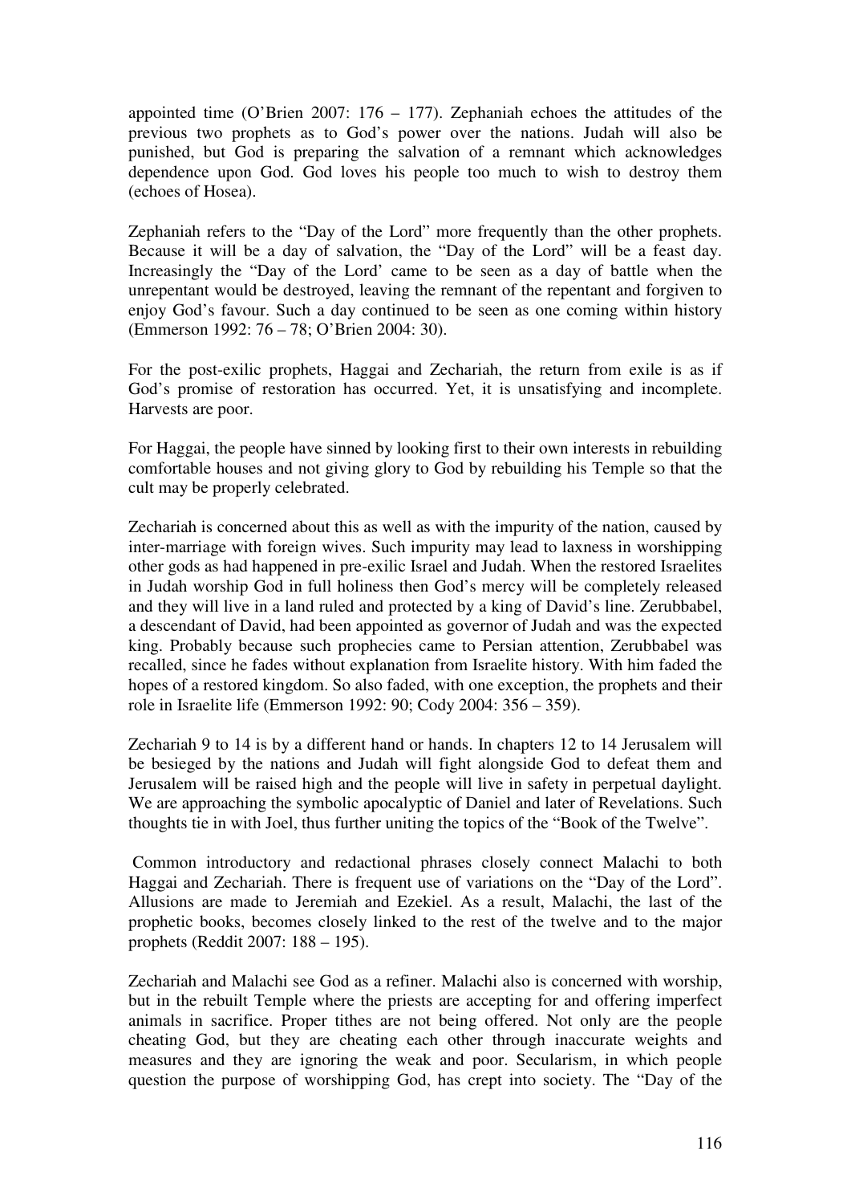appointed time (O'Brien 2007: 176 – 177). Zephaniah echoes the attitudes of the previous two prophets as to God's power over the nations. Judah will also be punished, but God is preparing the salvation of a remnant which acknowledges dependence upon God. God loves his people too much to wish to destroy them (echoes of Hosea).

Zephaniah refers to the "Day of the Lord" more frequently than the other prophets. Because it will be a day of salvation, the "Day of the Lord" will be a feast day. Increasingly the "Day of the Lord' came to be seen as a day of battle when the unrepentant would be destroyed, leaving the remnant of the repentant and forgiven to enjoy God's favour. Such a day continued to be seen as one coming within history (Emmerson 1992: 76 – 78; O'Brien 2004: 30).

For the post-exilic prophets, Haggai and Zechariah, the return from exile is as if God's promise of restoration has occurred. Yet, it is unsatisfying and incomplete. Harvests are poor.

For Haggai, the people have sinned by looking first to their own interests in rebuilding comfortable houses and not giving glory to God by rebuilding his Temple so that the cult may be properly celebrated.

Zechariah is concerned about this as well as with the impurity of the nation, caused by inter-marriage with foreign wives. Such impurity may lead to laxness in worshipping other gods as had happened in pre-exilic Israel and Judah. When the restored Israelites in Judah worship God in full holiness then God's mercy will be completely released and they will live in a land ruled and protected by a king of David's line. Zerubbabel, a descendant of David, had been appointed as governor of Judah and was the expected king. Probably because such prophecies came to Persian attention, Zerubbabel was recalled, since he fades without explanation from Israelite history. With him faded the hopes of a restored kingdom. So also faded, with one exception, the prophets and their role in Israelite life (Emmerson 1992: 90; Cody 2004: 356 – 359).

Zechariah 9 to 14 is by a different hand or hands. In chapters 12 to 14 Jerusalem will be besieged by the nations and Judah will fight alongside God to defeat them and Jerusalem will be raised high and the people will live in safety in perpetual daylight. We are approaching the symbolic apocalyptic of Daniel and later of Revelations. Such thoughts tie in with Joel, thus further uniting the topics of the "Book of the Twelve".

Common introductory and redactional phrases closely connect Malachi to both Haggai and Zechariah. There is frequent use of variations on the "Day of the Lord". Allusions are made to Jeremiah and Ezekiel. As a result, Malachi, the last of the prophetic books, becomes closely linked to the rest of the twelve and to the major prophets (Reddit 2007: 188 – 195).

Zechariah and Malachi see God as a refiner. Malachi also is concerned with worship, but in the rebuilt Temple where the priests are accepting for and offering imperfect animals in sacrifice. Proper tithes are not being offered. Not only are the people cheating God, but they are cheating each other through inaccurate weights and measures and they are ignoring the weak and poor. Secularism, in which people question the purpose of worshipping God, has crept into society. The "Day of the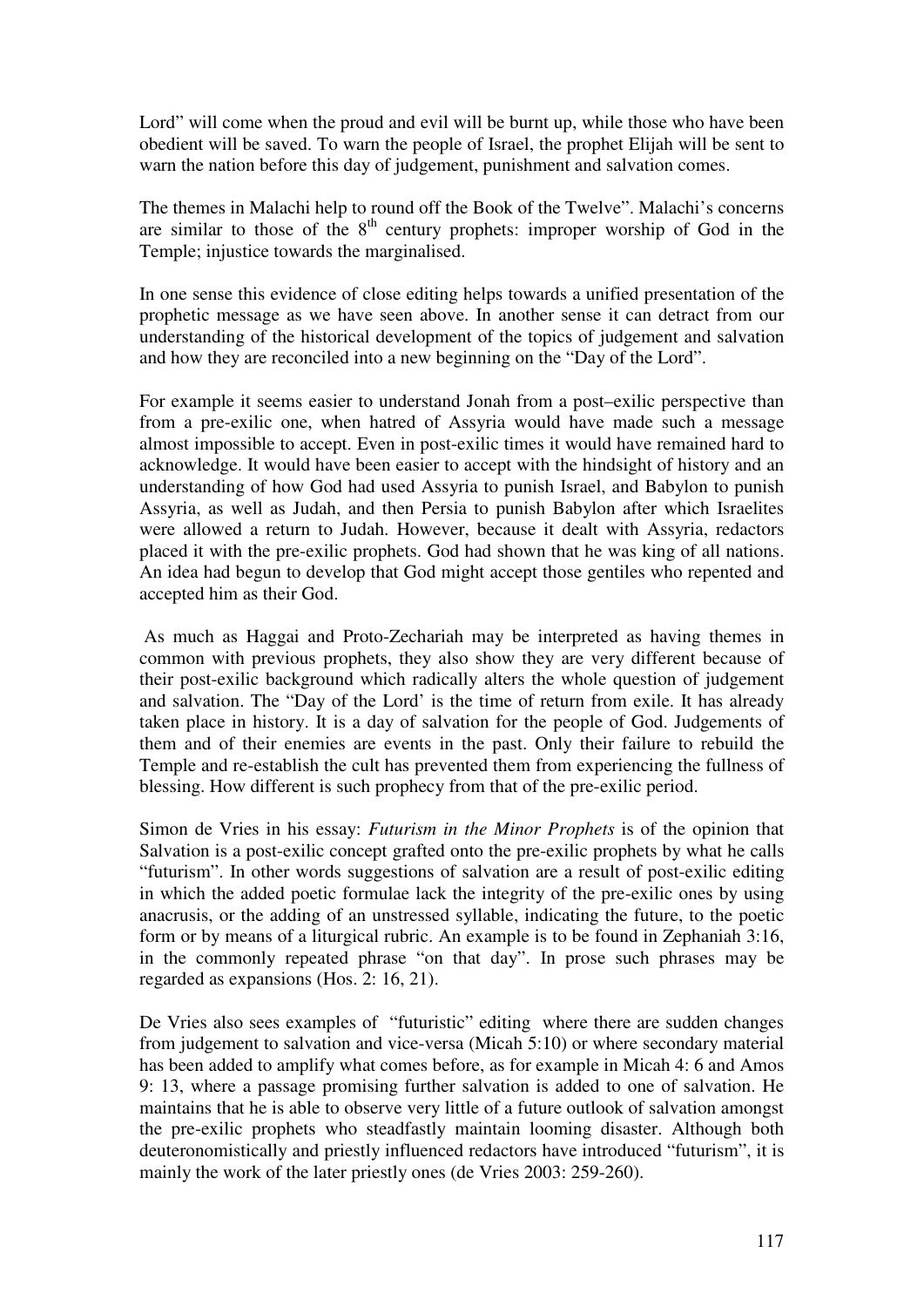Lord" will come when the proud and evil will be burnt up, while those who have been obedient will be saved. To warn the people of Israel, the prophet Elijah will be sent to warn the nation before this day of judgement, punishment and salvation comes.

The themes in Malachi help to round off the Book of the Twelve". Malachi's concerns are similar to those of the 8th century prophets: improper worship of God in the Temple; injustice towards the marginalised.

In one sense this evidence of close editing helps towards a unified presentation of the prophetic message as we have seen above. In another sense it can detract from our understanding of the historical development of the topics of judgement and salvation and how they are reconciled into a new beginning on the "Day of the Lord".

For example it seems easier to understand Jonah from a post–exilic perspective than from a pre-exilic one, when hatred of Assyria would have made such a message almost impossible to accept. Even in post-exilic times it would have remained hard to acknowledge. It would have been easier to accept with the hindsight of history and an understanding of how God had used Assyria to punish Israel, and Babylon to punish Assyria, as well as Judah, and then Persia to punish Babylon after which Israelites were allowed a return to Judah. However, because it dealt with Assyria, redactors placed it with the pre-exilic prophets. God had shown that he was king of all nations. An idea had begun to develop that God might accept those gentiles who repented and accepted him as their God.

As much as Haggai and Proto-Zechariah may be interpreted as having themes in common with previous prophets, they also show they are very different because of their post-exilic background which radically alters the whole question of judgement and salvation. The "Day of the Lord' is the time of return from exile. It has already taken place in history. It is a day of salvation for the people of God. Judgements of them and of their enemies are events in the past. Only their failure to rebuild the Temple and re-establish the cult has prevented them from experiencing the fullness of blessing. How different is such prophecy from that of the pre-exilic period.

Simon de Vries in his essay: *Futurism in the Minor Prophets* is of the opinion that Salvation is a post-exilic concept grafted onto the pre-exilic prophets by what he calls "futurism". In other words suggestions of salvation are a result of post-exilic editing in which the added poetic formulae lack the integrity of the pre-exilic ones by using anacrusis, or the adding of an unstressed syllable, indicating the future, to the poetic form or by means of a liturgical rubric. An example is to be found in Zephaniah 3:16, in the commonly repeated phrase "on that day". In prose such phrases may be regarded as expansions (Hos. 2: 16, 21).

De Vries also sees examples of "futuristic" editing where there are sudden changes from judgement to salvation and vice-versa (Micah 5:10) or where secondary material has been added to amplify what comes before, as for example in Micah 4: 6 and Amos 9: 13, where a passage promising further salvation is added to one of salvation. He maintains that he is able to observe very little of a future outlook of salvation amongst the pre-exilic prophets who steadfastly maintain looming disaster. Although both deuteronomistically and priestly influenced redactors have introduced "futurism", it is mainly the work of the later priestly ones (de Vries 2003: 259-260).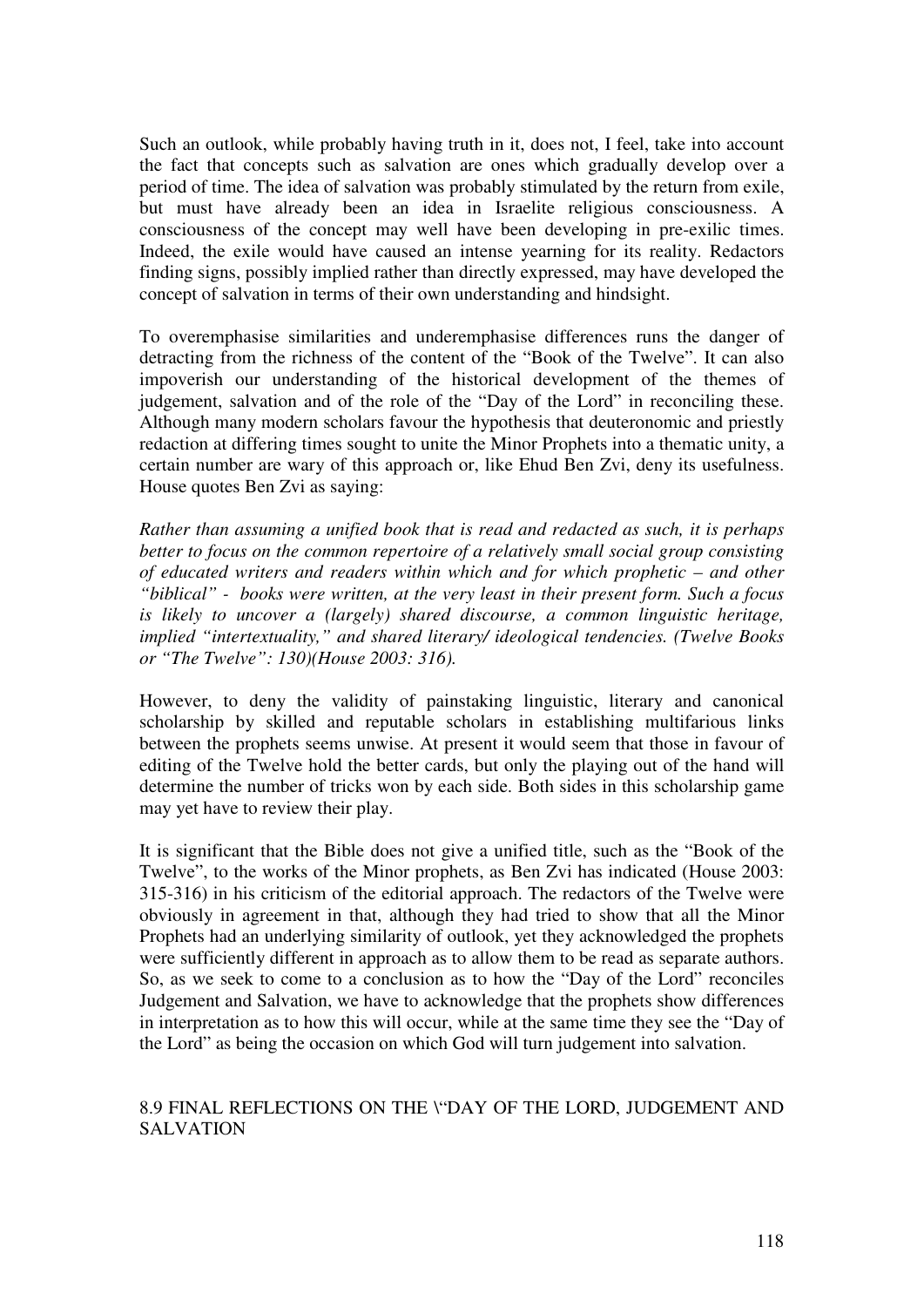Such an outlook, while probably having truth in it, does not, I feel, take into account the fact that concepts such as salvation are ones which gradually develop over a period of time. The idea of salvation was probably stimulated by the return from exile, but must have already been an idea in Israelite religious consciousness. A consciousness of the concept may well have been developing in pre-exilic times. Indeed, the exile would have caused an intense yearning for its reality. Redactors finding signs, possibly implied rather than directly expressed, may have developed the concept of salvation in terms of their own understanding and hindsight.

To overemphasise similarities and underemphasise differences runs the danger of detracting from the richness of the content of the "Book of the Twelve". It can also impoverish our understanding of the historical development of the themes of judgement, salvation and of the role of the "Day of the Lord" in reconciling these. Although many modern scholars favour the hypothesis that deuteronomic and priestly redaction at differing times sought to unite the Minor Prophets into a thematic unity, a certain number are wary of this approach or, like Ehud Ben Zvi, deny its usefulness. House quotes Ben Zvi as saying:

*Rather than assuming a unified book that is read and redacted as such, it is perhaps better to focus on the common repertoire of a relatively small social group consisting of educated writers and readers within which and for which prophetic – and other "biblical" - books were written, at the very least in their present form. Such a focus is likely to uncover a (largely) shared discourse, a common linguistic heritage, implied "intertextuality," and shared literary/ ideological tendencies. (Twelve Books or "The Twelve": 130)(House 2003: 316).*

However, to deny the validity of painstaking linguistic, literary and canonical scholarship by skilled and reputable scholars in establishing multifarious links between the prophets seems unwise. At present it would seem that those in favour of editing of the Twelve hold the better cards, but only the playing out of the hand will determine the number of tricks won by each side. Both sides in this scholarship game may yet have to review their play.

It is significant that the Bible does not give a unified title, such as the "Book of the Twelve", to the works of the Minor prophets, as Ben Zvi has indicated (House 2003: 315-316) in his criticism of the editorial approach. The redactors of the Twelve were obviously in agreement in that, although they had tried to show that all the Minor Prophets had an underlying similarity of outlook, yet they acknowledged the prophets were sufficiently different in approach as to allow them to be read as separate authors. So, as we seek to come to a conclusion as to how the "Day of the Lord" reconciles Judgement and Salvation, we have to acknowledge that the prophets show differences in interpretation as to how this will occur, while at the same time they see the "Day of the Lord" as being the occasion on which God will turn judgement into salvation.

## 8.9 FINAL REFLECTIONS ON THE \"DAY OF THE LORD, JUDGEMENT AND SALVATION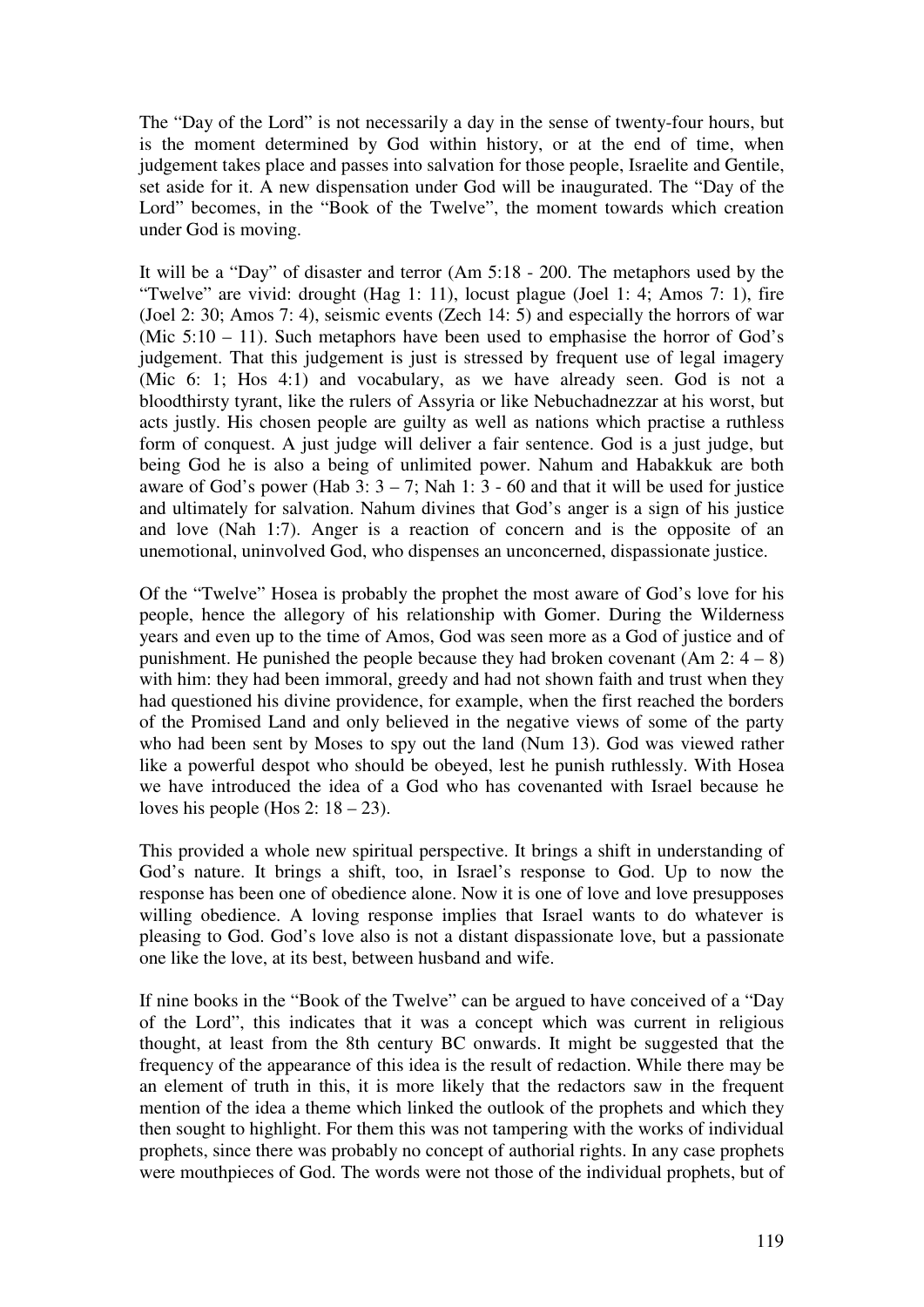The "Day of the Lord" is not necessarily a day in the sense of twenty-four hours, but is the moment determined by God within history, or at the end of time, when judgement takes place and passes into salvation for those people, Israelite and Gentile, set aside for it. A new dispensation under God will be inaugurated. The "Day of the Lord" becomes, in the "Book of the Twelve", the moment towards which creation under God is moving.

It will be a "Day" of disaster and terror (Am 5:18 - 200. The metaphors used by the "Twelve" are vivid: drought (Hag 1: 11), locust plague (Joel 1: 4; Amos 7: 1), fire (Joel 2: 30; Amos 7: 4), seismic events (Zech 14: 5) and especially the horrors of war (Mic 5:10 – 11). Such metaphors have been used to emphasise the horror of God's judgement. That this judgement is just is stressed by frequent use of legal imagery (Mic 6: 1; Hos 4:1) and vocabulary, as we have already seen. God is not a bloodthirsty tyrant, like the rulers of Assyria or like Nebuchadnezzar at his worst, but acts justly. His chosen people are guilty as well as nations which practise a ruthless form of conquest. A just judge will deliver a fair sentence. God is a just judge, but being God he is also a being of unlimited power. Nahum and Habakkuk are both aware of God's power (Hab 3: 3 – 7; Nah 1: 3 - 60 and that it will be used for justice and ultimately for salvation. Nahum divines that God's anger is a sign of his justice and love (Nah 1:7). Anger is a reaction of concern and is the opposite of an unemotional, uninvolved God, who dispenses an unconcerned, dispassionate justice.

Of the "Twelve" Hosea is probably the prophet the most aware of God's love for his people, hence the allegory of his relationship with Gomer. During the Wilderness years and even up to the time of Amos, God was seen more as a God of justice and of punishment. He punished the people because they had broken covenant (Am 2: 4 – 8) with him: they had been immoral, greedy and had not shown faith and trust when they had questioned his divine providence, for example, when the first reached the borders of the Promised Land and only believed in the negative views of some of the party who had been sent by Moses to spy out the land (Num 13). God was viewed rather like a powerful despot who should be obeyed, lest he punish ruthlessly. With Hosea we have introduced the idea of a God who has covenanted with Israel because he loves his people (Hos 2: 18 – 23).

This provided a whole new spiritual perspective. It brings a shift in understanding of God's nature. It brings a shift, too, in Israel's response to God. Up to now the response has been one of obedience alone. Now it is one of love and love presupposes willing obedience. A loving response implies that Israel wants to do whatever is pleasing to God. God's love also is not a distant dispassionate love, but a passionate one like the love, at its best, between husband and wife.

If nine books in the "Book of the Twelve" can be argued to have conceived of a "Day of the Lord", this indicates that it was a concept which was current in religious thought, at least from the 8th century BC onwards. It might be suggested that the frequency of the appearance of this idea is the result of redaction. While there may be an element of truth in this, it is more likely that the redactors saw in the frequent mention of the idea a theme which linked the outlook of the prophets and which they then sought to highlight. For them this was not tampering with the works of individual prophets, since there was probably no concept of authorial rights. In any case prophets were mouthpieces of God. The words were not those of the individual prophets, but of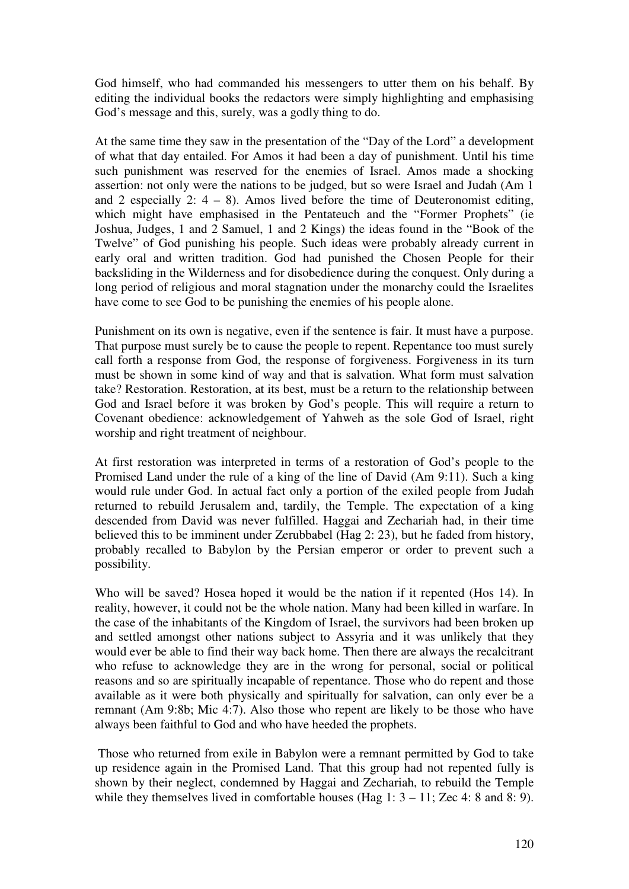God himself, who had commanded his messengers to utter them on his behalf. By editing the individual books the redactors were simply highlighting and emphasising God's message and this, surely, was a godly thing to do.

At the same time they saw in the presentation of the "Day of the Lord" a development of what that day entailed. For Amos it had been a day of punishment. Until his time such punishment was reserved for the enemies of Israel. Amos made a shocking assertion: not only were the nations to be judged, but so were Israel and Judah (Am 1 and 2 especially 2: 4 – 8). Amos lived before the time of Deuteronomist editing, which might have emphasised in the Pentateuch and the "Former Prophets" (ie Joshua, Judges, 1 and 2 Samuel, 1 and 2 Kings) the ideas found in the "Book of the Twelve" of God punishing his people. Such ideas were probably already current in early oral and written tradition. God had punished the Chosen People for their backsliding in the Wilderness and for disobedience during the conquest. Only during a long period of religious and moral stagnation under the monarchy could the Israelites have come to see God to be punishing the enemies of his people alone.

Punishment on its own is negative, even if the sentence is fair. It must have a purpose. That purpose must surely be to cause the people to repent. Repentance too must surely call forth a response from God, the response of forgiveness. Forgiveness in its turn must be shown in some kind of way and that is salvation. What form must salvation take? Restoration. Restoration, at its best, must be a return to the relationship between God and Israel before it was broken by God's people. This will require a return to Covenant obedience: acknowledgement of Yahweh as the sole God of Israel, right worship and right treatment of neighbour.

At first restoration was interpreted in terms of a restoration of God's people to the Promised Land under the rule of a king of the line of David (Am 9:11). Such a king would rule under God. In actual fact only a portion of the exiled people from Judah returned to rebuild Jerusalem and, tardily, the Temple. The expectation of a king descended from David was never fulfilled. Haggai and Zechariah had, in their time believed this to be imminent under Zerubbabel (Hag 2: 23), but he faded from history, probably recalled to Babylon by the Persian emperor or order to prevent such a possibility.

Who will be saved? Hosea hoped it would be the nation if it repented (Hos 14). In reality, however, it could not be the whole nation. Many had been killed in warfare. In the case of the inhabitants of the Kingdom of Israel, the survivors had been broken up and settled amongst other nations subject to Assyria and it was unlikely that they would ever be able to find their way back home. Then there are always the recalcitrant who refuse to acknowledge they are in the wrong for personal, social or political reasons and so are spiritually incapable of repentance. Those who do repent and those available as it were both physically and spiritually for salvation, can only ever be a remnant (Am 9:8b; Mic 4:7). Also those who repent are likely to be those who have always been faithful to God and who have heeded the prophets.

Those who returned from exile in Babylon were a remnant permitted by God to take up residence again in the Promised Land. That this group had not repented fully is shown by their neglect, condemned by Haggai and Zechariah, to rebuild the Temple while they themselves lived in comfortable houses (Hag 1: 3 – 11; Zec 4: 8 and 8: 9).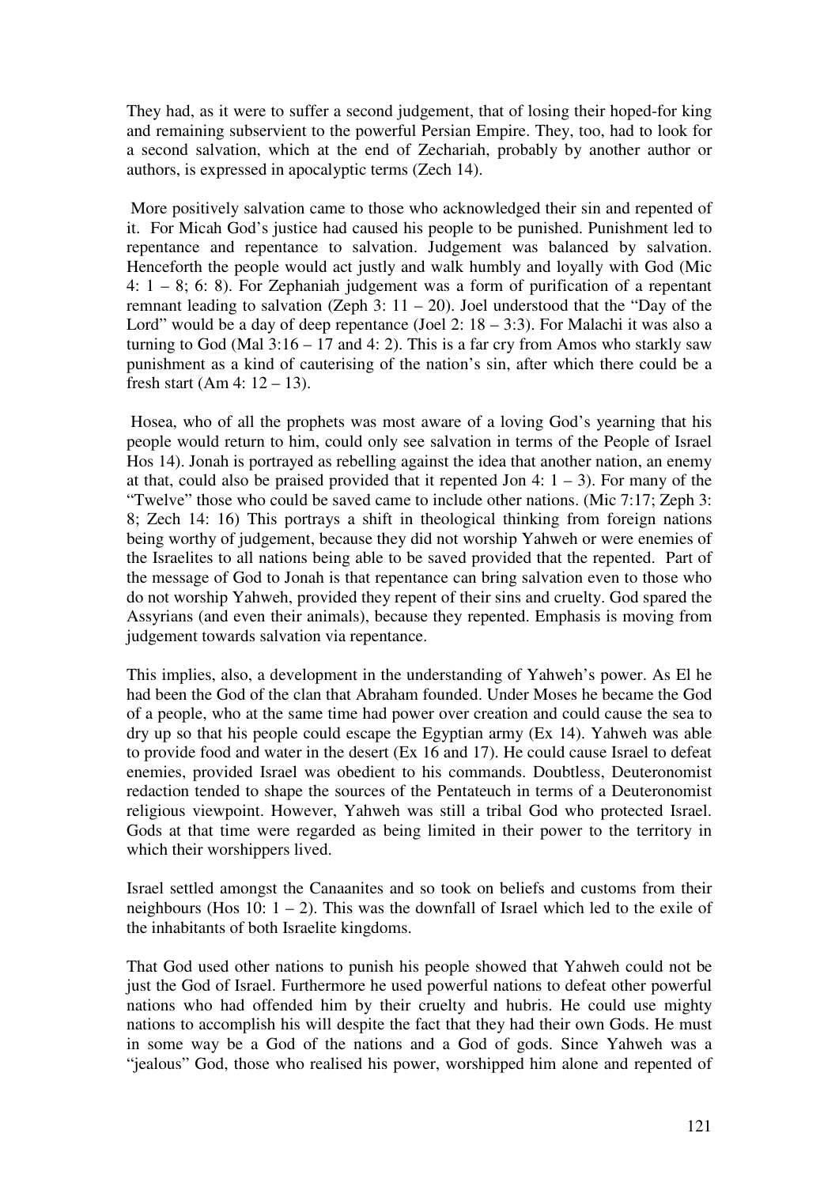They had, as it were to suffer a second judgement, that of losing their hoped-for king and remaining subservient to the powerful Persian Empire. They, too, had to look for a second salvation, which at the end of Zechariah, probably by another author or authors, is expressed in apocalyptic terms (Zech 14).

More positively salvation came to those who acknowledged their sin and repented of it. For Micah God's justice had caused his people to be punished. Punishment led to repentance and repentance to salvation. Judgement was balanced by salvation. Henceforth the people would act justly and walk humbly and loyally with God (Mic 4: 1 – 8; 6: 8). For Zephaniah judgement was a form of purification of a repentant remnant leading to salvation (Zeph 3: 11 – 20). Joel understood that the "Day of the Lord" would be a day of deep repentance (Joel 2: 18 – 3:3). For Malachi it was also a turning to God (Mal 3:16 – 17 and 4: 2). This is a far cry from Amos who starkly saw punishment as a kind of cauterising of the nation's sin, after which there could be a fresh start (Am 4: 12 – 13).

Hosea, who of all the prophets was most aware of a loving God's yearning that his people would return to him, could only see salvation in terms of the People of Israel Hos 14). Jonah is portrayed as rebelling against the idea that another nation, an enemy at that, could also be praised provided that it repented Jon 4: 1 – 3). For many of the "Twelve" those who could be saved came to include other nations. (Mic 7:17; Zeph 3: 8; Zech 14: 16) This portrays a shift in theological thinking from foreign nations being worthy of judgement, because they did not worship Yahweh or were enemies of the Israelites to all nations being able to be saved provided that the repented. Part of the message of God to Jonah is that repentance can bring salvation even to those who do not worship Yahweh, provided they repent of their sins and cruelty. God spared the Assyrians (and even their animals), because they repented. Emphasis is moving from judgement towards salvation via repentance.

This implies, also, a development in the understanding of Yahweh's power. As El he had been the God of the clan that Abraham founded. Under Moses he became the God of a people, who at the same time had power over creation and could cause the sea to dry up so that his people could escape the Egyptian army (Ex 14). Yahweh was able to provide food and water in the desert (Ex 16 and 17). He could cause Israel to defeat enemies, provided Israel was obedient to his commands. Doubtless, Deuteronomist redaction tended to shape the sources of the Pentateuch in terms of a Deuteronomist religious viewpoint. However, Yahweh was still a tribal God who protected Israel. Gods at that time were regarded as being limited in their power to the territory in which their worshippers lived.

Israel settled amongst the Canaanites and so took on beliefs and customs from their neighbours (Hos 10: 1 – 2). This was the downfall of Israel which led to the exile of the inhabitants of both Israelite kingdoms.

That God used other nations to punish his people showed that Yahweh could not be just the God of Israel. Furthermore he used powerful nations to defeat other powerful nations who had offended him by their cruelty and hubris. He could use mighty nations to accomplish his will despite the fact that they had their own Gods. He must in some way be a God of the nations and a God of gods. Since Yahweh was a "jealous" God, those who realised his power, worshipped him alone and repented of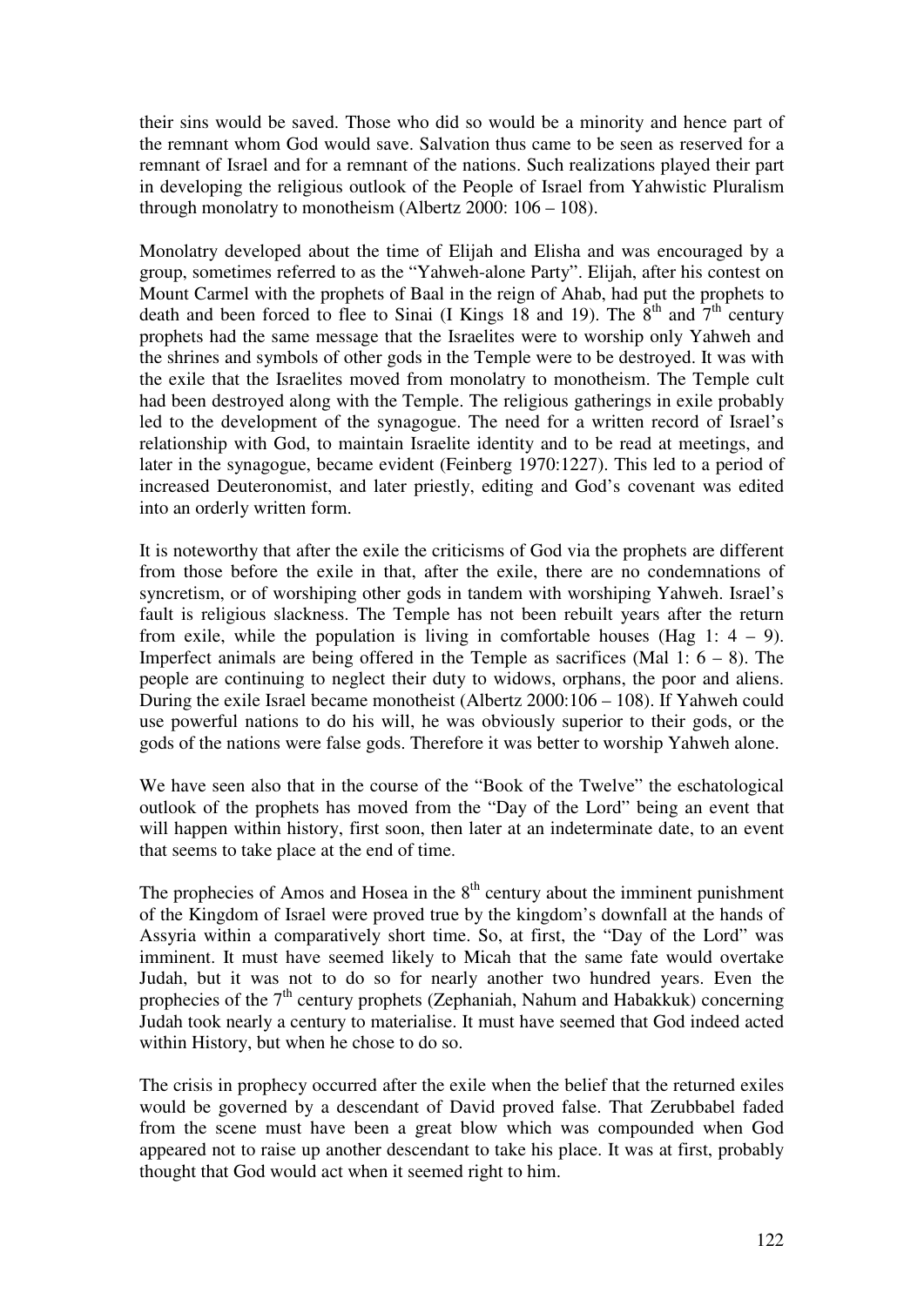their sins would be saved. Those who did so would be a minority and hence part of the remnant whom God would save. Salvation thus came to be seen as reserved for a remnant of Israel and for a remnant of the nations. Such realizations played their part in developing the religious outlook of the People of Israel from Yahwistic Pluralism through monolatry to monotheism (Albertz 2000: 106 – 108).

Monolatry developed about the time of Elijah and Elisha and was encouraged by a group, sometimes referred to as the "Yahweh-alone Party". Elijah, after his contest on Mount Carmel with the prophets of Baal in the reign of Ahab, had put the prophets to death and been forced to flee to Sinai (I Kings 18 and 19). The 8th and 7th century prophets had the same message that the Israelites were to worship only Yahweh and the shrines and symbols of other gods in the Temple were to be destroyed. It was with the exile that the Israelites moved from monolatry to monotheism. The Temple cult had been destroyed along with the Temple. The religious gatherings in exile probably led to the development of the synagogue. The need for a written record of Israel's relationship with God, to maintain Israelite identity and to be read at meetings, and later in the synagogue, became evident (Feinberg 1970:1227). This led to a period of increased Deuteronomist, and later priestly, editing and God's covenant was edited into an orderly written form.

It is noteworthy that after the exile the criticisms of God via the prophets are different from those before the exile in that, after the exile, there are no condemnations of syncretism, or of worshiping other gods in tandem with worshiping Yahweh. Israel's fault is religious slackness. The Temple has not been rebuilt years after the return from exile, while the population is living in comfortable houses (Hag 1: 4 – 9). Imperfect animals are being offered in the Temple as sacrifices (Mal 1: 6 – 8). The people are continuing to neglect their duty to widows, orphans, the poor and aliens. During the exile Israel became monotheist (Albertz 2000:106 – 108). If Yahweh could use powerful nations to do his will, he was obviously superior to their gods, or the gods of the nations were false gods. Therefore it was better to worship Yahweh alone.

We have seen also that in the course of the "Book of the Twelve" the eschatological outlook of the prophets has moved from the "Day of the Lord" being an event that will happen within history, first soon, then later at an indeterminate date, to an event that seems to take place at the end of time.

The prophecies of Amos and Hosea in the 8th century about the imminent punishment of the Kingdom of Israel were proved true by the kingdom's downfall at the hands of Assyria within a comparatively short time. So, at first, the "Day of the Lord" was imminent. It must have seemed likely to Micah that the same fate would overtake Judah, but it was not to do so for nearly another two hundred years. Even the prophecies of the 7th century prophets (Zephaniah, Nahum and Habakkuk) concerning Judah took nearly a century to materialise. It must have seemed that God indeed acted within History, but when he chose to do so.

The crisis in prophecy occurred after the exile when the belief that the returned exiles would be governed by a descendant of David proved false. That Zerubbabel faded from the scene must have been a great blow which was compounded when God appeared not to raise up another descendant to take his place. It was at first, probably thought that God would act when it seemed right to him.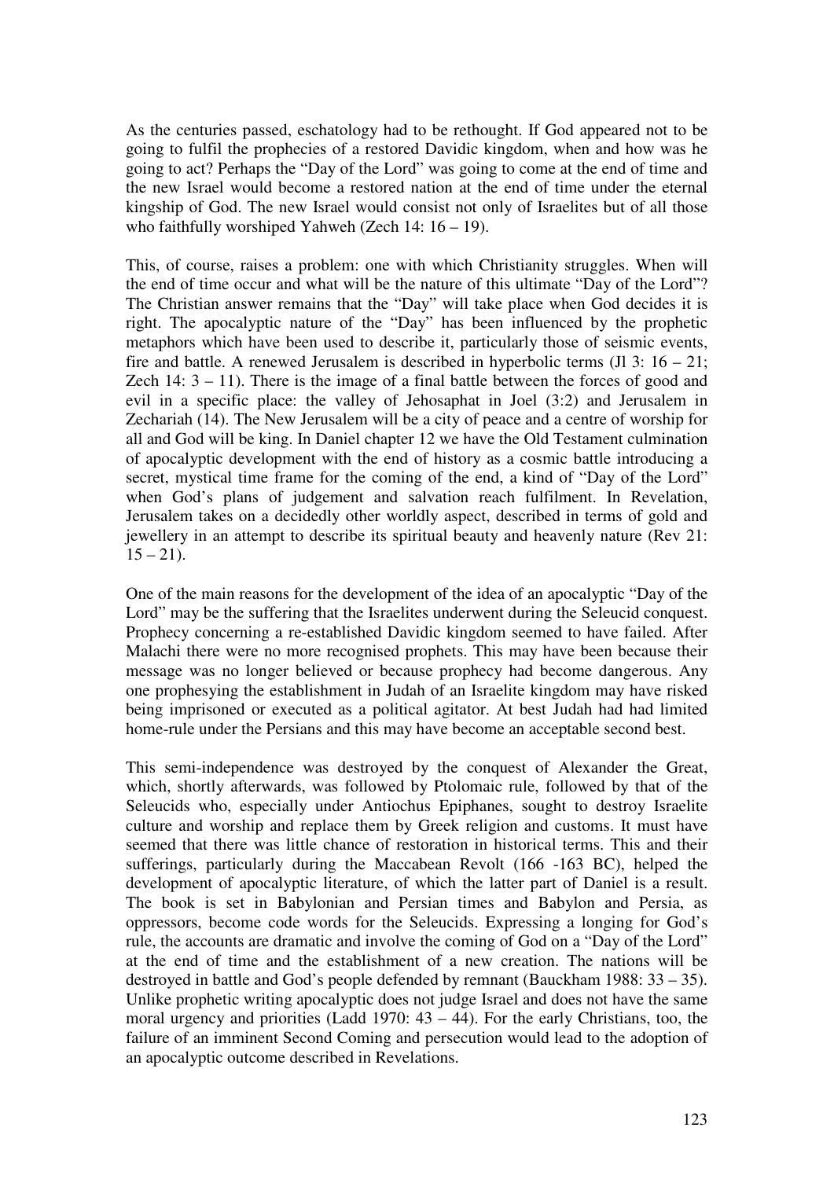As the centuries passed, eschatology had to be rethought. If God appeared not to be going to fulfil the prophecies of a restored Davidic kingdom, when and how was he going to act? Perhaps the "Day of the Lord" was going to come at the end of time and the new Israel would become a restored nation at the end of time under the eternal kingship of God. The new Israel would consist not only of Israelites but of all those who faithfully worshiped Yahweh (Zech 14: 16 – 19).

This, of course, raises a problem: one with which Christianity struggles. When will the end of time occur and what will be the nature of this ultimate "Day of the Lord"? The Christian answer remains that the "Day" will take place when God decides it is right. The apocalyptic nature of the "Day" has been influenced by the prophetic metaphors which have been used to describe it, particularly those of seismic events, fire and battle. A renewed Jerusalem is described in hyperbolic terms (Jl 3: 16 – 21; Zech 14: 3 – 11). There is the image of a final battle between the forces of good and evil in a specific place: the valley of Jehosaphat in Joel (3:2) and Jerusalem in Zechariah (14). The New Jerusalem will be a city of peace and a centre of worship for all and God will be king. In Daniel chapter 12 we have the Old Testament culmination of apocalyptic development with the end of history as a cosmic battle introducing a secret, mystical time frame for the coming of the end, a kind of "Day of the Lord" when God's plans of judgement and salvation reach fulfilment. In Revelation, Jerusalem takes on a decidedly other worldly aspect, described in terms of gold and jewellery in an attempt to describe its spiritual beauty and heavenly nature (Rev 21: 15 – 21).

One of the main reasons for the development of the idea of an apocalyptic "Day of the Lord" may be the suffering that the Israelites underwent during the Seleucid conquest. Prophecy concerning a re-established Davidic kingdom seemed to have failed. After Malachi there were no more recognised prophets. This may have been because their message was no longer believed or because prophecy had become dangerous. Any one prophesying the establishment in Judah of an Israelite kingdom may have risked being imprisoned or executed as a political agitator. At best Judah had had limited home-rule under the Persians and this may have become an acceptable second best.

This semi-independence was destroyed by the conquest of Alexander the Great, which, shortly afterwards, was followed by Ptolomaic rule, followed by that of the Seleucids who, especially under Antiochus Epiphanes, sought to destroy Israelite culture and worship and replace them by Greek religion and customs. It must have seemed that there was little chance of restoration in historical terms. This and their sufferings, particularly during the Maccabean Revolt (166 -163 BC), helped the development of apocalyptic literature, of which the latter part of Daniel is a result. The book is set in Babylonian and Persian times and Babylon and Persia, as oppressors, become code words for the Seleucids. Expressing a longing for God's rule, the accounts are dramatic and involve the coming of God on a "Day of the Lord" at the end of time and the establishment of a new creation. The nations will be destroyed in battle and God's people defended by remnant (Bauckham 1988: 33 – 35). Unlike prophetic writing apocalyptic does not judge Israel and does not have the same moral urgency and priorities (Ladd 1970: 43 – 44). For the early Christians, too, the failure of an imminent Second Coming and persecution would lead to the adoption of an apocalyptic outcome described in Revelations.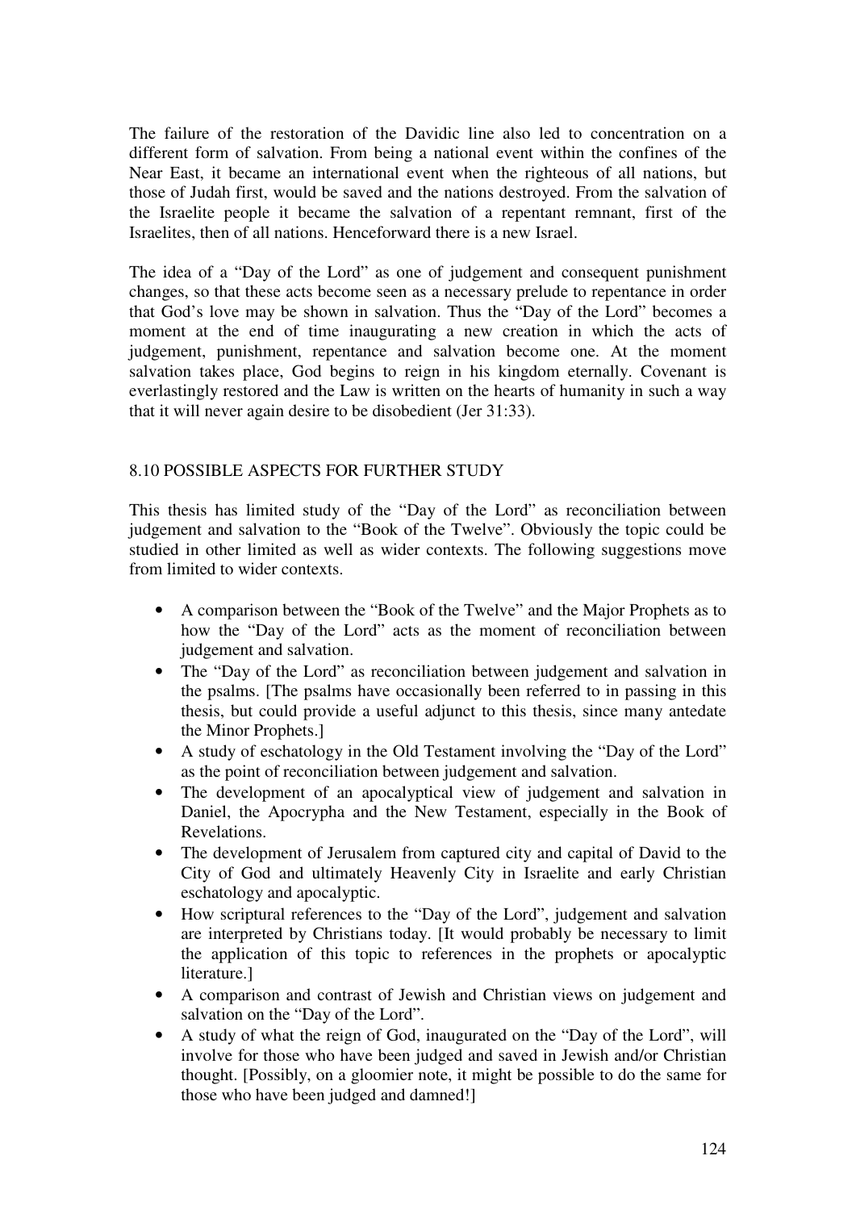The failure of the restoration of the Davidic line also led to concentration on a different form of salvation. From being a national event within the confines of the Near East, it became an international event when the righteous of all nations, but those of Judah first, would be saved and the nations destroyed. From the salvation of the Israelite people it became the salvation of a repentant remnant, first of the Israelites, then of all nations. Henceforward there is a new Israel.

The idea of a "Day of the Lord" as one of judgement and consequent punishment changes, so that these acts become seen as a necessary prelude to repentance in order that God's love may be shown in salvation. Thus the "Day of the Lord" becomes a moment at the end of time inaugurating a new creation in which the acts of judgement, punishment, repentance and salvation become one. At the moment salvation takes place, God begins to reign in his kingdom eternally. Covenant is everlastingly restored and the Law is written on the hearts of humanity in such a way that it will never again desire to be disobedient (Jer 31:33).

## 8.10 POSSIBLE ASPECTS FOR FURTHER STUDY

This thesis has limited study of the "Day of the Lord" as reconciliation between judgement and salvation to the "Book of the Twelve". Obviously the topic could be studied in other limited as well as wider contexts. The following suggestions move from limited to wider contexts.

- A comparison between the "Book of the Twelve" and the Major Prophets as to how the "Day of the Lord" acts as the moment of reconciliation between judgement and salvation.
- The "Day of the Lord" as reconciliation between judgement and salvation in the psalms. [The psalms have occasionally been referred to in passing in this thesis, but could provide a useful adjunct to this thesis, since many antedate the Minor Prophets.]
- A study of eschatology in the Old Testament involving the "Day of the Lord" as the point of reconciliation between judgement and salvation.
- The development of an apocalyptical view of judgement and salvation in Daniel, the Apocrypha and the New Testament, especially in the Book of Revelations.
- The development of Jerusalem from captured city and capital of David to the City of God and ultimately Heavenly City in Israelite and early Christian eschatology and apocalyptic.
- How scriptural references to the "Day of the Lord", judgement and salvation are interpreted by Christians today. [It would probably be necessary to limit the application of this topic to references in the prophets or apocalyptic literature.]
- A comparison and contrast of Jewish and Christian views on judgement and salvation on the "Day of the Lord".
- A study of what the reign of God, inaugurated on the "Day of the Lord", will involve for those who have been judged and saved in Jewish and/or Christian thought. [Possibly, on a gloomier note, it might be possible to do the same for those who have been judged and damned!]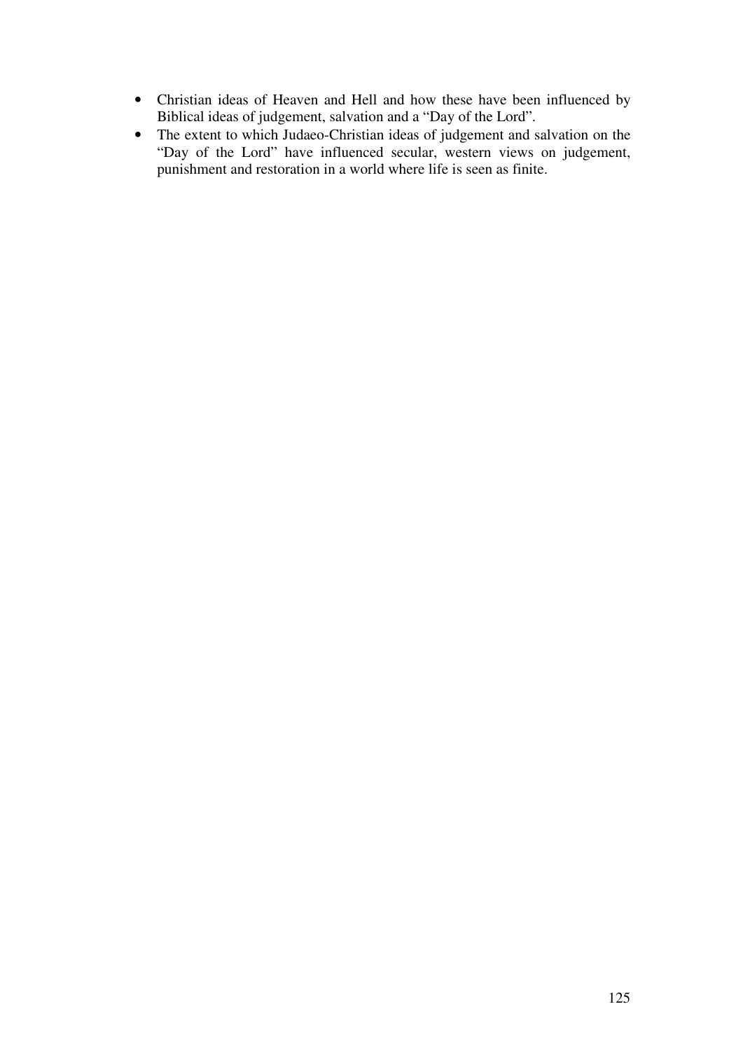- Christian ideas of Heaven and Hell and how these have been influenced by Biblical ideas of judgement, salvation and a "Day of the Lord".
- The extent to which Judaeo-Christian ideas of judgement and salvation on the "Day of the Lord" have influenced secular, western views on judgement, punishment and restoration in a world where life is seen as finite.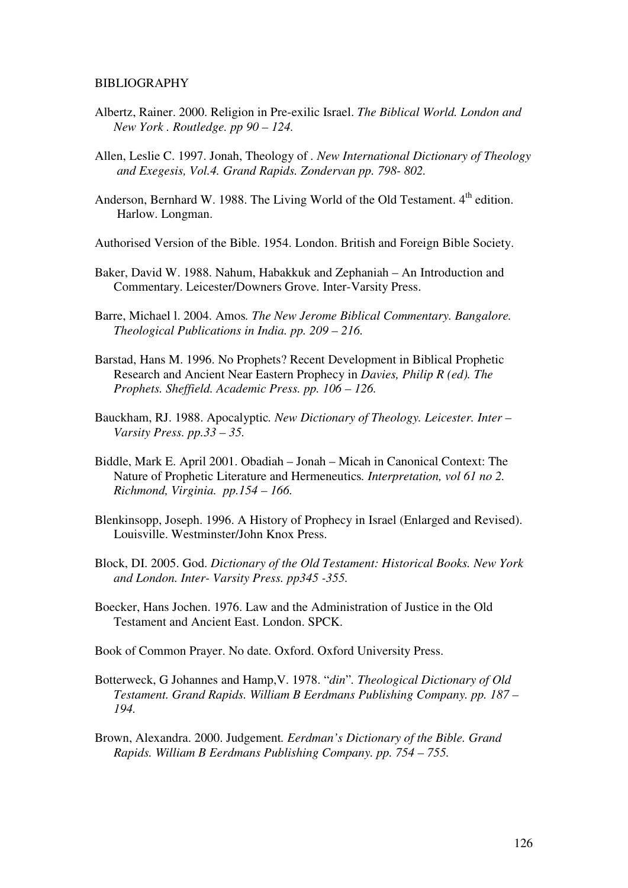BIBLIOGRAPHY

Albertz, Rainer. 2000. Religion in Pre-exilic Israel. *The Biblical World. London and New York . Routledge. pp 90 – 124.*

Allen, Leslie C. 1997. Jonah, Theology of . *New International Dictionary of Theology and Exegesis, Vol.4. Grand Rapids. Zondervan pp. 798- 802.*

Anderson, Bernhard W. 1988. The Living World of the Old Testament. 4th edition. Harlow. Longman.

Authorised Version of the Bible. 1954. London. British and Foreign Bible Society.

Baker, David W. 1988. Nahum, Habakkuk and Zephaniah – An Introduction and Commentary. Leicester/Downers Grove. Inter-Varsity Press.

Barre, Michael l. 2004. Amos*. The New Jerome Biblical Commentary. Bangalore. Theological Publications in India. pp. 209 – 216.*

Barstad, Hans M. 1996. No Prophets? Recent Development in Biblical Prophetic Research and Ancient Near Eastern Prophecy in *Davies, Philip R (ed). The Prophets. Sheffield. Academic Press. pp. 106 – 126.*

Bauckham, RJ. 1988. Apocalyptic*. New Dictionary of Theology. Leicester. Inter – Varsity Press. pp.33 – 35.*

Biddle, Mark E. April 2001. Obadiah – Jonah – Micah in Canonical Context: The Nature of Prophetic Literature and Hermeneutics*. Interpretation, vol 61 no 2. Richmond, Virginia. pp.154 – 166.*

Blenkinsopp, Joseph. 1996. A History of Prophecy in Israel (Enlarged and Revised). Louisville. Westminster/John Knox Press.

Block, DI. 2005. God. *Dictionary of the Old Testament: Historical Books. New York and London. Inter- Varsity Press. pp345 -355.*

Boecker, Hans Jochen. 1976. Law and the Administration of Justice in the Old Testament and Ancient East. London. SPCK.

Book of Common Prayer. No date. Oxford. Oxford University Press.

Botterweck, G Johannes and Hamp,V. 1978. "*din*". *Theological Dictionary of Old Testament. Grand Rapids. William B Eerdmans Publishing Company. pp. 187 – 194.*

Brown, Alexandra. 2000. Judgement*. Eerdman's Dictionary of the Bible. Grand Rapids. William B Eerdmans Publishing Company. pp. 754 – 755.*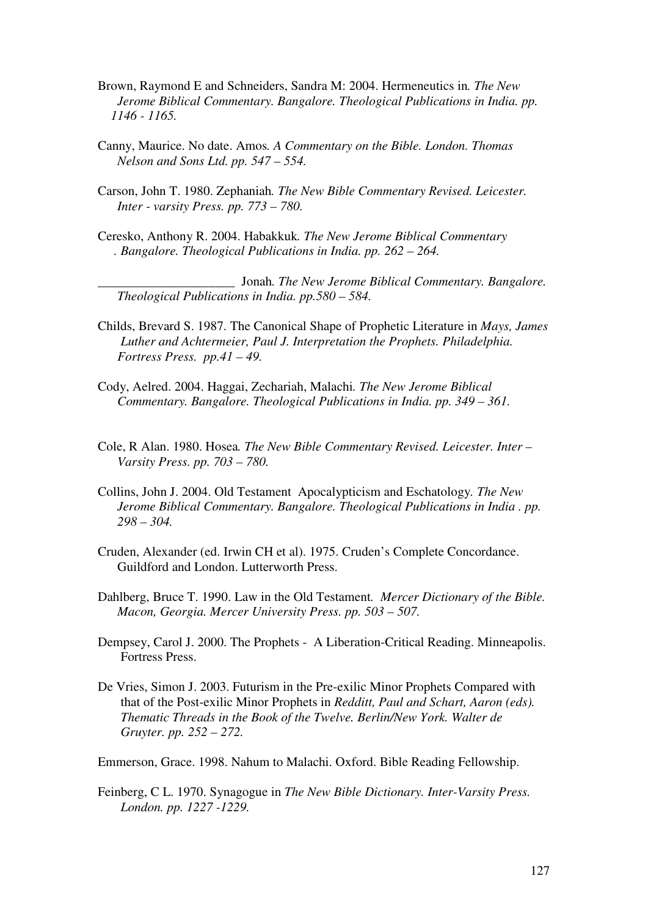Brown, Raymond E and Schneiders, Sandra M: 2004. Hermeneutics in. *The New Jerome Biblical Commentary. Bangalore. Theological Publications in India. pp. 1146 - 1165.*

Canny, Maurice. No date. Amos. *A Commentary on the Bible. London. Thomas Nelson and Sons Ltd. pp. 547 – 554.*

Carson, John T. 1980. Zephaniah. *The New Bible Commentary Revised. Leicester. Inter - varsity Press. pp. 773 – 780.*

Ceresko, Anthony R. 2004. Habakkuk. *The New Jerome Biblical Commentary . Bangalore. Theological Publications in India. pp. 262 – 264.*

_____________________ Jonah. *The New Jerome Biblical Commentary. Bangalore. Theological Publications in India. pp.580 – 584.*

Childs, Brevard S. 1987. The Canonical Shape of Prophetic Literature in *Mays, James Luther and Achtermeier, Paul J. Interpretation the Prophets. Philadelphia. Fortress Press. pp.41 – 49.*

Cody, Aelred. 2004. Haggai, Zechariah, Malachi. *The New Jerome Biblical Commentary. Bangalore. Theological Publications in India. pp. 349 – 361.*

Cole, R Alan. 1980. Hosea. *The New Bible Commentary Revised. Leicester. Inter – Varsity Press. pp. 703 – 780.*

Collins, John J. 2004. Old Testament Apocalypticism and Eschatology. *The New Jerome Biblical Commentary. Bangalore. Theological Publications in India . pp. 298 – 304.*

Cruden, Alexander (ed. Irwin CH et al). 1975. Cruden's Complete Concordance. Guildford and London. Lutterworth Press.

Dahlberg, Bruce T. 1990. Law in the Old Testament. *Mercer Dictionary of the Bible. Macon, Georgia. Mercer University Press. pp. 503 – 507.*

Dempsey, Carol J. 2000. The Prophets - A Liberation-Critical Reading. Minneapolis. Fortress Press.

De Vries, Simon J. 2003. Futurism in the Pre-exilic Minor Prophets Compared with that of the Post-exilic Minor Prophets in *Redditt, Paul and Schart, Aaron (eds). Thematic Threads in the Book of the Twelve. Berlin/New York. Walter de Gruyter. pp. 252 – 272.*

Emmerson, Grace. 1998. Nahum to Malachi. Oxford. Bible Reading Fellowship.

Feinberg, C L. 1970. Synagogue in *The New Bible Dictionary. Inter-Varsity Press. London. pp. 1227 -1229.*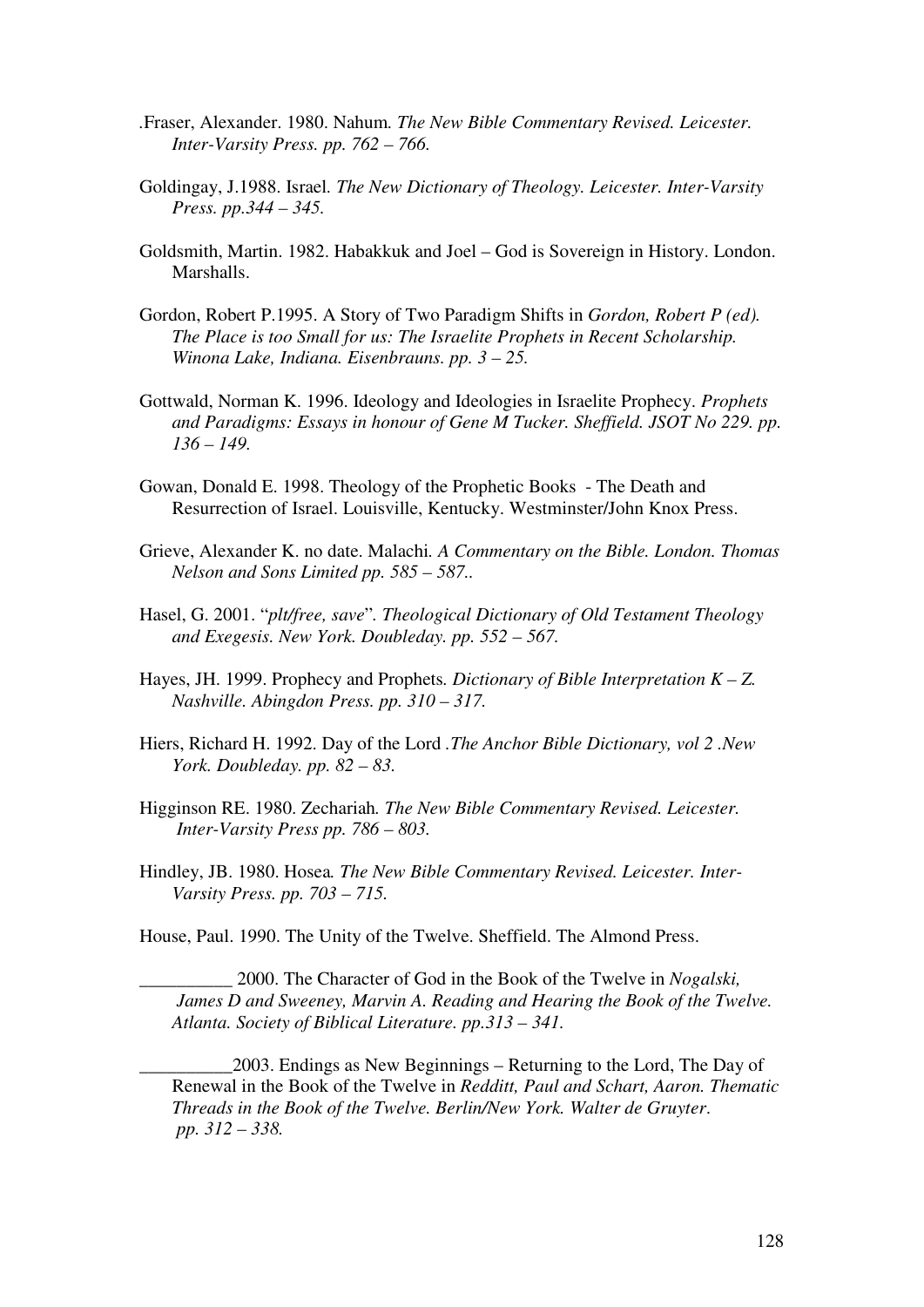.Fraser, Alexander. 1980. Nahum*. The New Bible Commentary Revised. Leicester. Inter-Varsity Press. pp. 762 – 766.*

Goldingay, J.1988. Israel*. The New Dictionary of Theology. Leicester. Inter-Varsity Press. pp.344 – 345.*

Goldsmith, Martin. 1982. Habakkuk and Joel – God is Sovereign in History. London. Marshalls.

Gordon, Robert P.1995. A Story of Two Paradigm Shifts in *Gordon, Robert P (ed). The Place is too Small for us: The Israelite Prophets in Recent Scholarship. Winona Lake, Indiana. Eisenbrauns. pp. 3 – 25.*

Gottwald, Norman K. 1996. Ideology and Ideologies in Israelite Prophecy. *Prophets and Paradigms: Essays in honour of Gene M Tucker. Sheffield. JSOT No 229. pp. 136 – 149.*

Gowan, Donald E. 1998. Theology of the Prophetic Books - The Death and Resurrection of Israel. Louisville, Kentucky. Westminster/John Knox Press.

Grieve, Alexander K. no date. Malachi*. A Commentary on the Bible. London. Thomas Nelson and Sons Limited pp. 585 – 587..*

Hasel, G. 2001. "*plt/free, save*". *Theological Dictionary of Old Testament Theology and Exegesis. New York. Doubleday. pp. 552 – 567.*

Hayes, JH. 1999. Prophecy and Prophets*. Dictionary of Bible Interpretation K – Z. Nashville. Abingdon Press. pp. 310 – 317.*

Hiers, Richard H. 1992. Day of the Lord .*The Anchor Bible Dictionary, vol 2 .New York. Doubleday. pp. 82 – 83.*

Higginson RE. 1980. Zechariah*. The New Bible Commentary Revised. Leicester. Inter-Varsity Press pp. 786 – 803.*

Hindley, JB. 1980. Hosea*. The New Bible Commentary Revised. Leicester. Inter-Varsity Press. pp. 703 – 715.*

House, Paul. 1990. The Unity of the Twelve. Sheffield. The Almond Press.

__________ 2000. The Character of God in the Book of the Twelve in *Nogalski, James D and Sweeney, Marvin A. Reading and Hearing the Book of the Twelve. Atlanta. Society of Biblical Literature. pp.313 – 341.*

__________2003. Endings as New Beginnings – Returning to the Lord, The Day of Renewal in the Book of the Twelve in *Redditt, Paul and Schart, Aaron. Thematic Threads in the Book of the Twelve. Berlin/New York. Walter de Gruyter. pp. 312 – 338.*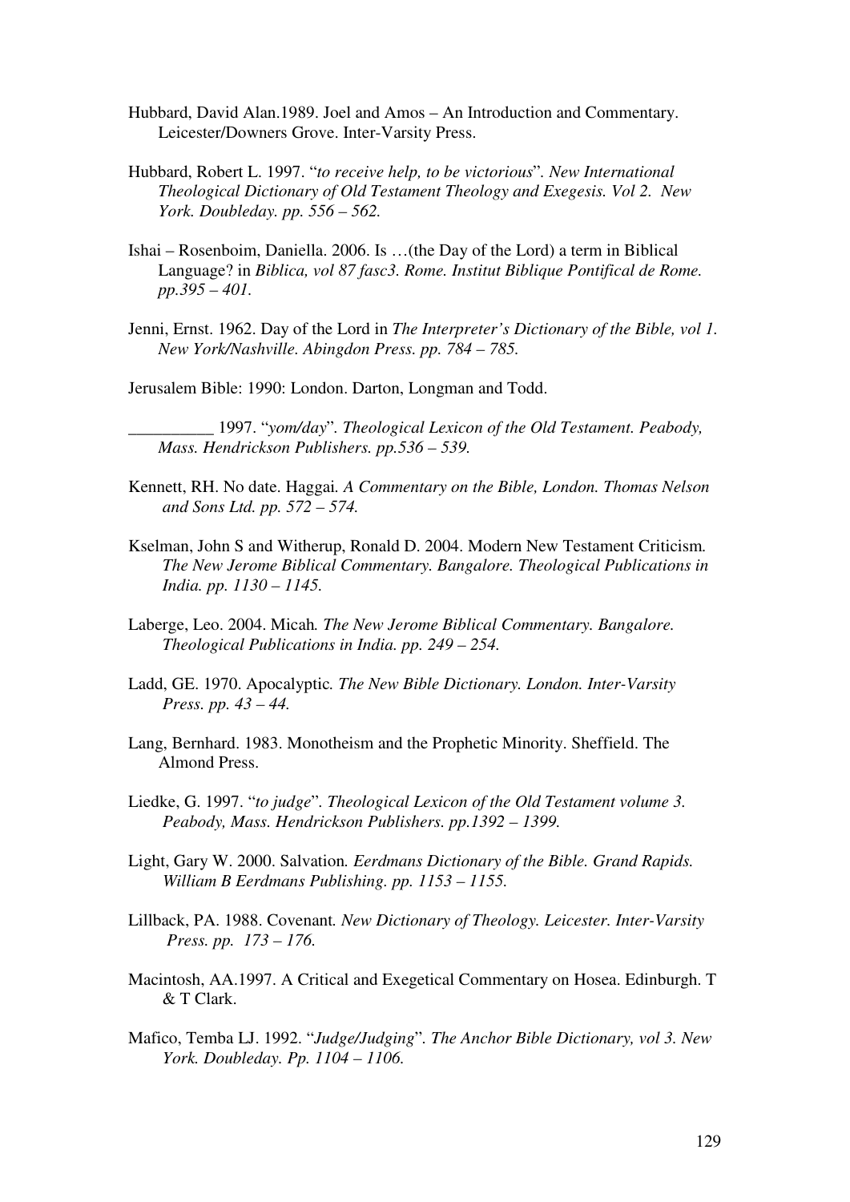Hubbard, David Alan.1989. Joel and Amos – An Introduction and Commentary. Leicester/Downers Grove. Inter-Varsity Press.

Hubbard, Robert L. 1997. "*to receive help, to be victorious*". *New International Theological Dictionary of Old Testament Theology and Exegesis. Vol 2. New York. Doubleday. pp. 556 – 562.*

Ishai – Rosenboim, Daniella. 2006. Is …(the Day of the Lord) a term in Biblical Language? in *Biblica, vol 87 fasc3. Rome. Institut Biblique Pontifical de Rome. pp.395 – 401.*

Jenni, Ernst. 1962. Day of the Lord in *The Interpreter's Dictionary of the Bible, vol 1. New York/Nashville. Abingdon Press. pp. 784 – 785.*

Jerusalem Bible: 1990: London. Darton, Longman and Todd.

__________ 1997. "*yom/day*". *Theological Lexicon of the Old Testament. Peabody, Mass. Hendrickson Publishers. pp.536 – 539.*

Kennett, RH. No date. Haggai. *A Commentary on the Bible, London. Thomas Nelson and Sons Ltd. pp. 572 – 574.*

Kselman, John S and Witherup, Ronald D. 2004. Modern New Testament Criticism. *The New Jerome Biblical Commentary. Bangalore. Theological Publications in India. pp. 1130 – 1145.*

Laberge, Leo. 2004. Micah. *The New Jerome Biblical Commentary. Bangalore. Theological Publications in India. pp. 249 – 254.*

Ladd, GE. 1970. Apocalyptic. *The New Bible Dictionary. London. Inter-Varsity Press. pp. 43 – 44.*

Lang, Bernhard. 1983. Monotheism and the Prophetic Minority. Sheffield. The Almond Press.

Liedke, G. 1997. "*to judge*". *Theological Lexicon of the Old Testament volume 3. Peabody, Mass. Hendrickson Publishers. pp.1392 – 1399.*

Light, Gary W. 2000. Salvation. *Eerdmans Dictionary of the Bible. Grand Rapids. William B Eerdmans Publishing. pp. 1153 – 1155.*

Lillback, PA. 1988. Covenant. *New Dictionary of Theology. Leicester. Inter-Varsity Press. pp. 173 – 176.*

Macintosh, AA.1997. A Critical and Exegetical Commentary on Hosea. Edinburgh. T & T Clark.

Mafico, Temba LJ. 1992. "*Judge/Judging*". *The Anchor Bible Dictionary, vol 3. New York. Doubleday. Pp. 1104 – 1106.*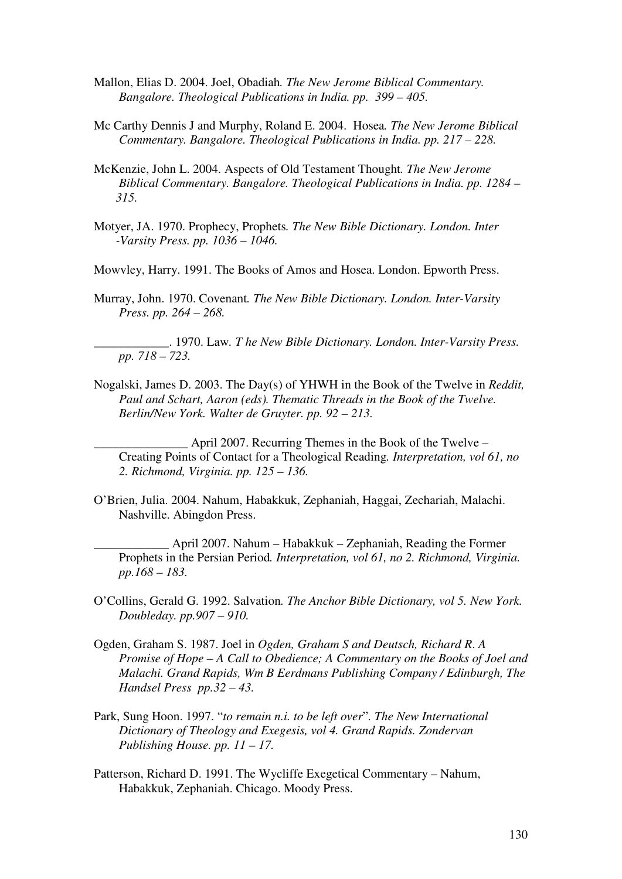Mallon, Elias D. 2004. Joel, Obadiah. *The New Jerome Biblical Commentary. Bangalore. Theological Publications in India. pp. 399 – 405.*

Mc Carthy Dennis J and Murphy, Roland E. 2004. Hosea. *The New Jerome Biblical Commentary. Bangalore. Theological Publications in India. pp. 217 – 228.*

McKenzie, John L. 2004. Aspects of Old Testament Thought. *The New Jerome Biblical Commentary. Bangalore. Theological Publications in India. pp. 1284 – 315.*

Motyer, JA. 1970. Prophecy, Prophets. *The New Bible Dictionary. London. Inter -Varsity Press. pp. 1036 – 1046.*

Mowvley, Harry. 1991. The Books of Amos and Hosea. London. Epworth Press.

Murray, John. 1970. Covenant. *The New Bible Dictionary. London. Inter-Varsity Press. pp. 264 – 268.*

____________. 1970. Law. *T he New Bible Dictionary. London. Inter-Varsity Press. pp. 718 – 723.*

Nogalski, James D. 2003. The Day(s) of YHWH in the Book of the Twelve in *Reddit, Paul and Schart, Aaron (eds). Thematic Threads in the Book of the Twelve. Berlin/New York. Walter de Gruyter. pp. 92 – 213.*

_______________ April 2007. Recurring Themes in the Book of the Twelve – Creating Points of Contact for a Theological Reading. *Interpretation, vol 61, no 2. Richmond, Virginia. pp. 125 – 136.*

O'Brien, Julia. 2004. Nahum, Habakkuk, Zephaniah, Haggai, Zechariah, Malachi. Nashville. Abingdon Press.

____________ April 2007. Nahum – Habakkuk – Zephaniah, Reading the Former Prophets in the Persian Period. *Interpretation, vol 61, no 2. Richmond, Virginia. pp.168 – 183.*

O'Collins, Gerald G. 1992. Salvation. *The Anchor Bible Dictionary, vol 5. New York. Doubleday. pp.907 – 910.*

Ogden, Graham S. 1987. Joel in *Ogden, Graham S and Deutsch, Richard R. A Promise of Hope – A Call to Obedience; A Commentary on the Books of Joel and Malachi. Grand Rapids, Wm B Eerdmans Publishing Company / Edinburgh, The Handsel Press pp.32 – 43.*

Park, Sung Hoon. 1997. "*to remain n.i. to be left over*". *The New International Dictionary of Theology and Exegesis, vol 4. Grand Rapids. Zondervan Publishing House. pp. 11 – 17.*

Patterson, Richard D. 1991. The Wycliffe Exegetical Commentary – Nahum, Habakkuk, Zephaniah. Chicago. Moody Press.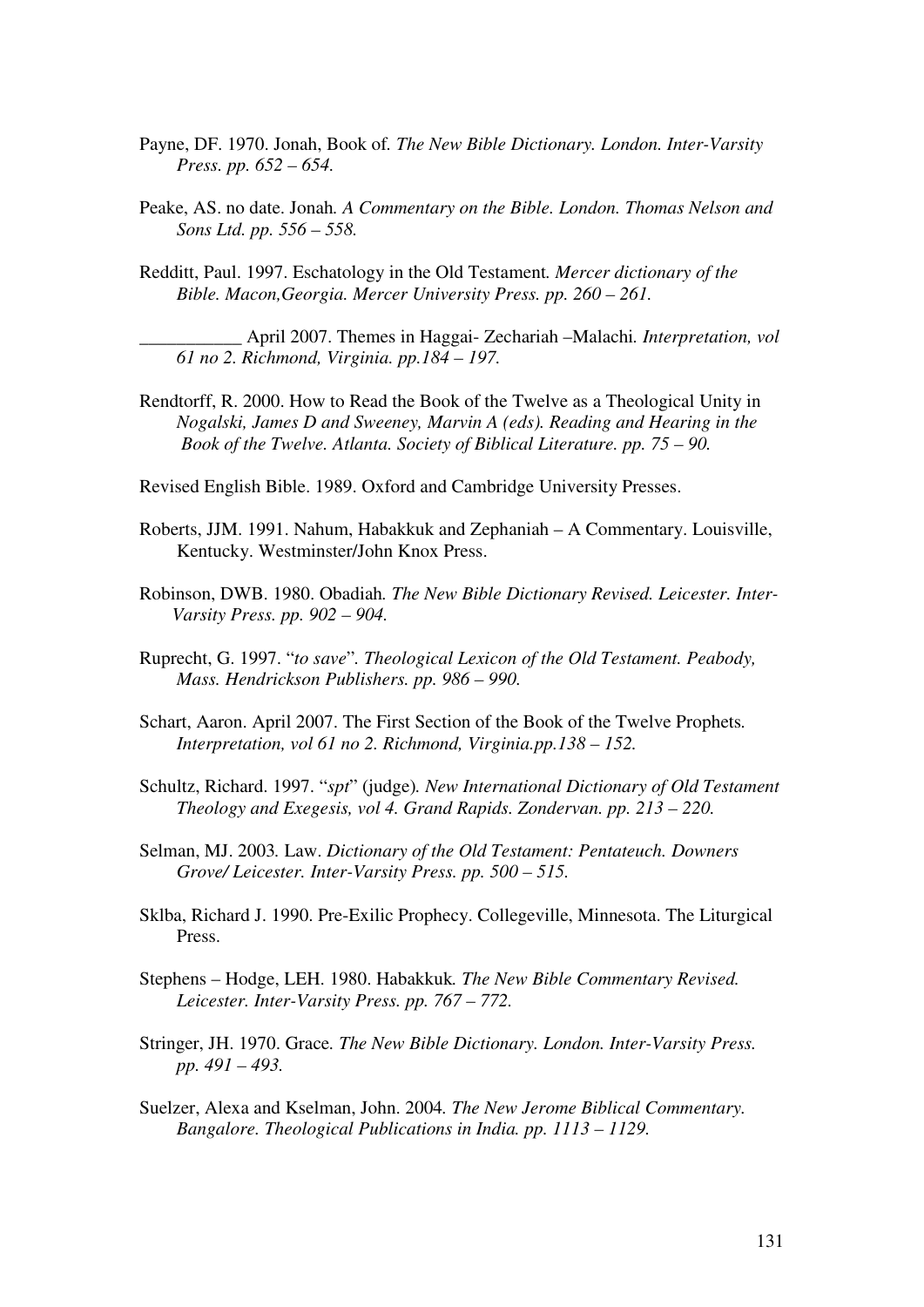Payne, DF. 1970. Jonah, Book of. *The New Bible Dictionary. London. Inter-Varsity Press. pp. 652 – 654.*

Peake, AS. no date. Jonah*. A Commentary on the Bible. London. Thomas Nelson and Sons Ltd. pp. 556 – 558.*

Redditt, Paul. 1997. Eschatology in the Old Testament*. Mercer dictionary of the Bible. Macon,Georgia. Mercer University Press. pp. 260 – 261.*

___________ April 2007. Themes in Haggai- Zechariah –Malachi*. Interpretation, vol 61 no 2. Richmond, Virginia. pp.184 – 197.*

Rendtorff, R. 2000. How to Read the Book of the Twelve as a Theological Unity in *Nogalski, James D and Sweeney, Marvin A (eds). Reading and Hearing in the Book of the Twelve. Atlanta. Society of Biblical Literature. pp. 75 – 90.*

Revised English Bible. 1989. Oxford and Cambridge University Presses.

Roberts, JJM. 1991. Nahum, Habakkuk and Zephaniah – A Commentary. Louisville, Kentucky. Westminster/John Knox Press.

Robinson, DWB. 1980. Obadiah*. The New Bible Dictionary Revised. Leicester. Inter-Varsity Press. pp. 902 – 904.*

Ruprecht, G. 1997. "*to save*"*. Theological Lexicon of the Old Testament. Peabody, Mass. Hendrickson Publishers. pp. 986 – 990.*

Schart, Aaron. April 2007. The First Section of the Book of the Twelve Prophets*. Interpretation, vol 61 no 2. Richmond, Virginia.pp.138 – 152.*

Schultz, Richard. 1997. "*spt*" (judge)*. New International Dictionary of Old Testament Theology and Exegesis, vol 4. Grand Rapids. Zondervan. pp. 213 – 220.*

Selman, MJ. 2003*.* Law. *Dictionary of the Old Testament: Pentateuch. Downers Grove/ Leicester. Inter-Varsity Press. pp. 500 – 515.*

Sklba, Richard J. 1990. Pre-Exilic Prophecy. Collegeville, Minnesota. The Liturgical Press.

Stephens – Hodge, LEH. 1980. Habakkuk*. The New Bible Commentary Revised. Leicester. Inter-Varsity Press. pp. 767 – 772.*

Stringer, JH. 1970. Grace*. The New Bible Dictionary. London. Inter-Varsity Press. pp. 491 – 493.*

Suelzer, Alexa and Kselman, John. 2004*. The New Jerome Biblical Commentary. Bangalore. Theological Publications in India. pp. 1113 – 1129.*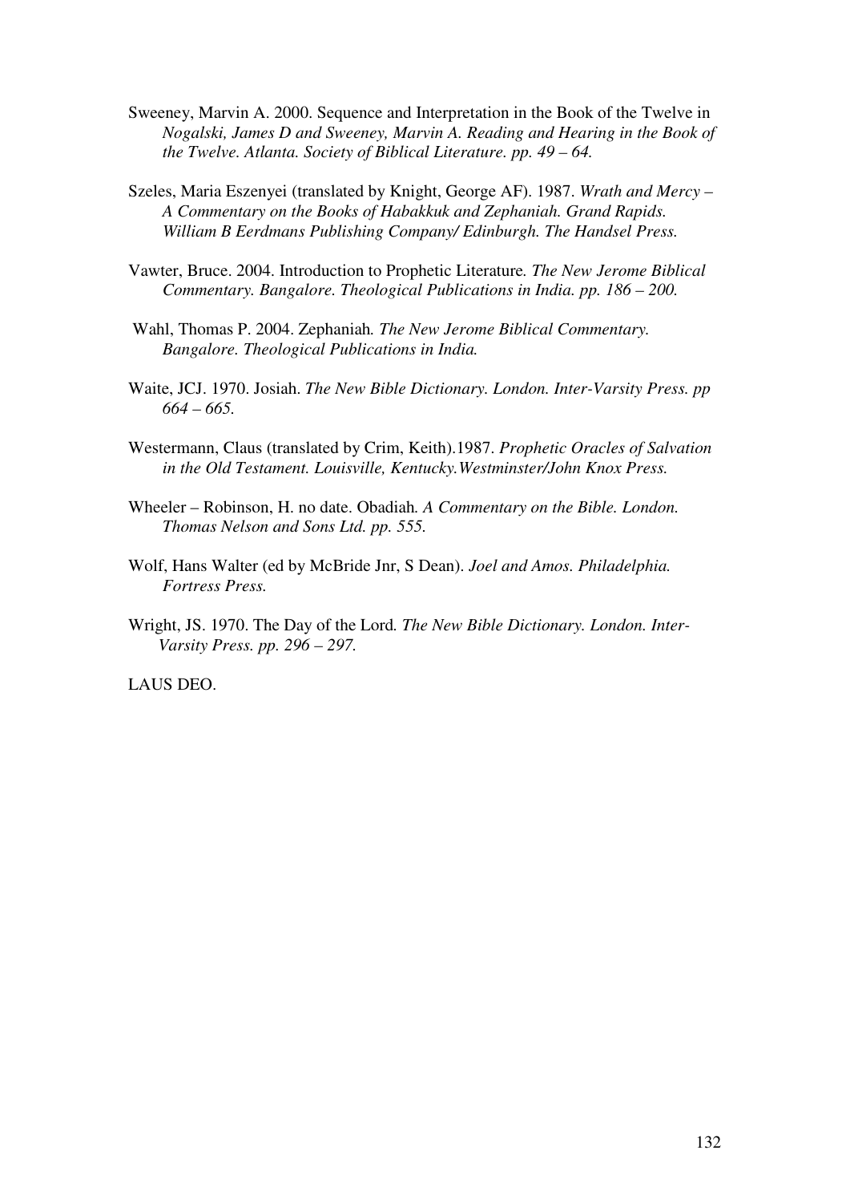Sweeney, Marvin A. 2000. Sequence and Interpretation in the Book of the Twelve in *Nogalski, James D and Sweeney, Marvin A. Reading and Hearing in the Book of the Twelve. Atlanta. Society of Biblical Literature. pp. 49 – 64.*

Szeles, Maria Eszenyei (translated by Knight, George AF). 1987. *Wrath and Mercy – A Commentary on the Books of Habakkuk and Zephaniah. Grand Rapids. William B Eerdmans Publishing Company/ Edinburgh. The Handsel Press.*

Vawter, Bruce. 2004. Introduction to Prophetic Literature*. The New Jerome Biblical Commentary. Bangalore. Theological Publications in India. pp. 186 – 200.*

Wahl, Thomas P. 2004. Zephaniah*. The New Jerome Biblical Commentary. Bangalore. Theological Publications in India.*

Waite, JCJ. 1970. Josiah. *The New Bible Dictionary. London. Inter-Varsity Press. pp 664 – 665.*

Westermann, Claus (translated by Crim, Keith).1987. *Prophetic Oracles of Salvation in the Old Testament. Louisville, Kentucky.Westminster/John Knox Press.*

Wheeler – Robinson, H. no date. Obadiah*. A Commentary on the Bible. London. Thomas Nelson and Sons Ltd. pp. 555.*

Wolf, Hans Walter (ed by McBride Jnr, S Dean). *Joel and Amos. Philadelphia. Fortress Press.*

Wright, JS. 1970. The Day of the Lord*. The New Bible Dictionary. London. Inter-Varsity Press. pp. 296 – 297.*

LAUS DEO.